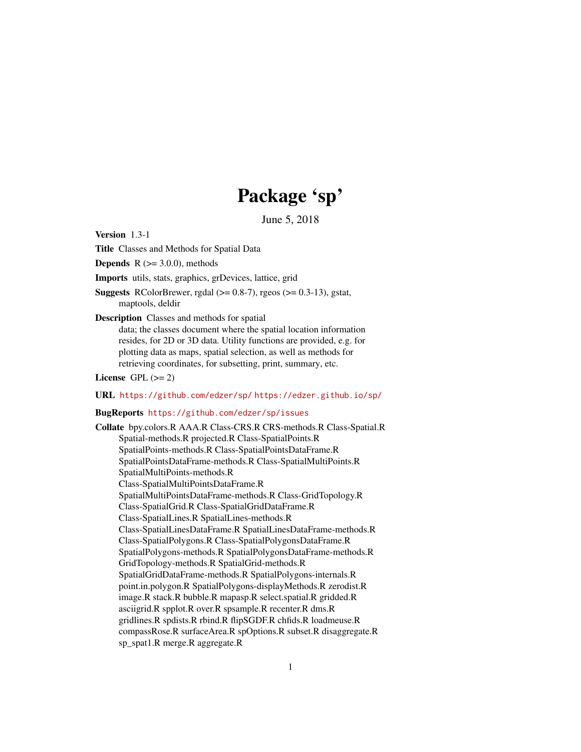# Package 'sp'

June 5, 2018

**Version** 1.3-1

**Title** Classes and Methods for Spatial Data

**Depends** R (>= 3.0.0), methods

**Imports** utils, stats, graphics, grDevices, lattice, grid

**Suggests** RColorBrewer, rgdal (>= 0.8-7), rgeos (>= 0.3-13), gstat, maptools, deldir

**Description** Classes and methods for spatial data; the classes document where the spatial location information resides, for 2D or 3D data. Utility functions are provided, e.g. for plotting data as maps, spatial selection, as well as methods for retrieving coordinates, for subsetting, print, summary, etc.

**License** GPL (>= 2)

**URL** https://github.com/edzer/sp/ https://edzer.github.io/sp/

**BugReports** https://github.com/edzer/sp/issues

**Collate** bpy.colors.R AAA.R Class-CRS.R CRS-methods.R Class-Spatial.R Spatial-methods.R projected.R Class-SpatialPoints.R SpatialPoints-methods.R Class-SpatialPointsDataFrame.R SpatialPointsDataFrame-methods.R Class-SpatialMultiPoints.R SpatialMultiPoints-methods.R Class-SpatialMultiPointsDataFrame.R SpatialMultiPointsDataFrame-methods.R Class-GridTopology.R Class-SpatialGrid.R Class-SpatialGridDataFrame.R Class-SpatialLines.R SpatialLines-methods.R Class-SpatialLinesDataFrame.R SpatialLinesDataFrame-methods.R Class-SpatialPolygons.R Class-SpatialPolygonsDataFrame.R SpatialPolygons-methods.R SpatialPolygonsDataFrame-methods.R GridTopology-methods.R SpatialGrid-methods.R SpatialGridDataFrame-methods.R SpatialPolygons-internals.R point.in.polygon.R SpatialPolygons-displayMethods.R zerodist.R image.R stack.R bubble.R mapasp.R select.spatial.R gridded.R asciigrid.R spplot.R over.R spsample.R recenter.R dms.R gridlines.R spdists.R rbind.R flipSGDF.R chfids.R loadmeuse.R compassRose.R surfaceArea.R spOptions.R subset.R disaggregate.R sp_spat1.R merge.R aggregate.R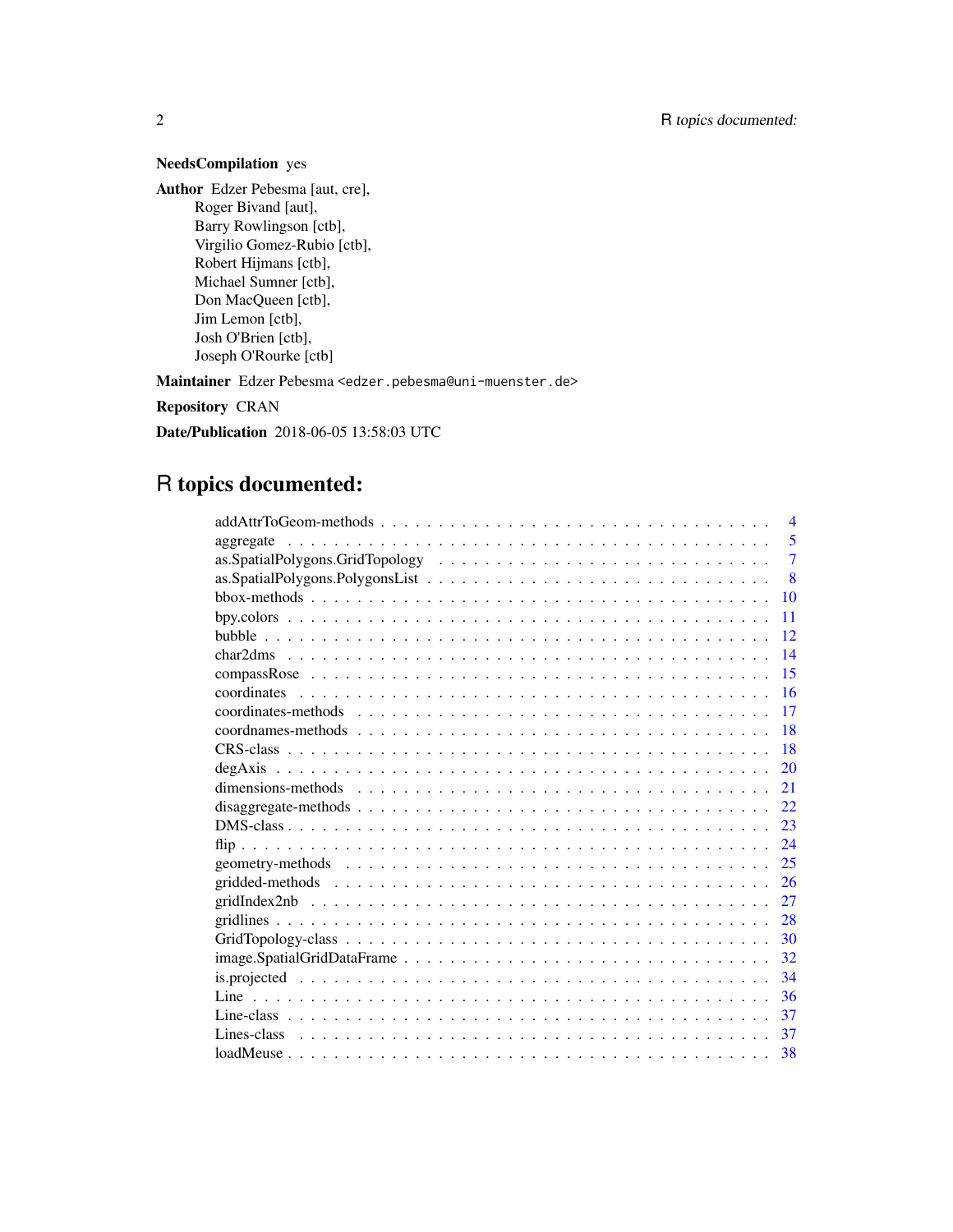**NeedsCompilation** yes

**Author** Edzer Pebesma [aut, cre],
Roger Bivand [aut],
Barry Rowlingson [ctb],
Virgilio Gomez-Rubio [ctb],
Robert Hijmans [ctb],
Michael Sumner [ctb],
Don MacQueen [ctb],
Jim Lemon [ctb],
Josh O'Brien [ctb],
Joseph O'Rourke [ctb]

**Maintainer** Edzer Pebesma <edzer.pebesma@uni-muenster.de>

**Repository** CRAN

**Date/Publication** 2018-06-05 13:58:03 UTC

# R topics documented:

| | |
|---|---|
| addAttrToGeom-methods | 4 |
| aggregate | 5 |
| as.SpatialPolygons.GridTopology | 7 |
| as.SpatialPolygons.PolygonsList | 8 |
| bbox-methods | 10 |
| bpy.colors | 11 |
| bubble | 12 |
| char2dms | 14 |
| compassRose | 15 |
| coordinates | 16 |
| coordinates-methods | 17 |
| coordnames-methods | 18 |
| CRS-class | 18 |
| degAxis | 20 |
| dimensions-methods | 21 |
| disaggregate-methods | 22 |
| DMS-class | 23 |
| flip | 24 |
| geometry-methods | 25 |
| gridded-methods | 26 |
| gridIndex2nb | 27 |
| gridlines | 28 |
| GridTopology-class | 30 |
| image.SpatialGridDataFrame | 32 |
| is.projected | 34 |
| Line | 36 |
| Line-class | 37 |
| Lines-class | 37 |
| loadMeuse | 38 |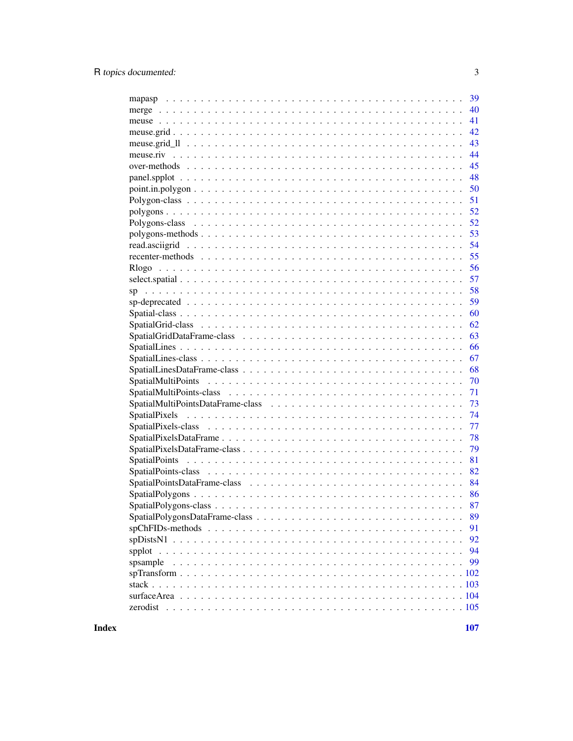| | |
|---|---|
| mapasp | 39 |
| merge | 40 |
| meuse | 41 |
| meuse.grid | 42 |
| meuse.grid_ll | 43 |
| meuse.riv | 44 |
| over-methods | 45 |
| panel.spplot | 48 |
| point.in.polygon | 50 |
| Polygon-class | 51 |
| polygons | 52 |
| Polygons-class | 52 |
| polygons-methods | 53 |
| read.asciigrid | 54 |
| recenter-methods | 55 |
| Rlogo | 56 |
| select.spatial | 57 |
| sp | 58 |
| sp-deprecated | 59 |
| Spatial-class | 60 |
| SpatialGrid-class | 62 |
| SpatialGridDataFrame-class | 63 |
| SpatialLines | 66 |
| SpatialLines-class | 67 |
| SpatialLinesDataFrame-class | 68 |
| SpatialMultiPoints | 70 |
| SpatialMultiPoints-class | 71 |
| SpatialMultiPointsDataFrame-class | 73 |
| SpatialPixels | 74 |
| SpatialPixels-class | 77 |
| SpatialPixelsDataFrame | 78 |
| SpatialPixelsDataFrame-class | 79 |
| SpatialPoints | 81 |
| SpatialPoints-class | 82 |
| SpatialPointsDataFrame-class | 84 |
| SpatialPolygons | 86 |
| SpatialPolygons-class | 87 |
| SpatialPolygonsDataFrame-class | 89 |
| spChFIDs-methods | 91 |
| spDistsN1 | 92 |
| spplot | 94 |
| spsample | 99 |
| spTransform | 102 |
| stack | 103 |
| surfaceArea | 104 |
| zerodist | 105 |

**Index** **107**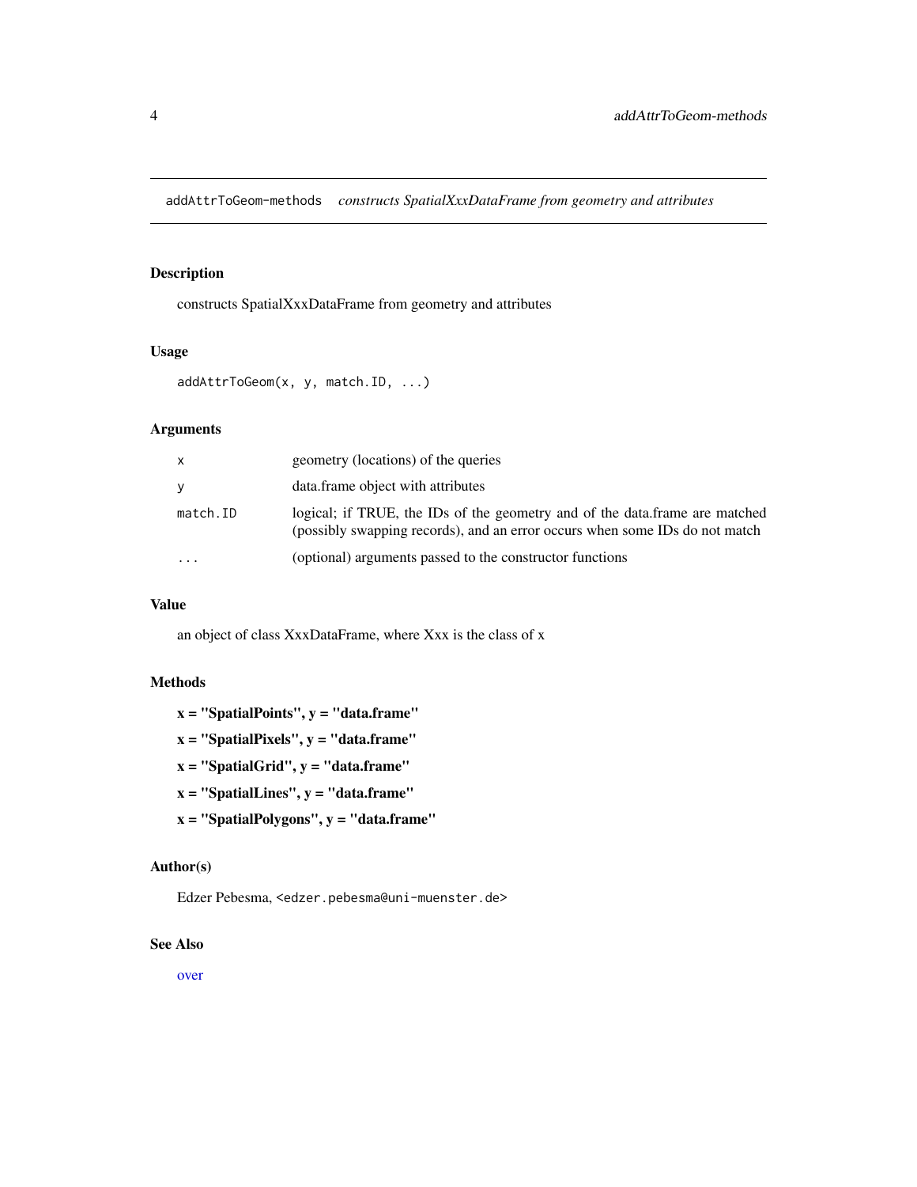addAttrToGeom-methods *constructs SpatialXxxDataFrame from geometry and attributes*

## Description

constructs SpatialXxxDataFrame from geometry and attributes

## Usage

```
addAttrToGeom(x, y, match.ID, ...)
```

## Arguments

| | |
|---|---|
| `x` | geometry (locations) of the queries |
| `y` | data.frame object with attributes |
| `match.ID` | logical; if TRUE, the IDs of the geometry and of the data.frame are matched (possibly swapping records), and an error occurs when some IDs do not match |
| `...` | (optional) arguments passed to the constructor functions |

## Value

an object of class XxxDataFrame, where Xxx is the class of x

## Methods

**x = "SpatialPoints", y = "data.frame"**

**x = "SpatialPixels", y = "data.frame"**

**x = "SpatialGrid", y = "data.frame"**

**x = "SpatialLines", y = "data.frame"**

**x = "SpatialPolygons", y = "data.frame"**

## Author(s)

Edzer Pebesma, `<edzer.pebesma@uni-muenster.de>`

## See Also

over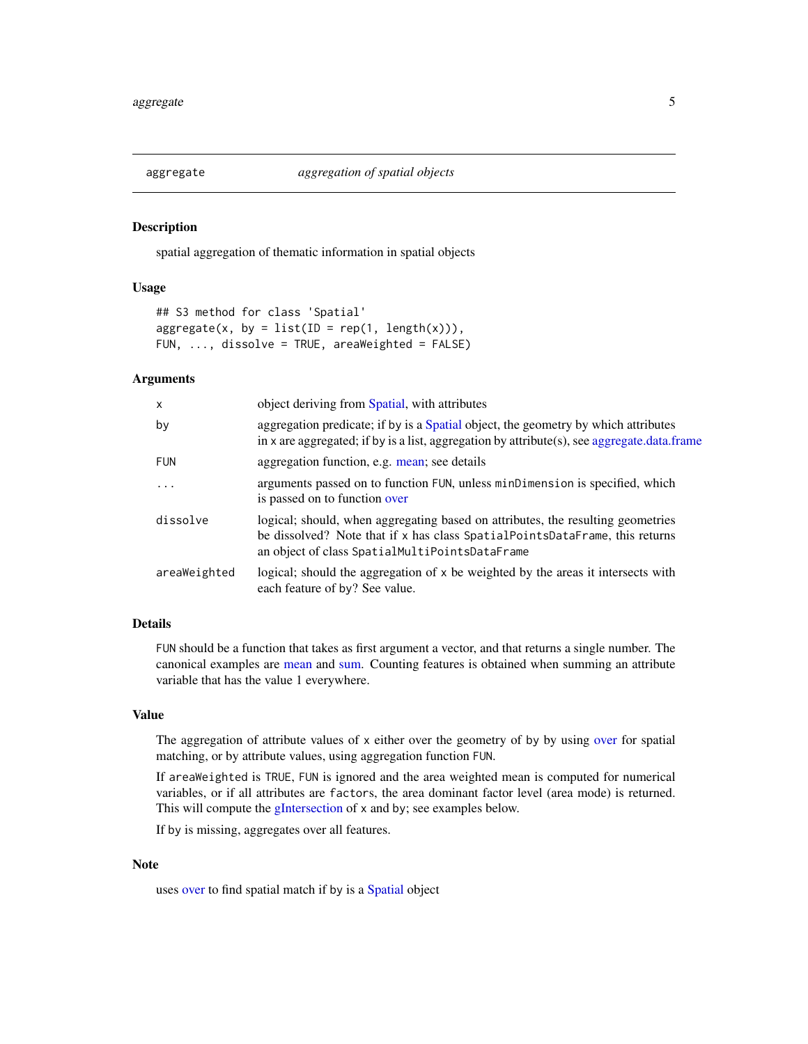## aggregate — *aggregation of spatial objects*

### Description

spatial aggregation of thematic information in spatial objects

### Usage

```
## S3 method for class 'Spatial'
aggregate(x, by = list(ID = rep(1, length(x))),
FUN, ..., dissolve = TRUE, areaWeighted = FALSE)
```

### Arguments

| | |
|---|---|
| `x` | object deriving from Spatial, with attributes |
| `by` | aggregation predicate; if by is a Spatial object, the geometry by which attributes in x are aggregated; if by is a list, aggregation by attribute(s), see aggregate.data.frame |
| `FUN` | aggregation function, e.g. mean; see details |
| `...` | arguments passed on to function `FUN`, unless `minDimension` is specified, which is passed on to function over |
| `dissolve` | logical; should, when aggregating based on attributes, the resulting geometries be dissolved? Note that if `x` has class `SpatialPointsDataFrame`, this returns an object of class `SpatialMultiPointsDataFrame` |
| `areaWeighted` | logical; should the aggregation of `x` be weighted by the areas it intersects with each feature of `by`? See value. |

### Details

`FUN` should be a function that takes as first argument a vector, and that returns a single number. The canonical examples are mean and sum. Counting features is obtained when summing an attribute variable that has the value 1 everywhere.

### Value

The aggregation of attribute values of `x` either over the geometry of `by` by using over for spatial matching, or by attribute values, using aggregation function `FUN`.

If `areaWeighted` is `TRUE`, `FUN` is ignored and the area weighted mean is computed for numerical variables, or if all attributes are `factors`, the area dominant factor level (area mode) is returned. This will compute the gIntersection of `x` and `by`; see examples below.

If `by` is missing, aggregates over all features.

### Note

uses over to find spatial match if `by` is a Spatial object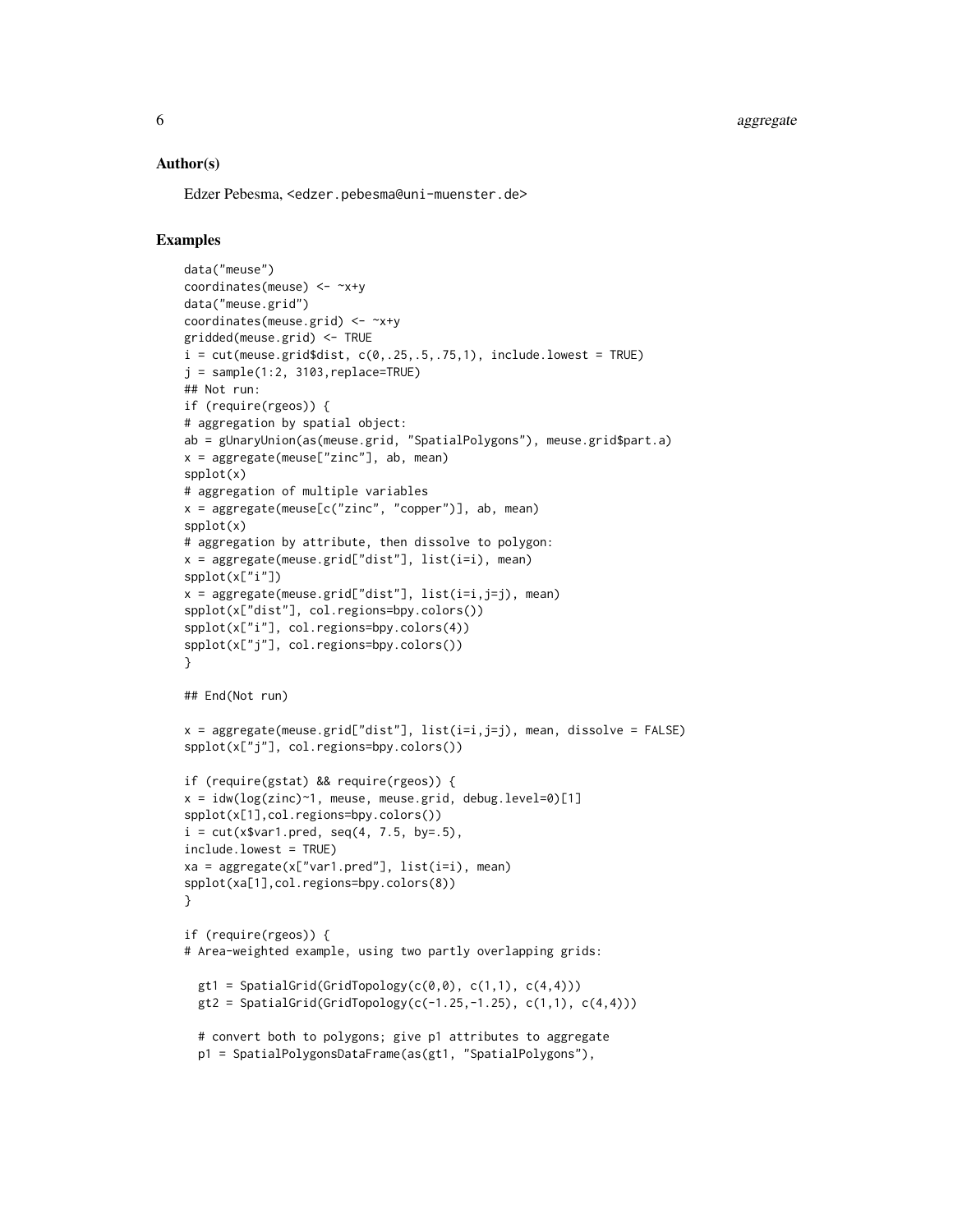### Author(s)

Edzer Pebesma, <edzer.pebesma@uni-muenster.de>

### Examples

```
data("meuse")
coordinates(meuse) <- ~x+y
data("meuse.grid")
coordinates(meuse.grid) <- ~x+y
gridded(meuse.grid) <- TRUE
i = cut(meuse.grid$dist, c(0,.25,.5,.75,1), include.lowest = TRUE)
j = sample(1:2, 3103,replace=TRUE)
## Not run:
if (require(rgeos)) {
# aggregation by spatial object:
ab = gUnaryUnion(as(meuse.grid, "SpatialPolygons"), meuse.grid$part.a)
x = aggregate(meuse["zinc"], ab, mean)
spplot(x)
# aggregation of multiple variables
x = aggregate(meuse[c("zinc", "copper")], ab, mean)
spplot(x)
# aggregation by attribute, then dissolve to polygon:
x = aggregate(meuse.grid["dist"], list(i=i), mean)
spplot(x["i"])
x = aggregate(meuse.grid["dist"], list(i=i,j=j), mean)
spplot(x["dist"], col.regions=bpy.colors())
spplot(x["i"], col.regions=bpy.colors(4))
spplot(x["j"], col.regions=bpy.colors())
}

## End(Not run)

x = aggregate(meuse.grid["dist"], list(i=i,j=j), mean, dissolve = FALSE)
spplot(x["j"], col.regions=bpy.colors())

if (require(gstat) && require(rgeos)) {
x = idw(log(zinc)~1, meuse, meuse.grid, debug.level=0)[1]
spplot(x[1],col.regions=bpy.colors())
i = cut(x$var1.pred, seq(4, 7.5, by=.5),
include.lowest = TRUE)
xa = aggregate(x["var1.pred"], list(i=i), mean)
spplot(xa[1],col.regions=bpy.colors(8))
}

if (require(rgeos)) {
# Area-weighted example, using two partly overlapping grids:

  gt1 = SpatialGrid(GridTopology(c(0,0), c(1,1), c(4,4)))
  gt2 = SpatialGrid(GridTopology(c(-1.25,-1.25), c(1,1), c(4,4)))

  # convert both to polygons; give p1 attributes to aggregate
  p1 = SpatialPolygonsDataFrame(as(gt1, "SpatialPolygons"),
```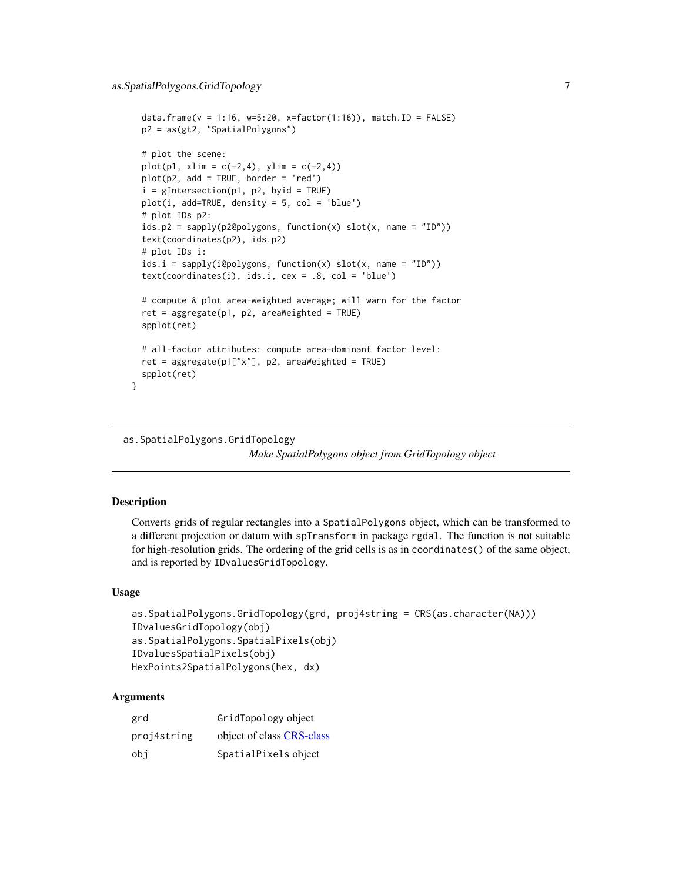```
  data.frame(v = 1:16, w=5:20, x=factor(1:16)), match.ID = FALSE)
  p2 = as(gt2, "SpatialPolygons")

  # plot the scene:
  plot(p1, xlim = c(-2,4), ylim = c(-2,4))
  plot(p2, add = TRUE, border = 'red')
  i = gIntersection(p1, p2, byid = TRUE)
  plot(i, add=TRUE, density = 5, col = 'blue')
  # plot IDs p2:
  ids.p2 = sapply(p2@polygons, function(x) slot(x, name = "ID"))
  text(coordinates(p2), ids.p2)
  # plot IDs i:
  ids.i = sapply(i@polygons, function(x) slot(x, name = "ID"))
  text(coordinates(i), ids.i, cex = .8, col = 'blue')

  # compute & plot area-weighted average; will warn for the factor
  ret = aggregate(p1, p2, areaWeighted = TRUE)
  spplot(ret)

  # all-factor attributes: compute area-dominant factor level:
  ret = aggregate(p1["x"], p2, areaWeighted = TRUE)
  spplot(ret)
}
```

---

as.SpatialPolygons.GridTopology

*Make SpatialPolygons object from GridTopology object*

---

## Description

Converts grids of regular rectangles into a `SpatialPolygons` object, which can be transformed to a different projection or datum with `spTransform` in package `rgdal`. The function is not suitable for high-resolution grids. The ordering of the grid cells is as in `coordinates()` of the same object, and is reported by `IDvaluesGridTopology`.

## Usage

```
as.SpatialPolygons.GridTopology(grd, proj4string = CRS(as.character(NA)))
IDvaluesGridTopology(obj)
as.SpatialPolygons.SpatialPixels(obj)
IDvaluesSpatialPixels(obj)
HexPoints2SpatialPolygons(hex, dx)
```

## Arguments

| | |
|---|---|
| `grd` | `GridTopology` object |
| `proj4string` | object of class CRS-class |
| `obj` | `SpatialPixels` object |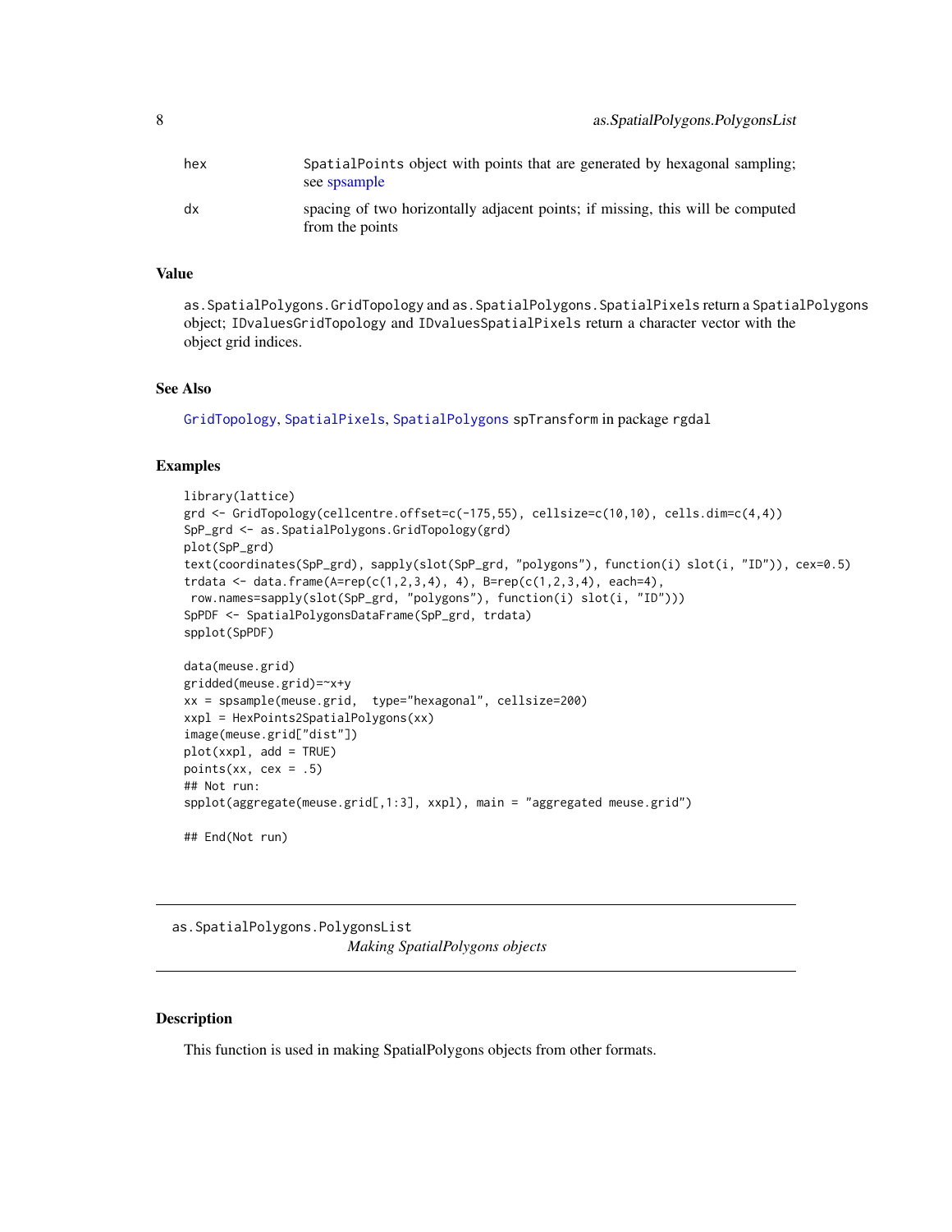| | |
|---|---|
| hex | SpatialPoints object with points that are generated by hexagonal sampling; see spsample |
| dx | spacing of two horizontally adjacent points; if missing, this will be computed from the points |

### Value

as.SpatialPolygons.GridTopology and as.SpatialPolygons.SpatialPixels return a SpatialPolygons object; IDvaluesGridTopology and IDvaluesSpatialPixels return a character vector with the object grid indices.

### See Also

GridTopology, SpatialPixels, SpatialPolygons spTransform in package rgdal

### Examples

```
library(lattice)
grd <- GridTopology(cellcentre.offset=c(-175,55), cellsize=c(10,10), cells.dim=c(4,4))
SpP_grd <- as.SpatialPolygons.GridTopology(grd)
plot(SpP_grd)
text(coordinates(SpP_grd), sapply(slot(SpP_grd, "polygons"), function(i) slot(i, "ID")), cex=0.5)
trdata <- data.frame(A=rep(c(1,2,3,4), 4), B=rep(c(1,2,3,4), each=4),
 row.names=sapply(slot(SpP_grd, "polygons"), function(i) slot(i, "ID")))
SpPDF <- SpatialPolygonsDataFrame(SpP_grd, trdata)
spplot(SpPDF)

data(meuse.grid)
gridded(meuse.grid)=~x+y
xx = spsample(meuse.grid,  type="hexagonal", cellsize=200)
xxpl = HexPoints2SpatialPolygons(xx)
image(meuse.grid["dist"])
plot(xxpl, add = TRUE)
points(xx, cex = .5)
## Not run:
spplot(aggregate(meuse.grid[,1:3], xxpl), main = "aggregated meuse.grid")

## End(Not run)
```

---

## as.SpatialPolygons.PolygonsList *Making SpatialPolygons objects*

### Description

This function is used in making SpatialPolygons objects from other formats.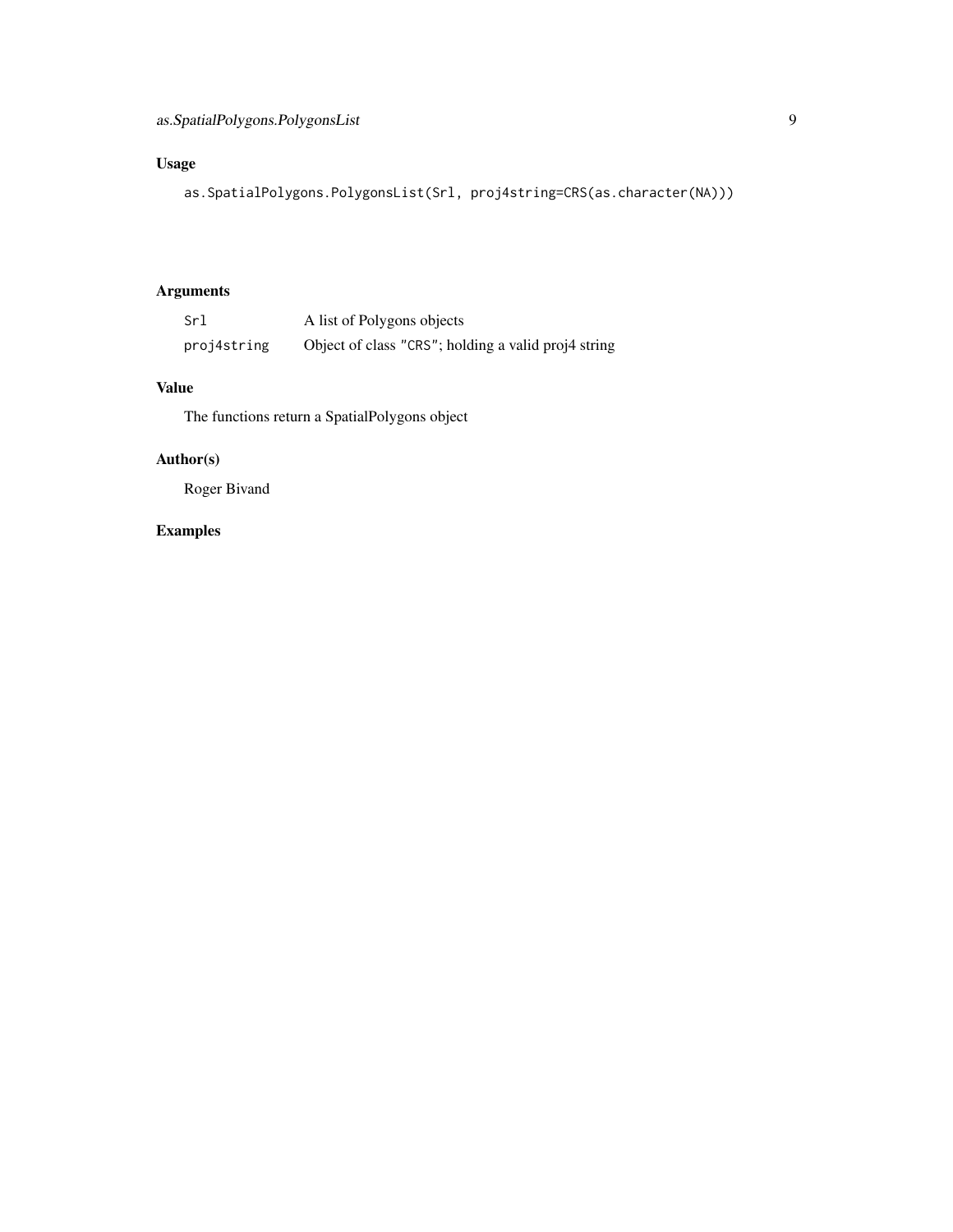## Usage

```
as.SpatialPolygons.PolygonsList(Srl, proj4string=CRS(as.character(NA)))
```

## Arguments

| | |
|---|---|
| `Srl` | A list of Polygons objects |
| `proj4string` | Object of class `"CRS"`; holding a valid proj4 string |

## Value

The functions return a SpatialPolygons object

## Author(s)

Roger Bivand

## Examples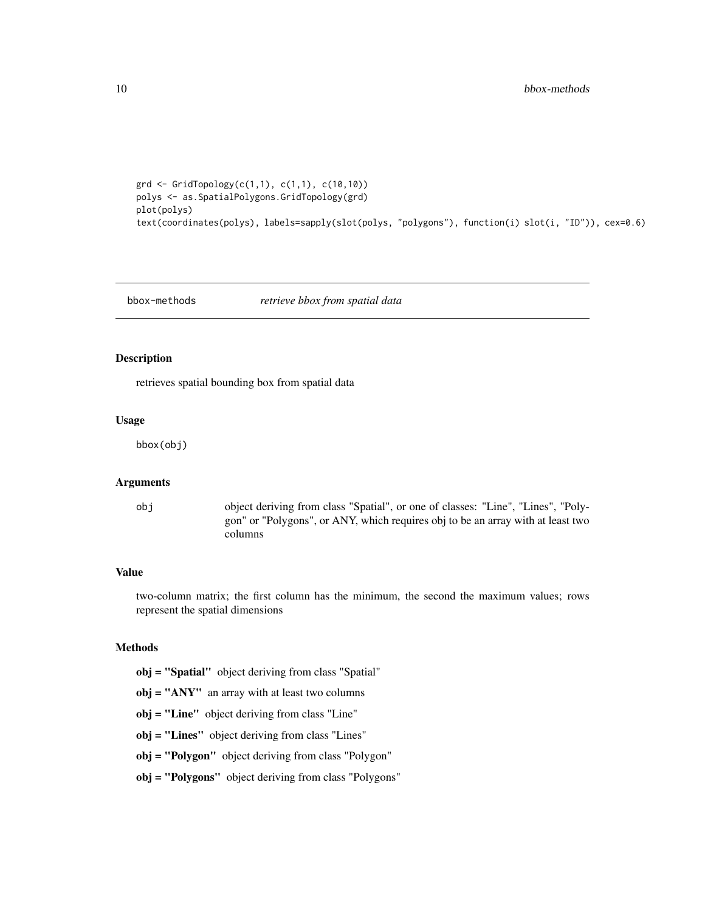```
grd <- GridTopology(c(1,1), c(1,1), c(10,10))
polys <- as.SpatialPolygons.GridTopology(grd)
plot(polys)
text(coordinates(polys), labels=sapply(slot(polys, "polygons"), function(i) slot(i, "ID")), cex=0.6)
```

---

## bbox-methods *retrieve bbox from spatial data*

---

### Description

retrieves spatial bounding box from spatial data

### Usage

```
bbox(obj)
```

### Arguments

| | |
|---|---|
| `obj` | object deriving from class "Spatial", or one of classes: "Line", "Lines", "Polygon" or "Polygons", or ANY, which requires obj to be an array with at least two columns |

### Value

two-column matrix; the first column has the minimum, the second the maximum values; rows represent the spatial dimensions

### Methods

**obj = "Spatial"** object deriving from class "Spatial"

**obj = "ANY"** an array with at least two columns

**obj = "Line"** object deriving from class "Line"

**obj = "Lines"** object deriving from class "Lines"

**obj = "Polygon"** object deriving from class "Polygon"

**obj = "Polygons"** object deriving from class "Polygons"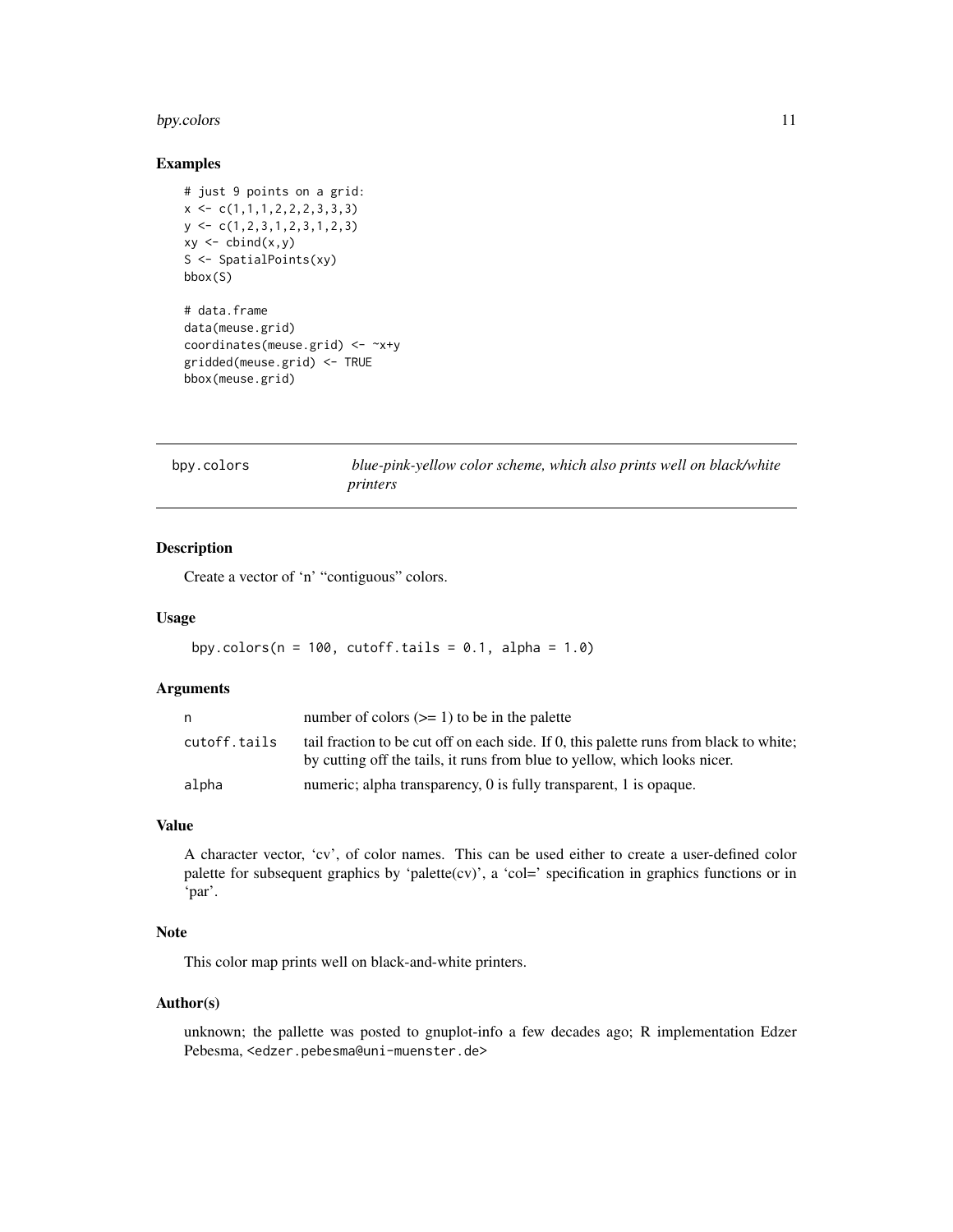### Examples

```
# just 9 points on a grid:
x <- c(1,1,1,2,2,2,3,3,3)
y <- c(1,2,3,1,2,3,1,2,3)
xy <- cbind(x,y)
S <- SpatialPoints(xy)
bbox(S)

# data.frame
data(meuse.grid)
coordinates(meuse.grid) <- ~x+y
gridded(meuse.grid) <- TRUE
bbox(meuse.grid)
```

---

## bpy.colors — *blue-pink-yellow color scheme, which also prints well on black/white printers*

---

### Description

Create a vector of 'n' "contiguous" colors.

### Usage

```
bpy.colors(n = 100, cutoff.tails = 0.1, alpha = 1.0)
```

### Arguments

| | |
|---|---|
| n | number of colors (>= 1) to be in the palette |
| cutoff.tails | tail fraction to be cut off on each side. If 0, this palette runs from black to white; by cutting off the tails, it runs from blue to yellow, which looks nicer. |
| alpha | numeric; alpha transparency, 0 is fully transparent, 1 is opaque. |

### Value

A character vector, 'cv', of color names. This can be used either to create a user-defined color palette for subsequent graphics by 'palette(cv)', a 'col=' specification in graphics functions or in 'par'.

### Note

This color map prints well on black-and-white printers.

### Author(s)

unknown; the pallette was posted to gnuplot-info a few decades ago; R implementation Edzer Pebesma, <edzer.pebesma@uni-muenster.de>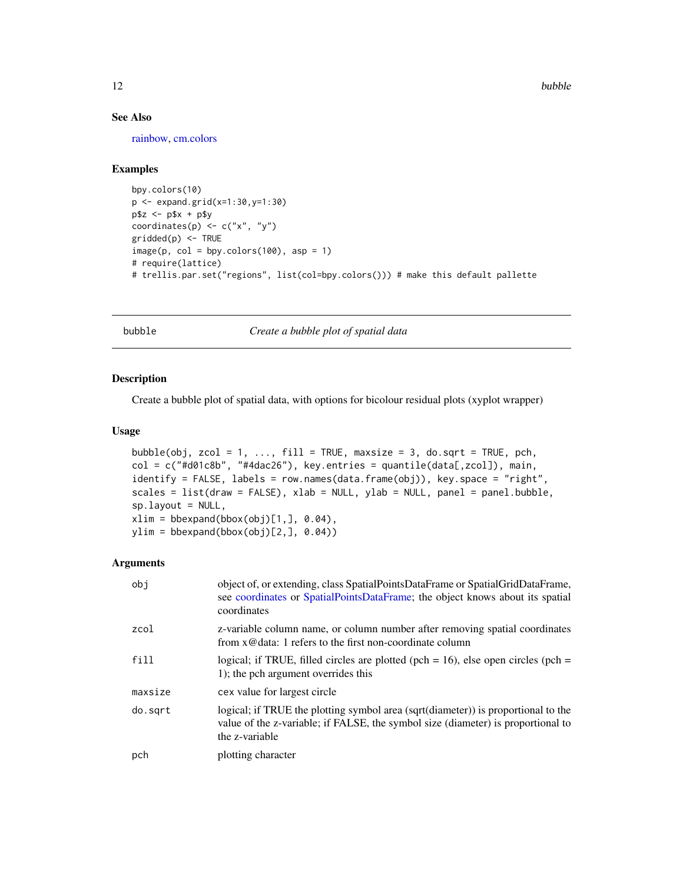## See Also

rainbow, cm.colors

## Examples

```
bpy.colors(10)
p <- expand.grid(x=1:30,y=1:30)
p$z <- p$x + p$y
coordinates(p) <- c("x", "y")
gridded(p) <- TRUE
image(p, col = bpy.colors(100), asp = 1)
# require(lattice)
# trellis.par.set("regions", list(col=bpy.colors())) # make this default pallette
```

---

# bubble — *Create a bubble plot of spatial data*

## Description

Create a bubble plot of spatial data, with options for bicolour residual plots (xyplot wrapper)

## Usage

```
bubble(obj, zcol = 1, ..., fill = TRUE, maxsize = 3, do.sqrt = TRUE, pch,
col = c("#d01c8b", "#4dac26"), key.entries = quantile(data[,zcol]), main,
identify = FALSE, labels = row.names(data.frame(obj)), key.space = "right",
scales = list(draw = FALSE), xlab = NULL, ylab = NULL, panel = panel.bubble,
sp.layout = NULL,
xlim = bbexpand(bbox(obj)[1,], 0.04),
ylim = bbexpand(bbox(obj)[2,], 0.04))
```

## Arguments

| | |
|---|---|
| `obj` | object of, or extending, class SpatialPointsDataFrame or SpatialGridDataFrame, see coordinates or SpatialPointsDataFrame; the object knows about its spatial coordinates |
| `zcol` | z-variable column name, or column number after removing spatial coordinates from x@data: 1 refers to the first non-coordinate column |
| `fill` | logical; if TRUE, filled circles are plotted (pch = 16), else open circles (pch = 1); the pch argument overrides this |
| `maxsize` | cex value for largest circle |
| `do.sqrt` | logical; if TRUE the plotting symbol area (sqrt(diameter)) is proportional to the value of the z-variable; if FALSE, the symbol size (diameter) is proportional to the z-variable |
| `pch` | plotting character |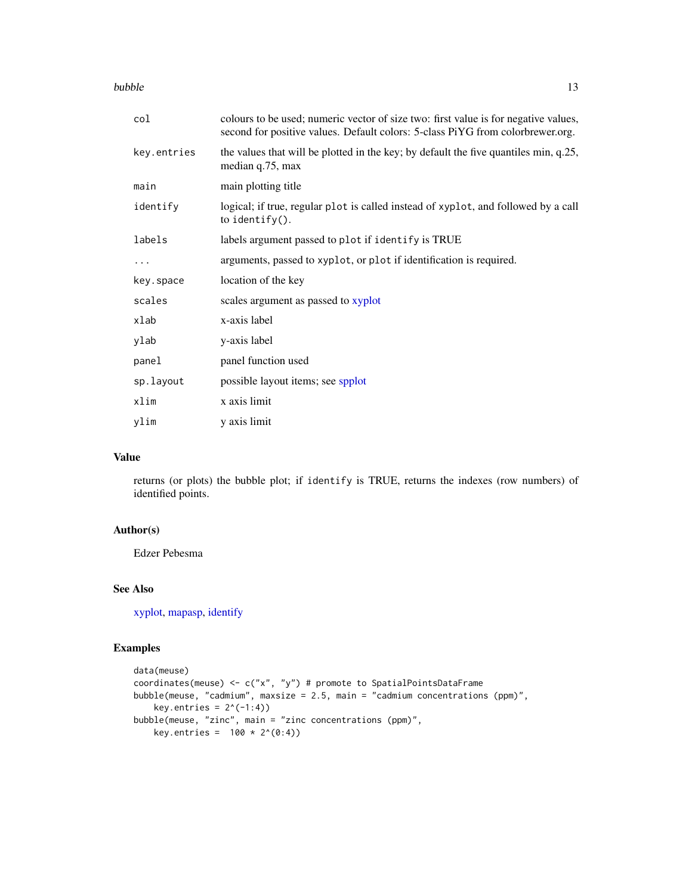| | |
|---|---|
| `col` | colours to be used; numeric vector of size two: first value is for negative values, second for positive values. Default colors: 5-class PiYG from colorbrewer.org. |
| `key.entries` | the values that will be plotted in the key; by default the five quantiles min, q.25, median q.75, max |
| `main` | main plotting title |
| `identify` | logical; if true, regular `plot` is called instead of `xyplot`, and followed by a call to `identify()`. |
| `labels` | labels argument passed to `plot` if `identify` is TRUE |
| `...` | arguments, passed to `xyplot`, or `plot` if identification is required. |
| `key.space` | location of the key |
| `scales` | scales argument as passed to xyplot |
| `xlab` | x-axis label |
| `ylab` | y-axis label |
| `panel` | panel function used |
| `sp.layout` | possible layout items; see spplot |
| `xlim` | x axis limit |
| `ylim` | y axis limit |

## Value

returns (or plots) the bubble plot; if `identify` is TRUE, returns the indexes (row numbers) of identified points.

## Author(s)

Edzer Pebesma

## See Also

xyplot, mapasp, identify

## Examples

```
data(meuse)
coordinates(meuse) <- c("x", "y") # promote to SpatialPointsDataFrame
bubble(meuse, "cadmium", maxsize = 2.5, main = "cadmium concentrations (ppm)",
    key.entries = 2^(-1:4))
bubble(meuse, "zinc", main = "zinc concentrations (ppm)",
    key.entries =  100 * 2^(0:4))
```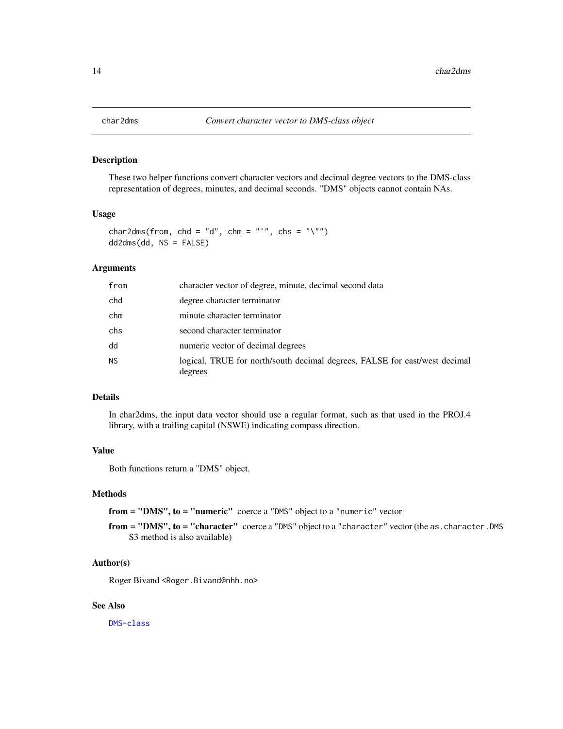# char2dms — *Convert character vector to DMS-class object*

## Description

These two helper functions convert character vectors and decimal degree vectors to the DMS-class representation of degrees, minutes, and decimal seconds. "DMS" objects cannot contain NAs.

## Usage

```
char2dms(from, chd = "d", chm = "'", chs = "\"")
dd2dms(dd, NS = FALSE)
```

## Arguments

| Argument | Description |
|---|---|
| `from` | character vector of degree, minute, decimal second data |
| `chd` | degree character terminator |
| `chm` | minute character terminator |
| `chs` | second character terminator |
| `dd` | numeric vector of decimal degrees |
| `NS` | logical, TRUE for north/south decimal degrees, FALSE for east/west decimal degrees |

## Details

In char2dms, the input data vector should use a regular format, such as that used in the PROJ.4 library, with a trailing capital (NSWE) indicating compass direction.

## Value

Both functions return a "DMS" object.

## Methods

**from = "DMS", to = "numeric"** coerce a `"DMS"` object to a `"numeric"` vector

**from = "DMS", to = "character"** coerce a `"DMS"` object to a `"character"` vector (the `as.character.DMS` S3 method is also available)

## Author(s)

Roger Bivand <`Roger.Bivand@nhh.no`>

## See Also

`DMS-class`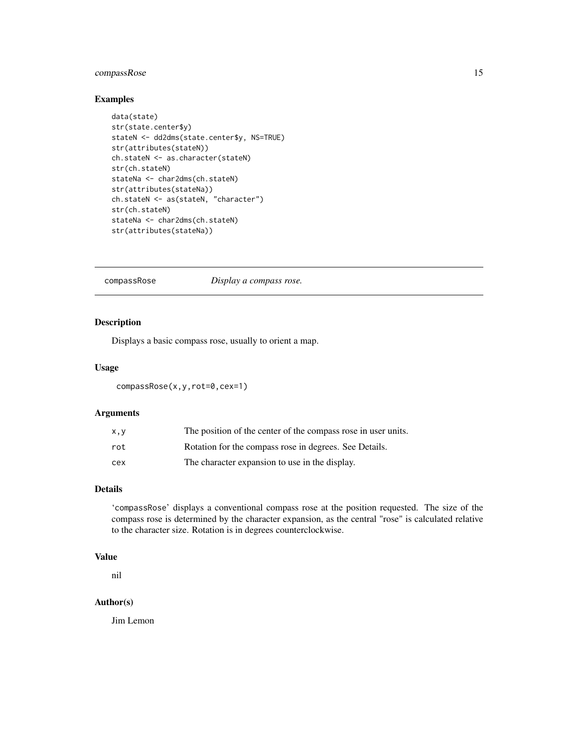## Examples

```
data(state)
str(state.center$y)
stateN <- dd2dms(state.center$y, NS=TRUE)
str(attributes(stateN))
ch.stateN <- as.character(stateN)
str(ch.stateN)
stateNa <- char2dms(ch.stateN)
str(attributes(stateNa))
ch.stateN <- as(stateN, "character")
str(ch.stateN)
stateNa <- char2dms(ch.stateN)
str(attributes(stateNa))
```

---

# compassRose *Display a compass rose.*

---

## Description

Displays a basic compass rose, usually to orient a map.

## Usage

```
compassRose(x,y,rot=0,cex=1)
```

## Arguments

| | |
|---|---|
| x,y | The position of the center of the compass rose in user units. |
| rot | Rotation for the compass rose in degrees. See Details. |
| cex | The character expansion to use in the display. |

## Details

'compassRose' displays a conventional compass rose at the position requested. The size of the compass rose is determined by the character expansion, as the central "rose" is calculated relative to the character size. Rotation is in degrees counterclockwise.

## Value

nil

## Author(s)

Jim Lemon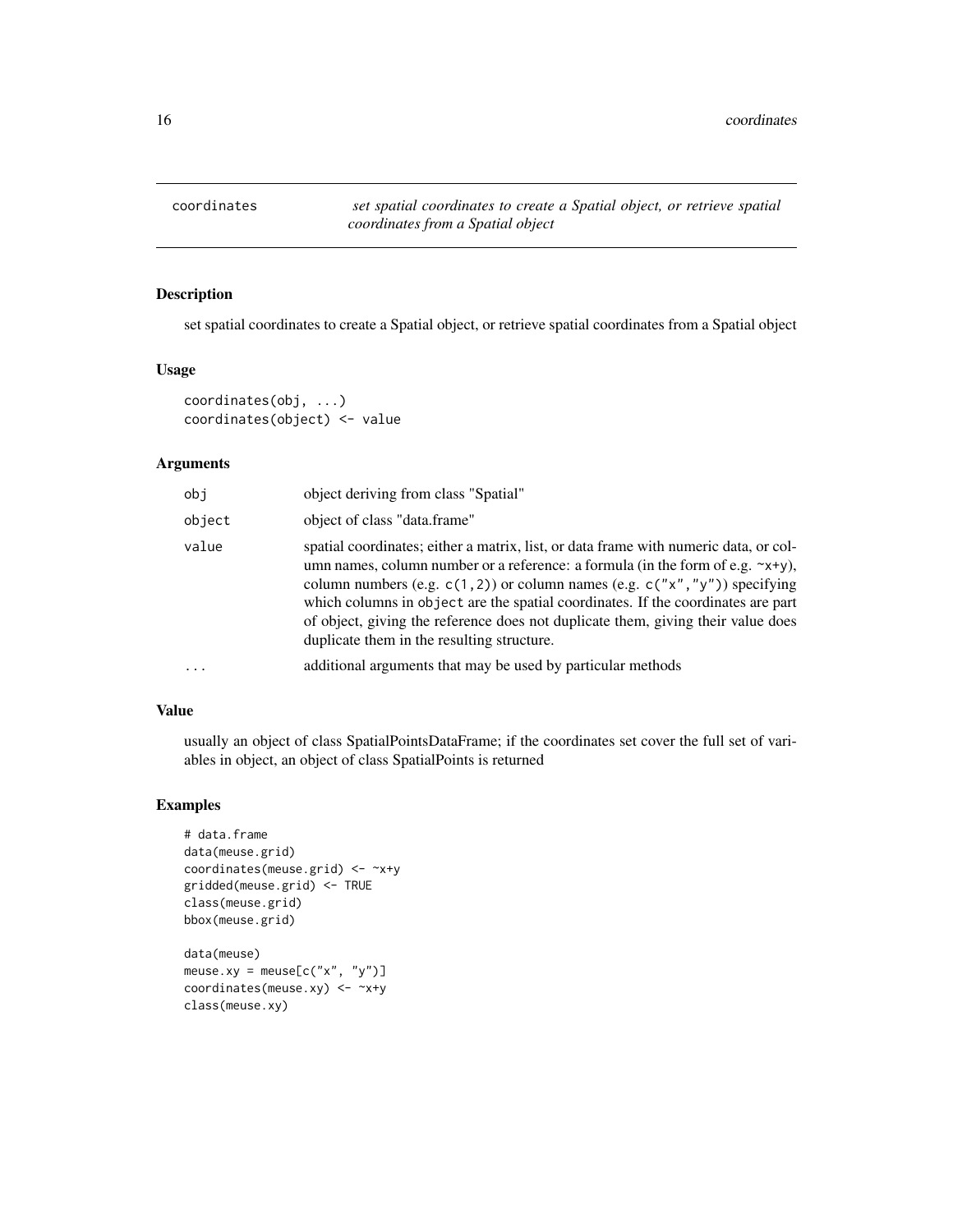# coordinates — *set spatial coordinates to create a Spatial object, or retrieve spatial coordinates from a Spatial object*

## Description

set spatial coordinates to create a Spatial object, or retrieve spatial coordinates from a Spatial object

## Usage

```
coordinates(obj, ...)
coordinates(object) <- value
```

## Arguments

| | |
|---|---|
| `obj` | object deriving from class "Spatial" |
| `object` | object of class "data.frame" |
| `value` | spatial coordinates; either a matrix, list, or data frame with numeric data, or column names, column number or a reference: a formula (in the form of e.g. `~x+y`), column numbers (e.g. `c(1,2)`) or column names (e.g. `c("x","y")`) specifying which columns in `object` are the spatial coordinates. If the coordinates are part of object, giving the reference does not duplicate them, giving their value does duplicate them in the resulting structure. |
| `...` | additional arguments that may be used by particular methods |

## Value

usually an object of class SpatialPointsDataFrame; if the coordinates set cover the full set of variables in object, an object of class SpatialPoints is returned

## Examples

```
# data.frame
data(meuse.grid)
coordinates(meuse.grid) <- ~x+y
gridded(meuse.grid) <- TRUE
class(meuse.grid)
bbox(meuse.grid)

data(meuse)
meuse.xy = meuse[c("x", "y")]
coordinates(meuse.xy) <- ~x+y
class(meuse.xy)
```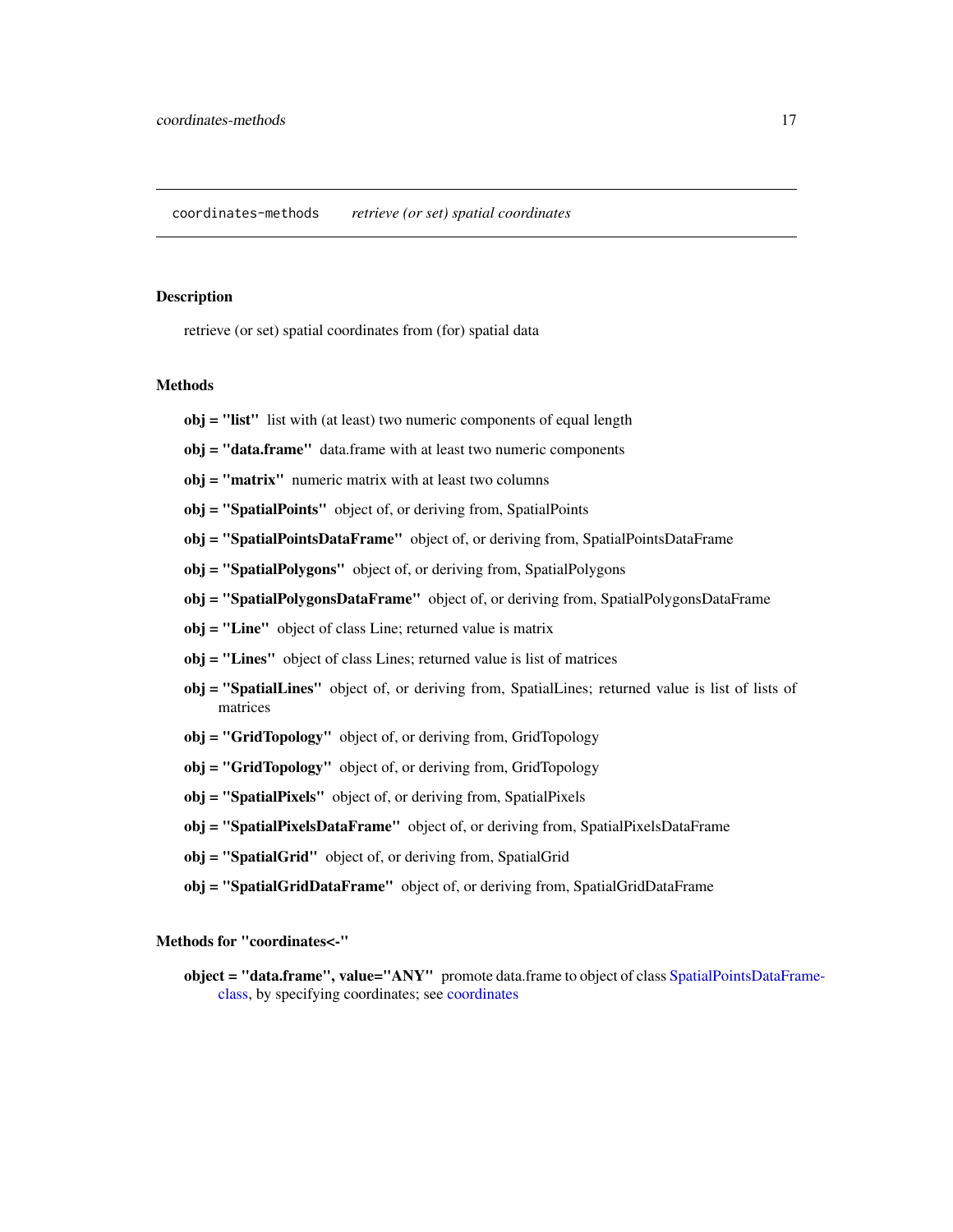coordinates-methods *retrieve (or set) spatial coordinates*

## Description

retrieve (or set) spatial coordinates from (for) spatial data

## Methods

**obj = "list"** list with (at least) two numeric components of equal length

**obj = "data.frame"** data.frame with at least two numeric components

**obj = "matrix"** numeric matrix with at least two columns

**obj = "SpatialPoints"** object of, or deriving from, SpatialPoints

**obj = "SpatialPointsDataFrame"** object of, or deriving from, SpatialPointsDataFrame

**obj = "SpatialPolygons"** object of, or deriving from, SpatialPolygons

**obj = "SpatialPolygonsDataFrame"** object of, or deriving from, SpatialPolygonsDataFrame

**obj = "Line"** object of class Line; returned value is matrix

**obj = "Lines"** object of class Lines; returned value is list of matrices

**obj = "SpatialLines"** object of, or deriving from, SpatialLines; returned value is list of lists of matrices

**obj = "GridTopology"** object of, or deriving from, GridTopology

**obj = "GridTopology"** object of, or deriving from, GridTopology

**obj = "SpatialPixels"** object of, or deriving from, SpatialPixels

**obj = "SpatialPixelsDataFrame"** object of, or deriving from, SpatialPixelsDataFrame

**obj = "SpatialGrid"** object of, or deriving from, SpatialGrid

**obj = "SpatialGridDataFrame"** object of, or deriving from, SpatialGridDataFrame

## Methods for "coordinates<-"

**object = "data.frame", value="ANY"** promote data.frame to object of class SpatialPointsDataFrame-class, by specifying coordinates; see coordinates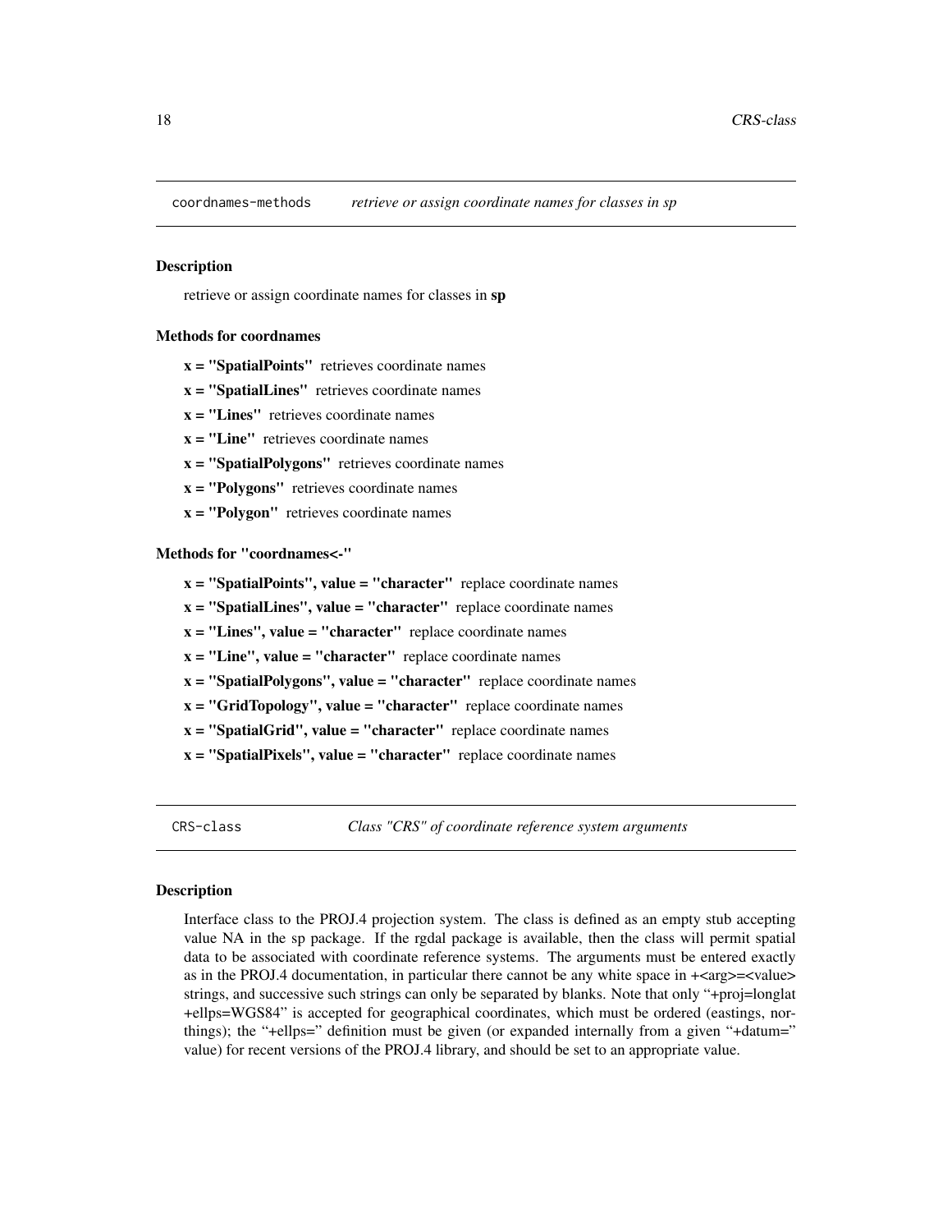## coordnames-methods *retrieve or assign coordinate names for classes in sp*

### Description

retrieve or assign coordinate names for classes in **sp**

### Methods for coordnames

**x = "SpatialPoints"** retrieves coordinate names

**x = "SpatialLines"** retrieves coordinate names

**x = "Lines"** retrieves coordinate names

**x = "Line"** retrieves coordinate names

**x = "SpatialPolygons"** retrieves coordinate names

**x = "Polygons"** retrieves coordinate names

**x = "Polygon"** retrieves coordinate names

### Methods for "coordnames<-"

**x = "SpatialPoints", value = "character"** replace coordinate names

**x = "SpatialLines", value = "character"** replace coordinate names

**x = "Lines", value = "character"** replace coordinate names

**x = "Line", value = "character"** replace coordinate names

**x = "SpatialPolygons", value = "character"** replace coordinate names

**x = "GridTopology", value = "character"** replace coordinate names

**x = "SpatialGrid", value = "character"** replace coordinate names

**x = "SpatialPixels", value = "character"** replace coordinate names

## CRS-class *Class "CRS" of coordinate reference system arguments*

### Description

Interface class to the PROJ.4 projection system. The class is defined as an empty stub accepting value NA in the sp package. If the rgdal package is available, then the class will permit spatial data to be associated with coordinate reference systems. The arguments must be entered exactly as in the PROJ.4 documentation, in particular there cannot be any white space in +<arg>=<value> strings, and successive such strings can only be separated by blanks. Note that only "+proj=longlat +ellps=WGS84" is accepted for geographical coordinates, which must be ordered (eastings, northings); the "+ellps=" definition must be given (or expanded internally from a given "+datum=" value) for recent versions of the PROJ.4 library, and should be set to an appropriate value.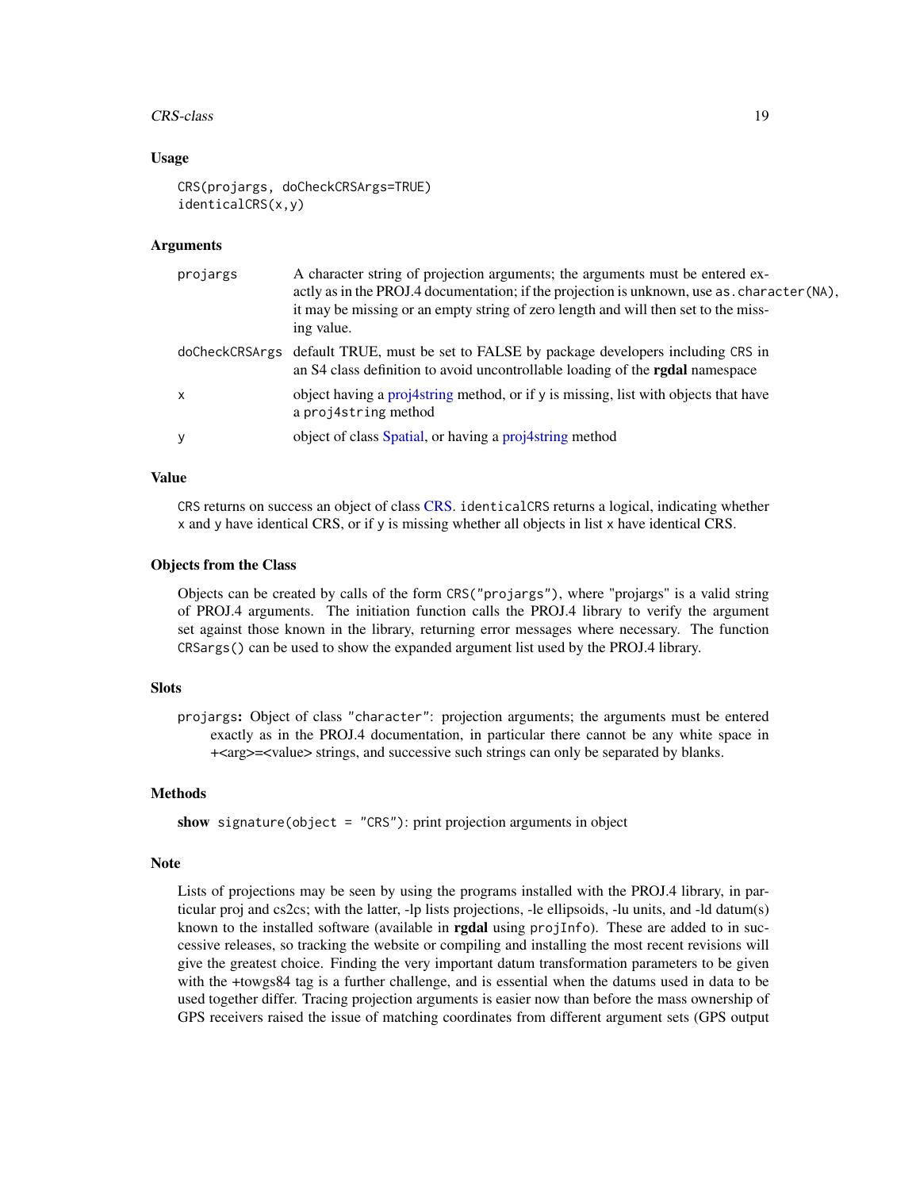### Usage

```
CRS(projargs, doCheckCRSArgs=TRUE)
identicalCRS(x,y)
```

### Arguments

| | |
|---|---|
| projargs | A character string of projection arguments; the arguments must be entered exactly as in the PROJ.4 documentation; if the projection is unknown, use `as.character(NA)`, it may be missing or an empty string of zero length and will then set to the missing value. |
| doCheckCRSArgs | default TRUE, must be set to FALSE by package developers including `CRS` in an S4 class definition to avoid uncontrollable loading of the **rgdal** namespace |
| x | object having a proj4string method, or if `y` is missing, list with objects that have a `proj4string` method |
| y | object of class Spatial, or having a proj4string method |

### Value

`CRS` returns on success an object of class CRS. `identicalCRS` returns a logical, indicating whether `x` and `y` have identical CRS, or if `y` is missing whether all objects in list `x` have identical CRS.

### Objects from the Class

Objects can be created by calls of the form `CRS("projargs")`, where "projargs" is a valid string of PROJ.4 arguments. The initiation function calls the PROJ.4 library to verify the argument set against those known in the library, returning error messages where necessary. The function `CRSargs()` can be used to show the expanded argument list used by the PROJ.4 library.

### Slots

`projargs`: Object of class `"character"`: projection arguments; the arguments must be entered exactly as in the PROJ.4 documentation, in particular there cannot be any white space in +<arg>=<value> strings, and successive such strings can only be separated by blanks.

### Methods

**show** `signature(object = "CRS")`: print projection arguments in object

### Note

Lists of projections may be seen by using the programs installed with the PROJ.4 library, in particular proj and cs2cs; with the latter, -lp lists projections, -le ellipsoids, -lu units, and -ld datum(s) known to the installed software (available in **rgdal** using `projInfo`). These are added to in successive releases, so tracking the website or compiling and installing the most recent revisions will give the greatest choice. Finding the very important datum transformation parameters to be given with the +towgs84 tag is a further challenge, and is essential when the datums used in data to be used together differ. Tracing projection arguments is easier now than before the mass ownership of GPS receivers raised the issue of matching coordinates from different argument sets (GPS output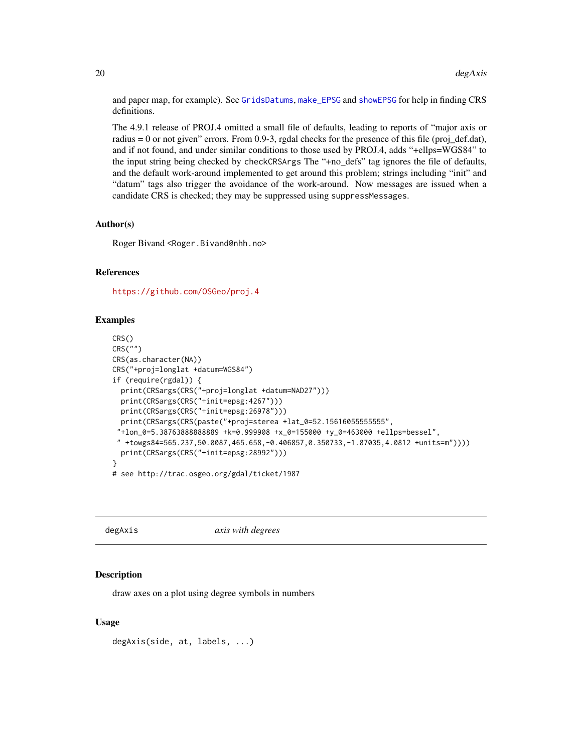and paper map, for example). See GridsDatums, make_EPSG and showEPSG for help in finding CRS definitions.

The 4.9.1 release of PROJ.4 omitted a small file of defaults, leading to reports of "major axis or radius = 0 or not given" errors. From 0.9-3, rgdal checks for the presence of this file (proj_def.dat), and if not found, and under similar conditions to those used by PROJ.4, adds "+ellps=WGS84" to the input string being checked by checkCRSArgs The "+no_defs" tag ignores the file of defaults, and the default work-around implemented to get around this problem; strings including "init" and "datum" tags also trigger the avoidance of the work-around. Now messages are issued when a candidate CRS is checked; they may be suppressed using suppressMessages.

### Author(s)

Roger Bivand <Roger.Bivand@nhh.no>

### References

https://github.com/OSGeo/proj.4

### Examples

```
CRS()
CRS("")
CRS(as.character(NA))
CRS("+proj=longlat +datum=WGS84")
if (require(rgdal)) {
  print(CRSargs(CRS("+proj=longlat +datum=NAD27")))
  print(CRSargs(CRS("+init=epsg:4267")))
  print(CRSargs(CRS("+init=epsg:26978")))
  print(CRSargs(CRS(paste("+proj=sterea +lat_0=52.15616055555555",
 "+lon_0=5.38763888888889 +k=0.999908 +x_0=155000 +y_0=463000 +ellps=bessel",
 " +towgs84=565.237,50.0087,465.658,-0.406857,0.350733,-1.87035,4.0812 +units=m"))))
  print(CRSargs(CRS("+init=epsg:28992")))
}
# see http://trac.osgeo.org/gdal/ticket/1987
```

---

## degAxis *axis with degrees*

### Description

draw axes on a plot using degree symbols in numbers

### Usage

```
degAxis(side, at, labels, ...)
```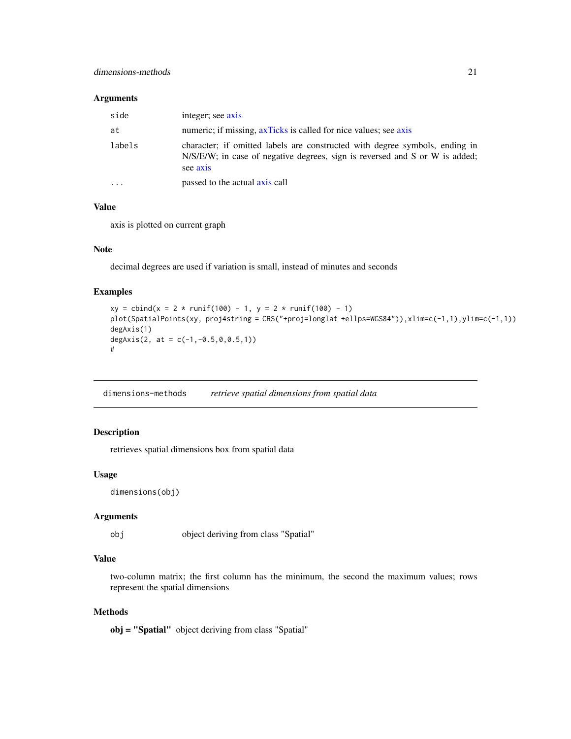### Arguments

| | |
|---|---|
| `side` | integer; see axis |
| `at` | numeric; if missing, axTicks is called for nice values; see axis |
| `labels` | character; if omitted labels are constructed with degree symbols, ending in N/S/E/W; in case of negative degrees, sign is reversed and S or W is added; see axis |
| `...` | passed to the actual axis call |

### Value

axis is plotted on current graph

### Note

decimal degrees are used if variation is small, instead of minutes and seconds

### Examples

```
xy = cbind(x = 2 * runif(100) - 1, y = 2 * runif(100) - 1)
plot(SpatialPoints(xy, proj4string = CRS("+proj=longlat +ellps=WGS84")),xlim=c(-1,1),ylim=c(-1,1))
degAxis(1)
degAxis(2, at = c(-1,-0.5,0,0.5,1))
#
```

---

## dimensions-methods *retrieve spatial dimensions from spatial data*

### Description

retrieves spatial dimensions box from spatial data

### Usage

```
dimensions(obj)
```

### Arguments

| | |
|---|---|
| `obj` | object deriving from class "Spatial" |

### Value

two-column matrix; the first column has the minimum, the second the maximum values; rows represent the spatial dimensions

### Methods

**obj = "Spatial"** object deriving from class "Spatial"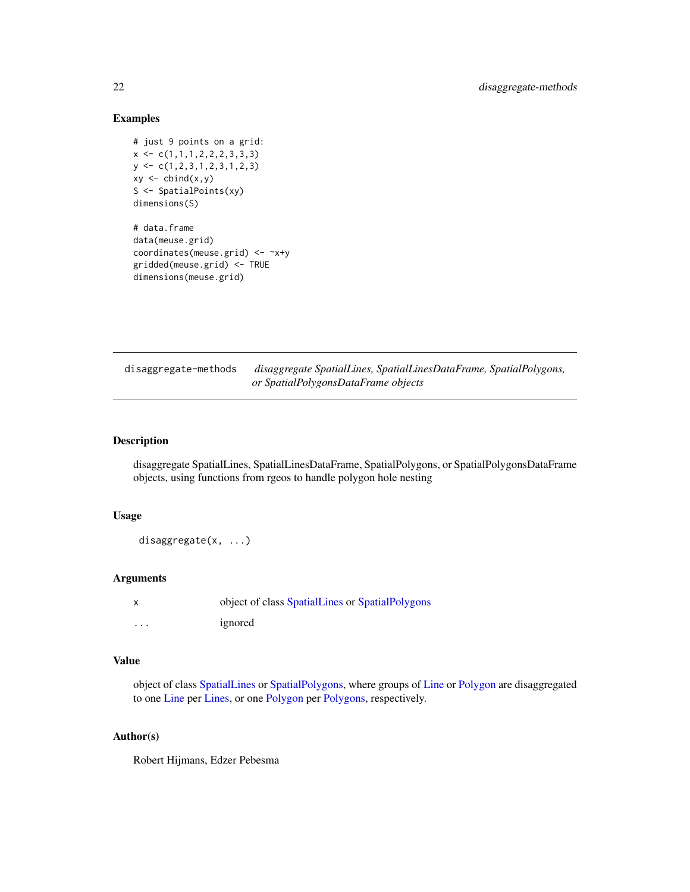## Examples

```
# just 9 points on a grid:
x <- c(1,1,1,2,2,2,3,3,3)
y <- c(1,2,3,1,2,3,1,2,3)
xy <- cbind(x,y)
S <- SpatialPoints(xy)
dimensions(S)

# data.frame
data(meuse.grid)
coordinates(meuse.grid) <- ~x+y
gridded(meuse.grid) <- TRUE
dimensions(meuse.grid)
```

---

# disaggregate-methods — *disaggregate SpatialLines, SpatialLinesDataFrame, SpatialPolygons, or SpatialPolygonsDataFrame objects*

---

## Description

disaggregate SpatialLines, SpatialLinesDataFrame, SpatialPolygons, or SpatialPolygonsDataFrame objects, using functions from rgeos to handle polygon hole nesting

## Usage

```
disaggregate(x, ...)
```

## Arguments

| | |
|---|---|
| x | object of class SpatialLines or SpatialPolygons |
| ... | ignored |

## Value

object of class SpatialLines or SpatialPolygons, where groups of Line or Polygon are disaggregated to one Line per Lines, or one Polygon per Polygons, respectively.

## Author(s)

Robert Hijmans, Edzer Pebesma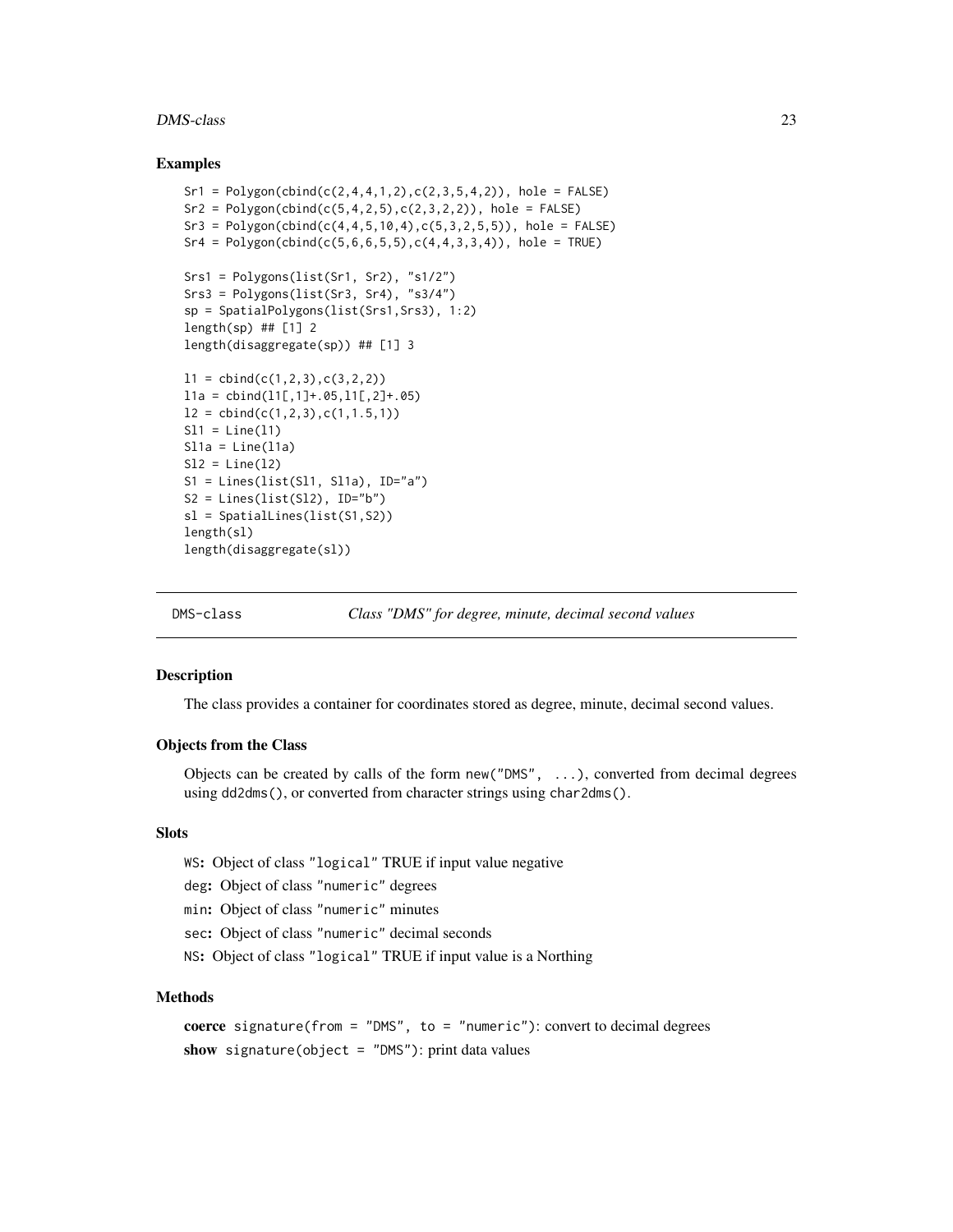### Examples

```
Sr1 = Polygon(cbind(c(2,4,4,1,2),c(2,3,5,4,2)), hole = FALSE)
Sr2 = Polygon(cbind(c(5,4,2,5),c(2,3,2,2)), hole = FALSE)
Sr3 = Polygon(cbind(c(4,4,5,10,4),c(5,3,2,5,5)), hole = FALSE)
Sr4 = Polygon(cbind(c(5,6,6,5,5),c(4,4,3,3,4)), hole = TRUE)

Srs1 = Polygons(list(Sr1, Sr2), "s1/2")
Srs3 = Polygons(list(Sr3, Sr4), "s3/4")
sp = SpatialPolygons(list(Srs1,Srs3), 1:2)
length(sp) ## [1] 2
length(disaggregate(sp)) ## [1] 3

l1 = cbind(c(1,2,3),c(3,2,2))
l1a = cbind(l1[,1]+.05,l1[,2]+.05)
l2 = cbind(c(1,2,3),c(1,1.5,1))
Sl1 = Line(l1)
Sl1a = Line(l1a)
Sl2 = Line(l2)
S1 = Lines(list(Sl1, Sl1a), ID="a")
S2 = Lines(list(Sl2), ID="b")
sl = SpatialLines(list(S1,S2))
length(sl)
length(disaggregate(sl))
```

---

## DMS-class — *Class "DMS" for degree, minute, decimal second values*

---

### Description

The class provides a container for coordinates stored as degree, minute, decimal second values.

### Objects from the Class

Objects can be created by calls of the form `new("DMS", ...)`, converted from decimal degrees using `dd2dms()`, or converted from character strings using `char2dms()`.

### Slots

`WS`**:** Object of class "logical" TRUE if input value negative

`deg`**:** Object of class "numeric" degrees

`min`**:** Object of class "numeric" minutes

`sec`**:** Object of class "numeric" decimal seconds

`NS`**:** Object of class "logical" TRUE if input value is a Northing

### Methods

**coerce** `signature(from = "DMS", to = "numeric")`: convert to decimal degrees

**show** `signature(object = "DMS")`: print data values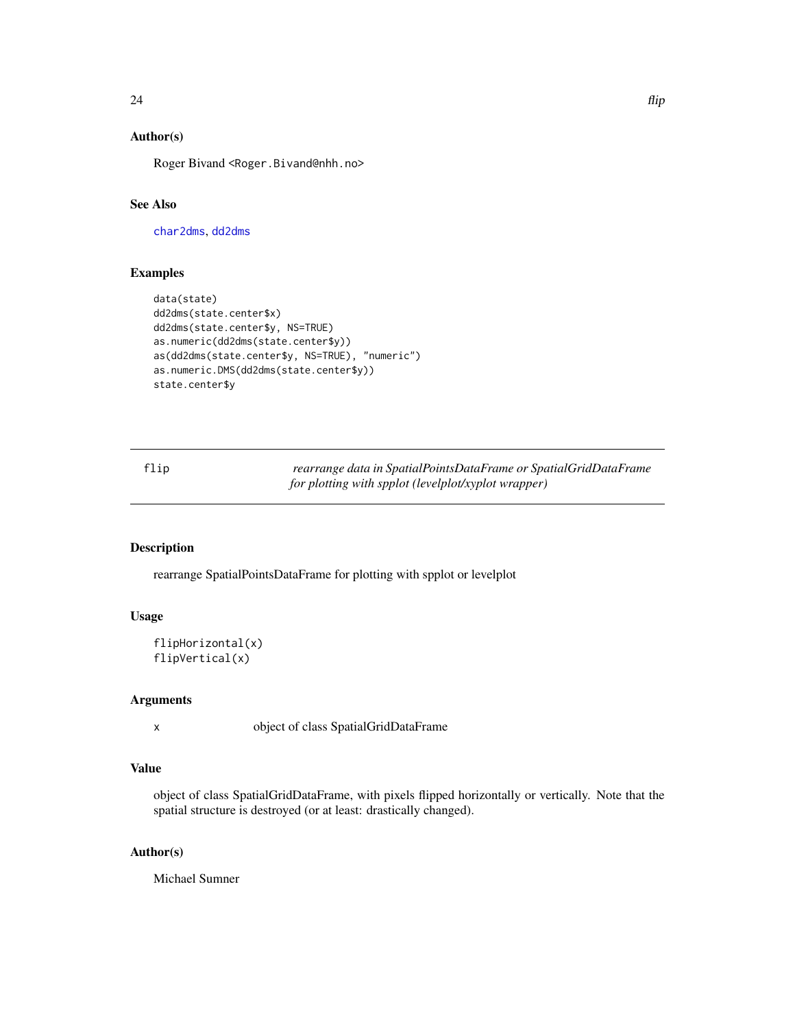### Author(s)

Roger Bivand <Roger.Bivand@nhh.no>

### See Also

`char2dms`, `dd2dms`

### Examples

```
data(state)
dd2dms(state.center$x)
dd2dms(state.center$y, NS=TRUE)
as.numeric(dd2dms(state.center$y))
as(dd2dms(state.center$y, NS=TRUE), "numeric")
as.numeric.DMS(dd2dms(state.center$y))
state.center$y
```

---

## flip — *rearrange data in SpatialPointsDataFrame or SpatialGridDataFrame for plotting with spplot (levelplot/xyplot wrapper)*

---

### Description

rearrange SpatialPointsDataFrame for plotting with spplot or levelplot

### Usage

```
flipHorizontal(x)
flipVertical(x)
```

### Arguments

| | |
|---|---|
| x | object of class SpatialGridDataFrame |

### Value

object of class SpatialGridDataFrame, with pixels flipped horizontally or vertically. Note that the spatial structure is destroyed (or at least: drastically changed).

### Author(s)

Michael Sumner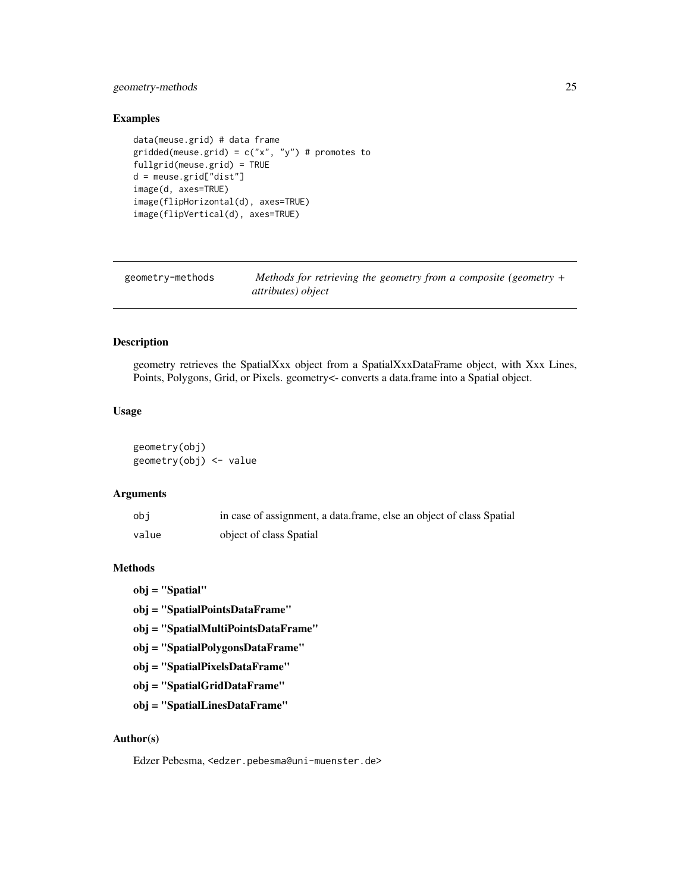## Examples

```
data(meuse.grid) # data frame
gridded(meuse.grid) = c("x", "y") # promotes to
fullgrid(meuse.grid) = TRUE
d = meuse.grid["dist"]
image(d, axes=TRUE)
image(flipHorizontal(d), axes=TRUE)
image(flipVertical(d), axes=TRUE)
```

---

# geometry-methods — *Methods for retrieving the geometry from a composite (geometry + attributes) object*

---

## Description

geometry retrieves the SpatialXxx object from a SpatialXxxDataFrame object, with Xxx Lines, Points, Polygons, Grid, or Pixels. geometry<- converts a data.frame into a Spatial object.

## Usage

```
geometry(obj)
geometry(obj) <- value
```

## Arguments

| | |
|---|---|
| `obj` | in case of assignment, a data.frame, else an object of class Spatial |
| `value` | object of class Spatial |

## Methods

**obj = "Spatial"**

**obj = "SpatialPointsDataFrame"**

**obj = "SpatialMultiPointsDataFrame"**

**obj = "SpatialPolygonsDataFrame"**

**obj = "SpatialPixelsDataFrame"**

**obj = "SpatialGridDataFrame"**

**obj = "SpatialLinesDataFrame"**

## Author(s)

Edzer Pebesma, <edzer.pebesma@uni-muenster.de>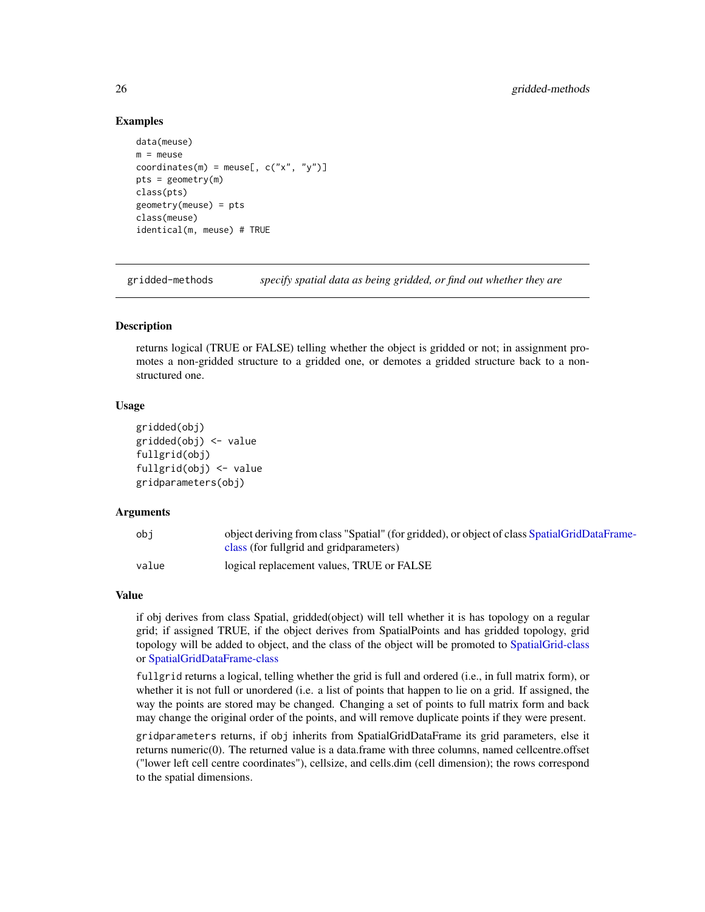## Examples

```
data(meuse)
m = meuse
coordinates(m) = meuse[, c("x", "y")]
pts = geometry(m)
class(pts)
geometry(meuse) = pts
class(meuse)
identical(m, meuse) # TRUE
```

---

# gridded-methods — *specify spatial data as being gridded, or find out whether they are*

---

## Description

returns logical (TRUE or FALSE) telling whether the object is gridded or not; in assignment promotes a non-gridded structure to a gridded one, or demotes a gridded structure back to a non-structured one.

## Usage

```
gridded(obj)
gridded(obj) <- value
fullgrid(obj)
fullgrid(obj) <- value
gridparameters(obj)
```

## Arguments

| | |
|---|---|
| `obj` | object deriving from class "Spatial" (for gridded), or object of class SpatialGridDataFrame-class (for fullgrid and gridparameters) |
| `value` | logical replacement values, TRUE or FALSE |

## Value

if obj derives from class Spatial, gridded(object) will tell whether it is has topology on a regular grid; if assigned TRUE, if the object derives from SpatialPoints and has gridded topology, grid topology will be added to object, and the class of the object will be promoted to SpatialGrid-class or SpatialGridDataFrame-class

`fullgrid` returns a logical, telling whether the grid is full and ordered (i.e., in full matrix form), or whether it is not full or unordered (i.e. a list of points that happen to lie on a grid. If assigned, the way the points are stored may be changed. Changing a set of points to full matrix form and back may change the original order of the points, and will remove duplicate points if they were present.

`gridparameters` returns, if `obj` inherits from SpatialGridDataFrame its grid parameters, else it returns numeric(0). The returned value is a data.frame with three columns, named cellcentre.offset ("lower left cell centre coordinates"), cellsize, and cells.dim (cell dimension); the rows correspond to the spatial dimensions.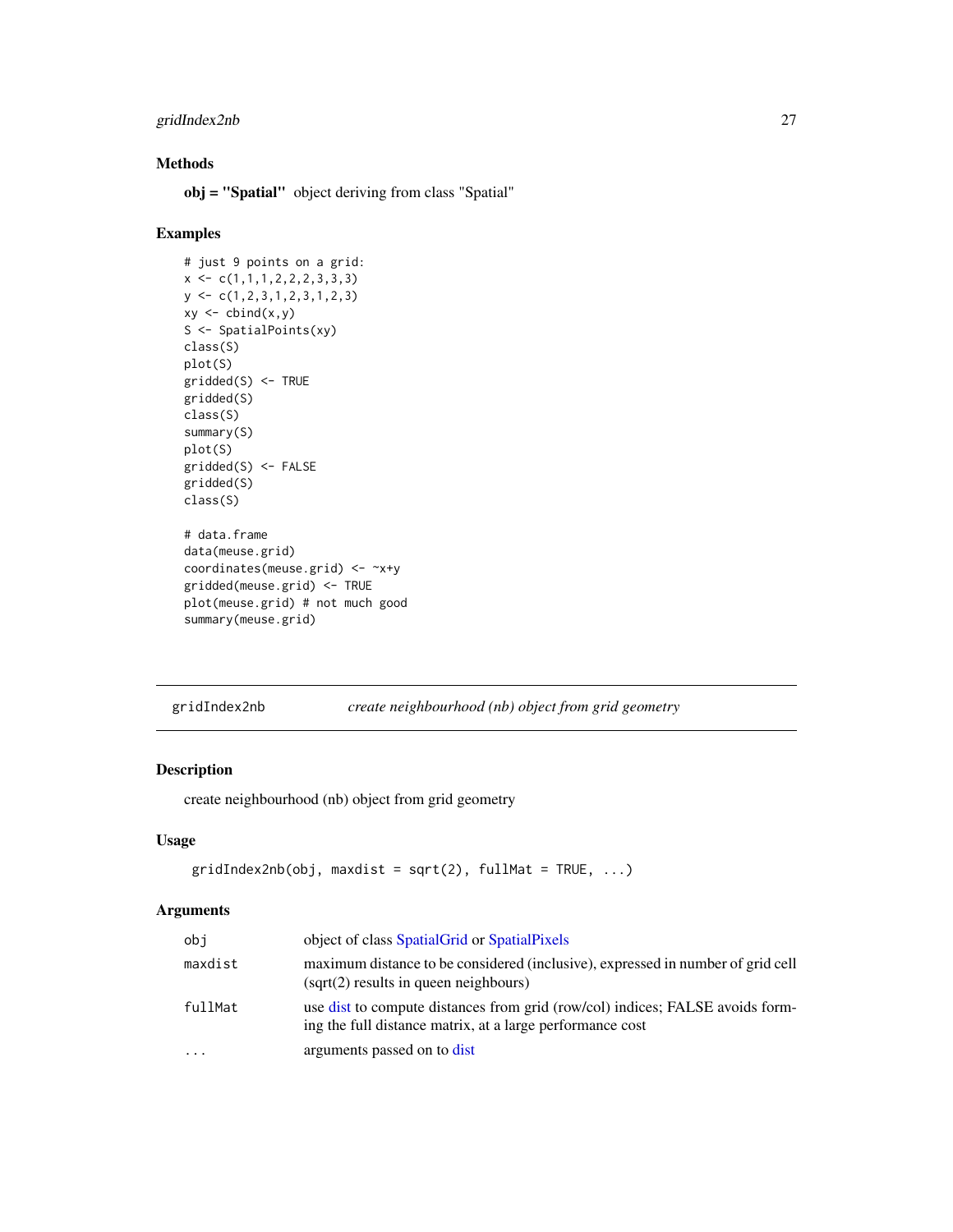## Methods

**obj = "Spatial"** object deriving from class "Spatial"

## Examples

```
# just 9 points on a grid:
x <- c(1,1,1,2,2,2,3,3,3)
y <- c(1,2,3,1,2,3,1,2,3)
xy <- cbind(x,y)
S <- SpatialPoints(xy)
class(S)
plot(S)
gridded(S) <- TRUE
gridded(S)
class(S)
summary(S)
plot(S)
gridded(S) <- FALSE
gridded(S)
class(S)

# data.frame
data(meuse.grid)
coordinates(meuse.grid) <- ~x+y
gridded(meuse.grid) <- TRUE
plot(meuse.grid) # not much good
summary(meuse.grid)
```

---

# gridIndex2nb *create neighbourhood (nb) object from grid geometry*

## Description

create neighbourhood (nb) object from grid geometry

## Usage

```
gridIndex2nb(obj, maxdist = sqrt(2), fullMat = TRUE, ...)
```

## Arguments

| | |
|---|---|
| obj | object of class SpatialGrid or SpatialPixels |
| maxdist | maximum distance to be considered (inclusive), expressed in number of grid cell (sqrt(2) results in queen neighbours) |
| fullMat | use dist to compute distances from grid (row/col) indices; FALSE avoids forming the full distance matrix, at a large performance cost |
| ... | arguments passed on to dist |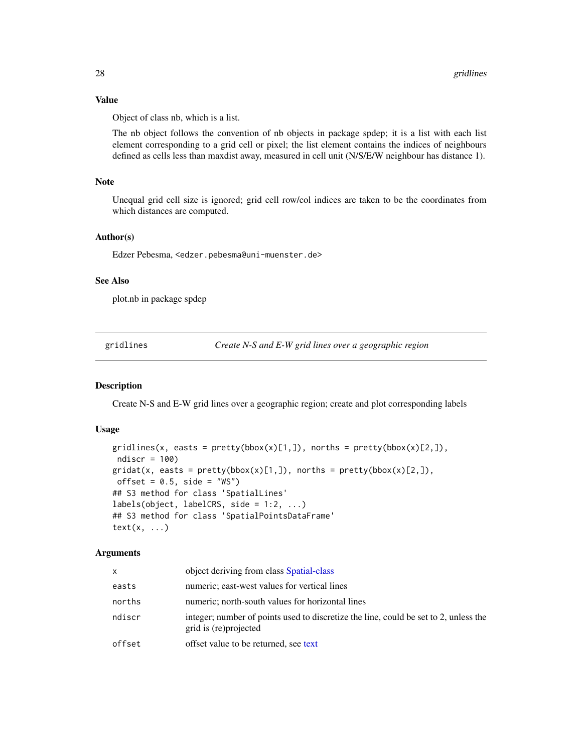### Value

Object of class nb, which is a list.

The nb object follows the convention of nb objects in package spdep; it is a list with each list element corresponding to a grid cell or pixel; the list element contains the indices of neighbours defined as cells less than maxdist away, measured in cell unit (N/S/E/W neighbour has distance 1).

### Note

Unequal grid cell size is ignored; grid cell row/col indices are taken to be the coordinates from which distances are computed.

### Author(s)

Edzer Pebesma, <edzer.pebesma@uni-muenster.de>

### See Also

plot.nb in package spdep

---

## gridlines — *Create N-S and E-W grid lines over a geographic region*

---

### Description

Create N-S and E-W grid lines over a geographic region; create and plot corresponding labels

### Usage

```
gridlines(x, easts = pretty(bbox(x)[1,]), norths = pretty(bbox(x)[2,]),
 ndiscr = 100)
gridat(x, easts = pretty(bbox(x)[1,]), norths = pretty(bbox(x)[2,]),
 offset = 0.5, side = "WS")
## S3 method for class 'SpatialLines'
labels(object, labelCRS, side = 1:2, ...)
## S3 method for class 'SpatialPointsDataFrame'
text(x, ...)
```

### Arguments

| | |
|---|---|
| x | object deriving from class Spatial-class |
| easts | numeric; east-west values for vertical lines |
| norths | numeric; north-south values for horizontal lines |
| ndiscr | integer; number of points used to discretize the line, could be set to 2, unless the grid is (re)projected |
| offset | offset value to be returned, see text |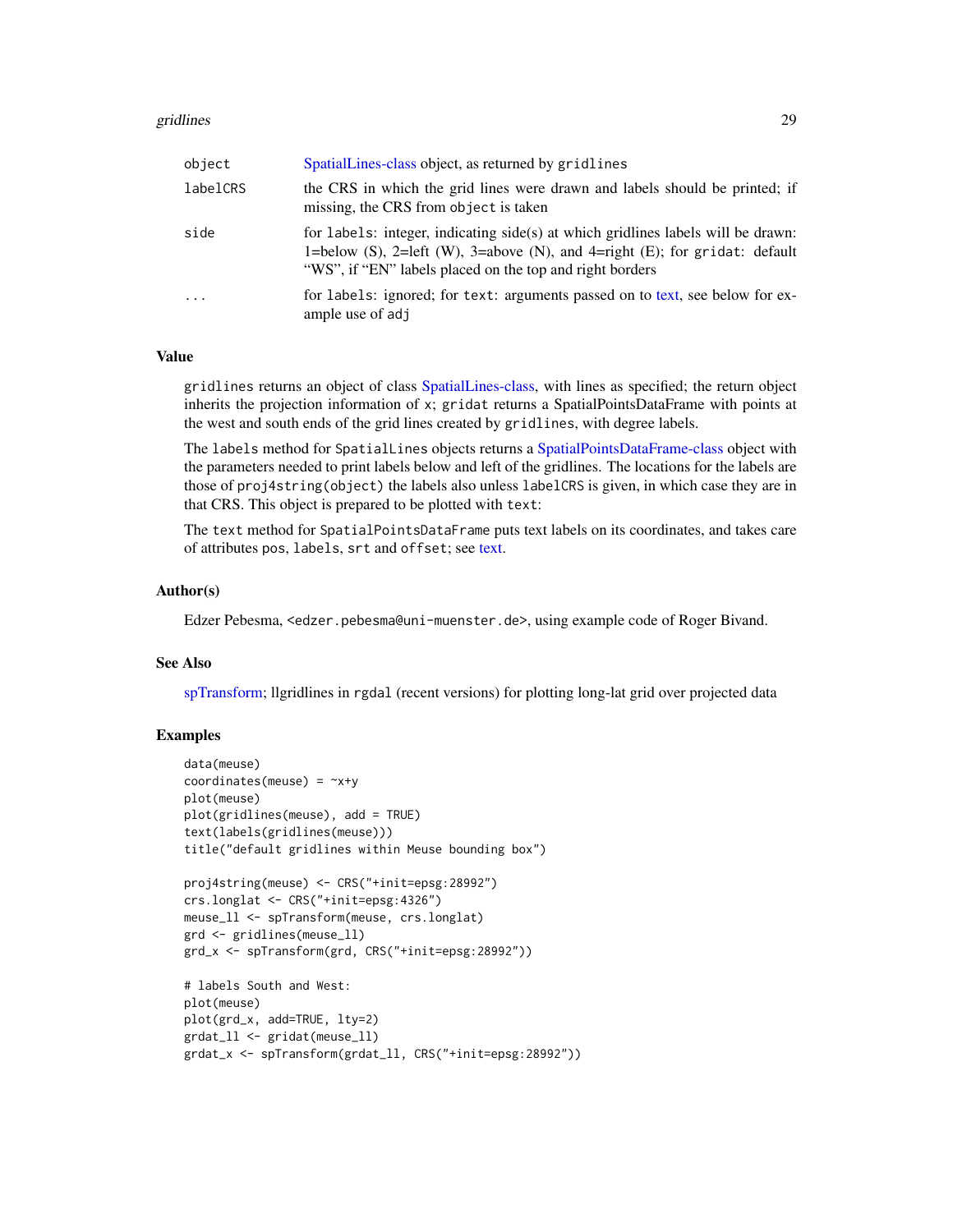| | |
|---|---|
| object | SpatialLines-class object, as returned by gridlines |
| labelCRS | the CRS in which the grid lines were drawn and labels should be printed; if missing, the CRS from object is taken |
| side | for labels: integer, indicating side(s) at which gridlines labels will be drawn: 1=below (S), 2=left (W), 3=above (N), and 4=right (E); for gridat: default "WS", if "EN" labels placed on the top and right borders |
| ... | for labels: ignored; for text: arguments passed on to text, see below for example use of adj |

### Value

gridlines returns an object of class SpatialLines-class, with lines as specified; the return object inherits the projection information of x; gridat returns a SpatialPointsDataFrame with points at the west and south ends of the grid lines created by gridlines, with degree labels.

The labels method for SpatialLines objects returns a SpatialPointsDataFrame-class object with the parameters needed to print labels below and left of the gridlines. The locations for the labels are those of proj4string(object) the labels also unless labelCRS is given, in which case they are in that CRS. This object is prepared to be plotted with text:

The text method for SpatialPointsDataFrame puts text labels on its coordinates, and takes care of attributes pos, labels, srt and offset; see text.

### Author(s)

Edzer Pebesma, <edzer.pebesma@uni-muenster.de>, using example code of Roger Bivand.

### See Also

spTransform; llgridlines in rgdal (recent versions) for plotting long-lat grid over projected data

### Examples

```
data(meuse)
coordinates(meuse) = ~x+y
plot(meuse)
plot(gridlines(meuse), add = TRUE)
text(labels(gridlines(meuse)))
title("default gridlines within Meuse bounding box")

proj4string(meuse) <- CRS("+init=epsg:28992")
crs.longlat <- CRS("+init=epsg:4326")
meuse_ll <- spTransform(meuse, crs.longlat)
grd <- gridlines(meuse_ll)
grd_x <- spTransform(grd, CRS("+init=epsg:28992"))

# labels South and West:
plot(meuse)
plot(grd_x, add=TRUE, lty=2)
grdat_ll <- gridat(meuse_ll)
grdat_x <- spTransform(grdat_ll, CRS("+init=epsg:28992"))
```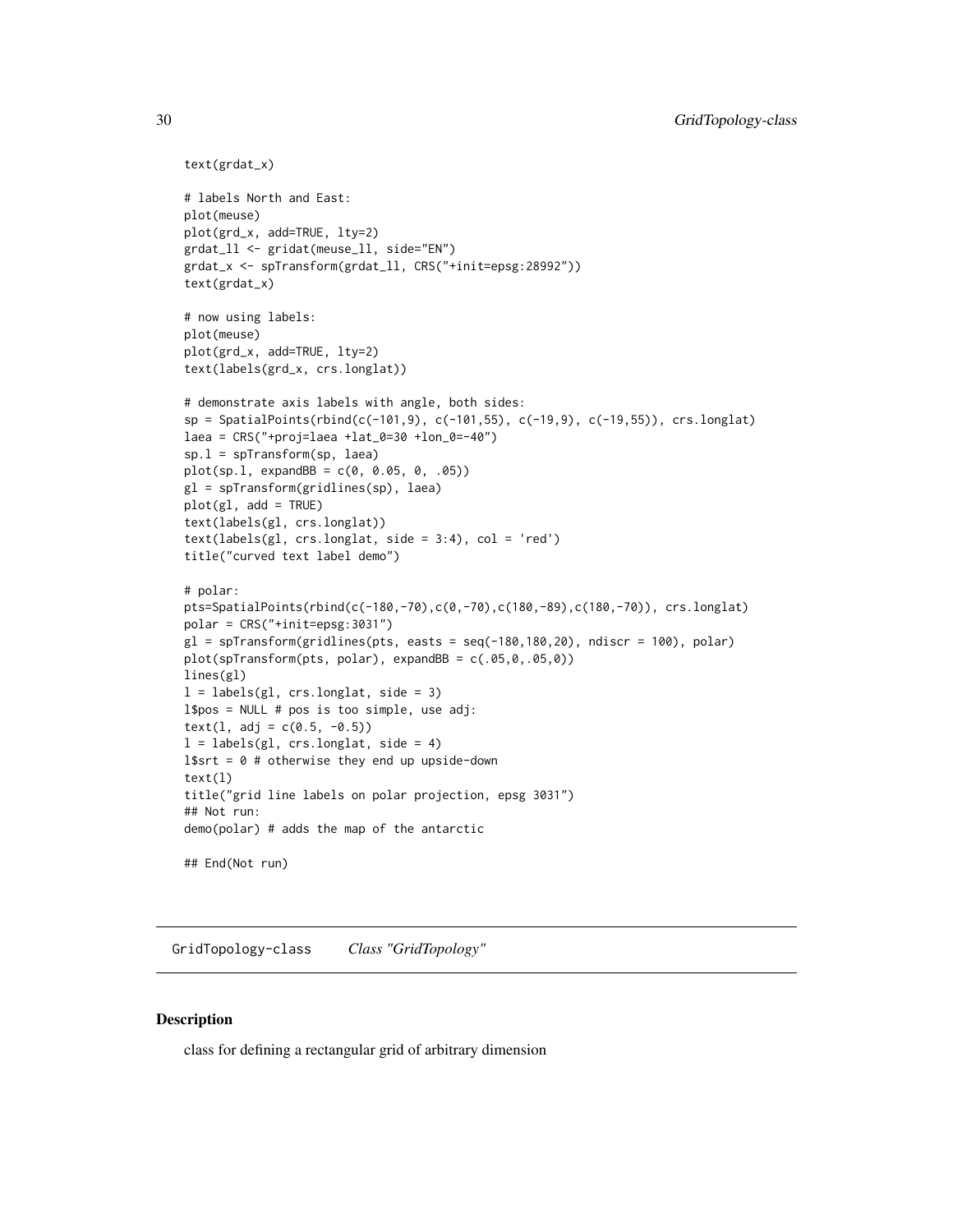```
text(grdat_x)

# labels North and East:
plot(meuse)
plot(grd_x, add=TRUE, lty=2)
grdat_ll <- gridat(meuse_ll, side="EN")
grdat_x <- spTransform(grdat_ll, CRS("+init=epsg:28992"))
text(grdat_x)

# now using labels:
plot(meuse)
plot(grd_x, add=TRUE, lty=2)
text(labels(grd_x, crs.longlat))

# demonstrate axis labels with angle, both sides:
sp = SpatialPoints(rbind(c(-101,9), c(-101,55), c(-19,9), c(-19,55)), crs.longlat)
laea = CRS("+proj=laea +lat_0=30 +lon_0=-40")
sp.l = spTransform(sp, laea)
plot(sp.l, expandBB = c(0, 0.05, 0, .05))
gl = spTransform(gridlines(sp), laea)
plot(gl, add = TRUE)
text(labels(gl, crs.longlat))
text(labels(gl, crs.longlat, side = 3:4), col = 'red')
title("curved text label demo")

# polar:
pts=SpatialPoints(rbind(c(-180,-70),c(0,-70),c(180,-89),c(180,-70)), crs.longlat)
polar = CRS("+init=epsg:3031")
gl = spTransform(gridlines(pts, easts = seq(-180,180,20), ndiscr = 100), polar)
plot(spTransform(pts, polar), expandBB = c(.05,0,.05,0))
lines(gl)
l = labels(gl, crs.longlat, side = 3)
l$pos = NULL # pos is too simple, use adj:
text(l, adj = c(0.5, -0.5))
l = labels(gl, crs.longlat, side = 4)
l$srt = 0 # otherwise they end up upside-down
text(l)
title("grid line labels on polar projection, epsg 3031")
## Not run:
demo(polar) # adds the map of the antarctic

## End(Not run)
```

## GridTopology-class *Class "GridTopology"*

### Description

class for defining a rectangular grid of arbitrary dimension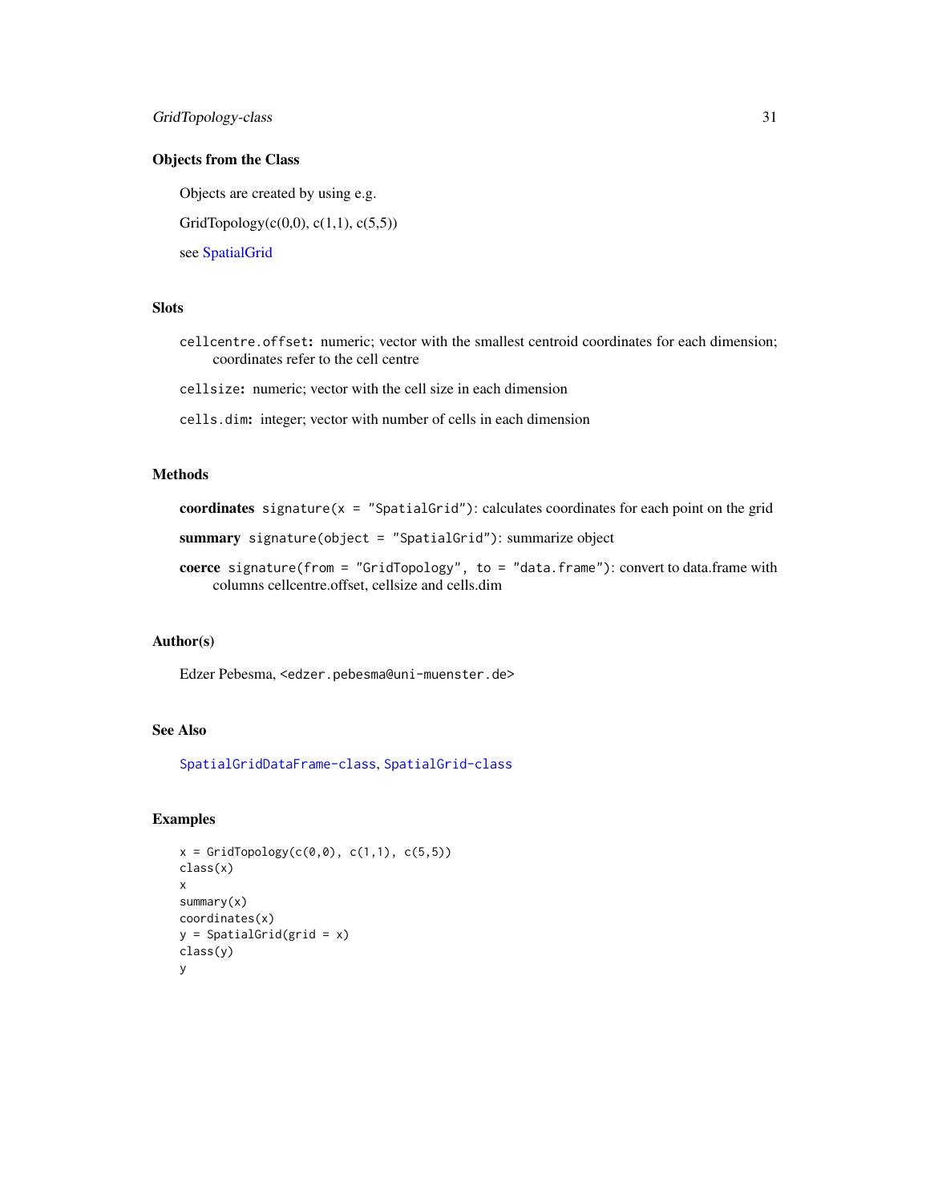### Objects from the Class

Objects are created by using e.g.

GridTopology(c(0,0), c(1,1), c(5,5))

see SpatialGrid

### Slots

`cellcentre.offset`**:** numeric; vector with the smallest centroid coordinates for each dimension; coordinates refer to the cell centre

`cellsize`**:** numeric; vector with the cell size in each dimension

`cells.dim`**:** integer; vector with number of cells in each dimension

### Methods

**coordinates** `signature(x = "SpatialGrid")`: calculates coordinates for each point on the grid

**summary** `signature(object = "SpatialGrid")`: summarize object

**coerce** `signature(from = "GridTopology", to = "data.frame")`: convert to data.frame with columns cellcentre.offset, cellsize and cells.dim

### Author(s)

Edzer Pebesma, `<edzer.pebesma@uni-muenster.de>`

### See Also

`SpatialGridDataFrame-class`, `SpatialGrid-class`

### Examples

```
x = GridTopology(c(0,0), c(1,1), c(5,5))
class(x)
x
summary(x)
coordinates(x)
y = SpatialGrid(grid = x)
class(y)
y
```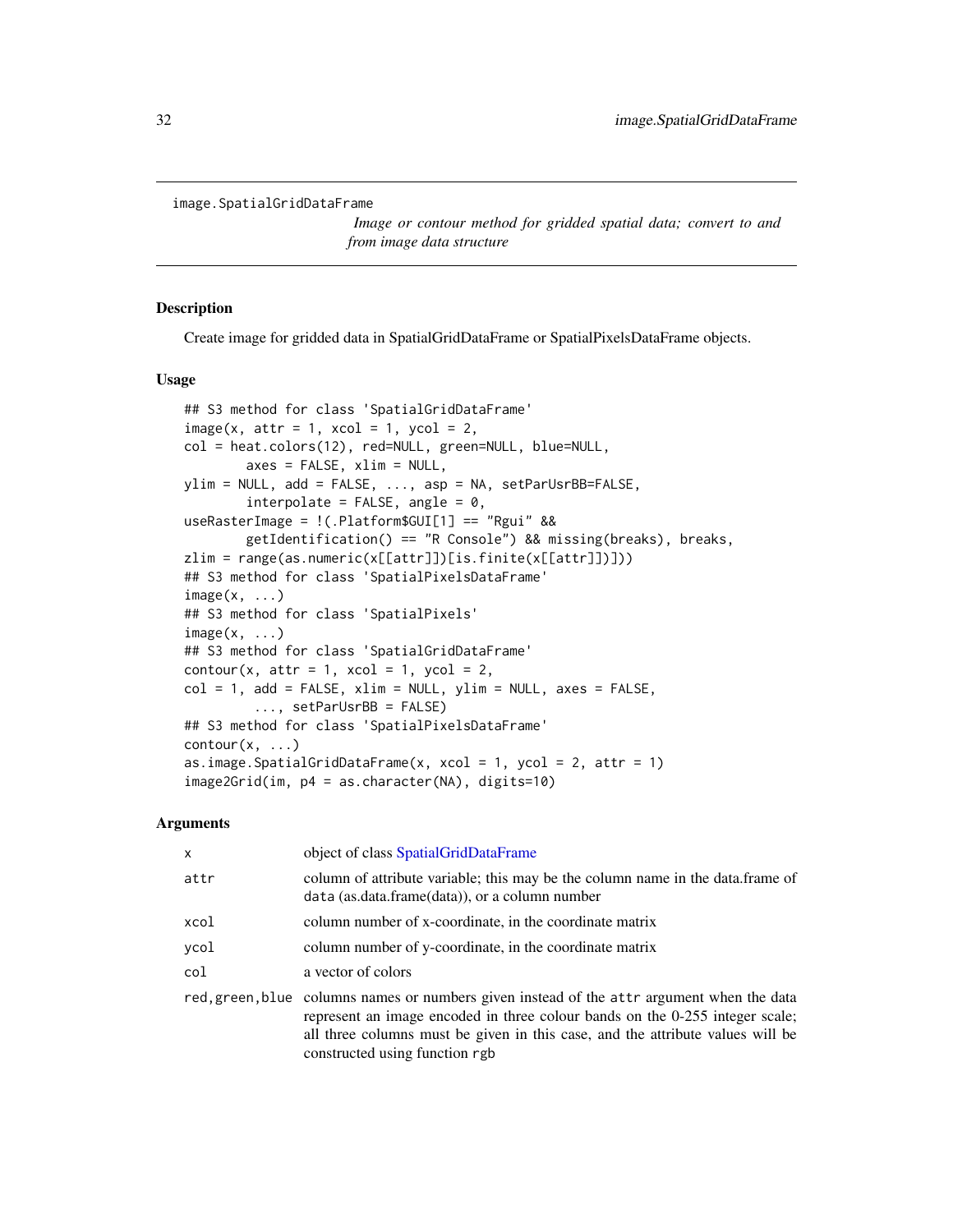image.SpatialGridDataFrame

*Image or contour method for gridded spatial data; convert to and from image data structure*

## Description

Create image for gridded data in SpatialGridDataFrame or SpatialPixelsDataFrame objects.

## Usage

```
## S3 method for class 'SpatialGridDataFrame'
image(x, attr = 1, xcol = 1, ycol = 2,
col = heat.colors(12), red=NULL, green=NULL, blue=NULL,
        axes = FALSE, xlim = NULL,
ylim = NULL, add = FALSE, ..., asp = NA, setParUsrBB=FALSE,
        interpolate = FALSE, angle = 0,
useRasterImage = !(.Platform$GUI[1] == "Rgui" &&
        getIdentification() == "R Console") && missing(breaks), breaks,
zlim = range(as.numeric(x[[attr]])[is.finite(x[[attr]])]))
## S3 method for class 'SpatialPixelsDataFrame'
image(x, ...)
## S3 method for class 'SpatialPixels'
image(x, ...)
## S3 method for class 'SpatialGridDataFrame'
contour(x, attr = 1, xcol = 1, ycol = 2,
col = 1, add = FALSE, xlim = NULL, ylim = NULL, axes = FALSE,
         ..., setParUsrBB = FALSE)
## S3 method for class 'SpatialPixelsDataFrame'
contour(x, ...)
as.image.SpatialGridDataFrame(x, xcol = 1, ycol = 2, attr = 1)
image2Grid(im, p4 = as.character(NA), digits=10)
```

## Arguments

| | |
|---|---|
| x | object of class SpatialGridDataFrame |
| attr | column of attribute variable; this may be the column name in the data.frame of data (as.data.frame(data)), or a column number |
| xcol | column number of x-coordinate, in the coordinate matrix |
| ycol | column number of y-coordinate, in the coordinate matrix |
| col | a vector of colors |
| red,green,blue | columns names or numbers given instead of the attr argument when the data represent an image encoded in three colour bands on the 0-255 integer scale; all three columns must be given in this case, and the attribute values will be constructed using function rgb |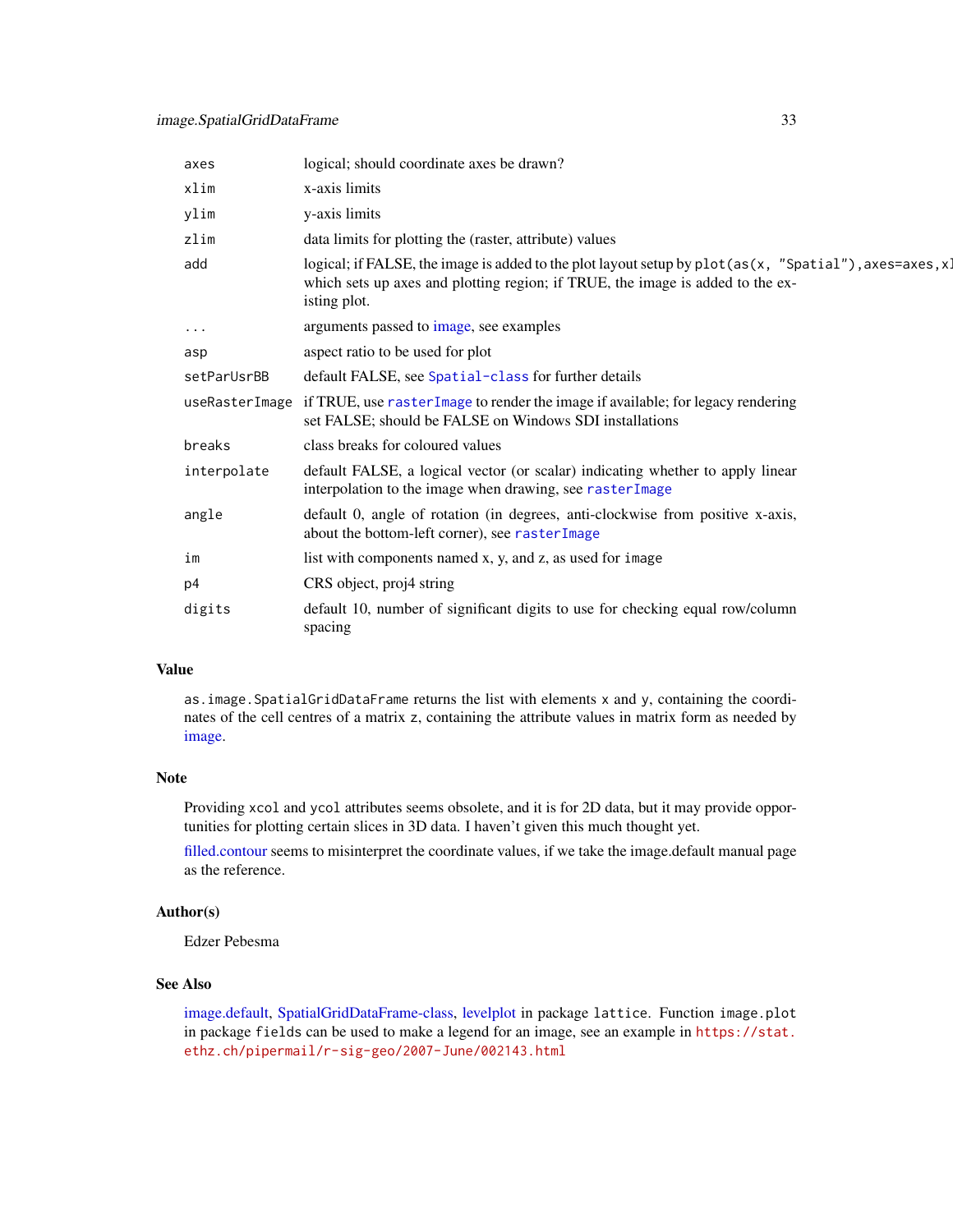| | |
|---|---|
| `axes` | logical; should coordinate axes be drawn? |
| `xlim` | x-axis limits |
| `ylim` | y-axis limits |
| `zlim` | data limits for plotting the (raster, attribute) values |
| `add` | logical; if FALSE, the image is added to the plot layout setup by `plot(as(x, "Spatial"),axes=axes,xl` which sets up axes and plotting region; if TRUE, the image is added to the existing plot. |
| `...` | arguments passed to image, see examples |
| `asp` | aspect ratio to be used for plot |
| `setParUsrBB` | default FALSE, see `Spatial-class` for further details |
| `useRasterImage` | if TRUE, use `rasterImage` to render the image if available; for legacy rendering set FALSE; should be FALSE on Windows SDI installations |
| `breaks` | class breaks for coloured values |
| `interpolate` | default FALSE, a logical vector (or scalar) indicating whether to apply linear interpolation to the image when drawing, see `rasterImage` |
| `angle` | default 0, angle of rotation (in degrees, anti-clockwise from positive x-axis, about the bottom-left corner), see `rasterImage` |
| `im` | list with components named x, y, and z, as used for `image` |
| `p4` | CRS object, proj4 string |
| `digits` | default 10, number of significant digits to use for checking equal row/column spacing |

## Value

`as.image.SpatialGridDataFrame` returns the list with elements `x` and `y`, containing the coordinates of the cell centres of a matrix `z`, containing the attribute values in matrix form as needed by image.

## Note

Providing `xcol` and `ycol` attributes seems obsolete, and it is for 2D data, but it may provide opportunities for plotting certain slices in 3D data. I haven't given this much thought yet.

filled.contour seems to misinterpret the coordinate values, if we take the image.default manual page as the reference.

## Author(s)

Edzer Pebesma

## See Also

image.default, SpatialGridDataFrame-class, levelplot in package `lattice`. Function `image.plot` in package `fields` can be used to make a legend for an image, see an example in `https://stat.ethz.ch/pipermail/r-sig-geo/2007-June/002143.html`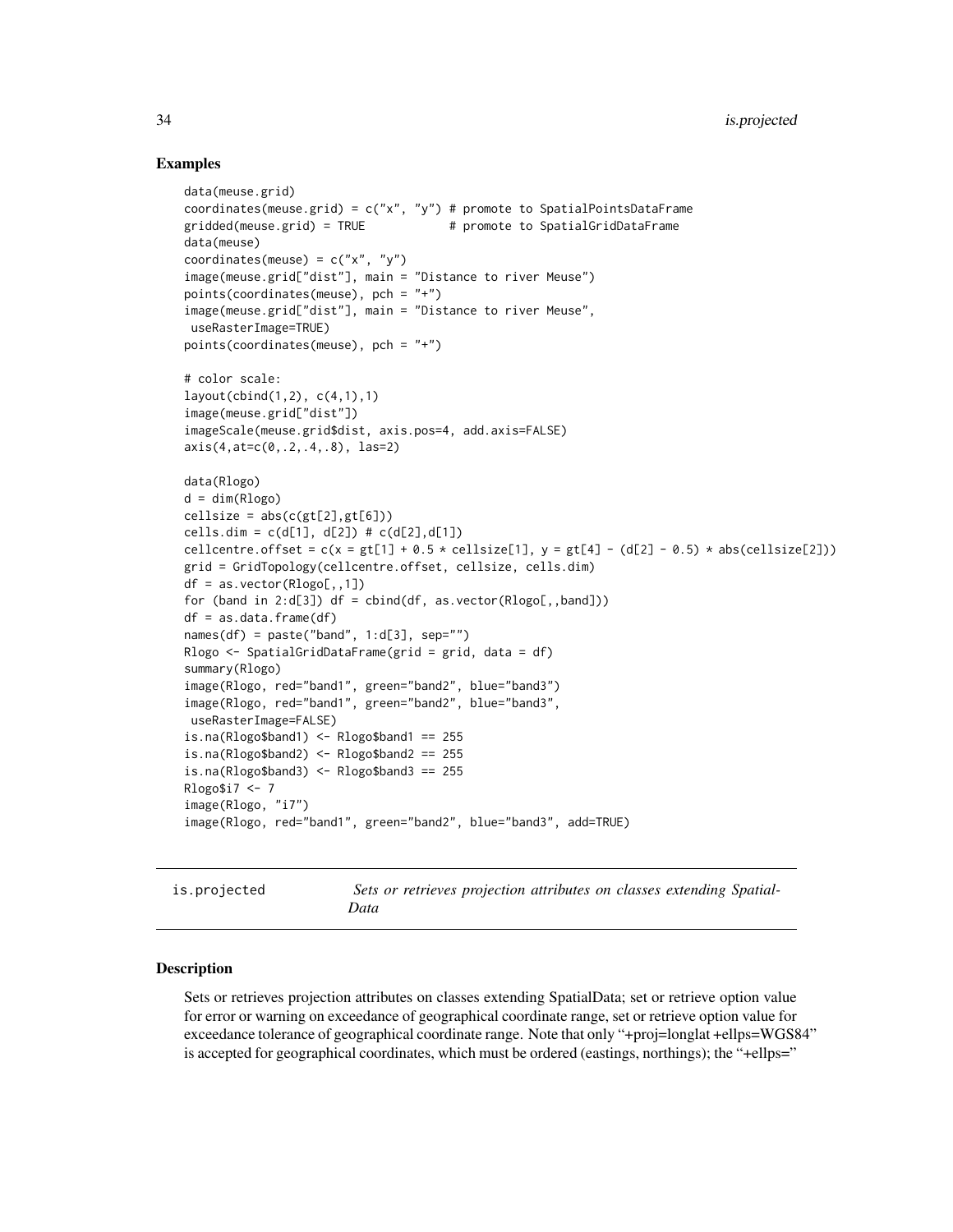## Examples

```
data(meuse.grid)
coordinates(meuse.grid) = c("x", "y") # promote to SpatialPointsDataFrame
gridded(meuse.grid) = TRUE            # promote to SpatialGridDataFrame
data(meuse)
coordinates(meuse) = c("x", "y")
image(meuse.grid["dist"], main = "Distance to river Meuse")
points(coordinates(meuse), pch = "+")
image(meuse.grid["dist"], main = "Distance to river Meuse",
 useRasterImage=TRUE)
points(coordinates(meuse), pch = "+")

# color scale:
layout(cbind(1,2), c(4,1),1)
image(meuse.grid["dist"])
imageScale(meuse.grid$dist, axis.pos=4, add.axis=FALSE)
axis(4,at=c(0,.2,.4,.8), las=2)

data(Rlogo)
d = dim(Rlogo)
cellsize = abs(c(gt[2],gt[6]))
cells.dim = c(d[1], d[2]) # c(d[2],d[1])
cellcentre.offset = c(x = gt[1] + 0.5 * cellsize[1], y = gt[4] - (d[2] - 0.5) * abs(cellsize[2]))
grid = GridTopology(cellcentre.offset, cellsize, cells.dim)
df = as.vector(Rlogo[,,1])
for (band in 2:d[3]) df = cbind(df, as.vector(Rlogo[,,band]))
df = as.data.frame(df)
names(df) = paste("band", 1:d[3], sep="")
Rlogo <- SpatialGridDataFrame(grid = grid, data = df)
summary(Rlogo)
image(Rlogo, red="band1", green="band2", blue="band3")
image(Rlogo, red="band1", green="band2", blue="band3",
 useRasterImage=FALSE)
is.na(Rlogo$band1) <- Rlogo$band1 == 255
is.na(Rlogo$band2) <- Rlogo$band2 == 255
is.na(Rlogo$band3) <- Rlogo$band3 == 255
Rlogo$i7 <- 7
image(Rlogo, "i7")
image(Rlogo, red="band1", green="band2", blue="band3", add=TRUE)
```

---

`is.projected` — *Sets or retrieves projection attributes on classes extending SpatialData*

---

## Description

Sets or retrieves projection attributes on classes extending SpatialData; set or retrieve option value for error or warning on exceedance of geographical coordinate range, set or retrieve option value for exceedance tolerance of geographical coordinate range. Note that only "+proj=longlat +ellps=WGS84" is accepted for geographical coordinates, which must be ordered (eastings, northings); the "+ellps="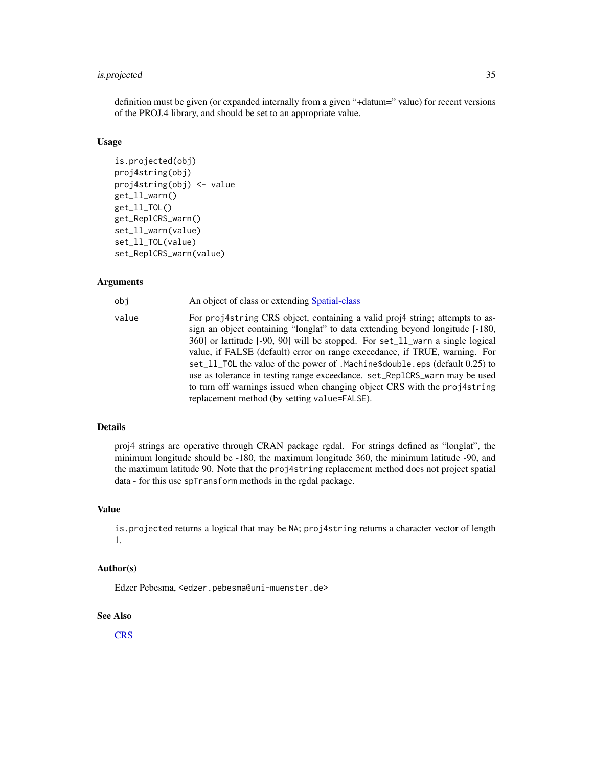definition must be given (or expanded internally from a given "+datum=" value) for recent versions of the PROJ.4 library, and should be set to an appropriate value.

### Usage

```
is.projected(obj)
proj4string(obj)
proj4string(obj) <- value
get_ll_warn()
get_ll_TOL()
get_ReplCRS_warn()
set_ll_warn(value)
set_ll_TOL(value)
set_ReplCRS_warn(value)
```

### Arguments

| | |
|---|---|
| `obj` | An object of class or extending Spatial-class |
| `value` | For `proj4string` CRS object, containing a valid proj4 string; attempts to assign an object containing "longlat" to data extending beyond longitude [-180, 360] or lattitude [-90, 90] will be stopped. For `set_ll_warn` a single logical value, if FALSE (default) error on range exceedance, if TRUE, warning. For `set_ll_TOL` the value of the power of `.Machine$double.eps` (default 0.25) to use as tolerance in testing range exceedance. `set_ReplCRS_warn` may be used to turn off warnings issued when changing object CRS with the `proj4string` replacement method (by setting `value=FALSE`). |

### Details

proj4 strings are operative through CRAN package rgdal. For strings defined as "longlat", the minimum longitude should be -180, the maximum longitude 360, the minimum latitude -90, and the maximum latitude 90. Note that the `proj4string` replacement method does not project spatial data - for this use `spTransform` methods in the rgdal package.

### Value

`is.projected` returns a logical that may be `NA`; `proj4string` returns a character vector of length 1.

### Author(s)

Edzer Pebesma, `<edzer.pebesma@uni-muenster.de>`

### See Also

CRS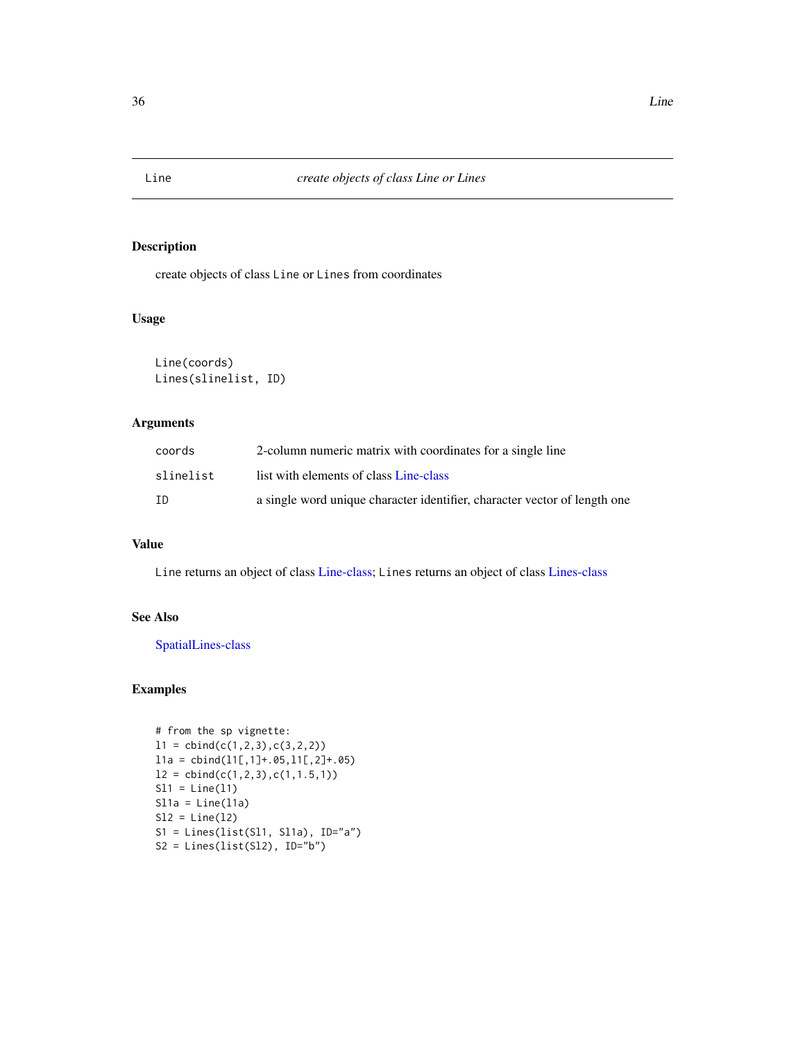# Line — create objects of class Line or Lines

## Description

create objects of class `Line` or `Lines` from coordinates

## Usage

```
Line(coords)
Lines(slinelist, ID)
```

## Arguments

| | |
|---|---|
| `coords` | 2-column numeric matrix with coordinates for a single line |
| `slinelist` | list with elements of class Line-class |
| `ID` | a single word unique character identifier, character vector of length one |

## Value

`Line` returns an object of class Line-class; `Lines` returns an object of class Lines-class

## See Also

SpatialLines-class

## Examples

```
# from the sp vignette:
l1 = cbind(c(1,2,3),c(3,2,2))
l1a = cbind(l1[,1]+.05,l1[,2]+.05)
l2 = cbind(c(1,2,3),c(1,1.5,1))
Sl1 = Line(l1)
Sl1a = Line(l1a)
Sl2 = Line(l2)
S1 = Lines(list(Sl1, Sl1a), ID="a")
S2 = Lines(list(Sl2), ID="b")
```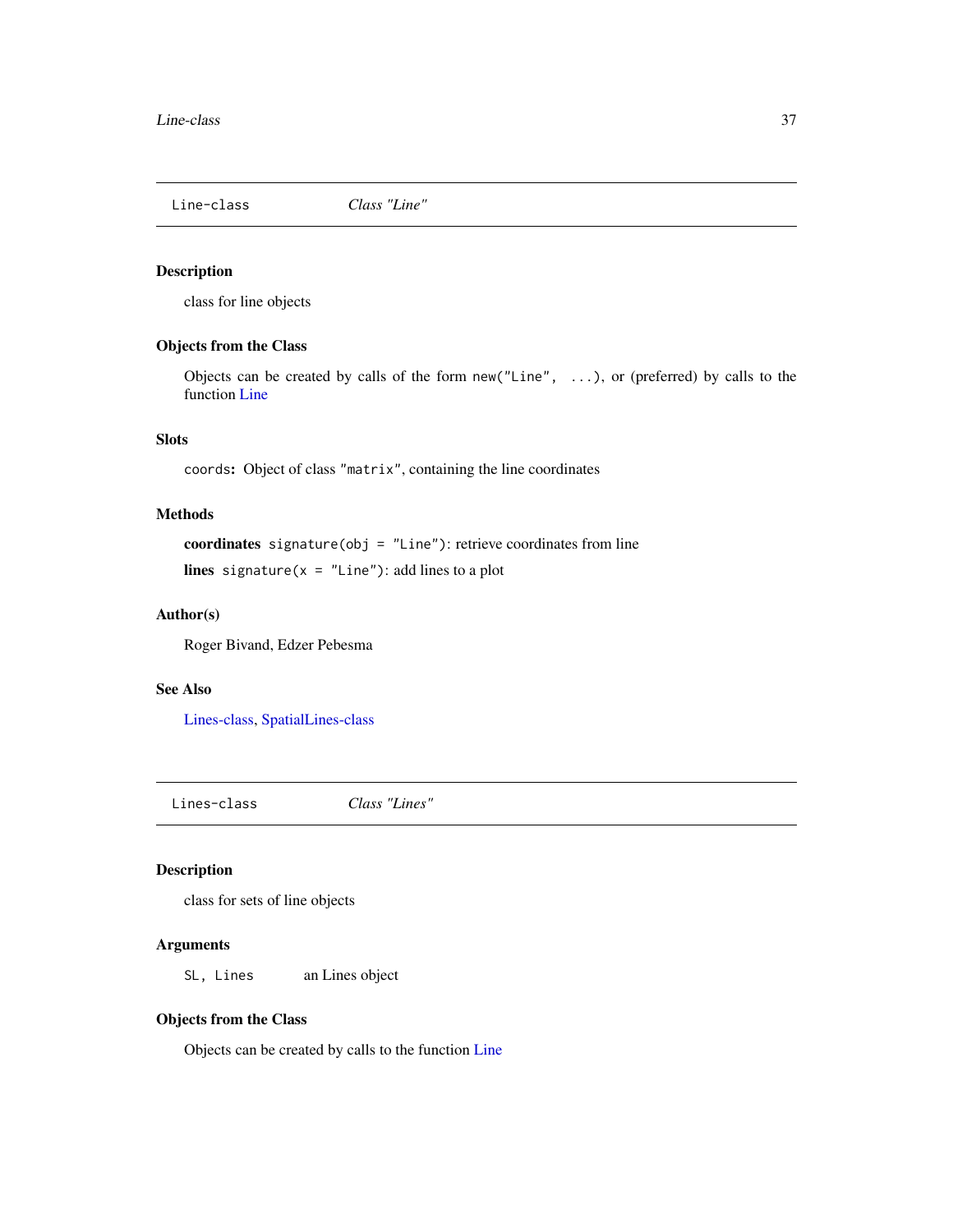## Line-class — *Class "Line"*

### Description

class for line objects

### Objects from the Class

Objects can be created by calls of the form `new("Line", ...)`, or (preferred) by calls to the function Line

### Slots

`coords`**:** Object of class `"matrix"`, containing the line coordinates

### Methods

**coordinates** `signature(obj = "Line")`: retrieve coordinates from line

**lines** `signature(x = "Line")`: add lines to a plot

### Author(s)

Roger Bivand, Edzer Pebesma

### See Also

Lines-class, SpatialLines-class

## Lines-class — *Class "Lines"*

### Description

class for sets of line objects

### Arguments

`SL, Lines` an Lines object

### Objects from the Class

Objects can be created by calls to the function Line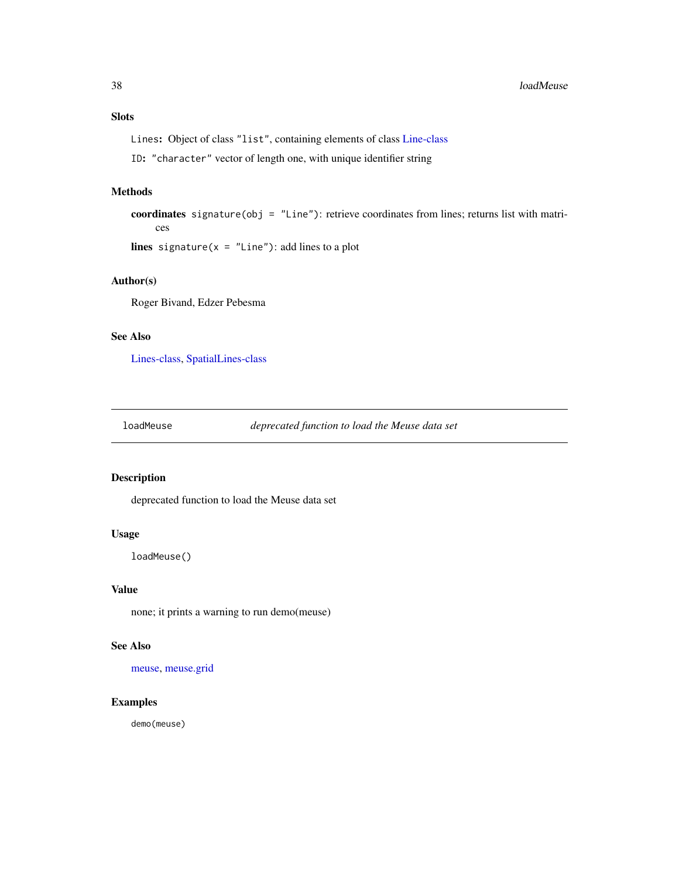### Slots

`Lines`: Object of class `"list"`, containing elements of class Line-class

`ID`: `"character"` vector of length one, with unique identifier string

### Methods

**coordinates** `signature(obj = "Line")`: retrieve coordinates from lines; returns list with matrices

**lines** `signature(x = "Line")`: add lines to a plot

### Author(s)

Roger Bivand, Edzer Pebesma

### See Also

Lines-class, SpatialLines-class

---

## loadMeuse — *deprecated function to load the Meuse data set*

---

### Description

deprecated function to load the Meuse data set

### Usage

```
loadMeuse()
```

### Value

none; it prints a warning to run demo(meuse)

### See Also

meuse, meuse.grid

### Examples

```
demo(meuse)
```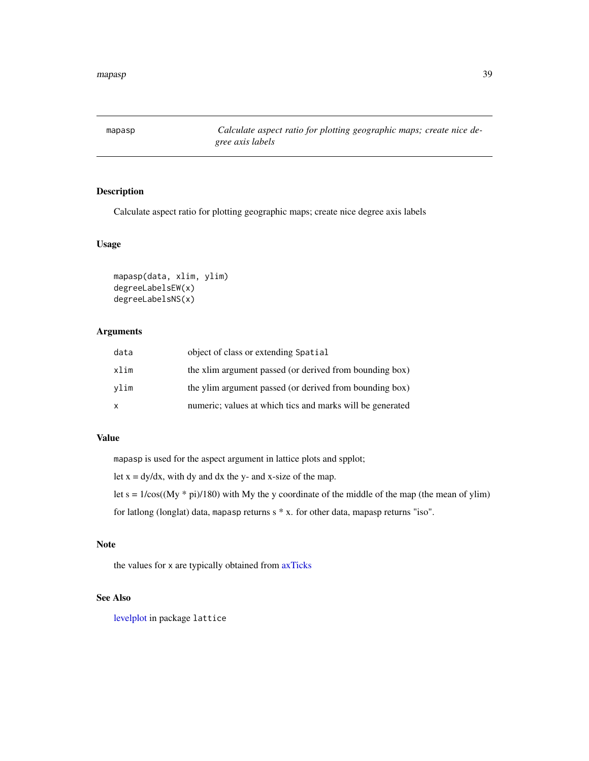# mapasp — Calculate aspect ratio for plotting geographic maps; create nice degree axis labels

## Description

Calculate aspect ratio for plotting geographic maps; create nice degree axis labels

## Usage

```
mapasp(data, xlim, ylim)
degreeLabelsEW(x)
degreeLabelsNS(x)
```

## Arguments

| | |
|---|---|
| data | object of class or extending `Spatial` |
| xlim | the xlim argument passed (or derived from bounding box) |
| ylim | the ylim argument passed (or derived from bounding box) |
| x | numeric; values at which tics and marks will be generated |

## Value

`mapasp` is used for the aspect argument in lattice plots and spplot;

let x = dy/dx, with dy and dx the y- and x-size of the map.

let s = 1/cos((My * pi)/180) with My the y coordinate of the middle of the map (the mean of ylim)

for latlong (longlat) data, `mapasp` returns s * x. for other data, mapasp returns "iso".

## Note

the values for `x` are typically obtained from axTicks

## See Also

levelplot in package `lattice`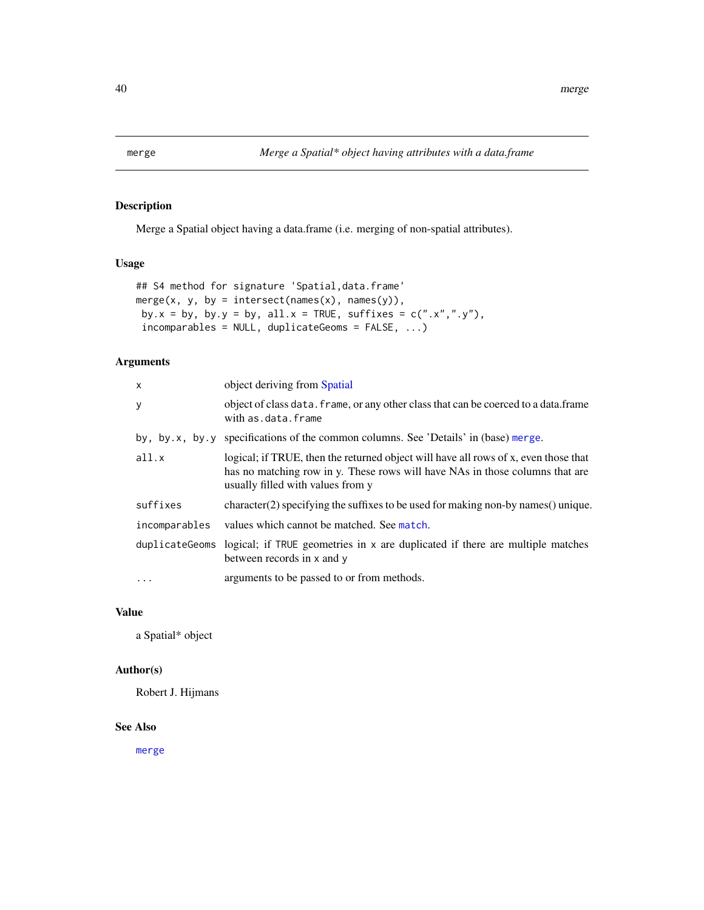# merge — *Merge a Spatial\* object having attributes with a data.frame*

## Description

Merge a Spatial object having a data.frame (i.e. merging of non-spatial attributes).

## Usage

```
## S4 method for signature 'Spatial,data.frame'
merge(x, y, by = intersect(names(x), names(y)),
 by.x = by, by.y = by, all.x = TRUE, suffixes = c(".x",".y"),
 incomparables = NULL, duplicateGeoms = FALSE, ...)
```

## Arguments

| Argument | Description |
|---|---|
| `x` | object deriving from Spatial |
| `y` | object of class `data.frame`, or any other class that can be coerced to a data.frame with `as.data.frame` |
| `by, by.x, by.y` | specifications of the common columns. See 'Details' in (base) `merge`. |
| `all.x` | logical; if TRUE, then the returned object will have all rows of x, even those that has no matching row in y. These rows will have NAs in those columns that are usually filled with values from y |
| `suffixes` | character(2) specifying the suffixes to be used for making non-by names() unique. |
| `incomparables` | values which cannot be matched. See `match`. |
| `duplicateGeoms` | logical; if `TRUE` geometries in `x` are duplicated if there are multiple matches between records in `x` and `y` |
| `...` | arguments to be passed to or from methods. |

## Value

a Spatial* object

## Author(s)

Robert J. Hijmans

## See Also

`merge`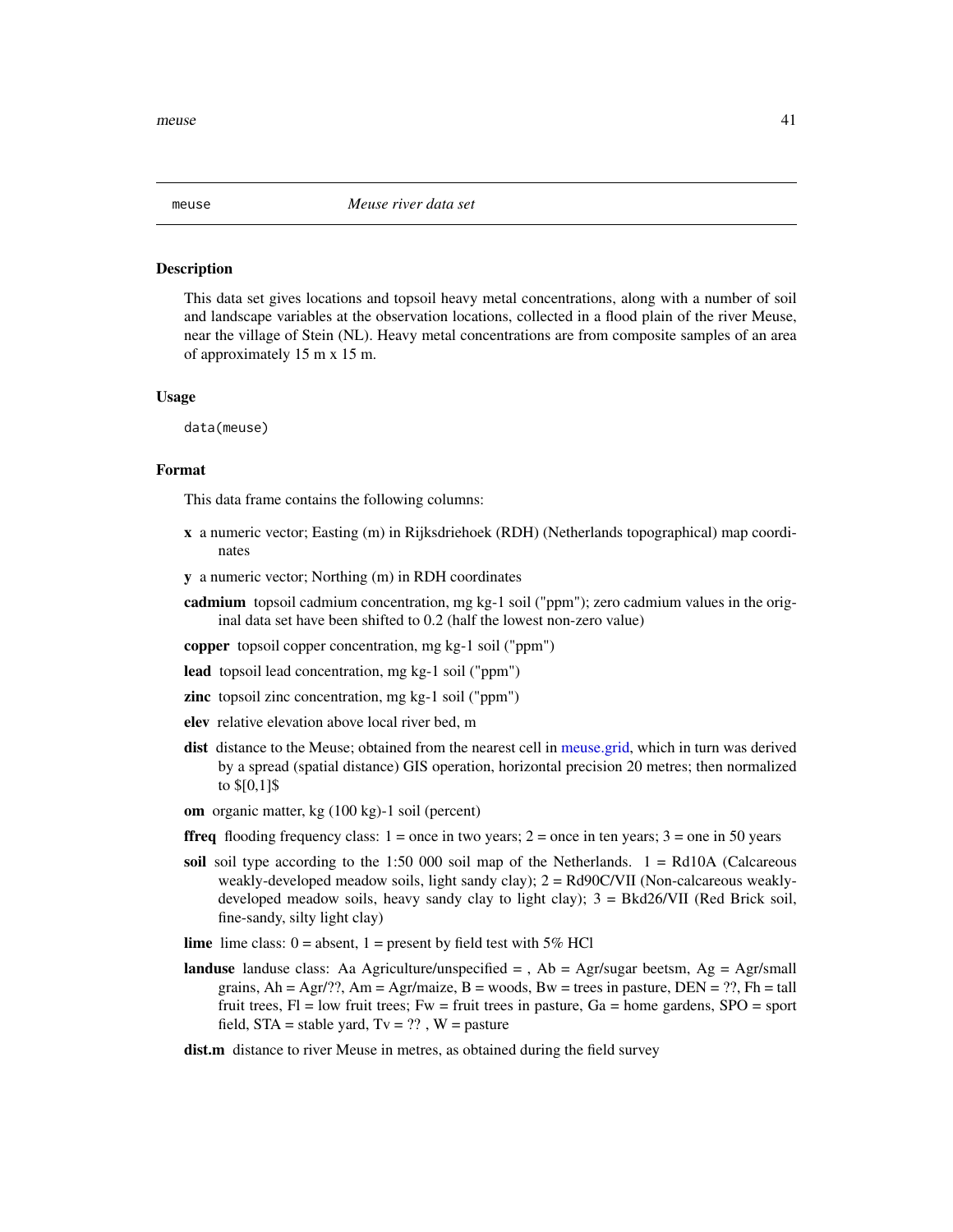## mese

*Meuse river data set*

### Description

This data set gives locations and topsoil heavy metal concentrations, along with a number of soil and landscape variables at the observation locations, collected in a flood plain of the river Meuse, near the village of Stein (NL). Heavy metal concentrations are from composite samples of an area of approximately 15 m x 15 m.

### Usage

```
data(meuse)
```

### Format

This data frame contains the following columns:

**x** a numeric vector; Easting (m) in Rijksdriehoek (RDH) (Netherlands topographical) map coordinates

**y** a numeric vector; Northing (m) in RDH coordinates

**cadmium** topsoil cadmium concentration, mg kg-1 soil ("ppm"); zero cadmium values in the original data set have been shifted to 0.2 (half the lowest non-zero value)

**copper** topsoil copper concentration, mg kg-1 soil ("ppm")

**lead** topsoil lead concentration, mg kg-1 soil ("ppm")

**zinc** topsoil zinc concentration, mg kg-1 soil ("ppm")

**elev** relative elevation above local river bed, m

**dist** distance to the Meuse; obtained from the nearest cell in meuse.grid, which in turn was derived by a spread (spatial distance) GIS operation, horizontal precision 20 metres; then normalized to $[0,1]$

**om** organic matter, kg (100 kg)-1 soil (percent)

**ffreq** flooding frequency class: 1 = once in two years; 2 = once in ten years; 3 = one in 50 years

**soil** soil type according to the 1:50 000 soil map of the Netherlands. 1 = Rd10A (Calcareous weakly-developed meadow soils, light sandy clay); 2 = Rd90C/VII (Non-calcareous weakly-developed meadow soils, heavy sandy clay to light clay); 3 = Bkd26/VII (Red Brick soil, fine-sandy, silty light clay)

**lime** lime class: 0 = absent, 1 = present by field test with 5% HCl

**landuse** landuse class: Aa Agriculture/unspecified = , Ab = Agr/sugar beetsm, Ag = Agr/small grains, Ah = Agr/??, Am = Agr/maize, B = woods, Bw = trees in pasture, DEN = ??, Fh = tall fruit trees, Fl = low fruit trees; Fw = fruit trees in pasture, Ga = home gardens, SPO = sport field, STA = stable yard, Tv = ?? , W = pasture

**dist.m** distance to river Meuse in metres, as obtained during the field survey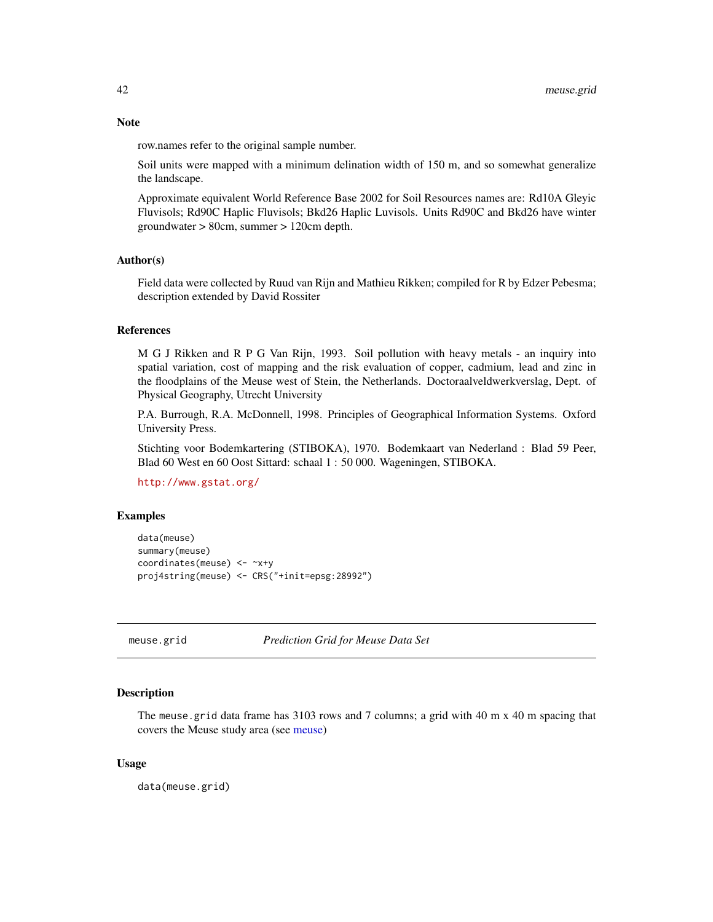### Note

row.names refer to the original sample number.

Soil units were mapped with a minimum delination width of 150 m, and so somewhat generalize the landscape.

Approximate equivalent World Reference Base 2002 for Soil Resources names are: Rd10A Gleyic Fluvisols; Rd90C Haplic Fluvisols; Bkd26 Haplic Luvisols. Units Rd90C and Bkd26 have winter groundwater > 80cm, summer > 120cm depth.

### Author(s)

Field data were collected by Ruud van Rijn and Mathieu Rikken; compiled for R by Edzer Pebesma; description extended by David Rossiter

### References

M G J Rikken and R P G Van Rijn, 1993. Soil pollution with heavy metals - an inquiry into spatial variation, cost of mapping and the risk evaluation of copper, cadmium, lead and zinc in the floodplains of the Meuse west of Stein, the Netherlands. Doctoraalveldwerkverslag, Dept. of Physical Geography, Utrecht University

P.A. Burrough, R.A. McDonnell, 1998. Principles of Geographical Information Systems. Oxford University Press.

Stichting voor Bodemkartering (STIBOKA), 1970. Bodemkaart van Nederland : Blad 59 Peer, Blad 60 West en 60 Oost Sittard: schaal 1 : 50 000. Wageningen, STIBOKA.

http://www.gstat.org/

### Examples

```
data(meuse)
summary(meuse)
coordinates(meuse) <- ~x+y
proj4string(meuse) <- CRS("+init=epsg:28992")
```

---

## meuse.grid — *Prediction Grid for Meuse Data Set*

### Description

The `meuse.grid` data frame has 3103 rows and 7 columns; a grid with 40 m x 40 m spacing that covers the Meuse study area (see meuse)

### Usage

```
data(meuse.grid)
```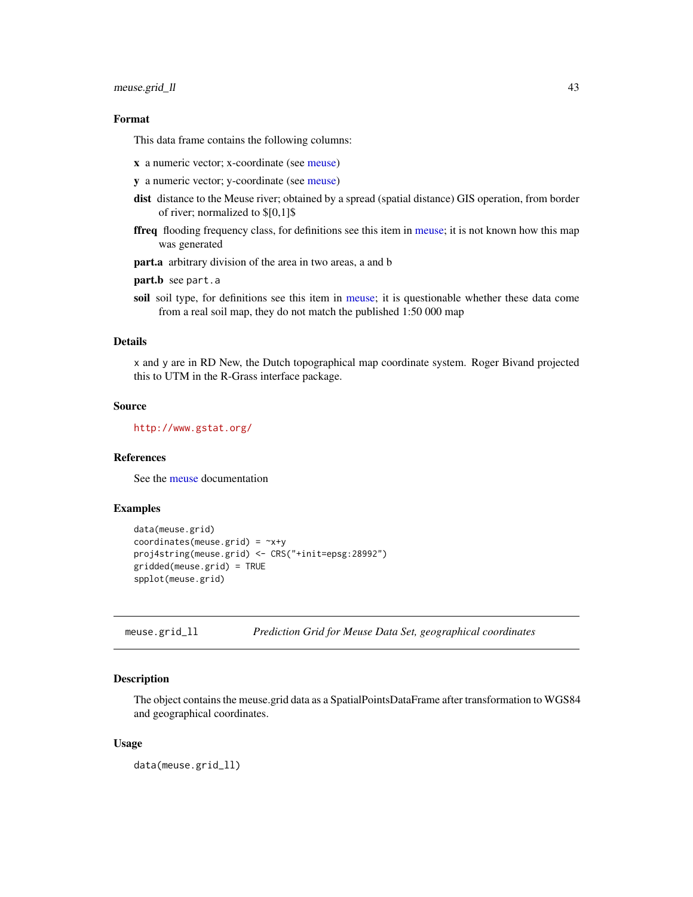### Format

This data frame contains the following columns:

**x** a numeric vector; x-coordinate (see meuse)

**y** a numeric vector; y-coordinate (see meuse)

**dist** distance to the Meuse river; obtained by a spread (spatial distance) GIS operation, from border of river; normalized to $[0,1]$

**ffreq** flooding frequency class, for definitions see this item in meuse; it is not known how this map was generated

**part.a** arbitrary division of the area in two areas, a and b

**part.b** see `part.a`

**soil** soil type, for definitions see this item in meuse; it is questionable whether these data come from a real soil map, they do not match the published 1:50 000 map

### Details

`x` and `y` are in RD New, the Dutch topographical map coordinate system. Roger Bivand projected this to UTM in the R-Grass interface package.

### Source

http://www.gstat.org/

### References

See the meuse documentation

### Examples

```
data(meuse.grid)
coordinates(meuse.grid) = ~x+y
proj4string(meuse.grid) <- CRS("+init=epsg:28992")
gridded(meuse.grid) = TRUE
spplot(meuse.grid)
```

---

## meuse.grid_ll *Prediction Grid for Meuse Data Set, geographical coordinates*

### Description

The object contains the meuse.grid data as a SpatialPointsDataFrame after transformation to WGS84 and geographical coordinates.

### Usage

```
data(meuse.grid_ll)
```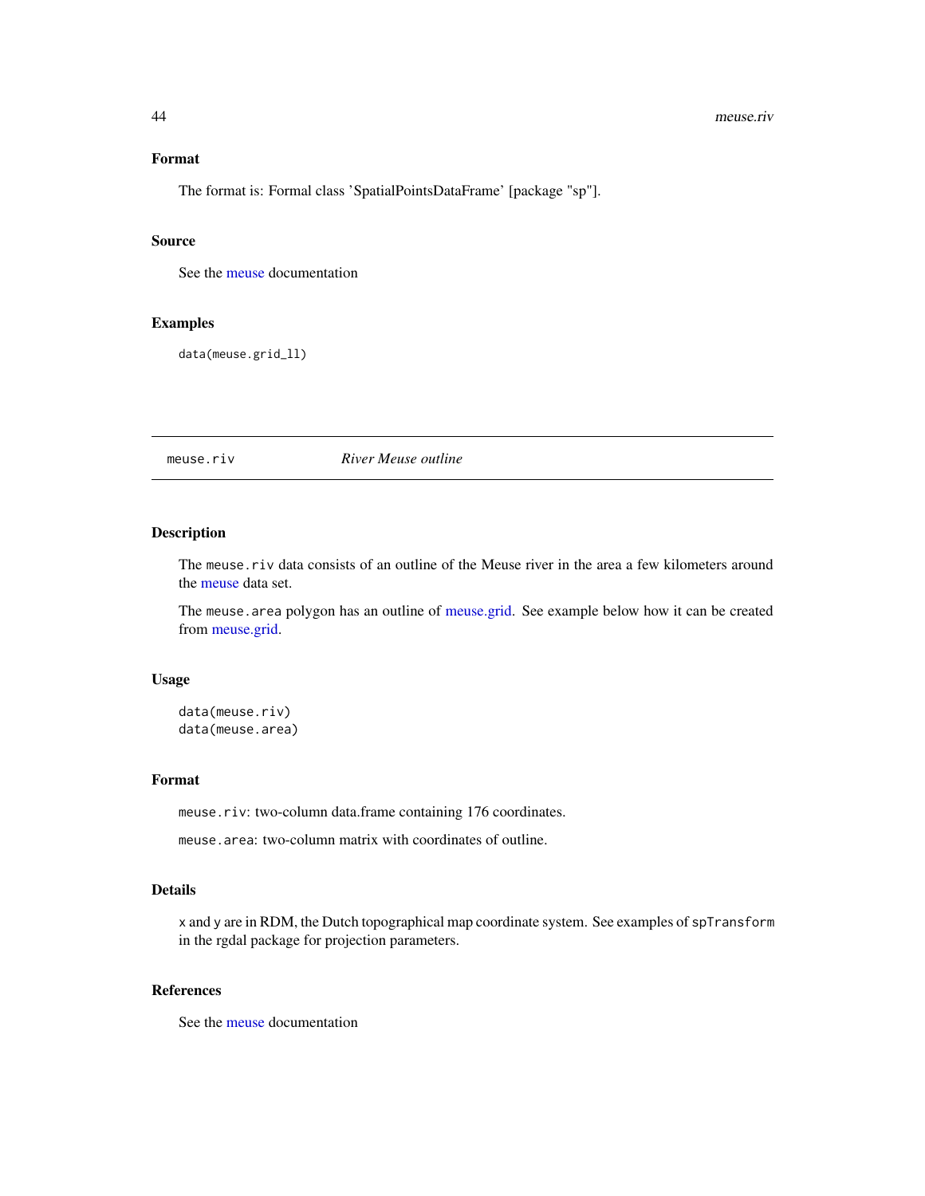### Format

The format is: Formal class 'SpatialPointsDataFrame' [package "sp"].

### Source

See the meuse documentation

### Examples

```
data(meuse.grid_ll)
```

---

## meuse.riv — *River Meuse outline*

---

### Description

The `meuse.riv` data consists of an outline of the Meuse river in the area a few kilometers around the meuse data set.

The `meuse.area` polygon has an outline of meuse.grid. See example below how it can be created from meuse.grid.

### Usage

```
data(meuse.riv)
data(meuse.area)
```

### Format

`meuse.riv`: two-column data.frame containing 176 coordinates.

`meuse.area`: two-column matrix with coordinates of outline.

### Details

`x` and `y` are in RDM, the Dutch topographical map coordinate system. See examples of `spTransform` in the rgdal package for projection parameters.

### References

See the meuse documentation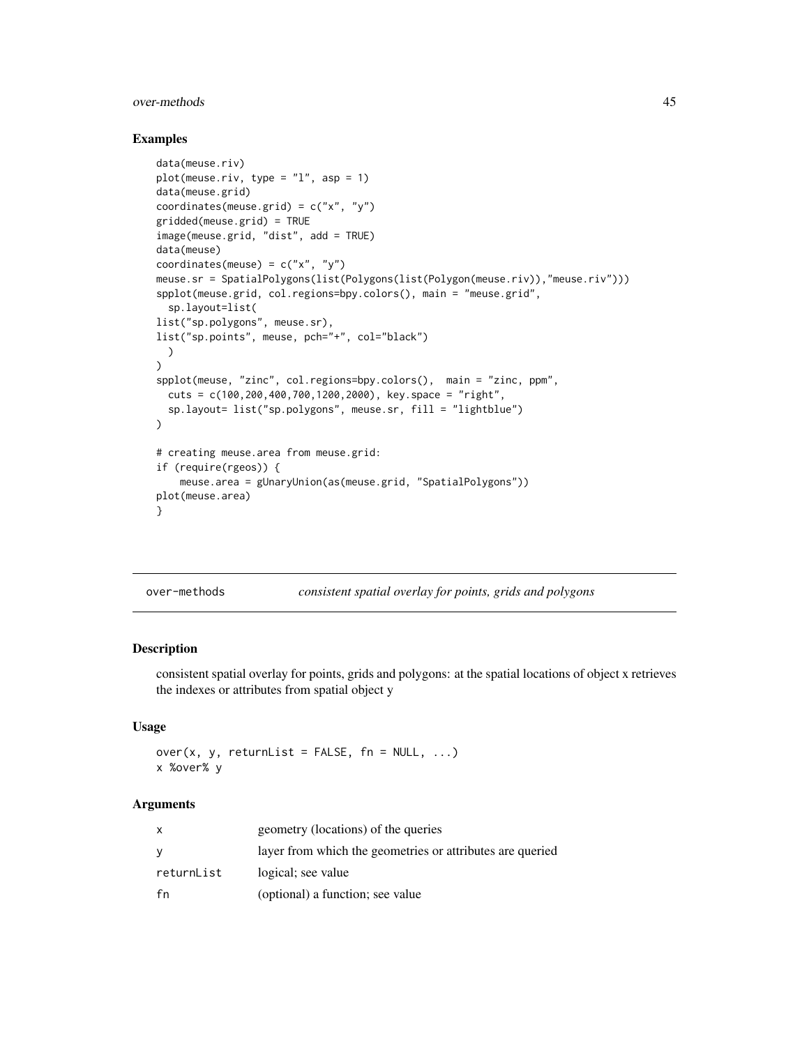## Examples

```
data(meuse.riv)
plot(meuse.riv, type = "l", asp = 1)
data(meuse.grid)
coordinates(meuse.grid) = c("x", "y")
gridded(meuse.grid) = TRUE
image(meuse.grid, "dist", add = TRUE)
data(meuse)
coordinates(meuse) = c("x", "y")
meuse.sr = SpatialPolygons(list(Polygons(list(Polygon(meuse.riv)),"meuse.riv")))
spplot(meuse.grid, col.regions=bpy.colors(), main = "meuse.grid",
  sp.layout=list(
list("sp.polygons", meuse.sr),
list("sp.points", meuse, pch="+", col="black")
  )
)
spplot(meuse, "zinc", col.regions=bpy.colors(),  main = "zinc, ppm",
  cuts = c(100,200,400,700,1200,2000), key.space = "right",
  sp.layout= list("sp.polygons", meuse.sr, fill = "lightblue")
)

# creating meuse.area from meuse.grid:
if (require(rgeos)) {
    meuse.area = gUnaryUnion(as(meuse.grid, "SpatialPolygons"))
plot(meuse.area)
}
```

---

# over-methods — *consistent spatial overlay for points, grids and polygons*

---

## Description

consistent spatial overlay for points, grids and polygons: at the spatial locations of object x retrieves the indexes or attributes from spatial object y

## Usage

```
over(x, y, returnList = FALSE, fn = NULL, ...)
x %over% y
```

## Arguments

| | |
|---|---|
| x | geometry (locations) of the queries |
| y | layer from which the geometries or attributes are queried |
| returnList | logical; see value |
| fn | (optional) a function; see value |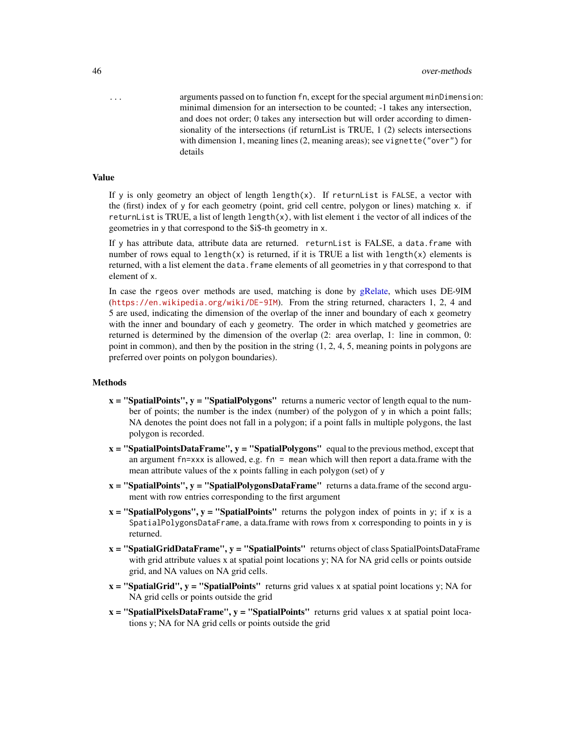... arguments passed on to function fn, except for the special argument minDimension: minimal dimension for an intersection to be counted; -1 takes any intersection, and does not order; 0 takes any intersection but will order according to dimensionality of the intersections (if returnList is TRUE, 1 (2) selects intersections with dimension 1, meaning lines (2, meaning areas); see vignette("over") for details

### Value

If y is only geometry an object of length length(x). If returnList is FALSE, a vector with the (first) index of y for each geometry (point, grid cell centre, polygon or lines) matching x. if returnList is TRUE, a list of length length(x), with list element i the vector of all indices of the geometries in y that correspond to the $i$-th geometry in x.

If y has attribute data, attribute data are returned. returnList is FALSE, a data.frame with number of rows equal to length(x) is returned, if it is TRUE a list with length(x) elements is returned, with a list element the data.frame elements of all geometries in y that correspond to that element of x.

In case the rgeos over methods are used, matching is done by gRelate, which uses DE-9IM (https://en.wikipedia.org/wiki/DE-9IM). From the string returned, characters 1, 2, 4 and 5 are used, indicating the dimension of the overlap of the inner and boundary of each x geometry with the inner and boundary of each y geometry. The order in which matched y geometries are returned is determined by the dimension of the overlap (2: area overlap, 1: line in common, 0: point in common), and then by the position in the string (1, 2, 4, 5, meaning points in polygons are preferred over points on polygon boundaries).

### Methods

**x = "SpatialPoints", y = "SpatialPolygons"** returns a numeric vector of length equal to the number of points; the number is the index (number) of the polygon of y in which a point falls; NA denotes the point does not fall in a polygon; if a point falls in multiple polygons, the last polygon is recorded.

**x = "SpatialPointsDataFrame", y = "SpatialPolygons"** equal to the previous method, except that an argument fn=xxx is allowed, e.g. fn = mean which will then report a data.frame with the mean attribute values of the x points falling in each polygon (set) of y

**x = "SpatialPoints", y = "SpatialPolygonsDataFrame"** returns a data.frame of the second argument with row entries corresponding to the first argument

**x = "SpatialPolygons", y = "SpatialPoints"** returns the polygon index of points in y; if x is a SpatialPolygonsDataFrame, a data.frame with rows from x corresponding to points in y is returned.

**x = "SpatialGridDataFrame", y = "SpatialPoints"** returns object of class SpatialPointsDataFrame with grid attribute values x at spatial point locations y; NA for NA grid cells or points outside grid, and NA values on NA grid cells.

**x = "SpatialGrid", y = "SpatialPoints"** returns grid values x at spatial point locations y; NA for NA grid cells or points outside the grid

**x = "SpatialPixelsDataFrame", y = "SpatialPoints"** returns grid values x at spatial point locations y; NA for NA grid cells or points outside the grid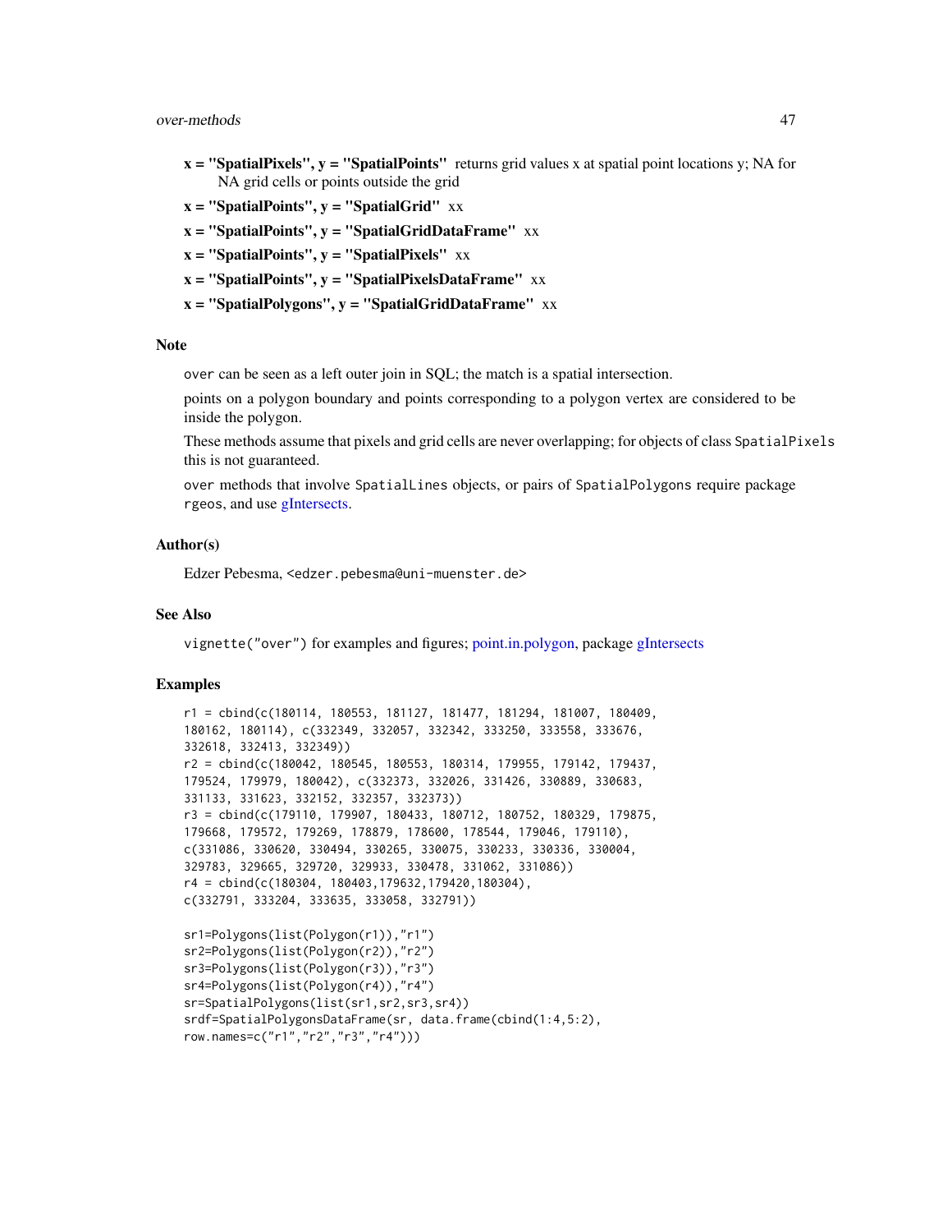**x = "SpatialPixels", y = "SpatialPoints"** returns grid values x at spatial point locations y; NA for NA grid cells or points outside the grid

**x = "SpatialPoints", y = "SpatialGrid"** xx

**x = "SpatialPoints", y = "SpatialGridDataFrame"** xx

**x = "SpatialPoints", y = "SpatialPixels"** xx

**x = "SpatialPoints", y = "SpatialPixelsDataFrame"** xx

**x = "SpatialPolygons", y = "SpatialGridDataFrame"** xx

### Note

over can be seen as a left outer join in SQL; the match is a spatial intersection.

points on a polygon boundary and points corresponding to a polygon vertex are considered to be inside the polygon.

These methods assume that pixels and grid cells are never overlapping; for objects of class SpatialPixels this is not guaranteed.

over methods that involve SpatialLines objects, or pairs of SpatialPolygons require package rgeos, and use gIntersects.

### Author(s)

Edzer Pebesma, <edzer.pebesma@uni-muenster.de>

### See Also

vignette("over") for examples and figures; point.in.polygon, package gIntersects

### Examples

```
r1 = cbind(c(180114, 180553, 181127, 181477, 181294, 181007, 180409,
180162, 180114), c(332349, 332057, 332342, 333250, 333558, 333676,
332618, 332413, 332349))
r2 = cbind(c(180042, 180545, 180553, 180314, 179955, 179142, 179437,
179524, 179979, 180042), c(332373, 332026, 331426, 330889, 330683,
331133, 331623, 332152, 332357, 332373))
r3 = cbind(c(179110, 179907, 180433, 180712, 180752, 180329, 179875,
179668, 179572, 179269, 178879, 178600, 178544, 179046, 179110),
c(331086, 330620, 330494, 330265, 330075, 330233, 330336, 330004,
329783, 329665, 329720, 329933, 330478, 331062, 331086))
r4 = cbind(c(180304, 180403,179632,179420,180304),
c(332791, 333204, 333635, 333058, 332791))

sr1=Polygons(list(Polygon(r1)),"r1")
sr2=Polygons(list(Polygon(r2)),"r2")
sr3=Polygons(list(Polygon(r3)),"r3")
sr4=Polygons(list(Polygon(r4)),"r4")
sr=SpatialPolygons(list(sr1,sr2,sr3,sr4))
srdf=SpatialPolygonsDataFrame(sr, data.frame(cbind(1:4,5:2),
row.names=c("r1","r2","r3","r4")))
```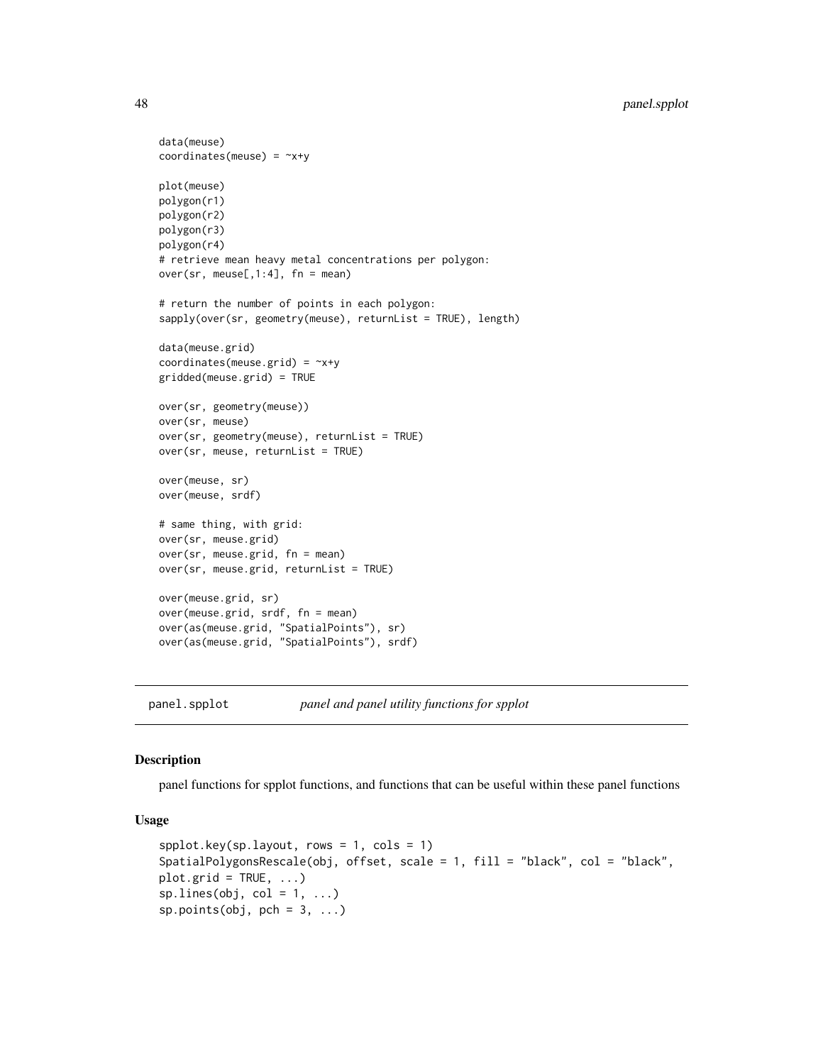```
data(meuse)
coordinates(meuse) = ~x+y

plot(meuse)
polygon(r1)
polygon(r2)
polygon(r3)
polygon(r4)
# retrieve mean heavy metal concentrations per polygon:
over(sr, meuse[,1:4], fn = mean)

# return the number of points in each polygon:
sapply(over(sr, geometry(meuse), returnList = TRUE), length)

data(meuse.grid)
coordinates(meuse.grid) = ~x+y
gridded(meuse.grid) = TRUE

over(sr, geometry(meuse))
over(sr, meuse)
over(sr, geometry(meuse), returnList = TRUE)
over(sr, meuse, returnList = TRUE)

over(meuse, sr)
over(meuse, srdf)

# same thing, with grid:
over(sr, meuse.grid)
over(sr, meuse.grid, fn = mean)
over(sr, meuse.grid, returnList = TRUE)

over(meuse.grid, sr)
over(meuse.grid, srdf, fn = mean)
over(as(meuse.grid, "SpatialPoints"), sr)
over(as(meuse.grid, "SpatialPoints"), srdf)
```

---

## `panel.spplot` *panel and panel utility functions for spplot*

---

### Description

panel functions for spplot functions, and functions that can be useful within these panel functions

### Usage

```
spplot.key(sp.layout, rows = 1, cols = 1)
SpatialPolygonsRescale(obj, offset, scale = 1, fill = "black", col = "black",
plot.grid = TRUE, ...)
sp.lines(obj, col = 1, ...)
sp.points(obj, pch = 3, ...)
```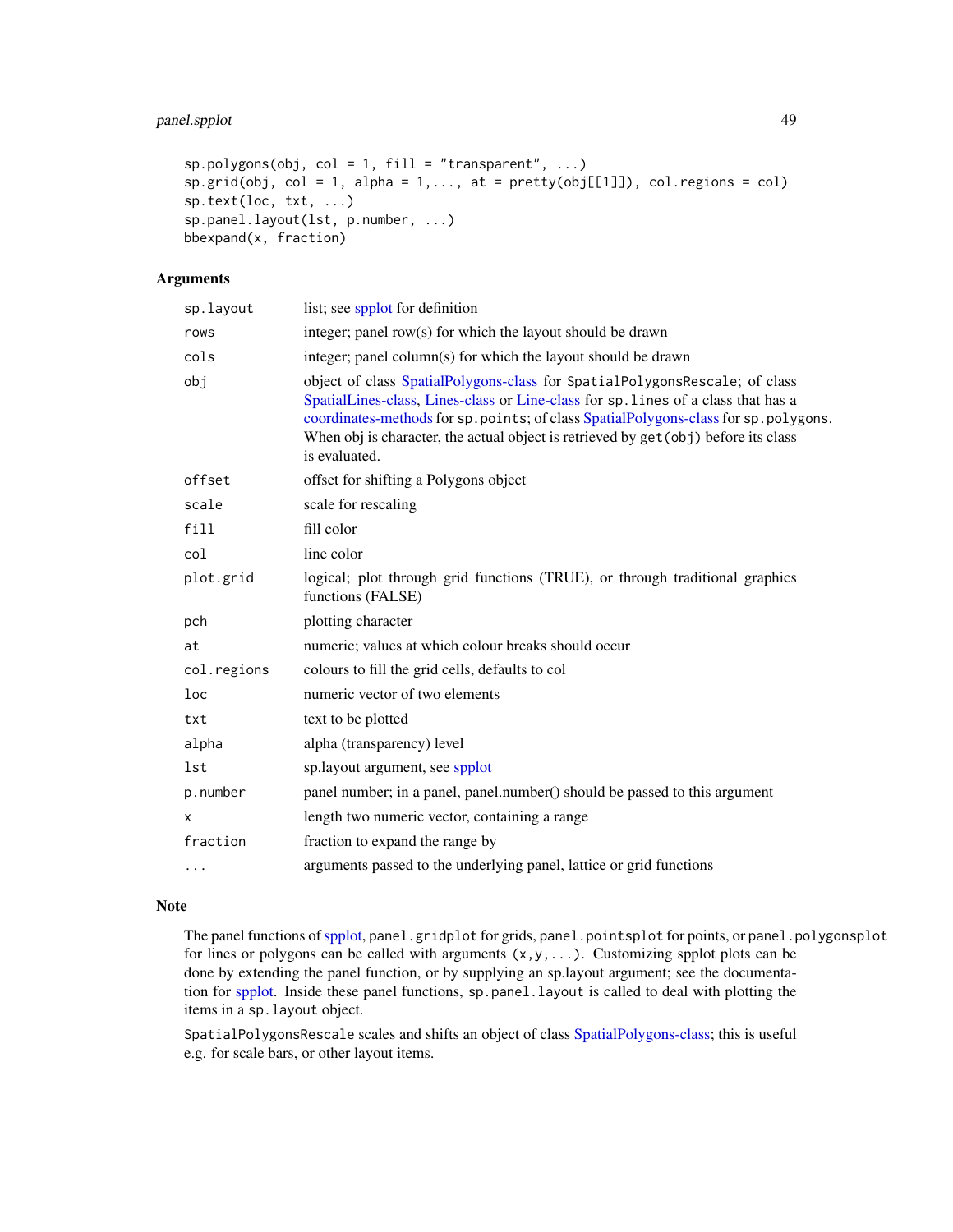```
sp.polygons(obj, col = 1, fill = "transparent", ...)
sp.grid(obj, col = 1, alpha = 1,..., at = pretty(obj[[1]]), col.regions = col)
sp.text(loc, txt, ...)
sp.panel.layout(lst, p.number, ...)
bbexpand(x, fraction)
```

## Arguments

| | |
|---|---|
| `sp.layout` | list; see spplot for definition |
| `rows` | integer; panel row(s) for which the layout should be drawn |
| `cols` | integer; panel column(s) for which the layout should be drawn |
| `obj` | object of class SpatialPolygons-class for `SpatialPolygonsRescale`; of class SpatialLines-class, Lines-class or Line-class for `sp.lines` of a class that has a coordinates-methods for `sp.points`; of class SpatialPolygons-class for `sp.polygons`. When obj is character, the actual object is retrieved by `get(obj)` before its class is evaluated. |
| `offset` | offset for shifting a Polygons object |
| `scale` | scale for rescaling |
| `fill` | fill color |
| `col` | line color |
| `plot.grid` | logical; plot through grid functions (TRUE), or through traditional graphics functions (FALSE) |
| `pch` | plotting character |
| `at` | numeric; values at which colour breaks should occur |
| `col.regions` | colours to fill the grid cells, defaults to col |
| `loc` | numeric vector of two elements |
| `txt` | text to be plotted |
| `alpha` | alpha (transparency) level |
| `lst` | sp.layout argument, see spplot |
| `p.number` | panel number; in a panel, panel.number() should be passed to this argument |
| `x` | length two numeric vector, containing a range |
| `fraction` | fraction to expand the range by |
| `...` | arguments passed to the underlying panel, lattice or grid functions |

## Note

The panel functions of spplot, `panel.gridplot` for grids, `panel.pointsplot` for points, or `panel.polygonsplot` for lines or polygons can be called with arguments `(x,y,...)`. Customizing spplot plots can be done by extending the panel function, or by supplying an sp.layout argument; see the documentation for spplot. Inside these panel functions, `sp.panel.layout` is called to deal with plotting the items in a `sp.layout` object.

`SpatialPolygonsRescale` scales and shifts an object of class SpatialPolygons-class; this is useful e.g. for scale bars, or other layout items.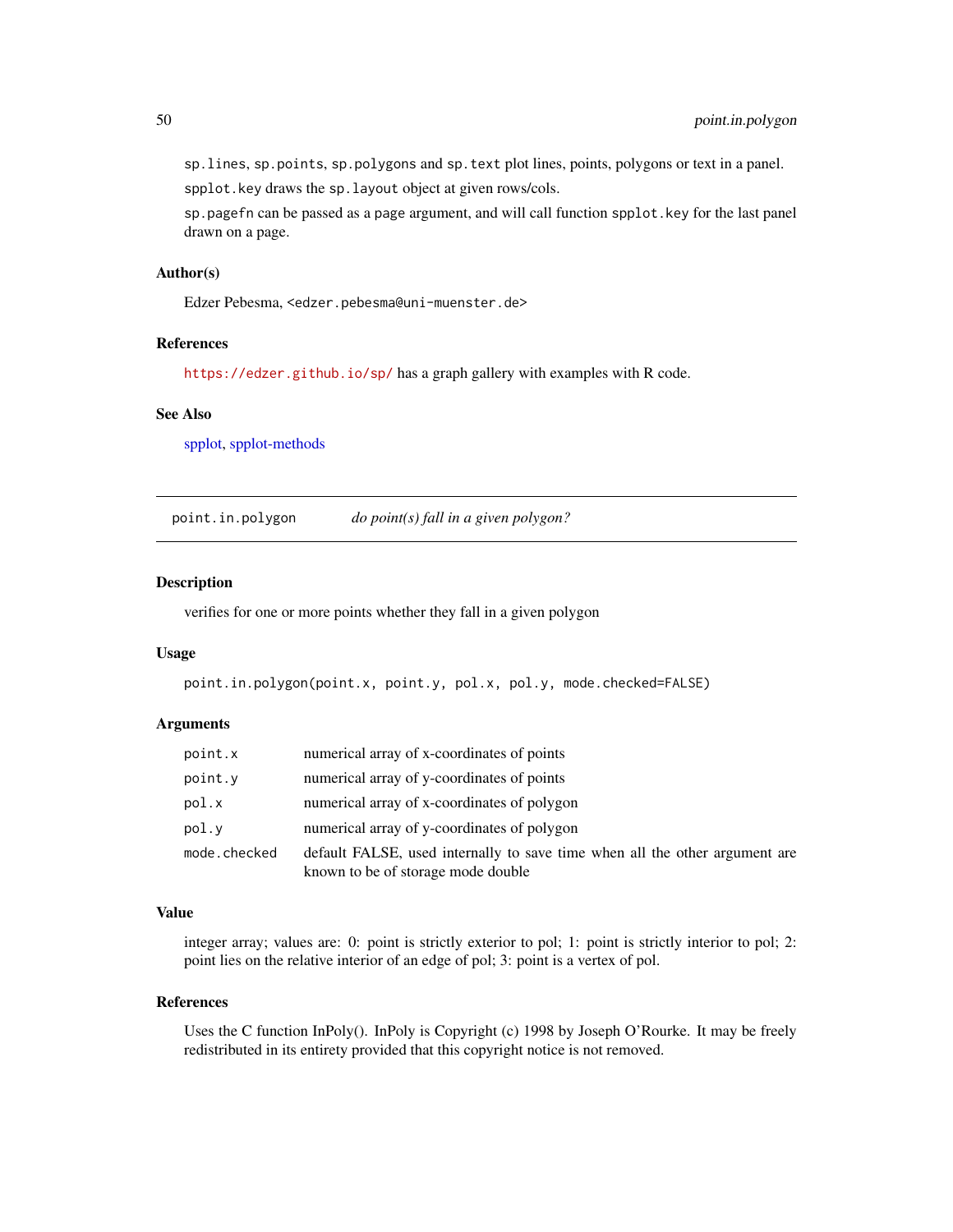sp.lines, sp.points, sp.polygons and sp.text plot lines, points, polygons or text in a panel.

spplot.key draws the sp.layout object at given rows/cols.

sp.pagefn can be passed as a page argument, and will call function spplot.key for the last panel drawn on a page.

### Author(s)

Edzer Pebesma, <edzer.pebesma@uni-muenster.de>

### References

https://edzer.github.io/sp/ has a graph gallery with examples with R code.

### See Also

spplot, spplot-methods

---

## point.in.polygon *do point(s) fall in a given polygon?*

### Description

verifies for one or more points whether they fall in a given polygon

### Usage

```
point.in.polygon(point.x, point.y, pol.x, pol.y, mode.checked=FALSE)
```

### Arguments

| | |
|---|---|
| point.x | numerical array of x-coordinates of points |
| point.y | numerical array of y-coordinates of points |
| pol.x | numerical array of x-coordinates of polygon |
| pol.y | numerical array of y-coordinates of polygon |
| mode.checked | default FALSE, used internally to save time when all the other argument are known to be of storage mode double |

### Value

integer array; values are: 0: point is strictly exterior to pol; 1: point is strictly interior to pol; 2: point lies on the relative interior of an edge of pol; 3: point is a vertex of pol.

### References

Uses the C function InPoly(). InPoly is Copyright (c) 1998 by Joseph O'Rourke. It may be freely redistributed in its entirety provided that this copyright notice is not removed.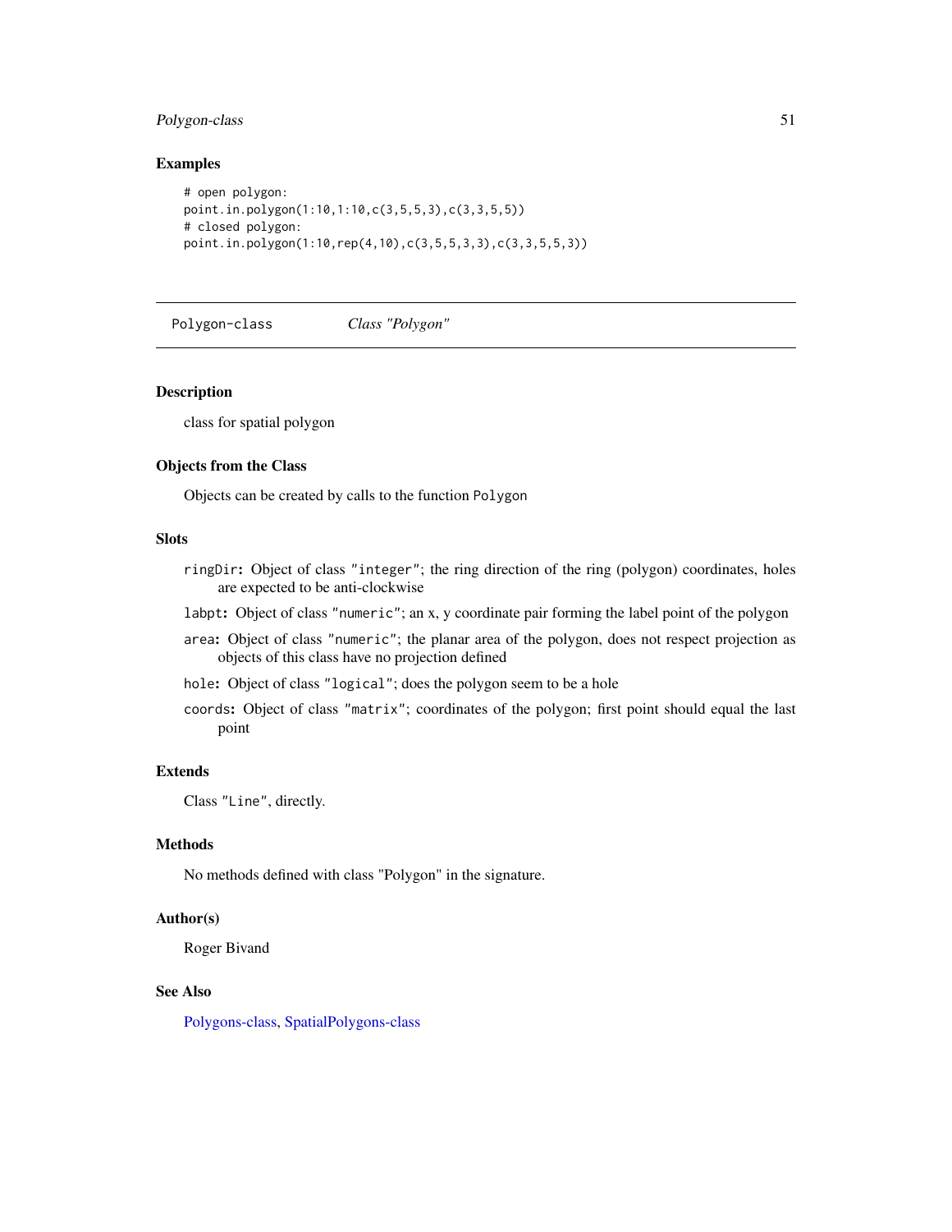## Examples

```
# open polygon:
point.in.polygon(1:10,1:10,c(3,5,5,3),c(3,3,5,5))
# closed polygon:
point.in.polygon(1:10,rep(4,10),c(3,5,5,3,3),c(3,3,5,5,3))
```

---

# Polygon-class *Class "Polygon"*

---

## Description

class for spatial polygon

## Objects from the Class

Objects can be created by calls to the function `Polygon`

## Slots

- `ringDir`**:** Object of class `"integer"`; the ring direction of the ring (polygon) coordinates, holes are expected to be anti-clockwise
- `labpt`**:** Object of class `"numeric"`; an x, y coordinate pair forming the label point of the polygon
- `area`**:** Object of class `"numeric"`; the planar area of the polygon, does not respect projection as objects of this class have no projection defined
- `hole`**:** Object of class `"logical"`; does the polygon seem to be a hole
- `coords`**:** Object of class `"matrix"`; coordinates of the polygon; first point should equal the last point

## Extends

Class `"Line"`, directly.

## Methods

No methods defined with class "Polygon" in the signature.

## Author(s)

Roger Bivand

## See Also

Polygons-class, SpatialPolygons-class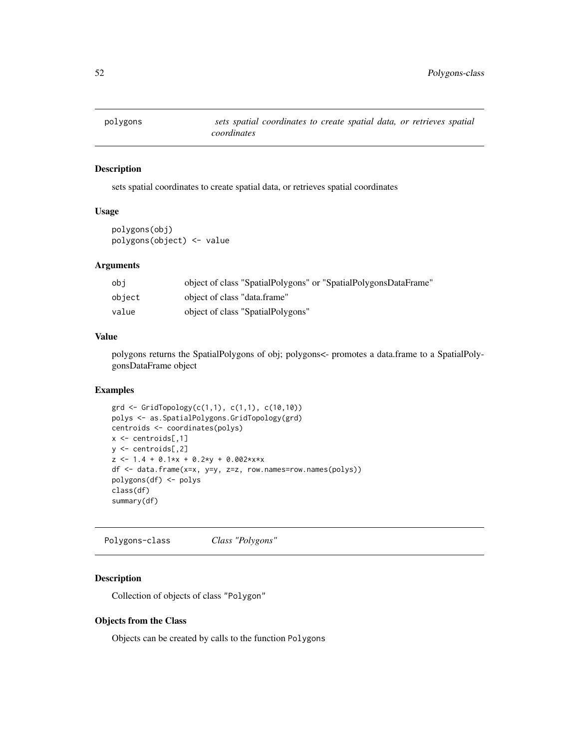## polygons — *sets spatial coordinates to create spatial data, or retrieves spatial coordinates*

### Description

sets spatial coordinates to create spatial data, or retrieves spatial coordinates

### Usage

```
polygons(obj)
polygons(object) <- value
```

### Arguments

| | |
|---|---|
| obj | object of class "SpatialPolygons" or "SpatialPolygonsDataFrame" |
| object | object of class "data.frame" |
| value | object of class "SpatialPolygons" |

### Value

polygons returns the SpatialPolygons of obj; polygons<- promotes a data.frame to a SpatialPolygonsDataFrame object

### Examples

```
grd <- GridTopology(c(1,1), c(1,1), c(10,10))
polys <- as.SpatialPolygons.GridTopology(grd)
centroids <- coordinates(polys)
x <- centroids[,1]
y <- centroids[,2]
z <- 1.4 + 0.1*x + 0.2*y + 0.002*x*x
df <- data.frame(x=x, y=y, z=z, row.names=row.names(polys))
polygons(df) <- polys
class(df)
summary(df)
```

## Polygons-class — *Class "Polygons"*

### Description

Collection of objects of class "Polygon"

### Objects from the Class

Objects can be created by calls to the function Polygons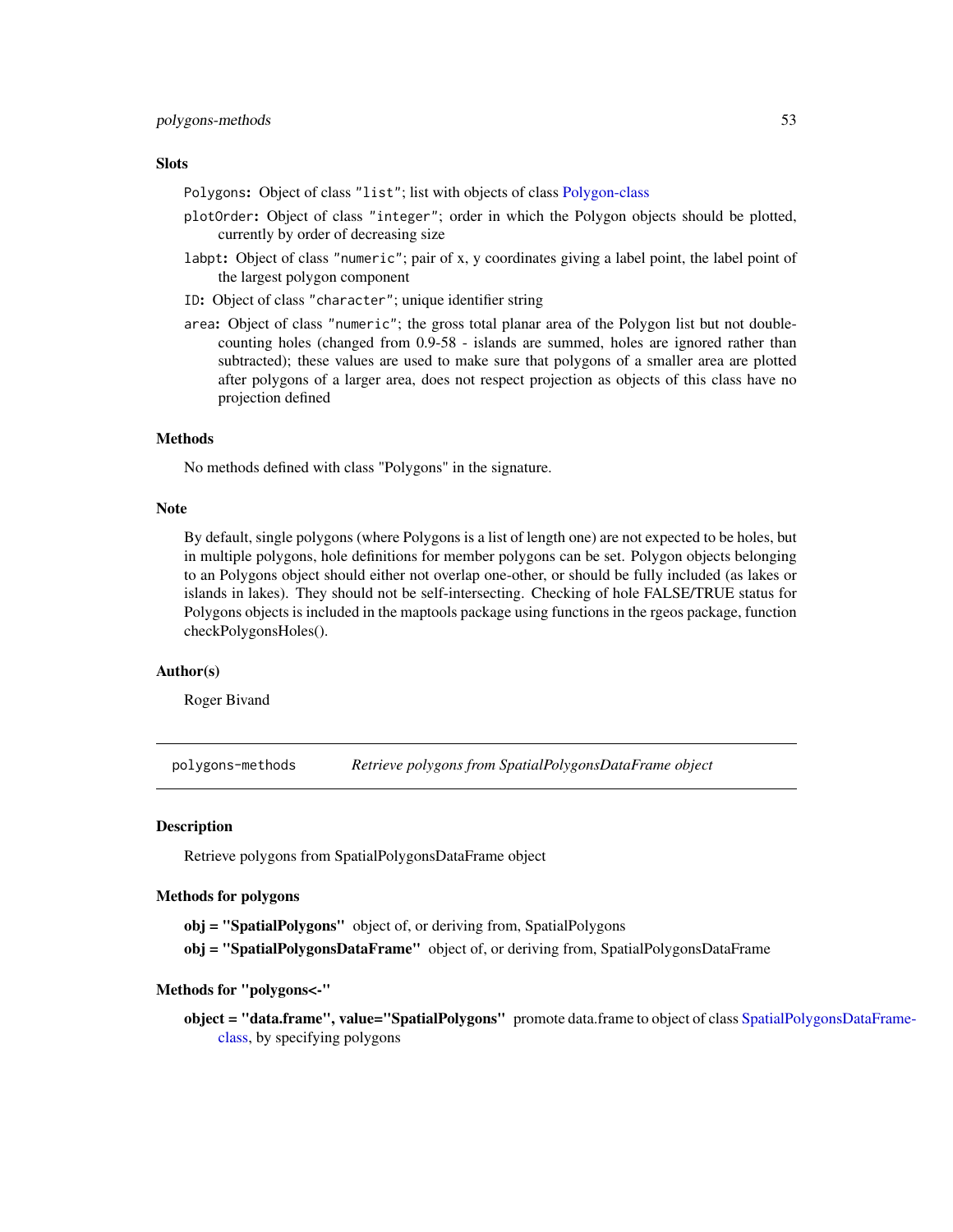### Slots

`Polygons`: Object of class `"list"`; list with objects of class Polygon-class

`plotOrder`: Object of class `"integer"`; order in which the Polygon objects should be plotted, currently by order of decreasing size

`labpt`: Object of class `"numeric"`; pair of x, y coordinates giving a label point, the label point of the largest polygon component

`ID`: Object of class `"character"`; unique identifier string

`area`: Object of class `"numeric"`; the gross total planar area of the Polygon list but not double-counting holes (changed from 0.9-58 - islands are summed, holes are ignored rather than subtracted); these values are used to make sure that polygons of a smaller area are plotted after polygons of a larger area, does not respect projection as objects of this class have no projection defined

### Methods

No methods defined with class "Polygons" in the signature.

### Note

By default, single polygons (where Polygons is a list of length one) are not expected to be holes, but in multiple polygons, hole definitions for member polygons can be set. Polygon objects belonging to an Polygons object should either not overlap one-other, or should be fully included (as lakes or islands in lakes). They should not be self-intersecting. Checking of hole FALSE/TRUE status for Polygons objects is included in the maptools package using functions in the rgeos package, function checkPolygonsHoles().

### Author(s)

Roger Bivand

---

## polygons-methods — *Retrieve polygons from SpatialPolygonsDataFrame object*

### Description

Retrieve polygons from SpatialPolygonsDataFrame object

### Methods for polygons

**obj = "SpatialPolygons"** object of, or deriving from, SpatialPolygons

**obj = "SpatialPolygonsDataFrame"** object of, or deriving from, SpatialPolygonsDataFrame

### Methods for "polygons<-"

**object = "data.frame", value="SpatialPolygons"** promote data.frame to object of class SpatialPolygonsDataFrame-class, by specifying polygons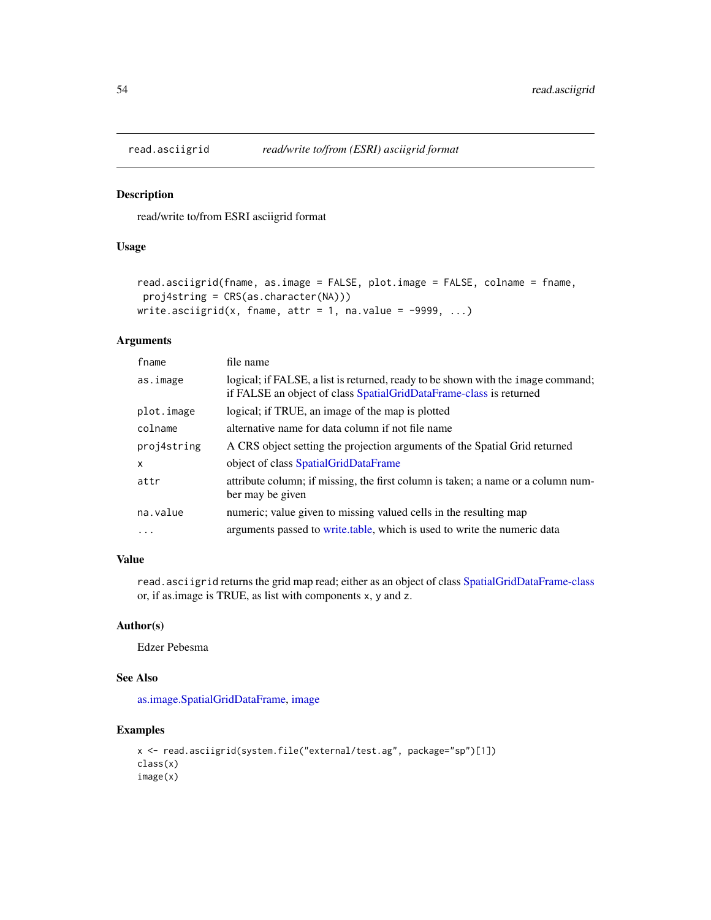## read.asciigrid — *read/write to/from (ESRI) asciigrid format*

### Description

read/write to/from ESRI asciigrid format

### Usage

```
read.asciigrid(fname, as.image = FALSE, plot.image = FALSE, colname = fname,
 proj4string = CRS(as.character(NA)))
write.asciigrid(x, fname, attr = 1, na.value = -9999, ...)
```

### Arguments

| | |
|---|---|
| `fname` | file name |
| `as.image` | logical; if FALSE, a list is returned, ready to be shown with the `image` command; if FALSE an object of class SpatialGridDataFrame-class is returned |
| `plot.image` | logical; if TRUE, an image of the map is plotted |
| `colname` | alternative name for data column if not file name |
| `proj4string` | A CRS object setting the projection arguments of the Spatial Grid returned |
| `x` | object of class SpatialGridDataFrame |
| `attr` | attribute column; if missing, the first column is taken; a name or a column number may be given |
| `na.value` | numeric; value given to missing valued cells in the resulting map |
| `...` | arguments passed to write.table, which is used to write the numeric data |

### Value

`read.asciigrid` returns the grid map read; either as an object of class SpatialGridDataFrame-class or, if as.image is TRUE, as list with components `x`, `y` and `z`.

### Author(s)

Edzer Pebesma

### See Also

as.image.SpatialGridDataFrame, image

### Examples

```
x <- read.asciigrid(system.file("external/test.ag", package="sp")[1])
class(x)
image(x)
```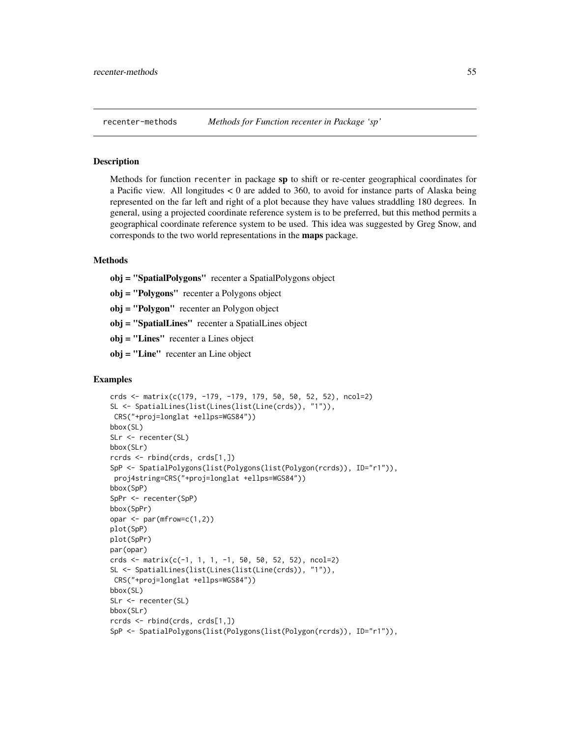recenter-methods *Methods for Function recenter in Package 'sp'*

## Description

Methods for function recenter in package **sp** to shift or re-center geographical coordinates for a Pacific view. All longitudes < 0 are added to 360, to avoid for instance parts of Alaska being represented on the far left and right of a plot because they have values straddling 180 degrees. In general, using a projected coordinate reference system is to be preferred, but this method permits a geographical coordinate reference system to be used. This idea was suggested by Greg Snow, and corresponds to the two world representations in the **maps** package.

## Methods

**obj = "SpatialPolygons"** recenter a SpatialPolygons object

**obj = "Polygons"** recenter a Polygons object

**obj = "Polygon"** recenter an Polygon object

**obj = "SpatialLines"** recenter a SpatialLines object

**obj = "Lines"** recenter a Lines object

**obj = "Line"** recenter an Line object

## Examples

```
crds <- matrix(c(179, -179, -179, 179, 50, 50, 52, 52), ncol=2)
SL <- SpatialLines(list(Lines(list(Line(crds)), "1")),
 CRS("+proj=longlat +ellps=WGS84"))
bbox(SL)
SLr <- recenter(SL)
bbox(SLr)
rcrds <- rbind(crds, crds[1,])
SpP <- SpatialPolygons(list(Polygons(list(Polygon(rcrds)), ID="r1")),
 proj4string=CRS("+proj=longlat +ellps=WGS84"))
bbox(SpP)
SpPr <- recenter(SpP)
bbox(SpPr)
opar <- par(mfrow=c(1,2))
plot(SpP)
plot(SpPr)
par(opar)
crds <- matrix(c(-1, 1, 1, -1, 50, 50, 52, 52), ncol=2)
SL <- SpatialLines(list(Lines(list(Line(crds)), "1")),
 CRS("+proj=longlat +ellps=WGS84"))
bbox(SL)
SLr <- recenter(SL)
bbox(SLr)
rcrds <- rbind(crds, crds[1,])
SpP <- SpatialPolygons(list(Polygons(list(Polygon(rcrds)), ID="r1")),
```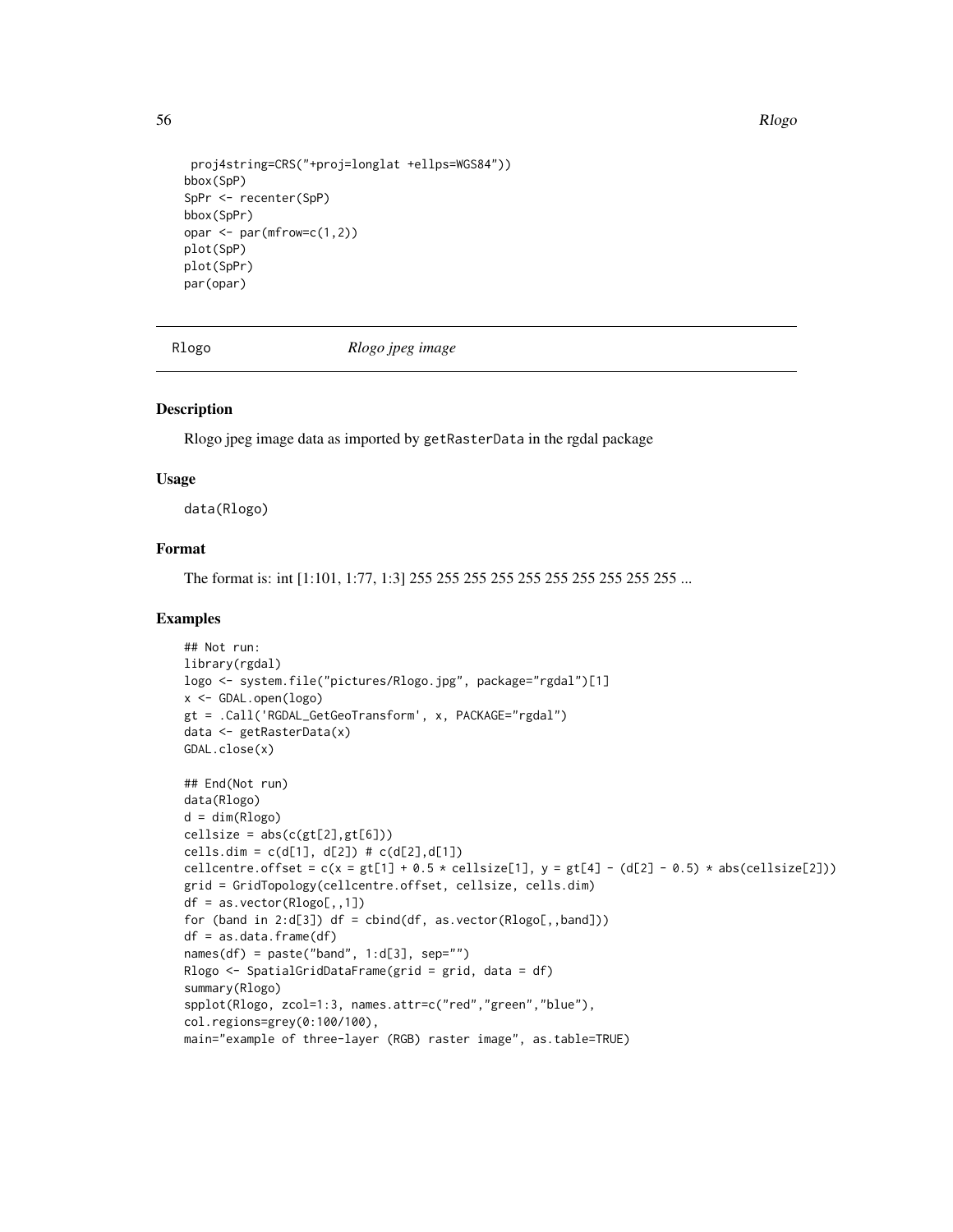```
 proj4string=CRS("+proj=longlat +ellps=WGS84"))
bbox(SpP)
SpPr <- recenter(SpP)
bbox(SpPr)
opar <- par(mfrow=c(1,2))
plot(SpP)
plot(SpPr)
par(opar)
```

## Rlogo — *Rlogo jpeg image*

### Description

Rlogo jpeg image data as imported by getRasterData in the rgdal package

### Usage

```
data(Rlogo)
```

### Format

The format is: int [1:101, 1:77, 1:3] 255 255 255 255 255 255 255 255 255 255 ...

### Examples

```
## Not run:
library(rgdal)
logo <- system.file("pictures/Rlogo.jpg", package="rgdal")[1]
x <- GDAL.open(logo)
gt = .Call('RGDAL_GetGeoTransform', x, PACKAGE="rgdal")
data <- getRasterData(x)
GDAL.close(x)

## End(Not run)
data(Rlogo)
d = dim(Rlogo)
cellsize = abs(c(gt[2],gt[6]))
cells.dim = c(d[1], d[2]) # c(d[2],d[1])
cellcentre.offset = c(x = gt[1] + 0.5 * cellsize[1], y = gt[4] - (d[2] - 0.5) * abs(cellsize[2]))
grid = GridTopology(cellcentre.offset, cellsize, cells.dim)
df = as.vector(Rlogo[,,1])
for (band in 2:d[3]) df = cbind(df, as.vector(Rlogo[,,band]))
df = as.data.frame(df)
names(df) = paste("band", 1:d[3], sep="")
Rlogo <- SpatialGridDataFrame(grid = grid, data = df)
summary(Rlogo)
spplot(Rlogo, zcol=1:3, names.attr=c("red","green","blue"),
col.regions=grey(0:100/100),
main="example of three-layer (RGB) raster image", as.table=TRUE)
```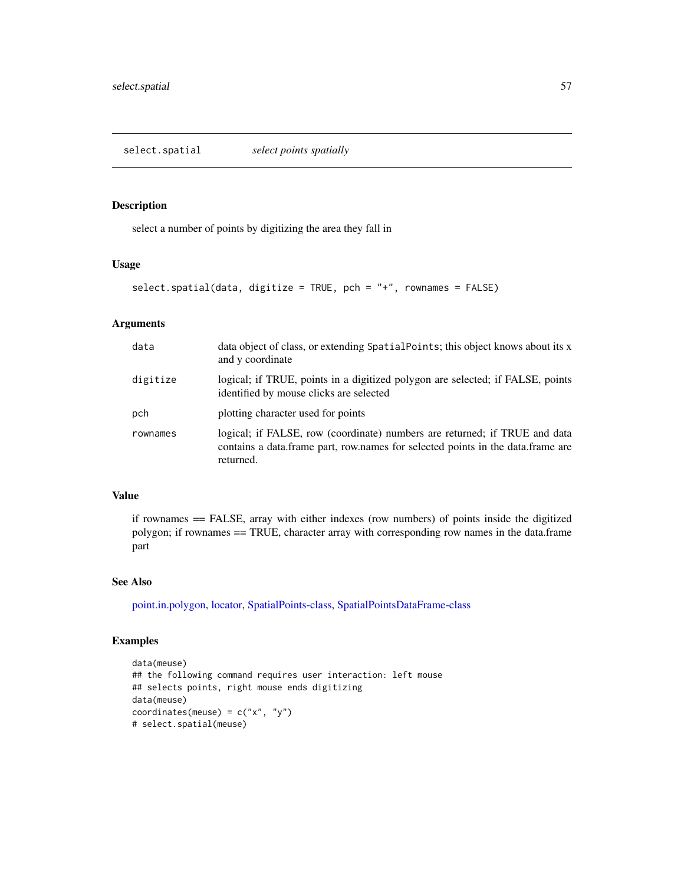## select.spatial — *select points spatially*

### Description

select a number of points by digitizing the area they fall in

### Usage

```
select.spatial(data, digitize = TRUE, pch = "+", rownames = FALSE)
```

### Arguments

| | |
|---|---|
| `data` | data object of class, or extending `SpatialPoints`; this object knows about its x and y coordinate |
| `digitize` | logical; if TRUE, points in a digitized polygon are selected; if FALSE, points identified by mouse clicks are selected |
| `pch` | plotting character used for points |
| `rownames` | logical; if FALSE, row (coordinate) numbers are returned; if TRUE and data contains a data.frame part, row.names for selected points in the data.frame are returned. |

### Value

if rownames == FALSE, array with either indexes (row numbers) of points inside the digitized polygon; if rownames == TRUE, character array with corresponding row names in the data.frame part

### See Also

point.in.polygon, locator, SpatialPoints-class, SpatialPointsDataFrame-class

### Examples

```
data(meuse)
## the following command requires user interaction: left mouse
## selects points, right mouse ends digitizing
data(meuse)
coordinates(meuse) = c("x", "y")
# select.spatial(meuse)
```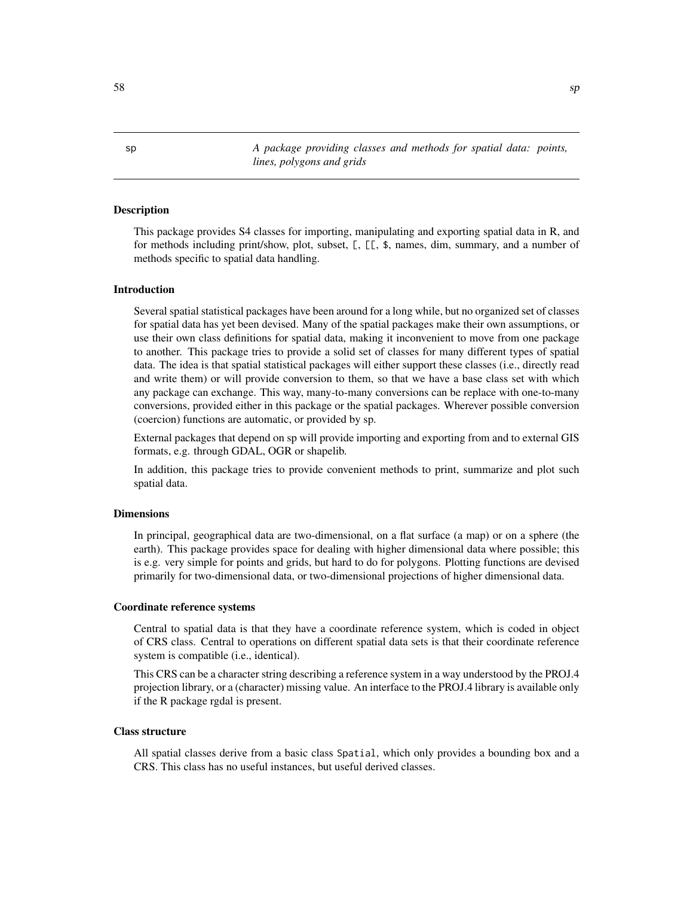sp *A package providing classes and methods for spatial data: points, lines, polygons and grids*

### Description

This package provides S4 classes for importing, manipulating and exporting spatial data in R, and for methods including print/show, plot, subset, [, [[, $, names, dim, summary, and a number of methods specific to spatial data handling.

### Introduction

Several spatial statistical packages have been around for a long while, but no organized set of classes for spatial data has yet been devised. Many of the spatial packages make their own assumptions, or use their own class definitions for spatial data, making it inconvenient to move from one package to another. This package tries to provide a solid set of classes for many different types of spatial data. The idea is that spatial statistical packages will either support these classes (i.e., directly read and write them) or will provide conversion to them, so that we have a base class set with which any package can exchange. This way, many-to-many conversions can be replace with one-to-many conversions, provided either in this package or the spatial packages. Wherever possible conversion (coercion) functions are automatic, or provided by sp.

External packages that depend on sp will provide importing and exporting from and to external GIS formats, e.g. through GDAL, OGR or shapelib.

In addition, this package tries to provide convenient methods to print, summarize and plot such spatial data.

### Dimensions

In principal, geographical data are two-dimensional, on a flat surface (a map) or on a sphere (the earth). This package provides space for dealing with higher dimensional data where possible; this is e.g. very simple for points and grids, but hard to do for polygons. Plotting functions are devised primarily for two-dimensional data, or two-dimensional projections of higher dimensional data.

### Coordinate reference systems

Central to spatial data is that they have a coordinate reference system, which is coded in object of CRS class. Central to operations on different spatial data sets is that their coordinate reference system is compatible (i.e., identical).

This CRS can be a character string describing a reference system in a way understood by the PROJ.4 projection library, or a (character) missing value. An interface to the PROJ.4 library is available only if the R package rgdal is present.

### Class structure

All spatial classes derive from a basic class `Spatial`, which only provides a bounding box and a CRS. This class has no useful instances, but useful derived classes.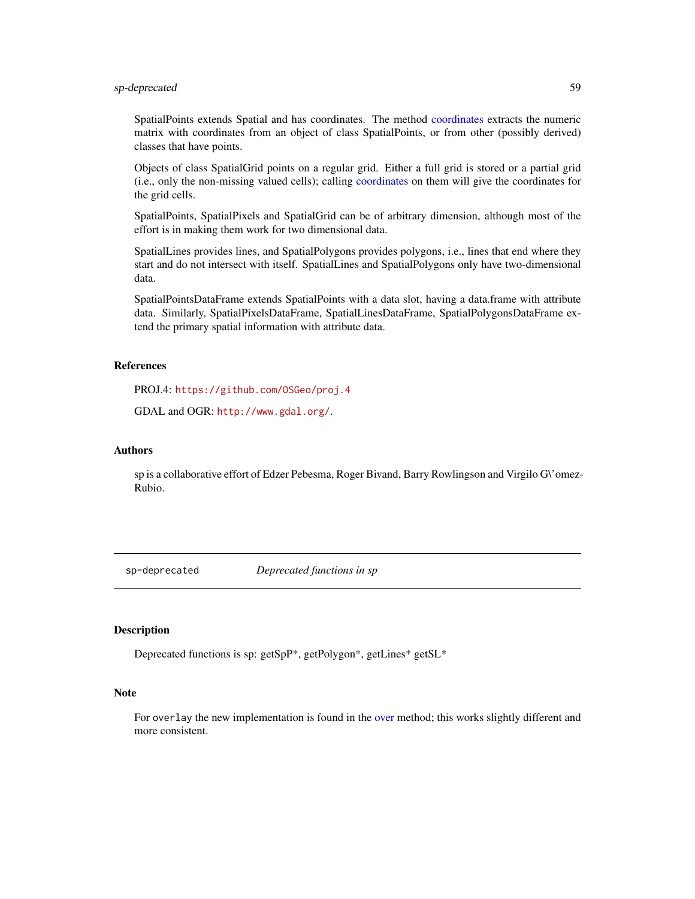SpatialPoints extends Spatial and has coordinates. The method coordinates extracts the numeric matrix with coordinates from an object of class SpatialPoints, or from other (possibly derived) classes that have points.

Objects of class SpatialGrid points on a regular grid. Either a full grid is stored or a partial grid (i.e., only the non-missing valued cells); calling coordinates on them will give the coordinates for the grid cells.

SpatialPoints, SpatialPixels and SpatialGrid can be of arbitrary dimension, although most of the effort is in making them work for two dimensional data.

SpatialLines provides lines, and SpatialPolygons provides polygons, i.e., lines that end where they start and do not intersect with itself. SpatialLines and SpatialPolygons only have two-dimensional data.

SpatialPointsDataFrame extends SpatialPoints with a data slot, having a data.frame with attribute data. Similarly, SpatialPixelsDataFrame, SpatialLinesDataFrame, SpatialPolygonsDataFrame extend the primary spatial information with attribute data.

### References

PROJ.4: `https://github.com/OSGeo/proj.4`

GDAL and OGR: `http://www.gdal.org/`.

### Authors

sp is a collaborative effort of Edzer Pebesma, Roger Bivand, Barry Rowlingson and Virgilo G\'omez-Rubio.

---

## sp-deprecated — *Deprecated functions in sp*

---

### Description

Deprecated functions is sp: getSpP*, getPolygon*, getLines* getSL*

### Note

For `overlay` the new implementation is found in the over method; this works slightly different and more consistent.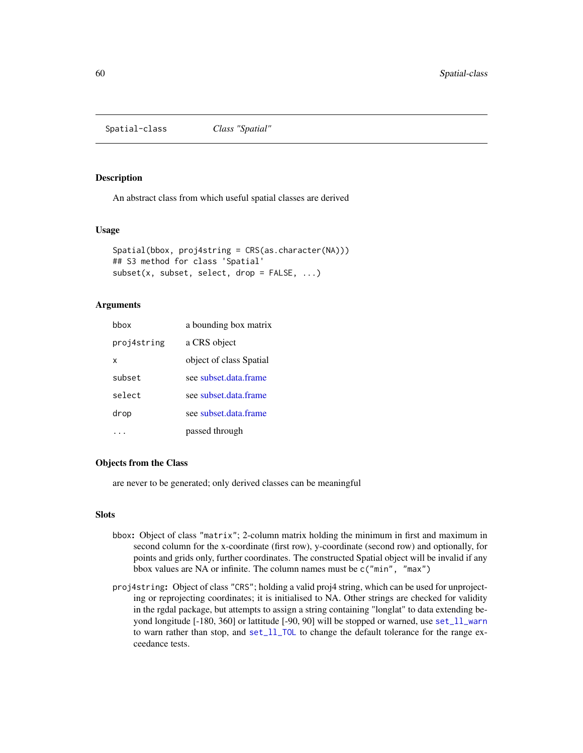# Spatial-class — *Class "Spatial"*

## Description

An abstract class from which useful spatial classes are derived

## Usage

```
Spatial(bbox, proj4string = CRS(as.character(NA)))
## S3 method for class 'Spatial'
subset(x, subset, select, drop = FALSE, ...)
```

## Arguments

| | |
|---|---|
| `bbox` | a bounding box matrix |
| `proj4string` | a CRS object |
| `x` | object of class Spatial |
| `subset` | see subset.data.frame |
| `select` | see subset.data.frame |
| `drop` | see subset.data.frame |
| `...` | passed through |

## Objects from the Class

are never to be generated; only derived classes can be meaningful

## Slots

`bbox`**:** Object of class `"matrix"`; 2-column matrix holding the minimum in first and maximum in second column for the x-coordinate (first row), y-coordinate (second row) and optionally, for points and grids only, further coordinates. The constructed Spatial object will be invalid if any bbox values are NA or infinite. The column names must be `c("min", "max")`

`proj4string`**:** Object of class `"CRS"`; holding a valid proj4 string, which can be used for unprojecting or reprojecting coordinates; it is initialised to NA. Other strings are checked for validity in the rgdal package, but attempts to assign a string containing "longlat" to data extending beyond longitude [-180, 360] or lattitude [-90, 90] will be stopped or warned, use `set_ll_warn` to warn rather than stop, and `set_ll_TOL` to change the default tolerance for the range exceedance tests.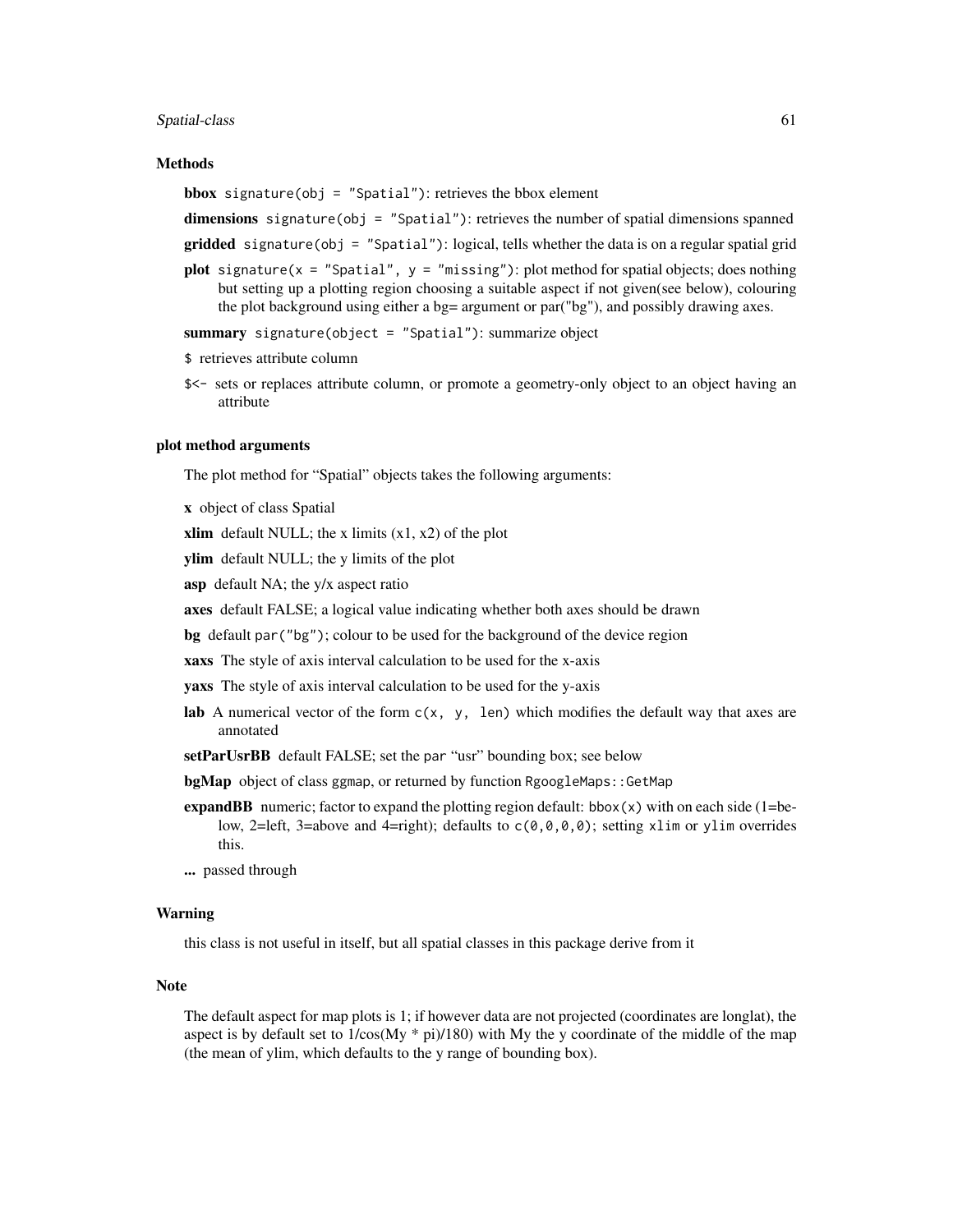### Methods

**bbox** `signature(obj = "Spatial")`: retrieves the bbox element

**dimensions** `signature(obj = "Spatial")`: retrieves the number of spatial dimensions spanned

**gridded** `signature(obj = "Spatial")`: logical, tells whether the data is on a regular spatial grid

**plot** `signature(x = "Spatial", y = "missing")`: plot method for spatial objects; does nothing but setting up a plotting region choosing a suitable aspect if not given(see below), colouring the plot background using either a bg= argument or par("bg"), and possibly drawing axes.

**summary** `signature(object = "Spatial")`: summarize object

`$` retrieves attribute column

`$<-` sets or replaces attribute column, or promote a geometry-only object to an object having an attribute

### plot method arguments

The plot method for "Spatial" objects takes the following arguments:

**x** object of class Spatial

**xlim** default NULL; the x limits (x1, x2) of the plot

**ylim** default NULL; the y limits of the plot

**asp** default NA; the y/x aspect ratio

**axes** default FALSE; a logical value indicating whether both axes should be drawn

**bg** default `par("bg")`; colour to be used for the background of the device region

**xaxs** The style of axis interval calculation to be used for the x-axis

**yaxs** The style of axis interval calculation to be used for the y-axis

**lab** A numerical vector of the form `c(x, y, len)` which modifies the default way that axes are annotated

**setParUsrBB** default FALSE; set the `par` "usr" bounding box; see below

**bgMap** object of class ggmap, or returned by function `RgoogleMaps::GetMap`

**expandBB** numeric; factor to expand the plotting region default: `bbox(x)` with on each side (1=below, 2=left, 3=above and 4=right); defaults to `c(0,0,0,0)`; setting `xlim` or `ylim` overrides this.

**...** passed through

### Warning

this class is not useful in itself, but all spatial classes in this package derive from it

### Note

The default aspect for map plots is 1; if however data are not projected (coordinates are longlat), the aspect is by default set to 1/cos(My * pi)/180) with My the y coordinate of the middle of the map (the mean of ylim, which defaults to the y range of bounding box).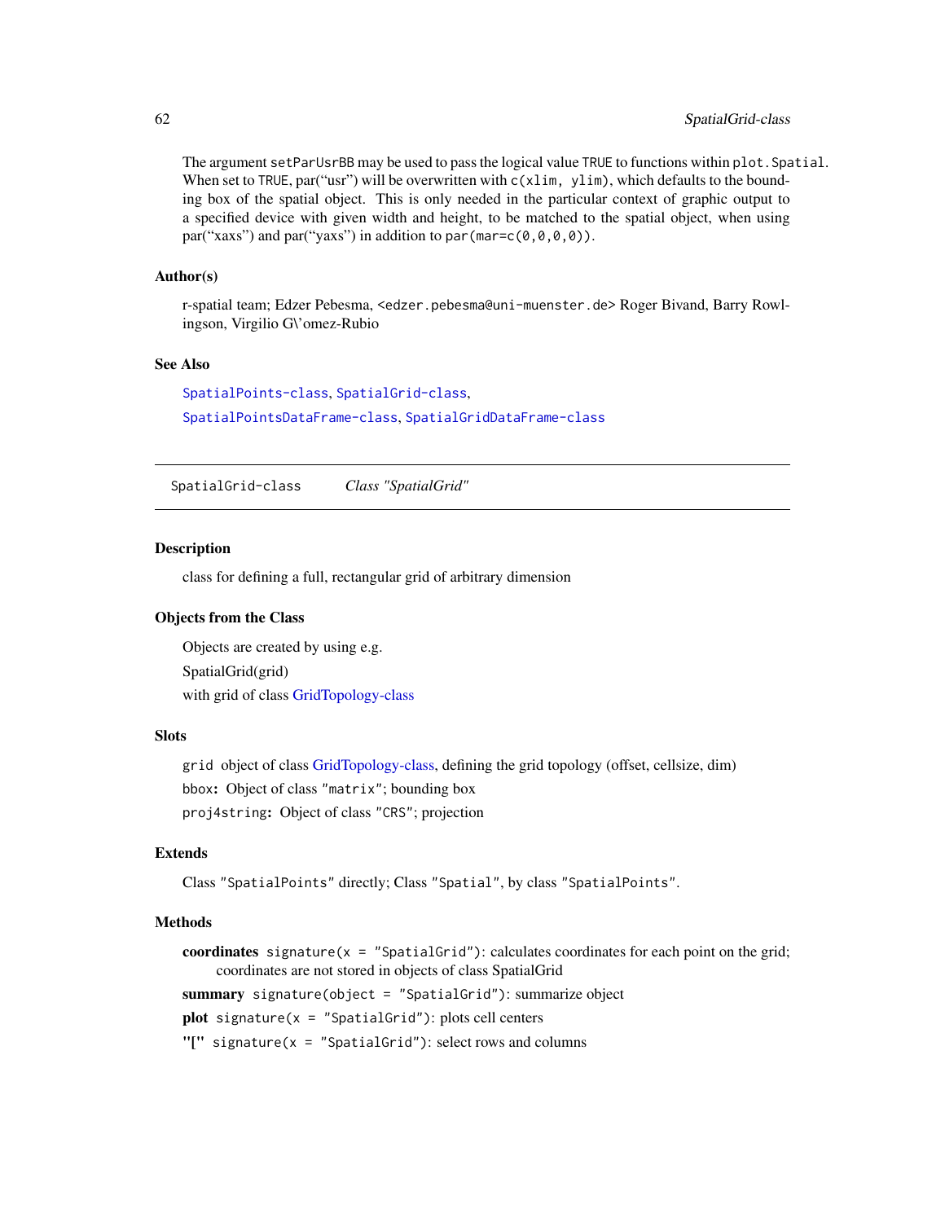The argument `setParUsrBB` may be used to pass the logical value `TRUE` to functions within `plot.Spatial`. When set to `TRUE`, par("usr") will be overwritten with `c(xlim, ylim)`, which defaults to the bounding box of the spatial object. This is only needed in the particular context of graphic output to a specified device with given width and height, to be matched to the spatial object, when using par("xaxs") and par("yaxs") in addition to `par(mar=c(0,0,0,0))`.

### Author(s)

r-spatial team; Edzer Pebesma, `<edzer.pebesma@uni-muenster.de>` Roger Bivand, Barry Rowlingson, Virgilio G\'omez-Rubio

### See Also

`SpatialPoints-class`, `SpatialGrid-class`,
`SpatialPointsDataFrame-class`, `SpatialGridDataFrame-class`

---

## SpatialGrid-class *Class "SpatialGrid"*

---

### Description

class for defining a full, rectangular grid of arbitrary dimension

### Objects from the Class

Objects are created by using e.g.

SpatialGrid(grid)

with grid of class GridTopology-class

### Slots

`grid` object of class GridTopology-class, defining the grid topology (offset, cellsize, dim)

`bbox`**:** Object of class `"matrix"`; bounding box

`proj4string`**:** Object of class `"CRS"`; projection

### Extends

Class `"SpatialPoints"` directly; Class `"Spatial"`, by class `"SpatialPoints"`.

### Methods

**coordinates** `signature(x = "SpatialGrid")`: calculates coordinates for each point on the grid; coordinates are not stored in objects of class SpatialGrid

**summary** `signature(object = "SpatialGrid")`: summarize object

**plot** `signature(x = "SpatialGrid")`: plots cell centers

**"["** `signature(x = "SpatialGrid")`: select rows and columns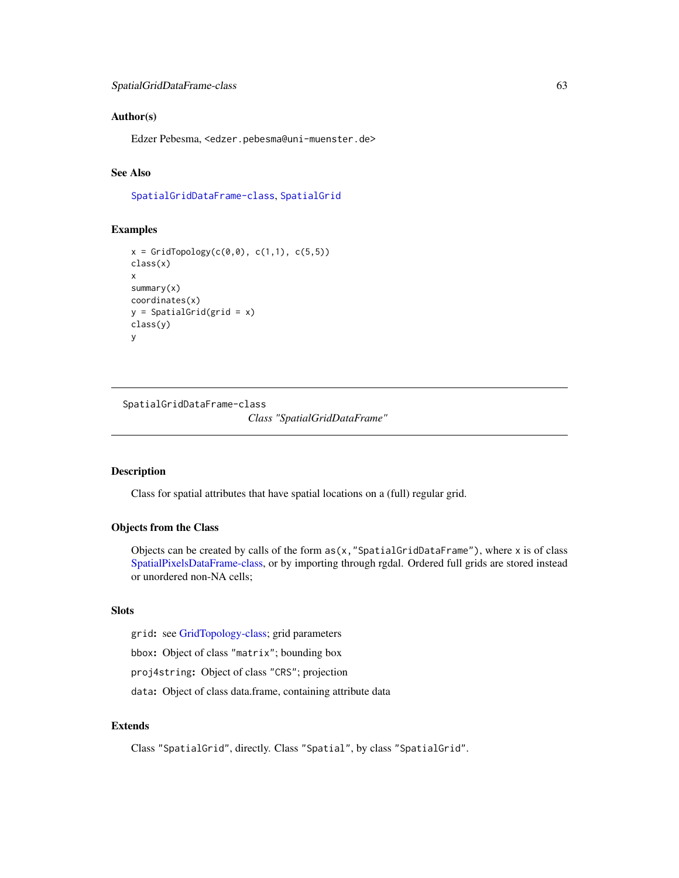### Author(s)

Edzer Pebesma, <edzer.pebesma@uni-muenster.de>

### See Also

SpatialGridDataFrame-class, SpatialGrid

### Examples

```
x = GridTopology(c(0,0), c(1,1), c(5,5))
class(x)
x
summary(x)
coordinates(x)
y = SpatialGrid(grid = x)
class(y)
y
```

---

SpatialGridDataFrame-class

*Class "SpatialGridDataFrame"*

---

### Description

Class for spatial attributes that have spatial locations on a (full) regular grid.

### Objects from the Class

Objects can be created by calls of the form `as(x,"SpatialGridDataFrame")`, where `x` is of class SpatialPixelsDataFrame-class, or by importing through rgdal. Ordered full grids are stored instead or unordered non-NA cells;

### Slots

`grid`**:** see GridTopology-class; grid parameters

`bbox`**:** Object of class `"matrix"`; bounding box

`proj4string`**:** Object of class `"CRS"`; projection

`data`**:** Object of class data.frame, containing attribute data

### Extends

Class `"SpatialGrid"`, directly. Class `"Spatial"`, by class `"SpatialGrid"`.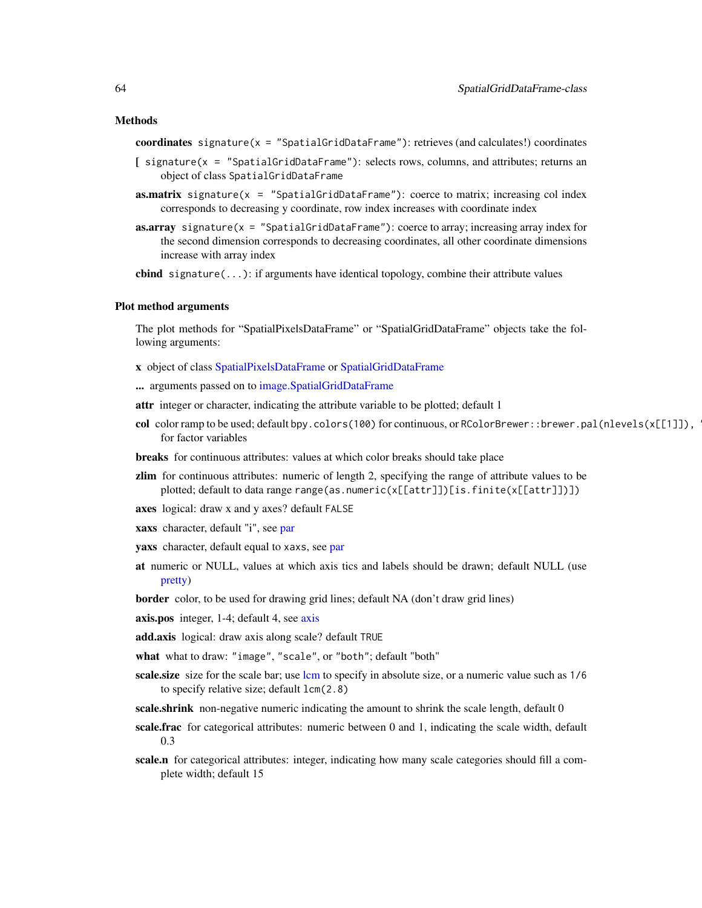## Methods

**coordinates** `signature(x = "SpatialGridDataFrame")`: retrieves (and calculates!) coordinates

**[** `signature(x = "SpatialGridDataFrame")`: selects rows, columns, and attributes; returns an object of class `SpatialGridDataFrame`

**as.matrix** `signature(x = "SpatialGridDataFrame")`: coerce to matrix; increasing col index corresponds to decreasing y coordinate, row index increases with coordinate index

**as.array** `signature(x = "SpatialGridDataFrame")`: coerce to array; increasing array index for the second dimension corresponds to decreasing coordinates, all other coordinate dimensions increase with array index

**cbind** `signature(...)`: if arguments have identical topology, combine their attribute values

## Plot method arguments

The plot methods for "SpatialPixelsDataFrame" or "SpatialGridDataFrame" objects take the following arguments:

**x** object of class SpatialPixelsDataFrame or SpatialGridDataFrame

**...** arguments passed on to image.SpatialGridDataFrame

**attr** integer or character, indicating the attribute variable to be plotted; default 1

**col** color ramp to be used; default `bpy.colors(100)` for continuous, or `RColorBrewer::brewer.pal(nlevels(x[[1]]), '` for factor variables

**breaks** for continuous attributes: values at which color breaks should take place

**zlim** for continuous attributes: numeric of length 2, specifying the range of attribute values to be plotted; default to data range `range(as.numeric(x[[attr]])[is.finite(x[[attr]])])`

**axes** logical: draw x and y axes? default `FALSE`

**xaxs** character, default "i", see par

**yaxs** character, default equal to `xaxs`, see par

**at** numeric or NULL, values at which axis tics and labels should be drawn; default NULL (use pretty)

**border** color, to be used for drawing grid lines; default NA (don't draw grid lines)

**axis.pos** integer, 1-4; default 4, see axis

**add.axis** logical: draw axis along scale? default `TRUE`

**what** what to draw: `"image"`, `"scale"`, or `"both"`; default "both"

**scale.size** size for the scale bar; use lcm to specify in absolute size, or a numeric value such as `1/6` to specify relative size; default `lcm(2.8)`

**scale.shrink** non-negative numeric indicating the amount to shrink the scale length, default 0

**scale.frac** for categorical attributes: numeric between 0 and 1, indicating the scale width, default 0.3

**scale.n** for categorical attributes: integer, indicating how many scale categories should fill a complete width; default 15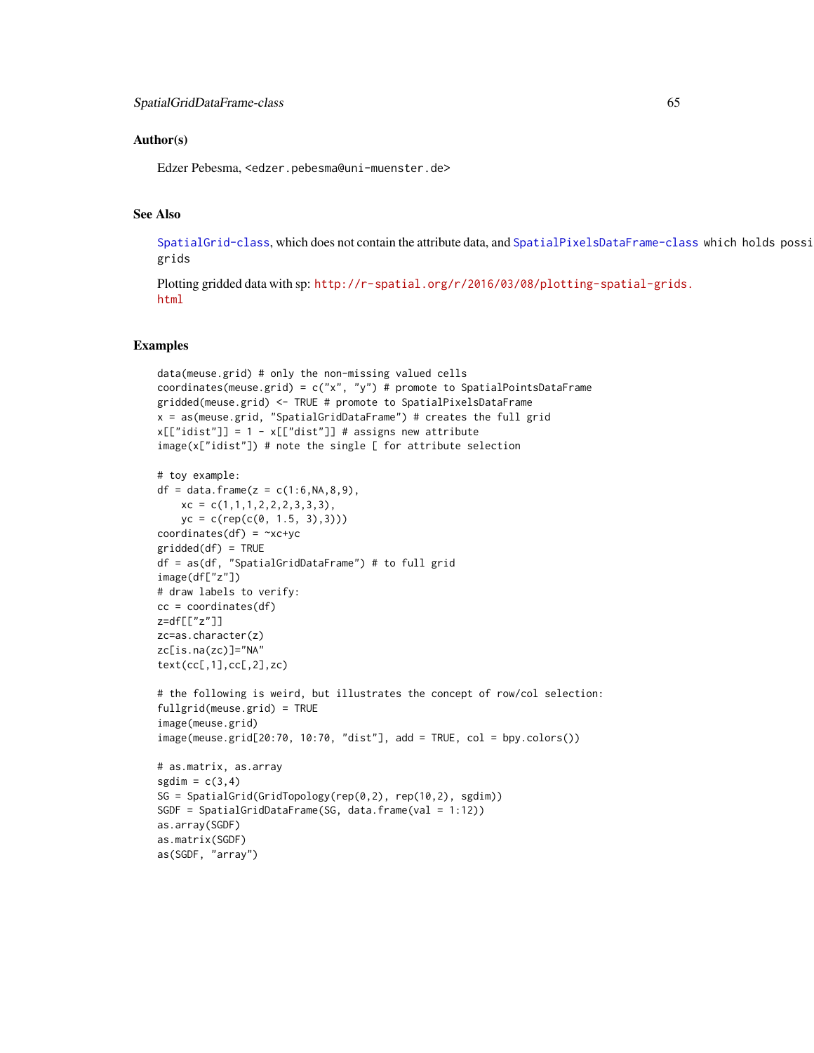### Author(s)

Edzer Pebesma, <edzer.pebesma@uni-muenster.de>

### See Also

SpatialGrid-class, which does not contain the attribute data, and SpatialPixelsDataFrame-class which holds possi grids

Plotting gridded data with sp: http://r-spatial.org/r/2016/03/08/plotting-spatial-grids.html

### Examples

```
data(meuse.grid) # only the non-missing valued cells
coordinates(meuse.grid) = c("x", "y") # promote to SpatialPointsDataFrame
gridded(meuse.grid) <- TRUE # promote to SpatialPixelsDataFrame
x = as(meuse.grid, "SpatialGridDataFrame") # creates the full grid
x[["idist"]] = 1 - x[["dist"]] # assigns new attribute
image(x["idist"]) # note the single [ for attribute selection

# toy example:
df = data.frame(z = c(1:6,NA,8,9),
    xc = c(1,1,1,2,2,2,3,3,3),
    yc = c(rep(c(0, 1.5, 3),3)))
coordinates(df) = ~xc+yc
gridded(df) = TRUE
df = as(df, "SpatialGridDataFrame") # to full grid
image(df["z"])
# draw labels to verify:
cc = coordinates(df)
z=df[["z"]]
zc=as.character(z)
zc[is.na(zc)]="NA"
text(cc[,1],cc[,2],zc)

# the following is weird, but illustrates the concept of row/col selection:
fullgrid(meuse.grid) = TRUE
image(meuse.grid)
image(meuse.grid[20:70, 10:70, "dist"], add = TRUE, col = bpy.colors())

# as.matrix, as.array
sgdim = c(3,4)
SG = SpatialGrid(GridTopology(rep(0,2), rep(10,2), sgdim))
SGDF = SpatialGridDataFrame(SG, data.frame(val = 1:12))
as.array(SGDF)
as.matrix(SGDF)
as(SGDF, "array")
```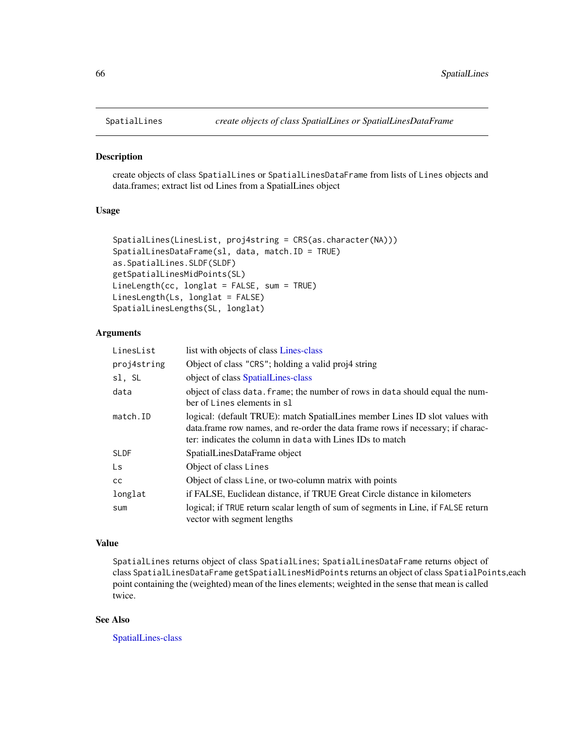SpatialLines — *create objects of class SpatialLines or SpatialLinesDataFrame*

## Description

create objects of class SpatialLines or SpatialLinesDataFrame from lists of Lines objects and data.frames; extract list od Lines from a SpatialLines object

## Usage

```
SpatialLines(LinesList, proj4string = CRS(as.character(NA)))
SpatialLinesDataFrame(sl, data, match.ID = TRUE)
as.SpatialLines.SLDF(SLDF)
getSpatialLinesMidPoints(SL)
LineLength(cc, longlat = FALSE, sum = TRUE)
LinesLength(Ls, longlat = FALSE)
SpatialLinesLengths(SL, longlat)
```

## Arguments

| | |
|---|---|
| LinesList | list with objects of class Lines-class |
| proj4string | Object of class "CRS"; holding a valid proj4 string |
| sl, SL | object of class SpatialLines-class |
| data | object of class data.frame; the number of rows in data should equal the number of Lines elements in sl |
| match.ID | logical: (default TRUE): match SpatialLines member Lines ID slot values with data.frame row names, and re-order the data frame rows if necessary; if character: indicates the column in data with Lines IDs to match |
| SLDF | SpatialLinesDataFrame object |
| Ls | Object of class Lines |
| cc | Object of class Line, or two-column matrix with points |
| longlat | if FALSE, Euclidean distance, if TRUE Great Circle distance in kilometers |
| sum | logical; if TRUE return scalar length of sum of segments in Line, if FALSE return vector with segment lengths |

## Value

SpatialLines returns object of class SpatialLines; SpatialLinesDataFrame returns object of class SpatialLinesDataFrame getSpatialLinesMidPoints returns an object of class SpatialPoints,each point containing the (weighted) mean of the lines elements; weighted in the sense that mean is called twice.

## See Also

SpatialLines-class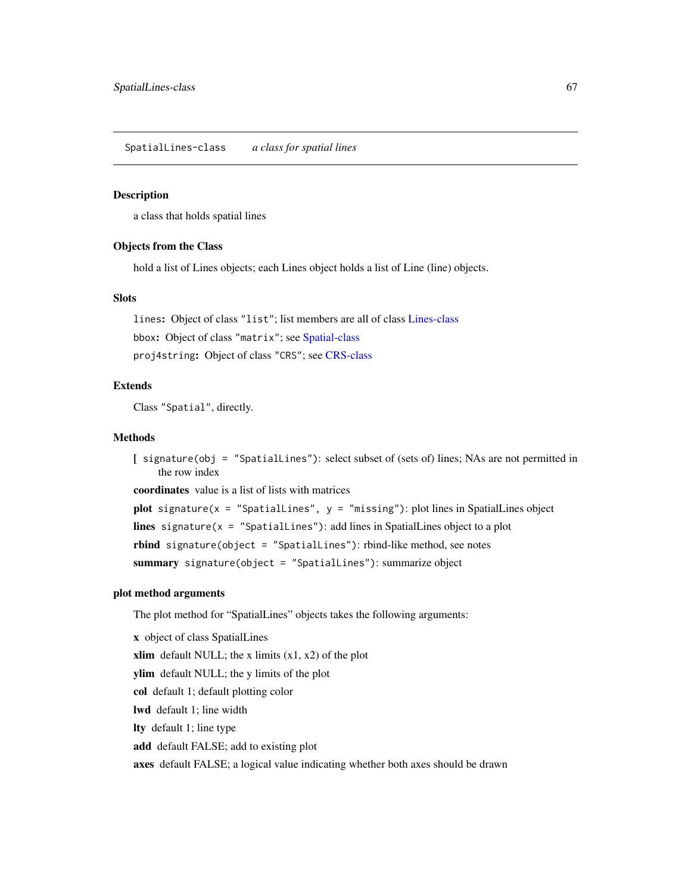`SpatialLines-class` *a class for spatial lines*

## Description

a class that holds spatial lines

## Objects from the Class

hold a list of Lines objects; each Lines object holds a list of Line (line) objects.

## Slots

`lines`**:** Object of class `"list"`; list members are all of class Lines-class

`bbox`**:** Object of class `"matrix"`; see Spatial-class

`proj4string`**:** Object of class `"CRS"`; see CRS-class

## Extends

Class `"Spatial"`, directly.

## Methods

**[** `signature(obj = "SpatialLines")`: select subset of (sets of) lines; NAs are not permitted in the row index

**coordinates** value is a list of lists with matrices

**plot** `signature(x = "SpatialLines", y = "missing")`: plot lines in SpatialLines object

**lines** `signature(x = "SpatialLines")`: add lines in SpatialLines object to a plot

**rbind** `signature(object = "SpatialLines")`: rbind-like method, see notes

**summary** `signature(object = "SpatialLines")`: summarize object

## plot method arguments

The plot method for “SpatialLines” objects takes the following arguments:

**x** object of class SpatialLines

**xlim** default NULL; the x limits (x1, x2) of the plot

**ylim** default NULL; the y limits of the plot

**col** default 1; default plotting color

**lwd** default 1; line width

**lty** default 1; line type

**add** default FALSE; add to existing plot

**axes** default FALSE; a logical value indicating whether both axes should be drawn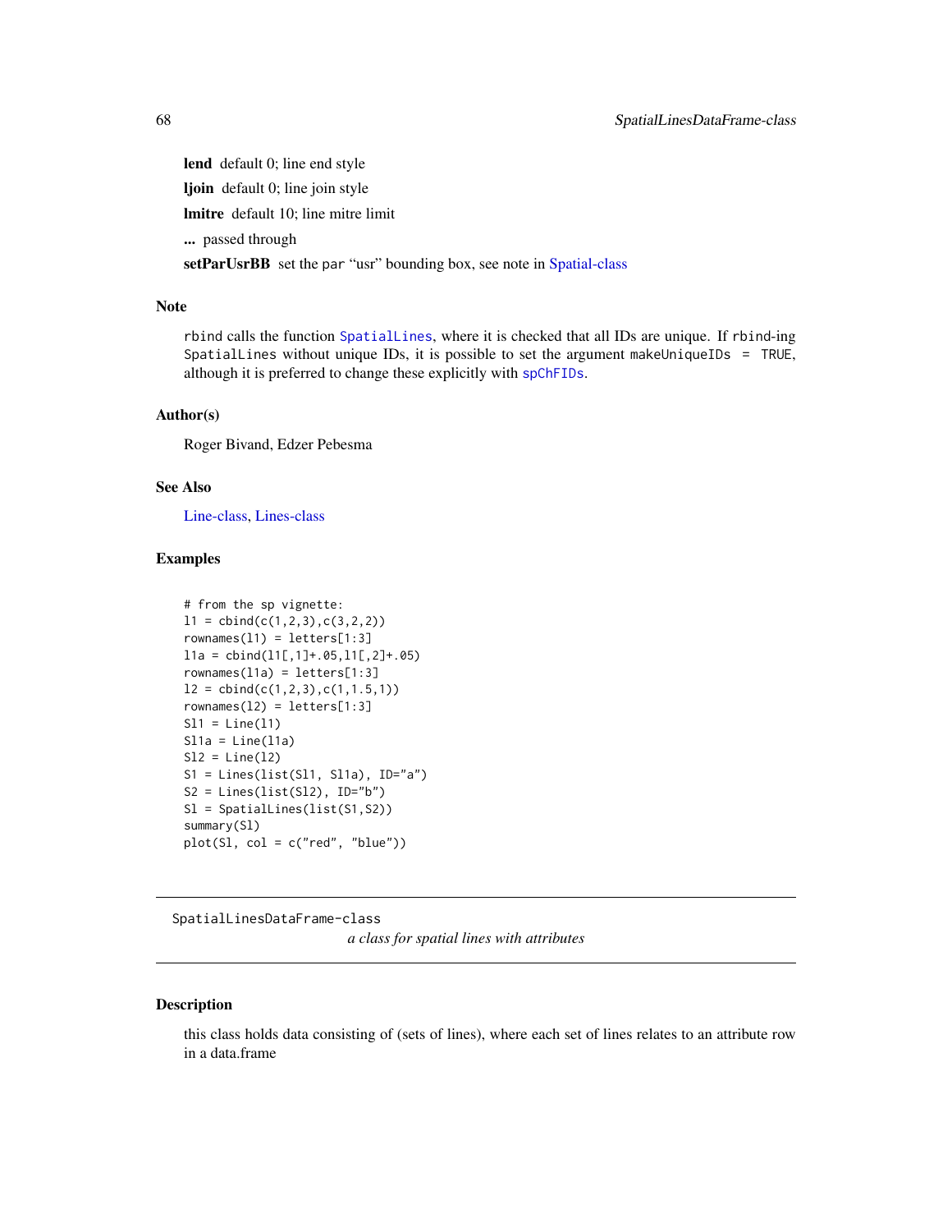**lend** default 0; line end style

**ljoin** default 0; line join style

**lmitre** default 10; line mitre limit

**...** passed through

**setParUsrBB** set the `par` "usr" bounding box, see note in Spatial-class

### Note

`rbind` calls the function `SpatialLines`, where it is checked that all IDs are unique. If `rbind`-ing `SpatialLines` without unique IDs, it is possible to set the argument `makeUniqueIDs = TRUE`, although it is preferred to change these explicitly with `spChFIDs`.

### Author(s)

Roger Bivand, Edzer Pebesma

### See Also

Line-class, Lines-class

### Examples

```
# from the sp vignette:
l1 = cbind(c(1,2,3),c(3,2,2))
rownames(l1) = letters[1:3]
l1a = cbind(l1[,1]+.05,l1[,2]+.05)
rownames(l1a) = letters[1:3]
l2 = cbind(c(1,2,3),c(1,1.5,1))
rownames(l2) = letters[1:3]
Sl1 = Line(l1)
Sl1a = Line(l1a)
Sl2 = Line(l2)
S1 = Lines(list(Sl1, Sl1a), ID="a")
S2 = Lines(list(Sl2), ID="b")
Sl = SpatialLines(list(S1,S2))
summary(Sl)
plot(Sl, col = c("red", "blue"))
```

---

## SpatialLinesDataFrame-class

*a class for spatial lines with attributes*

---

### Description

this class holds data consisting of (sets of lines), where each set of lines relates to an attribute row in a data.frame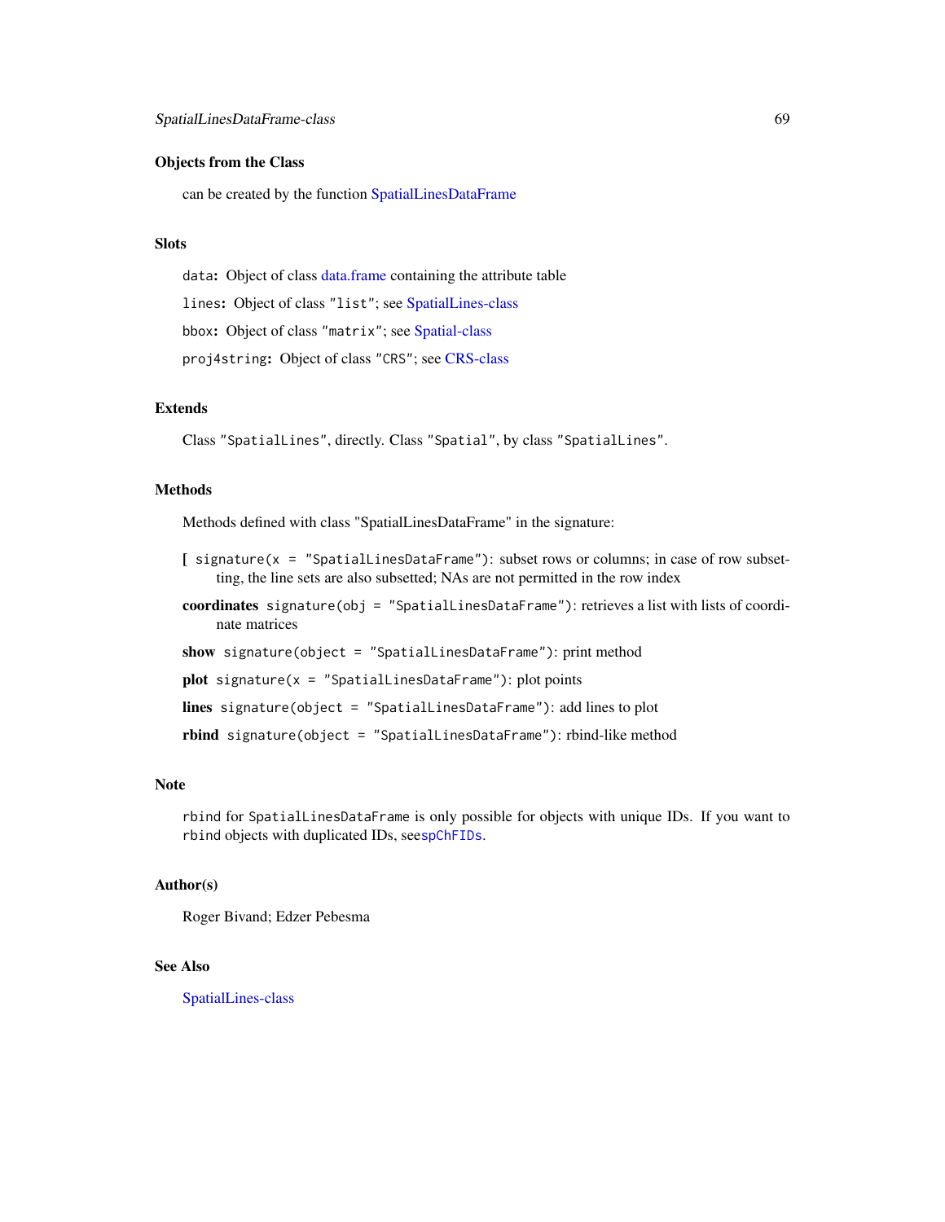## Objects from the Class

can be created by the function SpatialLinesDataFrame

## Slots

`data`: Object of class data.frame containing the attribute table

`lines`: Object of class `"list"`; see SpatialLines-class

`bbox`: Object of class `"matrix"`; see Spatial-class

`proj4string`: Object of class `"CRS"`; see CRS-class

## Extends

Class `"SpatialLines"`, directly. Class `"Spatial"`, by class `"SpatialLines"`.

## Methods

Methods defined with class "SpatialLinesDataFrame" in the signature:

**[** `signature(x = "SpatialLinesDataFrame")`: subset rows or columns; in case of row subsetting, the line sets are also subsetted; NAs are not permitted in the row index

**coordinates** `signature(obj = "SpatialLinesDataFrame")`: retrieves a list with lists of coordinate matrices

**show** `signature(object = "SpatialLinesDataFrame")`: print method

**plot** `signature(x = "SpatialLinesDataFrame")`: plot points

**lines** `signature(object = "SpatialLinesDataFrame")`: add lines to plot

**rbind** `signature(object = "SpatialLinesDataFrame")`: rbind-like method

## Note

`rbind` for `SpatialLinesDataFrame` is only possible for objects with unique IDs. If you want to `rbind` objects with duplicated IDs, see`spChFIDs`.

## Author(s)

Roger Bivand; Edzer Pebesma

## See Also

SpatialLines-class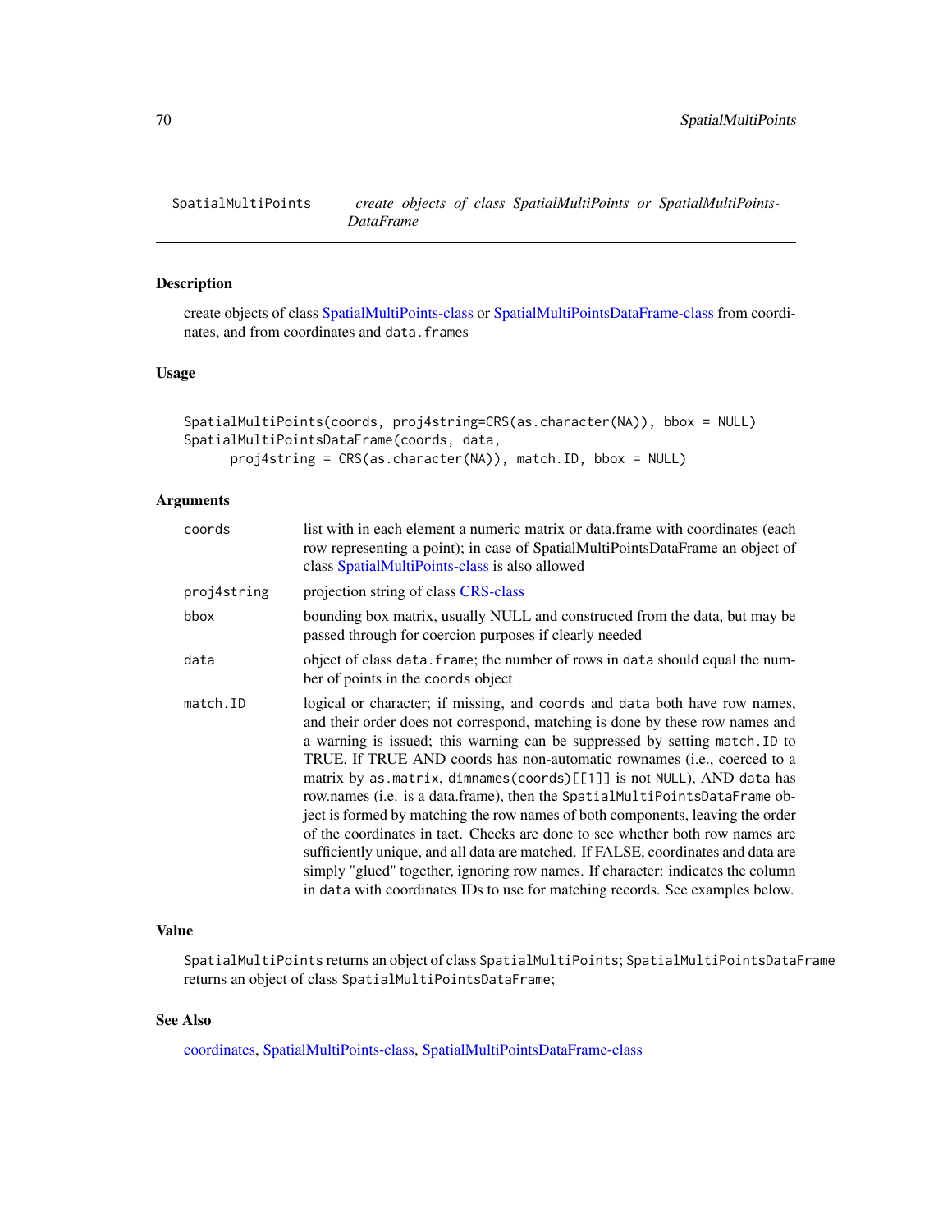SpatialMultiPoints *create objects of class SpatialMultiPoints or SpatialMultiPointsDataFrame*

## Description

create objects of class SpatialMultiPoints-class or SpatialMultiPointsDataFrame-class from coordinates, and from coordinates and `data.frames`

## Usage

```
SpatialMultiPoints(coords, proj4string=CRS(as.character(NA)), bbox = NULL)
SpatialMultiPointsDataFrame(coords, data,
      proj4string = CRS(as.character(NA)), match.ID, bbox = NULL)
```

## Arguments

| | |
|---|---|
| `coords` | list with in each element a numeric matrix or data.frame with coordinates (each row representing a point); in case of SpatialMultiPointsDataFrame an object of class SpatialMultiPoints-class is also allowed |
| `proj4string` | projection string of class CRS-class |
| `bbox` | bounding box matrix, usually NULL and constructed from the data, but may be passed through for coercion purposes if clearly needed |
| `data` | object of class `data.frame`; the number of rows in `data` should equal the number of points in the `coords` object |
| `match.ID` | logical or character; if missing, and `coords` and `data` both have row names, and their order does not correspond, matching is done by these row names and a warning is issued; this warning can be suppressed by setting `match.ID` to TRUE. If TRUE AND coords has non-automatic rownames (i.e., coerced to a matrix by `as.matrix`, `dimnames(coords)[[1]]` is not `NULL`), AND `data` has row.names (i.e. is a data.frame), then the `SpatialMultiPointsDataFrame` object is formed by matching the row names of both components, leaving the order of the coordinates in tact. Checks are done to see whether both row names are sufficiently unique, and all data are matched. If FALSE, coordinates and data are simply "glued" together, ignoring row names. If character: indicates the column in `data` with coordinates IDs to use for matching records. See examples below. |

## Value

`SpatialMultiPoints` returns an object of class `SpatialMultiPoints`; `SpatialMultiPointsDataFrame` returns an object of class `SpatialMultiPointsDataFrame`;

## See Also

coordinates, SpatialMultiPoints-class, SpatialMultiPointsDataFrame-class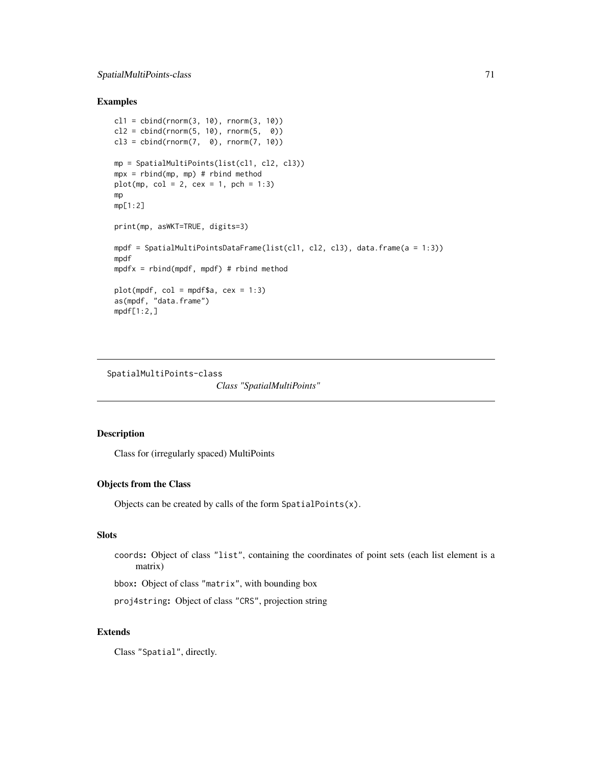### Examples

```
cl1 = cbind(rnorm(3, 10), rnorm(3, 10))
cl2 = cbind(rnorm(5, 10), rnorm(5,  0))
cl3 = cbind(rnorm(7,  0), rnorm(7, 10))

mp = SpatialMultiPoints(list(cl1, cl2, cl3))
mpx = rbind(mp, mp) # rbind method
plot(mp, col = 2, cex = 1, pch = 1:3)
mp
mp[1:2]

print(mp, asWKT=TRUE, digits=3)

mpdf = SpatialMultiPointsDataFrame(list(cl1, cl2, cl3), data.frame(a = 1:3))
mpdf
mpdfx = rbind(mpdf, mpdf) # rbind method

plot(mpdf, col = mpdf$a, cex = 1:3)
as(mpdf, "data.frame")
mpdf[1:2,]
```

---

## SpatialMultiPoints-class    *Class "SpatialMultiPoints"*

---

### Description

Class for (irregularly spaced) MultiPoints

### Objects from the Class

Objects can be created by calls of the form `SpatialPoints(x)`.

### Slots

**`coords`:** Object of class `"list"`, containing the coordinates of point sets (each list element is a matrix)

**`bbox`:** Object of class `"matrix"`, with bounding box

**`proj4string`:** Object of class `"CRS"`, projection string

### Extends

Class `"Spatial"`, directly.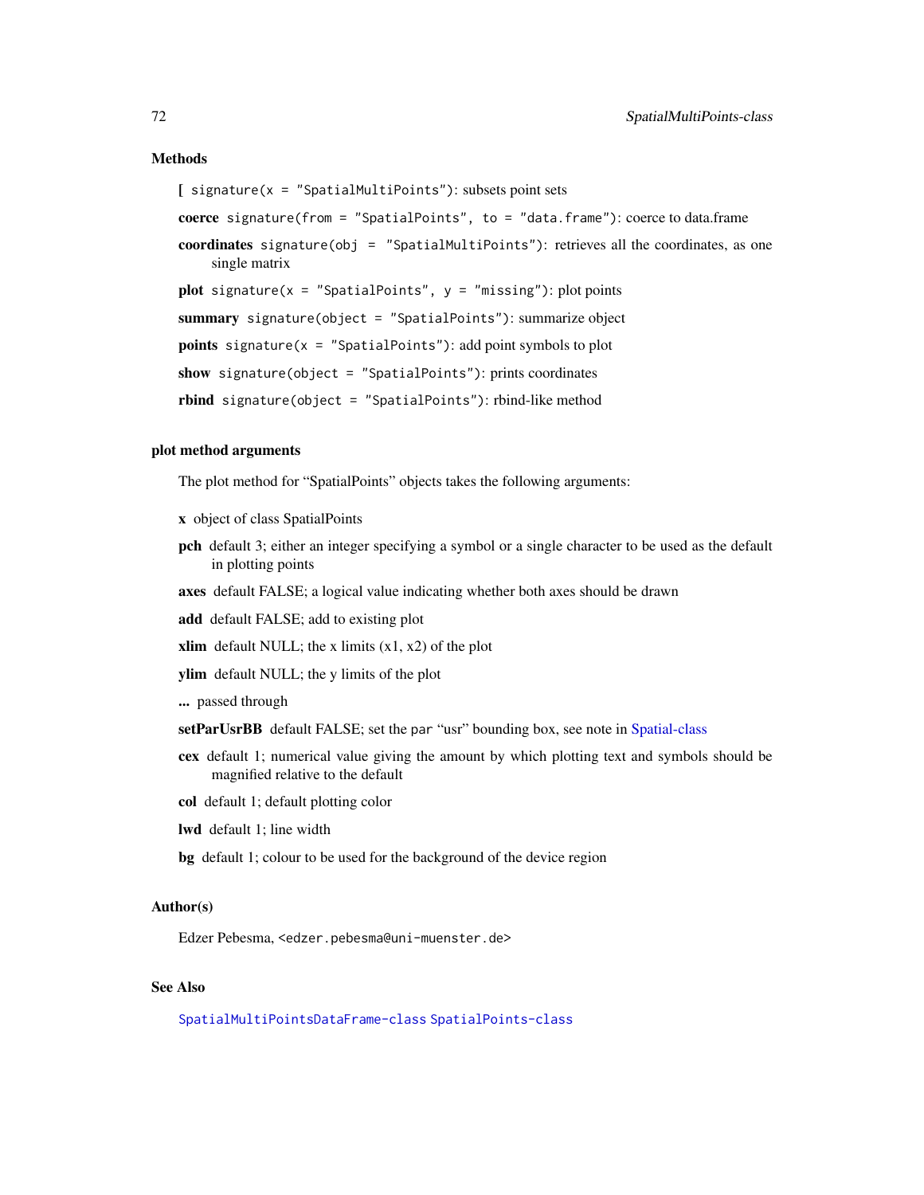## Methods

**[** `signature(x = "SpatialMultiPoints")`: subsets point sets

**coerce** `signature(from = "SpatialPoints", to = "data.frame")`: coerce to data.frame

**coordinates** `signature(obj = "SpatialMultiPoints")`: retrieves all the coordinates, as one single matrix

**plot** `signature(x = "SpatialPoints", y = "missing")`: plot points

**summary** `signature(object = "SpatialPoints")`: summarize object

**points** `signature(x = "SpatialPoints")`: add point symbols to plot

**show** `signature(object = "SpatialPoints")`: prints coordinates

**rbind** `signature(object = "SpatialPoints")`: rbind-like method

## plot method arguments

The plot method for "SpatialPoints" objects takes the following arguments:

**x** object of class SpatialPoints

**pch** default 3; either an integer specifying a symbol or a single character to be used as the default in plotting points

**axes** default FALSE; a logical value indicating whether both axes should be drawn

**add** default FALSE; add to existing plot

**xlim** default NULL; the x limits (x1, x2) of the plot

**ylim** default NULL; the y limits of the plot

**...** passed through

**setParUsrBB** default FALSE; set the `par` "usr" bounding box, see note in Spatial-class

**cex** default 1; numerical value giving the amount by which plotting text and symbols should be magnified relative to the default

**col** default 1; default plotting color

**lwd** default 1; line width

**bg** default 1; colour to be used for the background of the device region

## Author(s)

Edzer Pebesma, `<edzer.pebesma@uni-muenster.de>`

## See Also

`SpatialMultiPointsDataFrame-class` `SpatialPoints-class`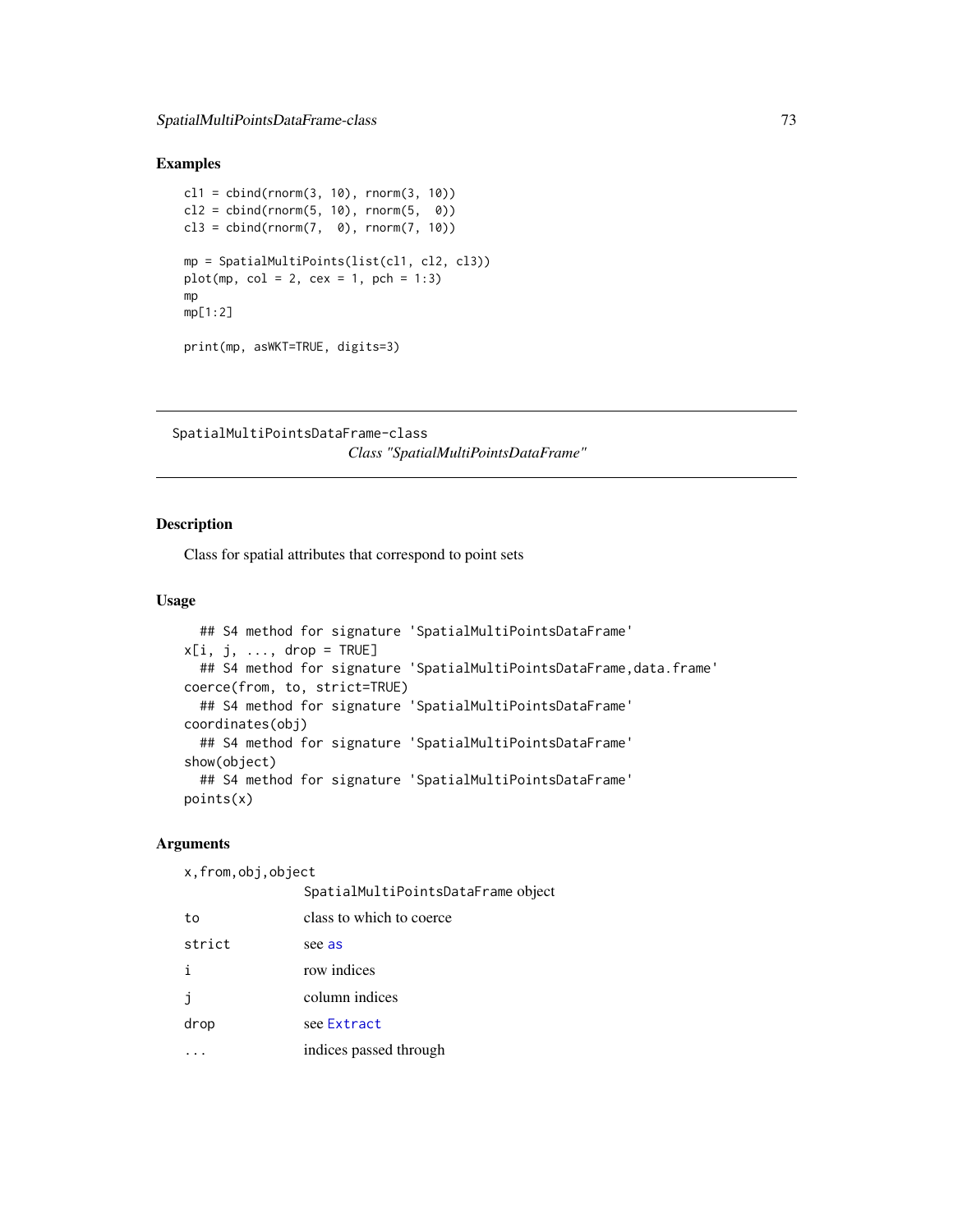## Examples

```
cl1 = cbind(rnorm(3, 10), rnorm(3, 10))
cl2 = cbind(rnorm(5, 10), rnorm(5,  0))
cl3 = cbind(rnorm(7,  0), rnorm(7, 10))

mp = SpatialMultiPoints(list(cl1, cl2, cl3))
plot(mp, col = 2, cex = 1, pch = 1:3)
mp
mp[1:2]

print(mp, asWKT=TRUE, digits=3)
```

---

SpatialMultiPointsDataFrame-class *Class "SpatialMultiPointsDataFrame"*

---

## Description

Class for spatial attributes that correspond to point sets

## Usage

```
  ## S4 method for signature 'SpatialMultiPointsDataFrame'
x[i, j, ..., drop = TRUE]
  ## S4 method for signature 'SpatialMultiPointsDataFrame,data.frame'
coerce(from, to, strict=TRUE)
  ## S4 method for signature 'SpatialMultiPointsDataFrame'
coordinates(obj)
  ## S4 method for signature 'SpatialMultiPointsDataFrame'
show(object)
  ## S4 method for signature 'SpatialMultiPointsDataFrame'
points(x)
```

## Arguments

| | |
|---|---|
| `x,from,obj,object` | `SpatialMultiPointsDataFrame` object |
| `to` | class to which to coerce |
| `strict` | see `as` |
| `i` | row indices |
| `j` | column indices |
| `drop` | see `Extract` |
| `...` | indices passed through |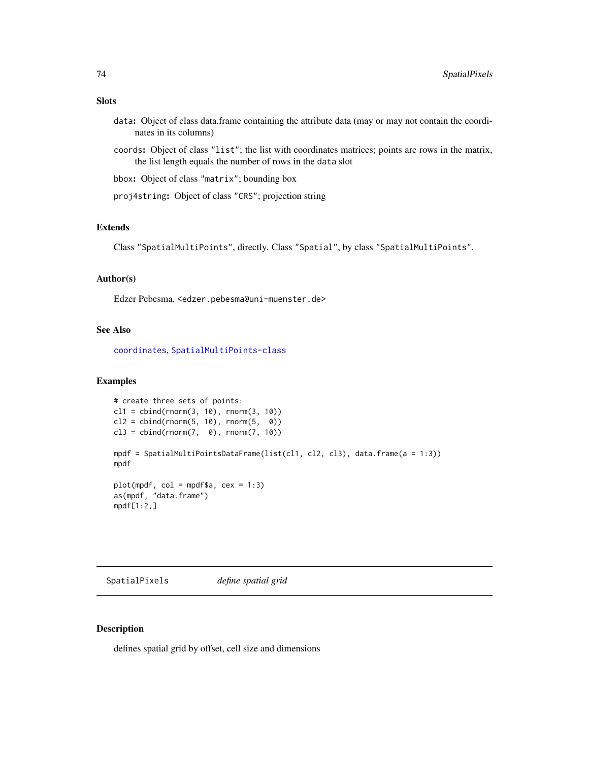### Slots

`data`: Object of class data.frame containing the attribute data (may or may not contain the coordinates in its columns)

`coords`: Object of class `"list"`; the list with coordinates matrices; points are rows in the matrix, the list length equals the number of rows in the `data` slot

`bbox`: Object of class `"matrix"`; bounding box

`proj4string`: Object of class `"CRS"`; projection string

### Extends

Class `"SpatialMultiPoints"`, directly. Class `"Spatial"`, by class `"SpatialMultiPoints"`.

### Author(s)

Edzer Pebesma, `<edzer.pebesma@uni-muenster.de>`

### See Also

`coordinates`, `SpatialMultiPoints-class`

### Examples

```
# create three sets of points:
cl1 = cbind(rnorm(3, 10), rnorm(3, 10))
cl2 = cbind(rnorm(5, 10), rnorm(5,  0))
cl3 = cbind(rnorm(7,  0), rnorm(7, 10))

mpdf = SpatialMultiPointsDataFrame(list(cl1, cl2, cl3), data.frame(a = 1:3))
mpdf

plot(mpdf, col = mpdf$a, cex = 1:3)
as(mpdf, "data.frame")
mpdf[1:2,]
```

---

## SpatialPixels    *define spatial grid*

### Description

defines spatial grid by offset, cell size and dimensions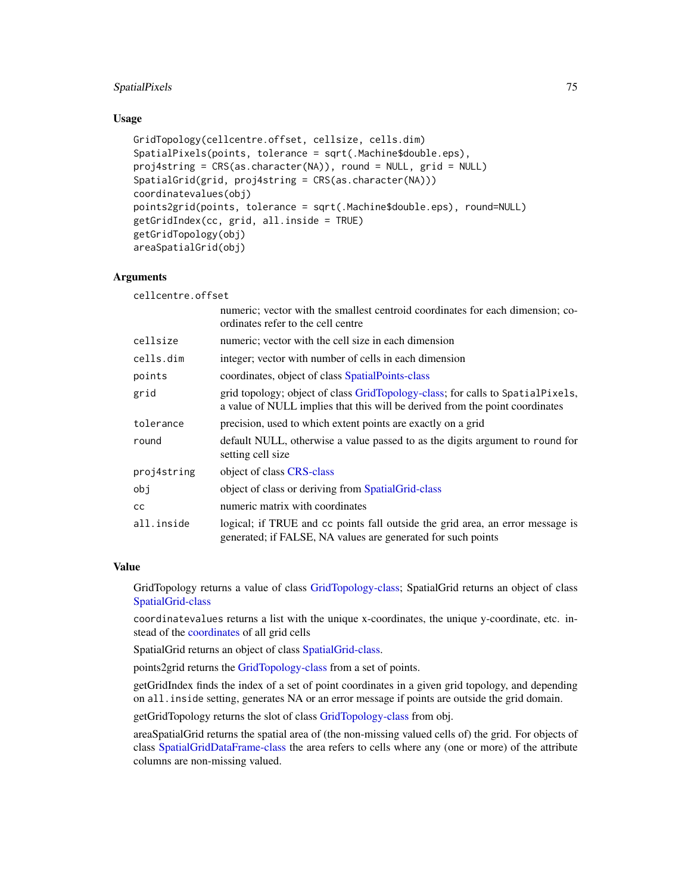## Usage

```
GridTopology(cellcentre.offset, cellsize, cells.dim)
SpatialPixels(points, tolerance = sqrt(.Machine$double.eps),
proj4string = CRS(as.character(NA)), round = NULL, grid = NULL)
SpatialGrid(grid, proj4string = CRS(as.character(NA)))
coordinatevalues(obj)
points2grid(points, tolerance = sqrt(.Machine$double.eps), round=NULL)
getGridIndex(cc, grid, all.inside = TRUE)
getGridTopology(obj)
areaSpatialGrid(obj)
```

## Arguments

| Argument | Description |
|---|---|
| `cellcentre.offset` | numeric; vector with the smallest centroid coordinates for each dimension; coordinates refer to the cell centre |
| `cellsize` | numeric; vector with the cell size in each dimension |
| `cells.dim` | integer; vector with number of cells in each dimension |
| `points` | coordinates, object of class SpatialPoints-class |
| `grid` | grid topology; object of class GridTopology-class; for calls to `SpatialPixels`, a value of NULL implies that this will be derived from the point coordinates |
| `tolerance` | precision, used to which extent points are exactly on a grid |
| `round` | default NULL, otherwise a value passed to as the digits argument to `round` for setting cell size |
| `proj4string` | object of class CRS-class |
| `obj` | object of class or deriving from SpatialGrid-class |
| `cc` | numeric matrix with coordinates |
| `all.inside` | logical; if TRUE and `cc` points fall outside the grid area, an error message is generated; if FALSE, NA values are generated for such points |

## Value

GridTopology returns a value of class GridTopology-class; SpatialGrid returns an object of class SpatialGrid-class

`coordinatevalues` returns a list with the unique x-coordinates, the unique y-coordinate, etc. instead of the coordinates of all grid cells

SpatialGrid returns an object of class SpatialGrid-class.

points2grid returns the GridTopology-class from a set of points.

getGridIndex finds the index of a set of point coordinates in a given grid topology, and depending on `all.inside` setting, generates NA or an error message if points are outside the grid domain.

getGridTopology returns the slot of class GridTopology-class from obj.

areaSpatialGrid returns the spatial area of (the non-missing valued cells of) the grid. For objects of class SpatialGridDataFrame-class the area refers to cells where any (one or more) of the attribute columns are non-missing valued.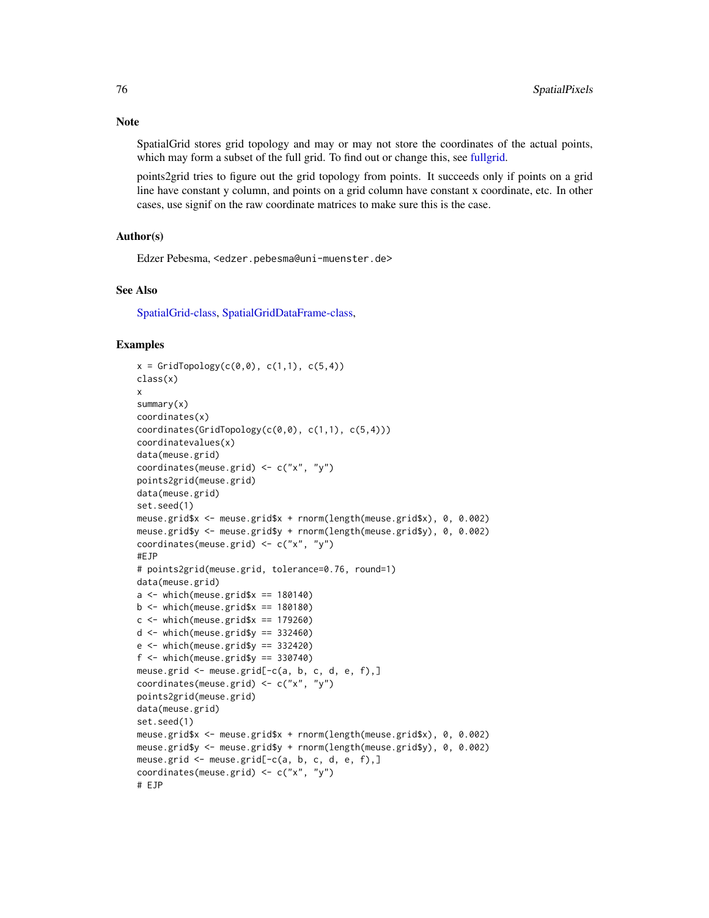## Note

SpatialGrid stores grid topology and may or may not store the coordinates of the actual points, which may form a subset of the full grid. To find out or change this, see fullgrid.

points2grid tries to figure out the grid topology from points. It succeeds only if points on a grid line have constant y column, and points on a grid column have constant x coordinate, etc. In other cases, use signif on the raw coordinate matrices to make sure this is the case.

## Author(s)

Edzer Pebesma, <edzer.pebesma@uni-muenster.de>

## See Also

SpatialGrid-class, SpatialGridDataFrame-class,

## Examples

```
x = GridTopology(c(0,0), c(1,1), c(5,4))
class(x)
x
summary(x)
coordinates(x)
coordinates(GridTopology(c(0,0), c(1,1), c(5,4)))
coordinatevalues(x)
data(meuse.grid)
coordinates(meuse.grid) <- c("x", "y")
points2grid(meuse.grid)
data(meuse.grid)
set.seed(1)
meuse.grid$x <- meuse.grid$x + rnorm(length(meuse.grid$x), 0, 0.002)
meuse.grid$y <- meuse.grid$y + rnorm(length(meuse.grid$y), 0, 0.002)
coordinates(meuse.grid) <- c("x", "y")
#EJP
# points2grid(meuse.grid, tolerance=0.76, round=1)
data(meuse.grid)
a <- which(meuse.grid$x == 180140)
b <- which(meuse.grid$x == 180180)
c <- which(meuse.grid$x == 179260)
d <- which(meuse.grid$y == 332460)
e <- which(meuse.grid$y == 332420)
f <- which(meuse.grid$y == 330740)
meuse.grid <- meuse.grid[-c(a, b, c, d, e, f),]
coordinates(meuse.grid) <- c("x", "y")
points2grid(meuse.grid)
data(meuse.grid)
set.seed(1)
meuse.grid$x <- meuse.grid$x + rnorm(length(meuse.grid$x), 0, 0.002)
meuse.grid$y <- meuse.grid$y + rnorm(length(meuse.grid$y), 0, 0.002)
meuse.grid <- meuse.grid[-c(a, b, c, d, e, f),]
coordinates(meuse.grid) <- c("x", "y")
# EJP
```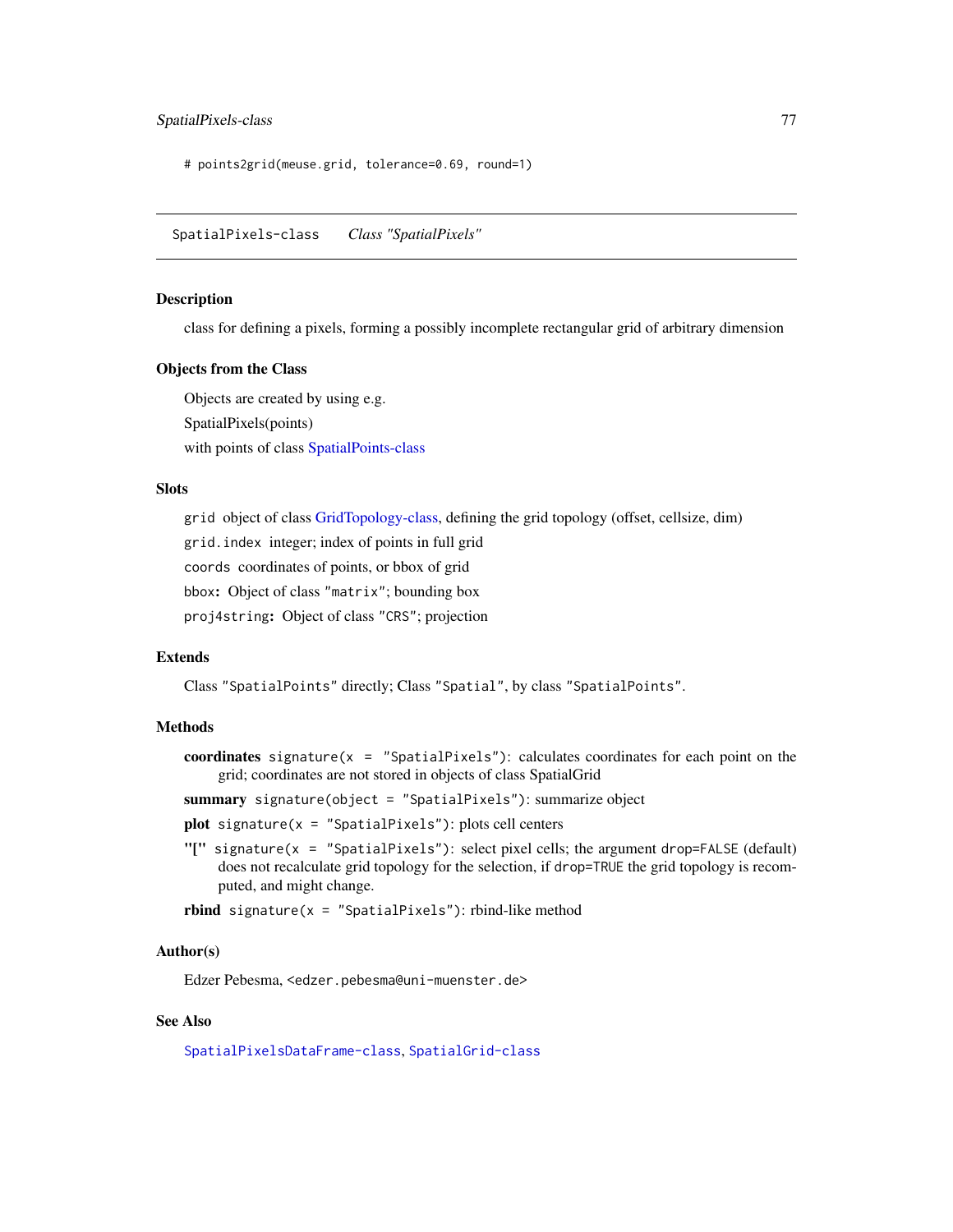```
# points2grid(meuse.grid, tolerance=0.69, round=1)
```

---

SpatialPixels-class *Class "SpatialPixels"*

---

### Description

class for defining a pixels, forming a possibly incomplete rectangular grid of arbitrary dimension

### Objects from the Class

Objects are created by using e.g.

SpatialPixels(points)

with points of class SpatialPoints-class

### Slots

`grid` object of class GridTopology-class, defining the grid topology (offset, cellsize, dim)

`grid.index` integer; index of points in full grid

`coords` coordinates of points, or bbox of grid

`bbox`**:** Object of class `"matrix"`; bounding box

`proj4string`**:** Object of class `"CRS"`; projection

### Extends

Class `"SpatialPoints"` directly; Class `"Spatial"`, by class `"SpatialPoints"`.

### Methods

**coordinates** `signature(x = "SpatialPixels")`: calculates coordinates for each point on the grid; coordinates are not stored in objects of class SpatialGrid

**summary** `signature(object = "SpatialPixels")`: summarize object

**plot** `signature(x = "SpatialPixels")`: plots cell centers

**"["** `signature(x = "SpatialPixels")`: select pixel cells; the argument `drop=FALSE` (default) does not recalculate grid topology for the selection, if `drop=TRUE` the grid topology is recomputed, and might change.

**rbind** `signature(x = "SpatialPixels")`: rbind-like method

### Author(s)

Edzer Pebesma, `<edzer.pebesma@uni-muenster.de>`

### See Also

`SpatialPixelsDataFrame-class`, `SpatialGrid-class`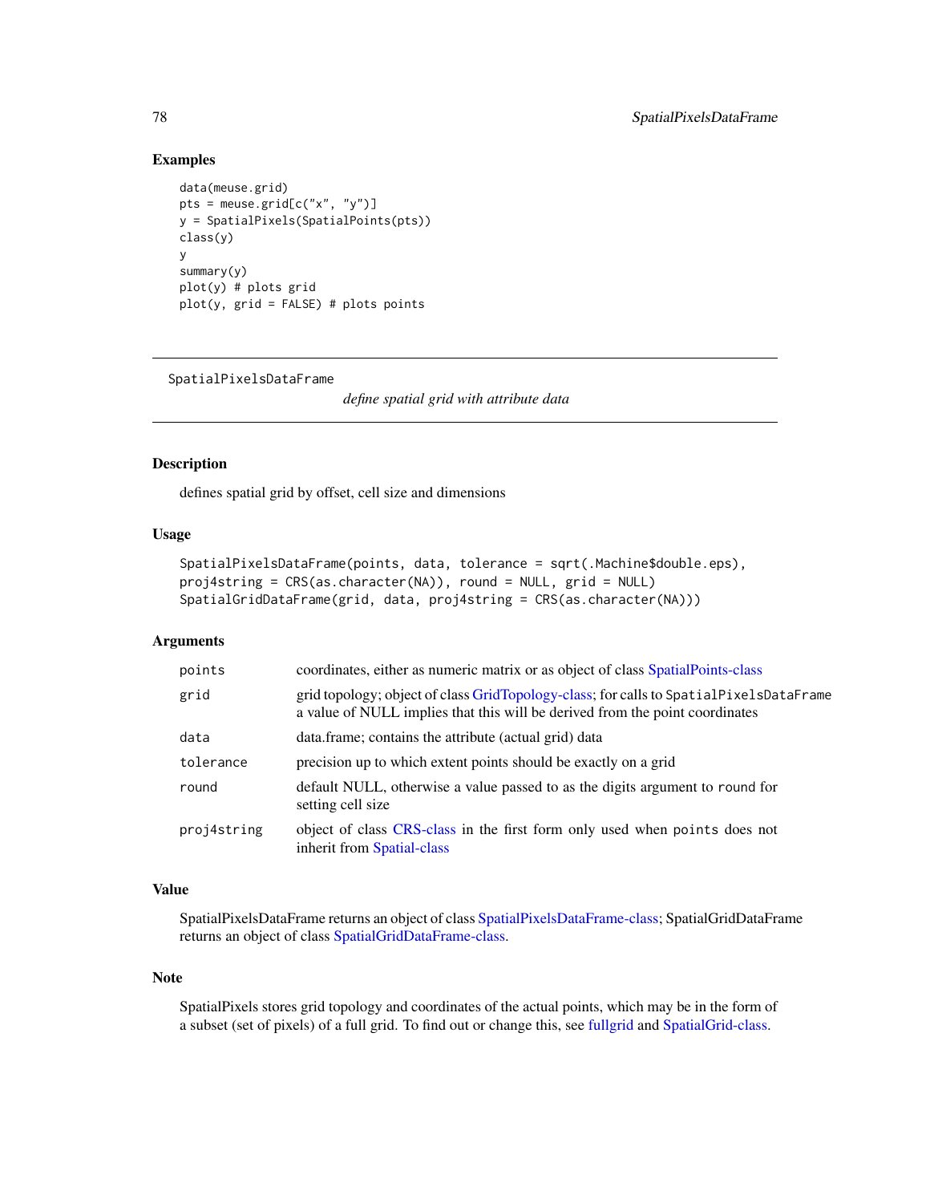## Examples

```
data(meuse.grid)
pts = meuse.grid[c("x", "y")]
y = SpatialPixels(SpatialPoints(pts))
class(y)
y
summary(y)
plot(y) # plots grid
plot(y, grid = FALSE) # plots points
```

---

# SpatialPixelsDataFrame

*define spatial grid with attribute data*

---

## Description

defines spatial grid by offset, cell size and dimensions

## Usage

```
SpatialPixelsDataFrame(points, data, tolerance = sqrt(.Machine$double.eps),
proj4string = CRS(as.character(NA)), round = NULL, grid = NULL)
SpatialGridDataFrame(grid, data, proj4string = CRS(as.character(NA)))
```

## Arguments

| | |
|---|---|
| `points` | coordinates, either as numeric matrix or as object of class SpatialPoints-class |
| `grid` | grid topology; object of class GridTopology-class; for calls to `SpatialPixelsDataFrame` a value of NULL implies that this will be derived from the point coordinates |
| `data` | data.frame; contains the attribute (actual grid) data |
| `tolerance` | precision up to which extent points should be exactly on a grid |
| `round` | default NULL, otherwise a value passed to as the digits argument to `round` for setting cell size |
| `proj4string` | object of class CRS-class in the first form only used when `points` does not inherit from Spatial-class |

## Value

SpatialPixelsDataFrame returns an object of class SpatialPixelsDataFrame-class; SpatialGridDataFrame returns an object of class SpatialGridDataFrame-class.

## Note

SpatialPixels stores grid topology and coordinates of the actual points, which may be in the form of a subset (set of pixels) of a full grid. To find out or change this, see fullgrid and SpatialGrid-class.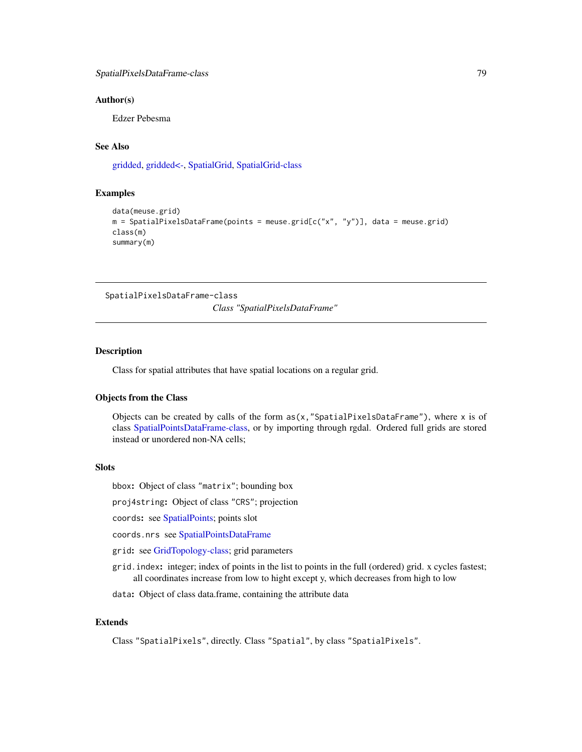### Author(s)

Edzer Pebesma

### See Also

gridded, gridded<-, SpatialGrid, SpatialGrid-class

### Examples

```
data(meuse.grid)
m = SpatialPixelsDataFrame(points = meuse.grid[c("x", "y")], data = meuse.grid)
class(m)
summary(m)
```

---

## SpatialPixelsDataFrame-class

*Class "SpatialPixelsDataFrame"*

---

### Description

Class for spatial attributes that have spatial locations on a regular grid.

### Objects from the Class

Objects can be created by calls of the form `as(x,"SpatialPixelsDataFrame")`, where `x` is of class SpatialPointsDataFrame-class, or by importing through rgdal. Ordered full grids are stored instead or unordered non-NA cells;

### Slots

`bbox`**:** Object of class `"matrix"`; bounding box

`proj4string`**:** Object of class `"CRS"`; projection

`coords`**:** see SpatialPoints; points slot

`coords.nrs` see SpatialPointsDataFrame

`grid`**:** see GridTopology-class; grid parameters

`grid.index`**:** integer; index of points in the list to points in the full (ordered) grid. x cycles fastest; all coordinates increase from low to hight except y, which decreases from high to low

`data`**:** Object of class data.frame, containing the attribute data

### Extends

Class `"SpatialPixels"`, directly. Class `"Spatial"`, by class `"SpatialPixels"`.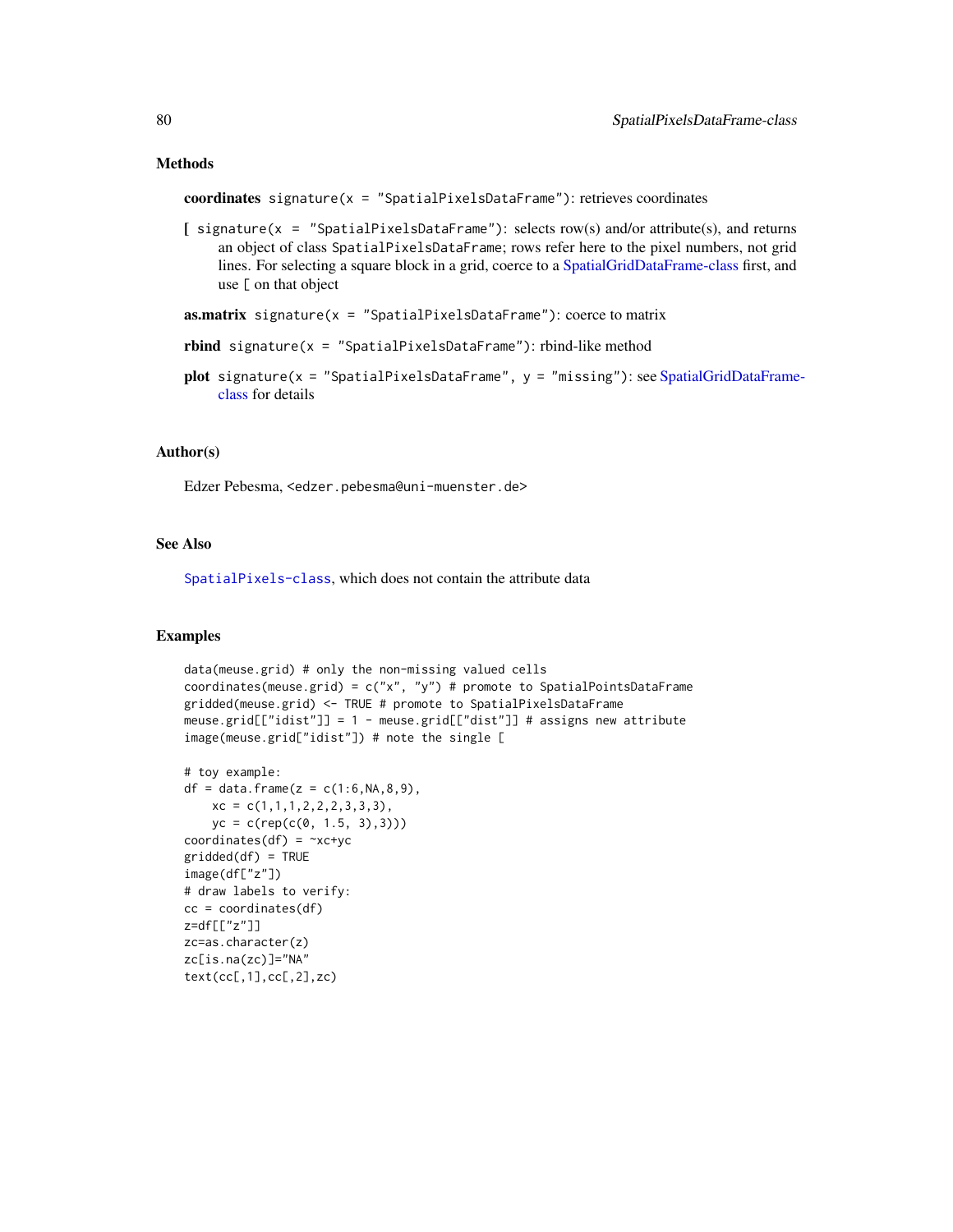## Methods

**coordinates** `signature(x = "SpatialPixelsDataFrame")`: retrieves coordinates

**[** `signature(x = "SpatialPixelsDataFrame")`: selects row(s) and/or attribute(s), and returns an object of class `SpatialPixelsDataFrame`; rows refer here to the pixel numbers, not grid lines. For selecting a square block in a grid, coerce to a SpatialGridDataFrame-class first, and use `[` on that object

**as.matrix** `signature(x = "SpatialPixelsDataFrame")`: coerce to matrix

**rbind** `signature(x = "SpatialPixelsDataFrame")`: rbind-like method

**plot** `signature(x = "SpatialPixelsDataFrame", y = "missing")`: see SpatialGridDataFrame-class for details

## Author(s)

Edzer Pebesma, `<edzer.pebesma@uni-muenster.de>`

## See Also

`SpatialPixels-class`, which does not contain the attribute data

## Examples

```
data(meuse.grid) # only the non-missing valued cells
coordinates(meuse.grid) = c("x", "y") # promote to SpatialPointsDataFrame
gridded(meuse.grid) <- TRUE # promote to SpatialPixelsDataFrame
meuse.grid[["idist"]] = 1 - meuse.grid[["dist"]] # assigns new attribute
image(meuse.grid["idist"]) # note the single [

# toy example:
df = data.frame(z = c(1:6,NA,8,9),
    xc = c(1,1,1,2,2,2,3,3,3),
    yc = c(rep(c(0, 1.5, 3),3)))
coordinates(df) = ~xc+yc
gridded(df) = TRUE
image(df["z"])
# draw labels to verify:
cc = coordinates(df)
z=df[["z"]]
zc=as.character(z)
zc[is.na(zc)]="NA"
text(cc[,1],cc[,2],zc)
```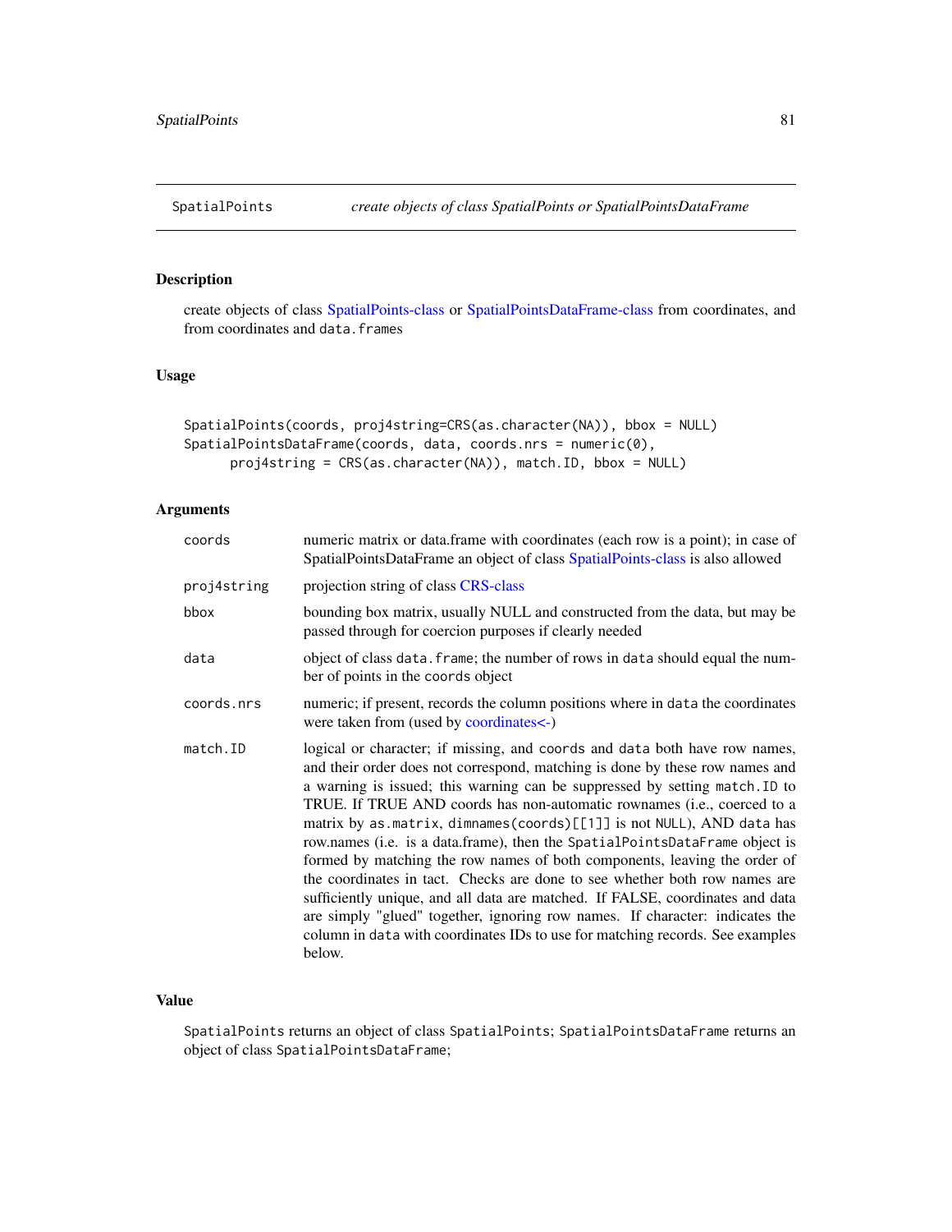# SpatialPoints *create objects of class SpatialPoints or SpatialPointsDataFrame*

## Description

create objects of class SpatialPoints-class or SpatialPointsDataFrame-class from coordinates, and from coordinates and `data.frames`

## Usage

```
SpatialPoints(coords, proj4string=CRS(as.character(NA)), bbox = NULL)
SpatialPointsDataFrame(coords, data, coords.nrs = numeric(0),
      proj4string = CRS(as.character(NA)), match.ID, bbox = NULL)
```

## Arguments

| | |
|---|---|
| `coords` | numeric matrix or data.frame with coordinates (each row is a point); in case of SpatialPointsDataFrame an object of class SpatialPoints-class is also allowed |
| `proj4string` | projection string of class CRS-class |
| `bbox` | bounding box matrix, usually NULL and constructed from the data, but may be passed through for coercion purposes if clearly needed |
| `data` | object of class `data.frame`; the number of rows in `data` should equal the number of points in the `coords` object |
| `coords.nrs` | numeric; if present, records the column positions where in `data` the coordinates were taken from (used by coordinates<-) |
| `match.ID` | logical or character; if missing, and `coords` and `data` both have row names, and their order does not correspond, matching is done by these row names and a warning is issued; this warning can be suppressed by setting `match.ID` to TRUE. If TRUE AND coords has non-automatic rownames (i.e., coerced to a matrix by `as.matrix`, `dimnames(coords)[[1]]` is not `NULL`), AND `data` has row.names (i.e. is a data.frame), then the `SpatialPointsDataFrame` object is formed by matching the row names of both components, leaving the order of the coordinates in tact. Checks are done to see whether both row names are sufficiently unique, and all data are matched. If FALSE, coordinates and data are simply "glued" together, ignoring row names. If character: indicates the column in `data` with coordinates IDs to use for matching records. See examples below. |

## Value

`SpatialPoints` returns an object of class `SpatialPoints`; `SpatialPointsDataFrame` returns an object of class `SpatialPointsDataFrame`;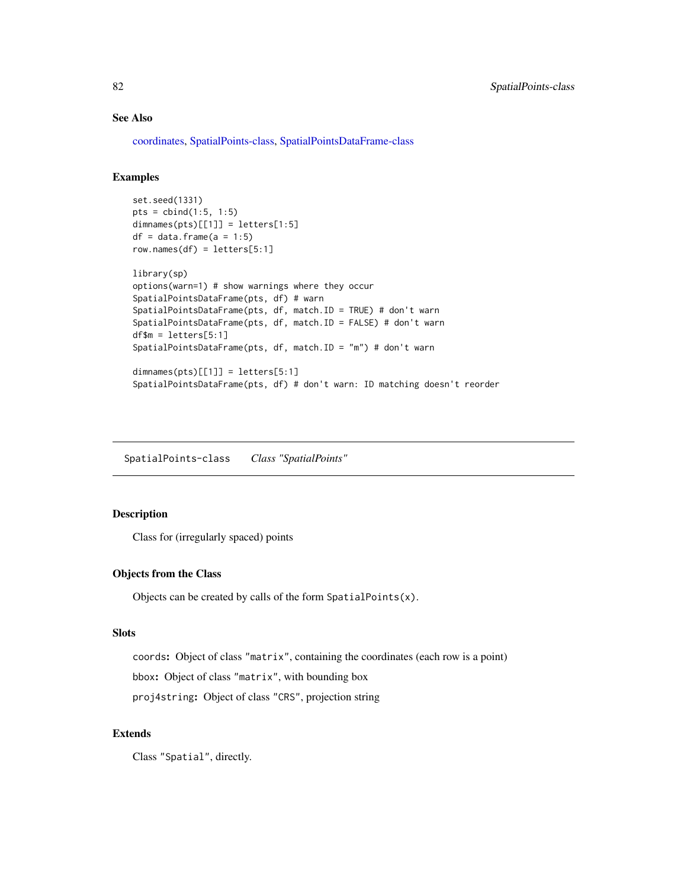## See Also

coordinates, SpatialPoints-class, SpatialPointsDataFrame-class

## Examples

```
set.seed(1331)
pts = cbind(1:5, 1:5)
dimnames(pts)[[1]] = letters[1:5]
df = data.frame(a = 1:5)
row.names(df) = letters[5:1]

library(sp)
options(warn=1) # show warnings where they occur
SpatialPointsDataFrame(pts, df) # warn
SpatialPointsDataFrame(pts, df, match.ID = TRUE) # don't warn
SpatialPointsDataFrame(pts, df, match.ID = FALSE) # don't warn
df$m = letters[5:1]
SpatialPointsDataFrame(pts, df, match.ID = "m") # don't warn

dimnames(pts)[[1]] = letters[5:1]
SpatialPointsDataFrame(pts, df) # don't warn: ID matching doesn't reorder
```

---

# SpatialPoints-class    *Class "SpatialPoints"*

---

## Description

Class for (irregularly spaced) points

## Objects from the Class

Objects can be created by calls of the form `SpatialPoints(x)`.

## Slots

`coords`**:** Object of class `"matrix"`, containing the coordinates (each row is a point)

`bbox`**:** Object of class `"matrix"`, with bounding box

`proj4string`**:** Object of class `"CRS"`, projection string

## Extends

Class `"Spatial"`, directly.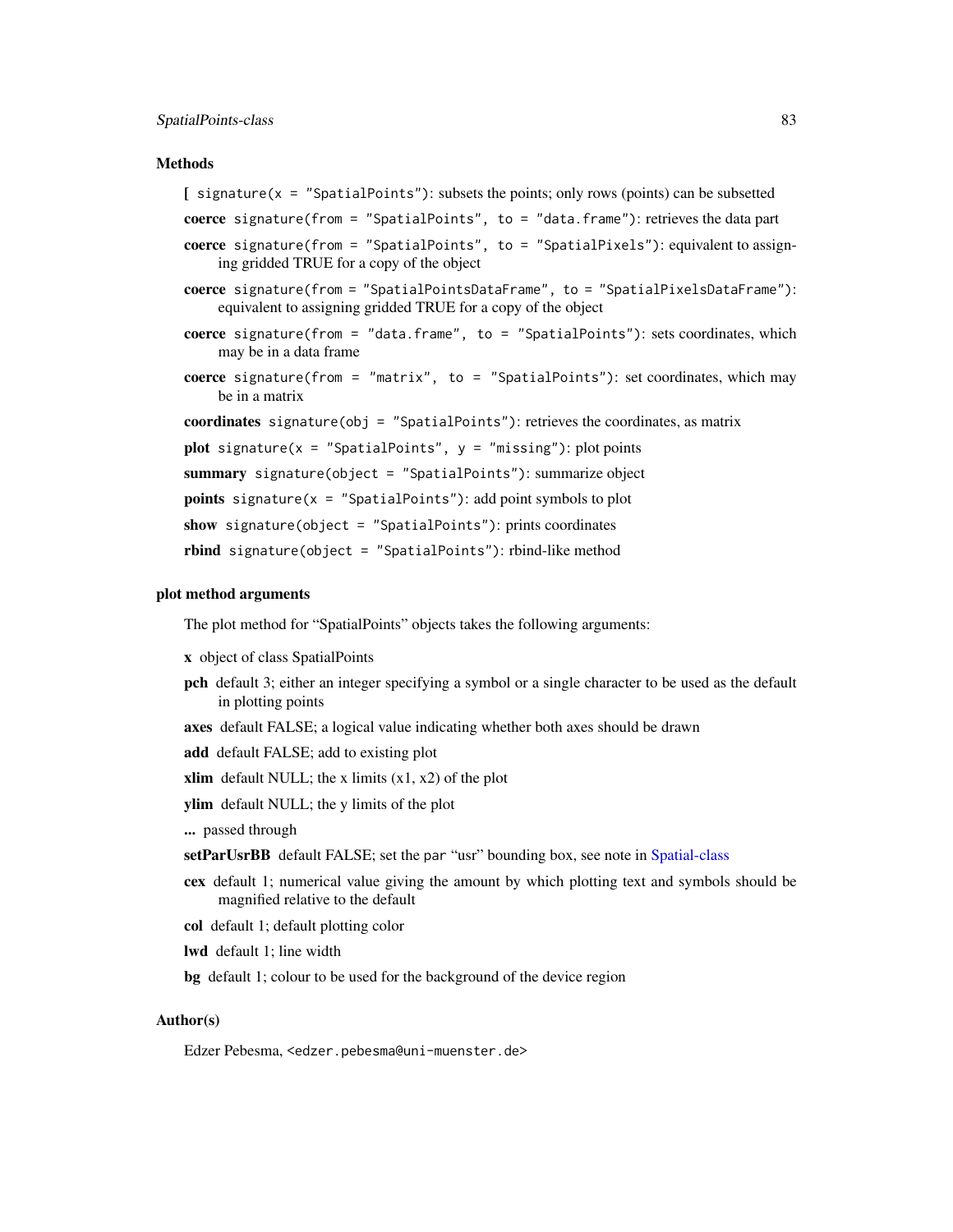## Methods

**[** `signature(x = "SpatialPoints")`: subsets the points; only rows (points) can be subsetted

**coerce** `signature(from = "SpatialPoints", to = "data.frame")`: retrieves the data part

**coerce** `signature(from = "SpatialPoints", to = "SpatialPixels")`: equivalent to assigning gridded TRUE for a copy of the object

**coerce** `signature(from = "SpatialPointsDataFrame", to = "SpatialPixelsDataFrame")`: equivalent to assigning gridded TRUE for a copy of the object

**coerce** `signature(from = "data.frame", to = "SpatialPoints")`: sets coordinates, which may be in a data frame

**coerce** `signature(from = "matrix", to = "SpatialPoints")`: set coordinates, which may be in a matrix

**coordinates** `signature(obj = "SpatialPoints")`: retrieves the coordinates, as matrix

**plot** `signature(x = "SpatialPoints", y = "missing")`: plot points

**summary** `signature(object = "SpatialPoints")`: summarize object

**points** `signature(x = "SpatialPoints")`: add point symbols to plot

**show** `signature(object = "SpatialPoints")`: prints coordinates

**rbind** `signature(object = "SpatialPoints")`: rbind-like method

## plot method arguments

The plot method for “SpatialPoints” objects takes the following arguments:

**x** object of class SpatialPoints

**pch** default 3; either an integer specifying a symbol or a single character to be used as the default in plotting points

**axes** default FALSE; a logical value indicating whether both axes should be drawn

**add** default FALSE; add to existing plot

**xlim** default NULL; the x limits (x1, x2) of the plot

**ylim** default NULL; the y limits of the plot

**...** passed through

**setParUsrBB** default FALSE; set the `par` “usr” bounding box, see note in Spatial-class

**cex** default 1; numerical value giving the amount by which plotting text and symbols should be magnified relative to the default

**col** default 1; default plotting color

**lwd** default 1; line width

**bg** default 1; colour to be used for the background of the device region

## Author(s)

Edzer Pebesma, `<edzer.pebesma@uni-muenster.de>`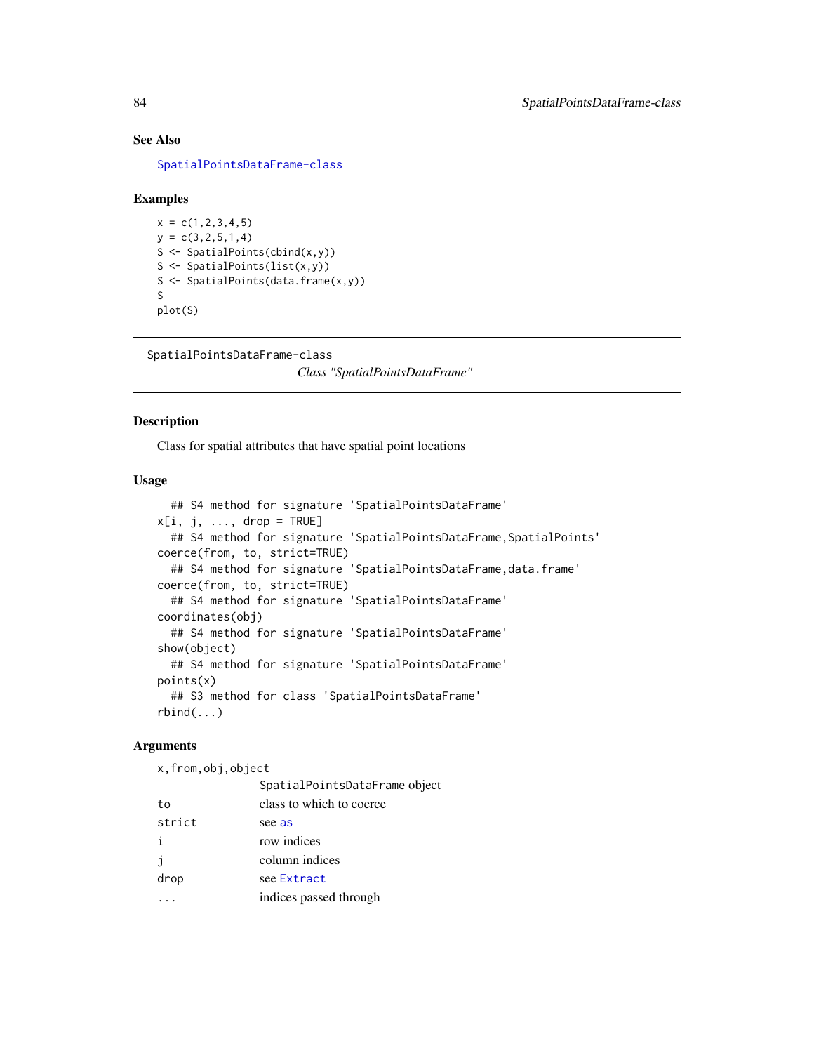## See Also

`SpatialPointsDataFrame-class`

## Examples

```
x = c(1,2,3,4,5)
y = c(3,2,5,1,4)
S <- SpatialPoints(cbind(x,y))
S <- SpatialPoints(list(x,y))
S <- SpatialPoints(data.frame(x,y))
S
plot(S)
```

---

# SpatialPointsDataFrame-class

*Class "SpatialPointsDataFrame"*

---

## Description

Class for spatial attributes that have spatial point locations

## Usage

```
  ## S4 method for signature 'SpatialPointsDataFrame'
x[i, j, ..., drop = TRUE]
  ## S4 method for signature 'SpatialPointsDataFrame,SpatialPoints'
coerce(from, to, strict=TRUE)
  ## S4 method for signature 'SpatialPointsDataFrame,data.frame'
coerce(from, to, strict=TRUE)
  ## S4 method for signature 'SpatialPointsDataFrame'
coordinates(obj)
  ## S4 method for signature 'SpatialPointsDataFrame'
show(object)
  ## S4 method for signature 'SpatialPointsDataFrame'
points(x)
  ## S3 method for class 'SpatialPointsDataFrame'
rbind(...)
```

## Arguments

| | |
|---|---|
| `x,from,obj,object` | `SpatialPointsDataFrame` object |
| `to` | class to which to coerce |
| `strict` | see `as` |
| `i` | row indices |
| `j` | column indices |
| `drop` | see `Extract` |
| `...` | indices passed through |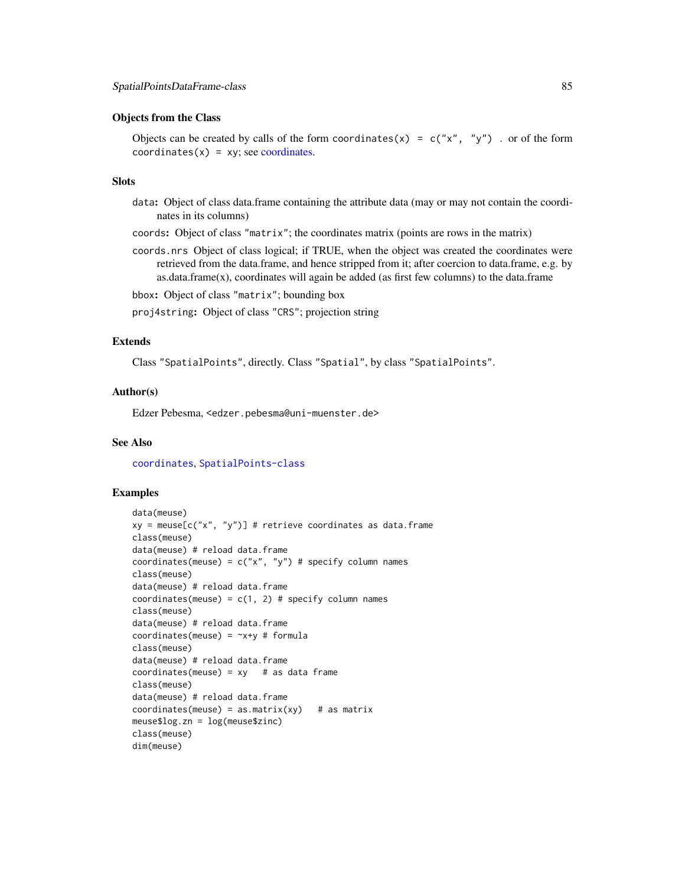### Objects from the Class

Objects can be created by calls of the form `coordinates(x) = c("x", "y")` . or of the form `coordinates(x) = xy`; see coordinates.

### Slots

- `data`: Object of class data.frame containing the attribute data (may or may not contain the coordinates in its columns)
- `coords`: Object of class `"matrix"`; the coordinates matrix (points are rows in the matrix)
- `coords.nrs` Object of class logical; if TRUE, when the object was created the coordinates were retrieved from the data.frame, and hence stripped from it; after coercion to data.frame, e.g. by as.data.frame(x), coordinates will again be added (as first few columns) to the data.frame
- `bbox`: Object of class `"matrix"`; bounding box
- `proj4string`: Object of class `"CRS"`; projection string

### Extends

Class `"SpatialPoints"`, directly. Class `"Spatial"`, by class `"SpatialPoints"`.

### Author(s)

Edzer Pebesma, `<edzer.pebesma@uni-muenster.de>`

### See Also

`coordinates`, `SpatialPoints-class`

### Examples

```
data(meuse)
xy = meuse[c("x", "y")] # retrieve coordinates as data.frame
class(meuse)
data(meuse) # reload data.frame
coordinates(meuse) = c("x", "y") # specify column names
class(meuse)
data(meuse) # reload data.frame
coordinates(meuse) = c(1, 2) # specify column names
class(meuse)
data(meuse) # reload data.frame
coordinates(meuse) = ~x+y # formula
class(meuse)
data(meuse) # reload data.frame
coordinates(meuse) = xy   # as data frame
class(meuse)
data(meuse) # reload data.frame
coordinates(meuse) = as.matrix(xy)   # as matrix
meuse$log.zn = log(meuse$zinc)
class(meuse)
dim(meuse)
```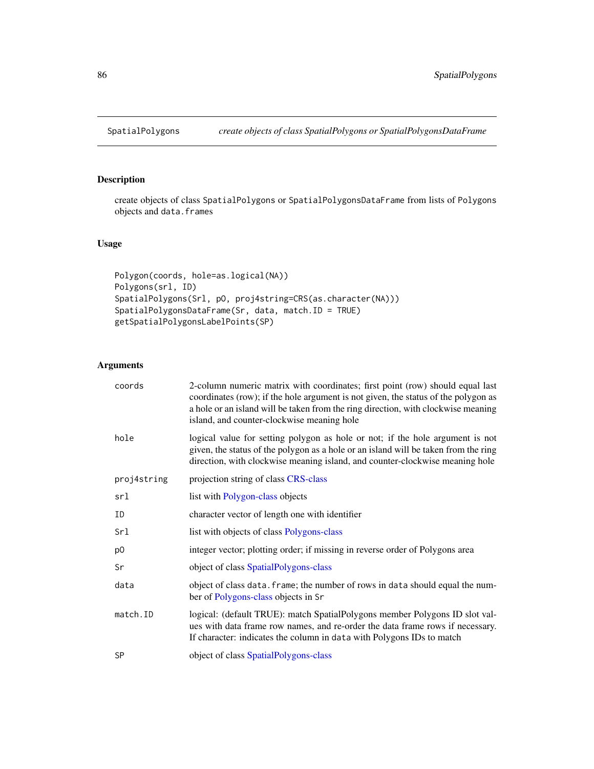SpatialPolygons *create objects of class SpatialPolygons or SpatialPolygonsDataFrame*

## Description

create objects of class SpatialPolygons or SpatialPolygonsDataFrame from lists of Polygons objects and data.frames

## Usage

```
Polygon(coords, hole=as.logical(NA))
Polygons(srl, ID)
SpatialPolygons(Srl, pO, proj4string=CRS(as.character(NA)))
SpatialPolygonsDataFrame(Sr, data, match.ID = TRUE)
getSpatialPolygonsLabelPoints(SP)
```

## Arguments

| | |
|---|---|
| coords | 2-column numeric matrix with coordinates; first point (row) should equal last coordinates (row); if the hole argument is not given, the status of the polygon as a hole or an island will be taken from the ring direction, with clockwise meaning island, and counter-clockwise meaning hole |
| hole | logical value for setting polygon as hole or not; if the hole argument is not given, the status of the polygon as a hole or an island will be taken from the ring direction, with clockwise meaning island, and counter-clockwise meaning hole |
| proj4string | projection string of class CRS-class |
| srl | list with Polygon-class objects |
| ID | character vector of length one with identifier |
| Srl | list with objects of class Polygons-class |
| pO | integer vector; plotting order; if missing in reverse order of Polygons area |
| Sr | object of class SpatialPolygons-class |
| data | object of class data.frame; the number of rows in data should equal the number of Polygons-class objects in Sr |
| match.ID | logical: (default TRUE): match SpatialPolygons member Polygons ID slot values with data frame row names, and re-order the data frame rows if necessary. If character: indicates the column in data with Polygons IDs to match |
| SP | object of class SpatialPolygons-class |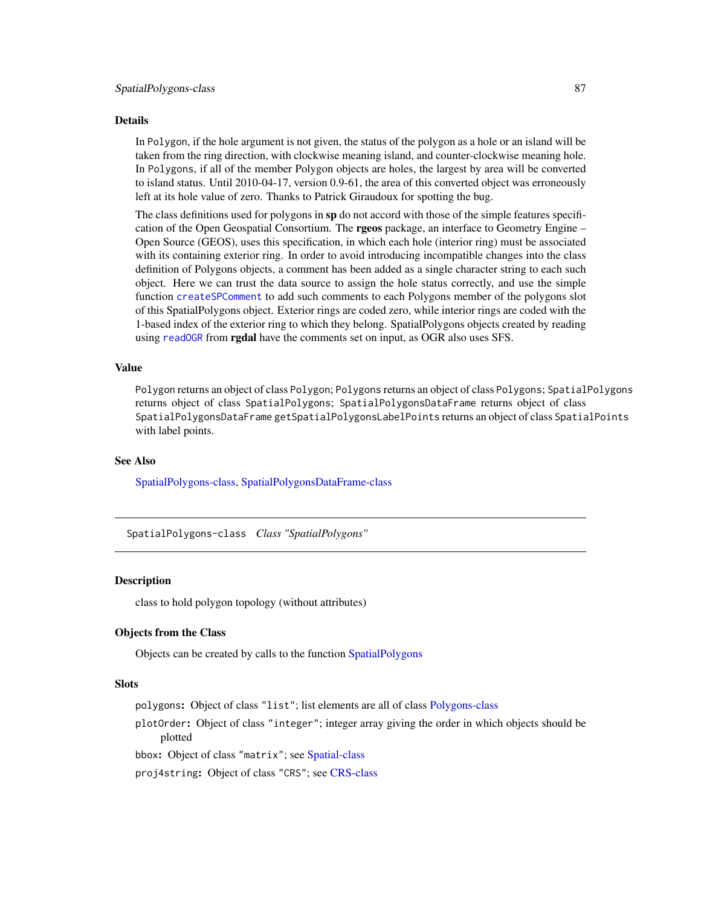## Details

In Polygon, if the hole argument is not given, the status of the polygon as a hole or an island will be taken from the ring direction, with clockwise meaning island, and counter-clockwise meaning hole. In Polygons, if all of the member Polygon objects are holes, the largest by area will be converted to island status. Until 2010-04-17, version 0.9-61, the area of this converted object was erroneously left at its hole value of zero. Thanks to Patrick Giraudoux for spotting the bug.

The class definitions used for polygons in **sp** do not accord with those of the simple features specification of the Open Geospatial Consortium. The **rgeos** package, an interface to Geometry Engine – Open Source (GEOS), uses this specification, in which each hole (interior ring) must be associated with its containing exterior ring. In order to avoid introducing incompatible changes into the class definition of Polygons objects, a comment has been added as a single character string to each such object. Here we can trust the data source to assign the hole status correctly, and use the simple function `createSPComment` to add such comments to each Polygons member of the polygons slot of this SpatialPolygons object. Exterior rings are coded zero, while interior rings are coded with the 1-based index of the exterior ring to which they belong. SpatialPolygons objects created by reading using `readOGR` from **rgdal** have the comments set on input, as OGR also uses SFS.

## Value

Polygon returns an object of class Polygon; Polygons returns an object of class Polygons; SpatialPolygons returns object of class SpatialPolygons; SpatialPolygonsDataFrame returns object of class SpatialPolygonsDataFrame getSpatialPolygonsLabelPoints returns an object of class SpatialPoints with label points.

## See Also

SpatialPolygons-class, SpatialPolygonsDataFrame-class

---

# SpatialPolygons-class *Class "SpatialPolygons"*

## Description

class to hold polygon topology (without attributes)

## Objects from the Class

Objects can be created by calls to the function SpatialPolygons

## Slots

- `polygons`: Object of class "list"; list elements are all of class Polygons-class
- `plotOrder`: Object of class "integer"; integer array giving the order in which objects should be plotted
- `bbox`: Object of class "matrix"; see Spatial-class
- `proj4string`: Object of class "CRS"; see CRS-class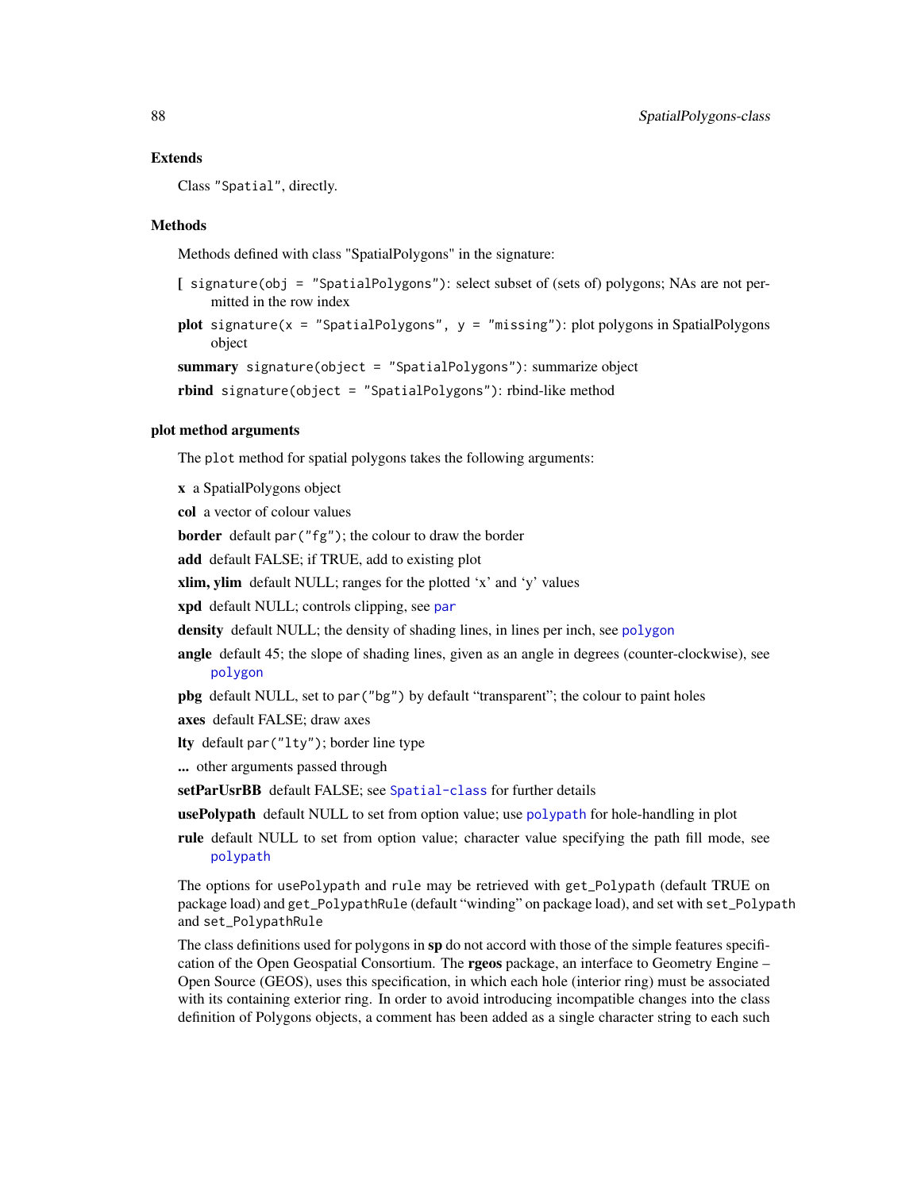### Extends

Class "Spatial", directly.

### Methods

Methods defined with class "SpatialPolygons" in the signature:

**[** signature(obj = "SpatialPolygons"): select subset of (sets of) polygons; NAs are not permitted in the row index

**plot** signature(x = "SpatialPolygons", y = "missing"): plot polygons in SpatialPolygons object

**summary** signature(object = "SpatialPolygons"): summarize object

**rbind** signature(object = "SpatialPolygons"): rbind-like method

### plot method arguments

The plot method for spatial polygons takes the following arguments:

**x** a SpatialPolygons object

**col** a vector of colour values

**border** default par("fg"); the colour to draw the border

**add** default FALSE; if TRUE, add to existing plot

**xlim, ylim** default NULL; ranges for the plotted 'x' and 'y' values

**xpd** default NULL; controls clipping, see par

**density** default NULL; the density of shading lines, in lines per inch, see polygon

**angle** default 45; the slope of shading lines, given as an angle in degrees (counter-clockwise), see polygon

**pbg** default NULL, set to par("bg") by default "transparent"; the colour to paint holes

**axes** default FALSE; draw axes

**lty** default par("lty"); border line type

**...** other arguments passed through

**setParUsrBB** default FALSE; see Spatial-class for further details

**usePolypath** default NULL to set from option value; use polypath for hole-handling in plot

**rule** default NULL to set from option value; character value specifying the path fill mode, see polypath

The options for usePolypath and rule may be retrieved with get_Polypath (default TRUE on package load) and get_PolypathRule (default "winding" on package load), and set with set_Polypath and set_PolypathRule

The class definitions used for polygons in **sp** do not accord with those of the simple features specification of the Open Geospatial Consortium. The **rgeos** package, an interface to Geometry Engine – Open Source (GEOS), uses this specification, in which each hole (interior ring) must be associated with its containing exterior ring. In order to avoid introducing incompatible changes into the class definition of Polygons objects, a comment has been added as a single character string to each such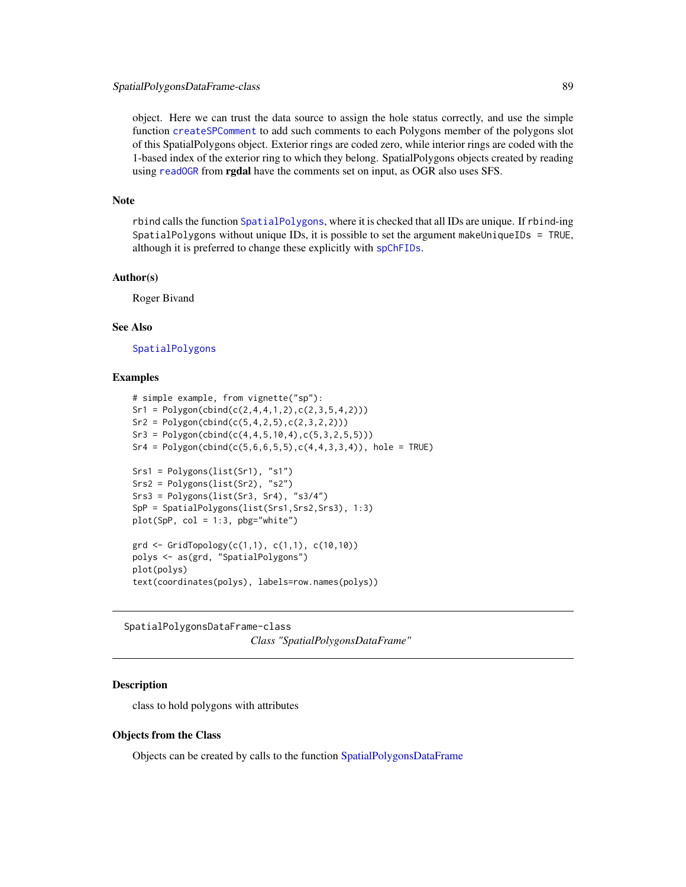object. Here we can trust the data source to assign the hole status correctly, and use the simple function `createSPComment` to add such comments to each Polygons member of the polygons slot of this SpatialPolygons object. Exterior rings are coded zero, while interior rings are coded with the 1-based index of the exterior ring to which they belong. SpatialPolygons objects created by reading using `readOGR` from **rgdal** have the comments set on input, as OGR also uses SFS.

### Note

`rbind` calls the function `SpatialPolygons`, where it is checked that all IDs are unique. If `rbind`-ing `SpatialPolygons` without unique IDs, it is possible to set the argument `makeUniqueIDs = TRUE`, although it is preferred to change these explicitly with `spChFIDs`.

### Author(s)

Roger Bivand

### See Also

`SpatialPolygons`

### Examples

```
# simple example, from vignette("sp"):
Sr1 = Polygon(cbind(c(2,4,4,1,2),c(2,3,5,4,2)))
Sr2 = Polygon(cbind(c(5,4,2,5),c(2,3,2,2)))
Sr3 = Polygon(cbind(c(4,4,5,10,4),c(5,3,2,5,5)))
Sr4 = Polygon(cbind(c(5,6,6,5,5),c(4,4,3,3,4)), hole = TRUE)

Srs1 = Polygons(list(Sr1), "s1")
Srs2 = Polygons(list(Sr2), "s2")
Srs3 = Polygons(list(Sr3, Sr4), "s3/4")
SpP = SpatialPolygons(list(Srs1,Srs2,Srs3), 1:3)
plot(SpP, col = 1:3, pbg="white")

grd <- GridTopology(c(1,1), c(1,1), c(10,10))
polys <- as(grd, "SpatialPolygons")
plot(polys)
text(coordinates(polys), labels=row.names(polys))
```

---

## SpatialPolygonsDataFrame-class

*Class "SpatialPolygonsDataFrame"*

---

### Description

class to hold polygons with attributes

### Objects from the Class

Objects can be created by calls to the function SpatialPolygonsDataFrame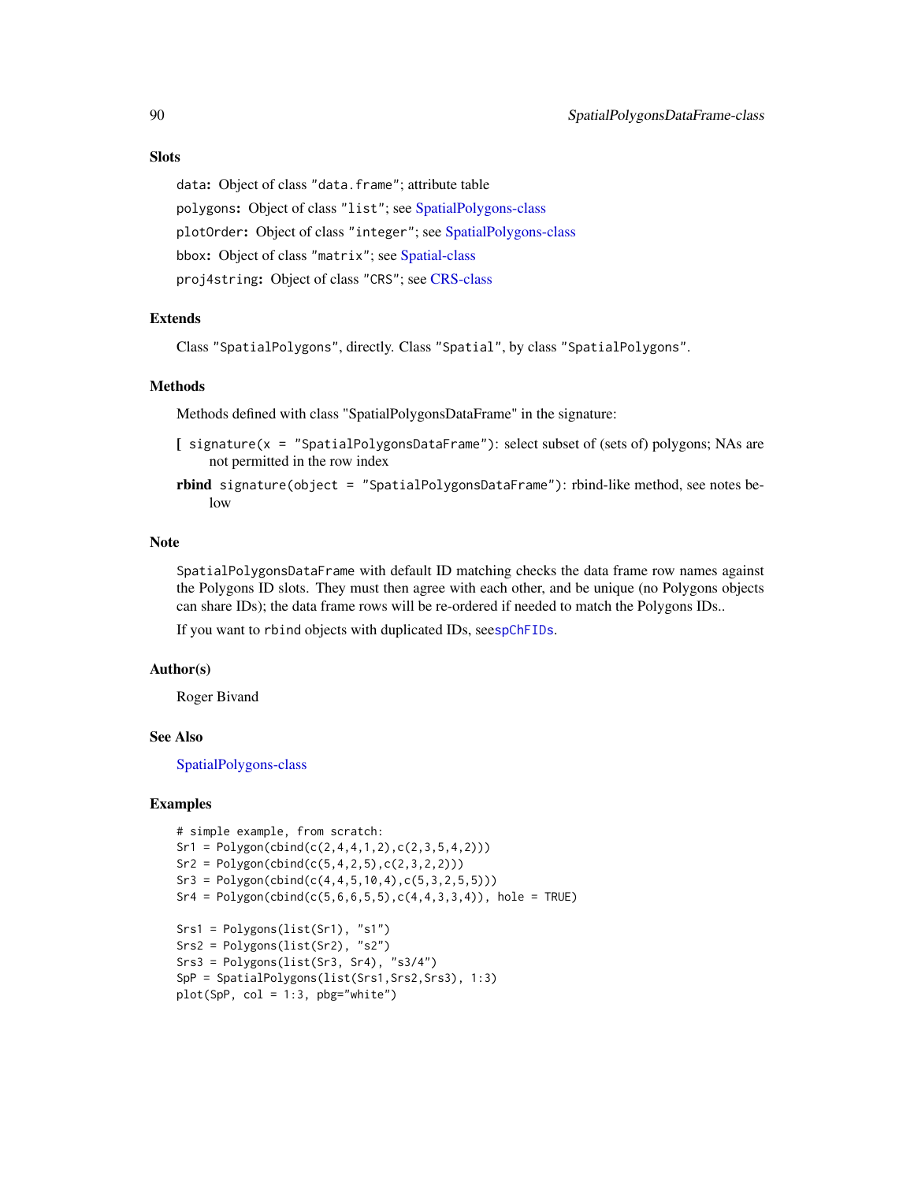### Slots

`data`: Object of class "`data.frame`"; attribute table

`polygons`: Object of class "`list`"; see SpatialPolygons-class

`plotOrder`: Object of class "`integer`"; see SpatialPolygons-class

`bbox`: Object of class "`matrix`"; see Spatial-class

`proj4string`: Object of class "`CRS`"; see CRS-class

### Extends

Class "`SpatialPolygons`", directly. Class "`Spatial`", by class "`SpatialPolygons`".

### Methods

Methods defined with class "SpatialPolygonsDataFrame" in the signature:

**[** `signature(x = "SpatialPolygonsDataFrame")`: select subset of (sets of) polygons; NAs are not permitted in the row index

**rbind** `signature(object = "SpatialPolygonsDataFrame")`: rbind-like method, see notes below

### Note

`SpatialPolygonsDataFrame` with default ID matching checks the data frame row names against the Polygons ID slots. They must then agree with each other, and be unique (no Polygons objects can share IDs); the data frame rows will be re-ordered if needed to match the Polygons IDs..

If you want to `rbind` objects with duplicated IDs, see`spChFIDs`.

### Author(s)

Roger Bivand

### See Also

SpatialPolygons-class

### Examples

```
# simple example, from scratch:
Sr1 = Polygon(cbind(c(2,4,4,1,2),c(2,3,5,4,2)))
Sr2 = Polygon(cbind(c(5,4,2,5),c(2,3,2,2)))
Sr3 = Polygon(cbind(c(4,4,5,10,4),c(5,3,2,5,5)))
Sr4 = Polygon(cbind(c(5,6,6,5,5),c(4,4,3,3,4)), hole = TRUE)

Srs1 = Polygons(list(Sr1), "s1")
Srs2 = Polygons(list(Sr2), "s2")
Srs3 = Polygons(list(Sr3, Sr4), "s3/4")
SpP = SpatialPolygons(list(Srs1,Srs2,Srs3), 1:3)
plot(SpP, col = 1:3, pbg="white")
```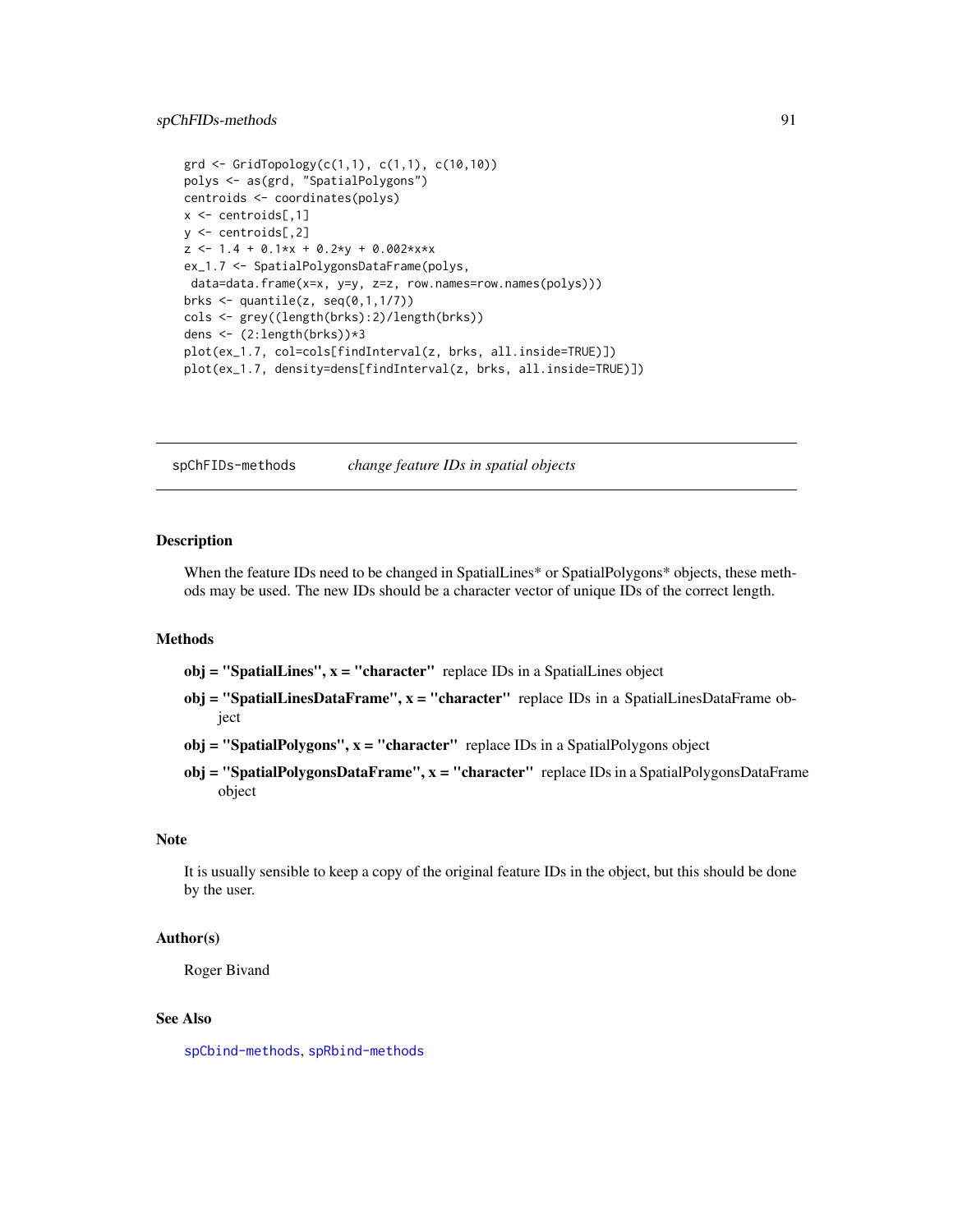```
grd <- GridTopology(c(1,1), c(1,1), c(10,10))
polys <- as(grd, "SpatialPolygons")
centroids <- coordinates(polys)
x <- centroids[,1]
y <- centroids[,2]
z <- 1.4 + 0.1*x + 0.2*y + 0.002*x*x
ex_1.7 <- SpatialPolygonsDataFrame(polys,
 data=data.frame(x=x, y=y, z=z, row.names=row.names(polys)))
brks <- quantile(z, seq(0,1,1/7))
cols <- grey((length(brks):2)/length(brks))
dens <- (2:length(brks))*3
plot(ex_1.7, col=cols[findInterval(z, brks, all.inside=TRUE)])
plot(ex_1.7, density=dens[findInterval(z, brks, all.inside=TRUE)])
```

---

## spChFIDs-methods &nbsp;&nbsp;&nbsp; *change feature IDs in spatial objects*

---

### Description

When the feature IDs need to be changed in SpatialLines* or SpatialPolygons* objects, these methods may be used. The new IDs should be a character vector of unique IDs of the correct length.

### Methods

- **obj = "SpatialLines", x = "character"** replace IDs in a SpatialLines object
- **obj = "SpatialLinesDataFrame", x = "character"** replace IDs in a SpatialLinesDataFrame object
- **obj = "SpatialPolygons", x = "character"** replace IDs in a SpatialPolygons object
- **obj = "SpatialPolygonsDataFrame", x = "character"** replace IDs in a SpatialPolygonsDataFrame object

### Note

It is usually sensible to keep a copy of the original feature IDs in the object, but this should be done by the user.

### Author(s)

Roger Bivand

### See Also

`spCbind-methods`, `spRbind-methods`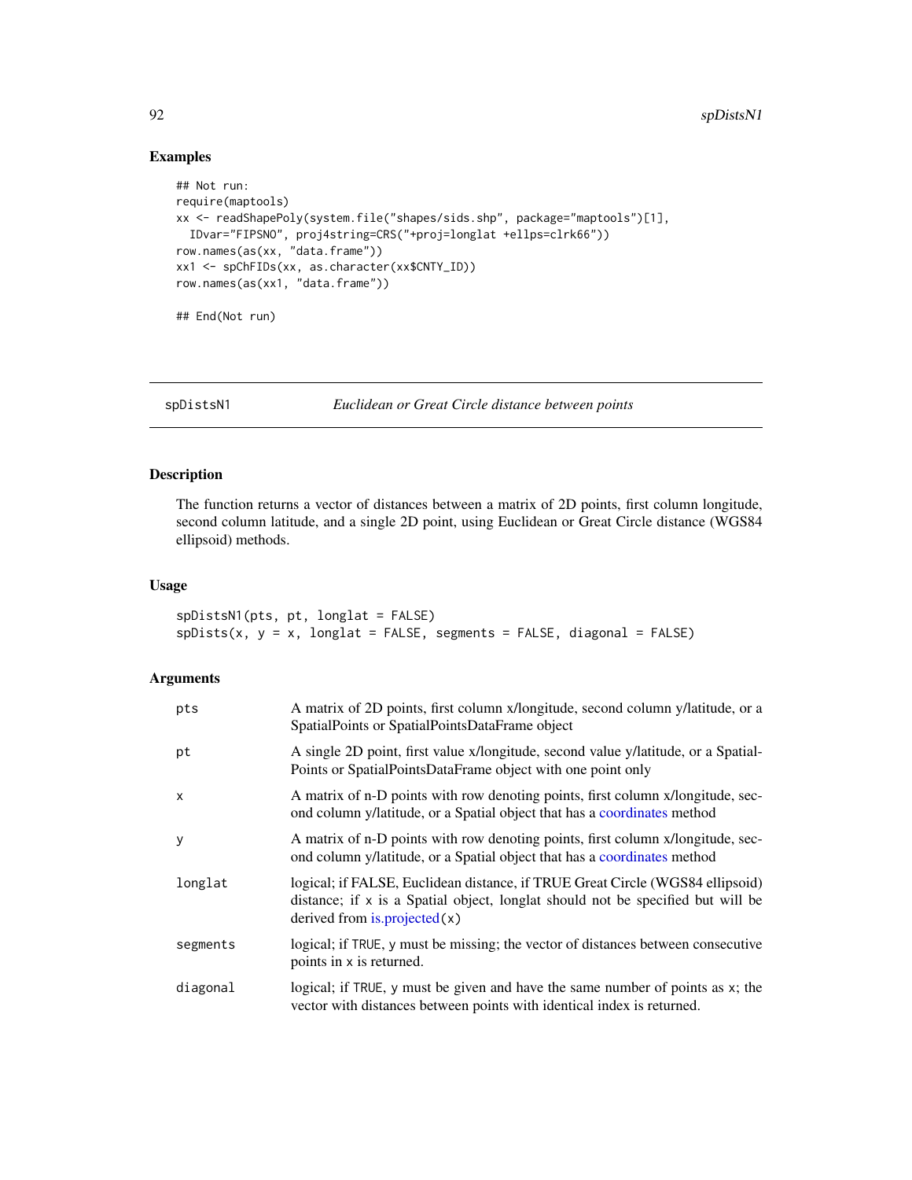## Examples

```
## Not run:
require(maptools)
xx <- readShapePoly(system.file("shapes/sids.shp", package="maptools")[1],
  IDvar="FIPSNO", proj4string=CRS("+proj=longlat +ellps=clrk66"))
row.names(as(xx, "data.frame"))
xx1 <- spChFIDs(xx, as.character(xx$CNTY_ID))
row.names(as(xx1, "data.frame"))

## End(Not run)
```

---

spDistsN1 *Euclidean or Great Circle distance between points*

---

## Description

The function returns a vector of distances between a matrix of 2D points, first column longitude, second column latitude, and a single 2D point, using Euclidean or Great Circle distance (WGS84 ellipsoid) methods.

## Usage

```
spDistsN1(pts, pt, longlat = FALSE)
spDists(x, y = x, longlat = FALSE, segments = FALSE, diagonal = FALSE)
```

## Arguments

| | |
|---|---|
| pts | A matrix of 2D points, first column x/longitude, second column y/latitude, or a SpatialPoints or SpatialPointsDataFrame object |
| pt | A single 2D point, first value x/longitude, second value y/latitude, or a SpatialPoints or SpatialPointsDataFrame object with one point only |
| x | A matrix of n-D points with row denoting points, first column x/longitude, second column y/latitude, or a Spatial object that has a coordinates method |
| y | A matrix of n-D points with row denoting points, first column x/longitude, second column y/latitude, or a Spatial object that has a coordinates method |
| longlat | logical; if FALSE, Euclidean distance, if TRUE Great Circle (WGS84 ellipsoid) distance; if x is a Spatial object, longlat should not be specified but will be derived from is.projected(x) |
| segments | logical; if TRUE, y must be missing; the vector of distances between consecutive points in x is returned. |
| diagonal | logical; if TRUE, y must be given and have the same number of points as x; the vector with distances between points with identical index is returned. |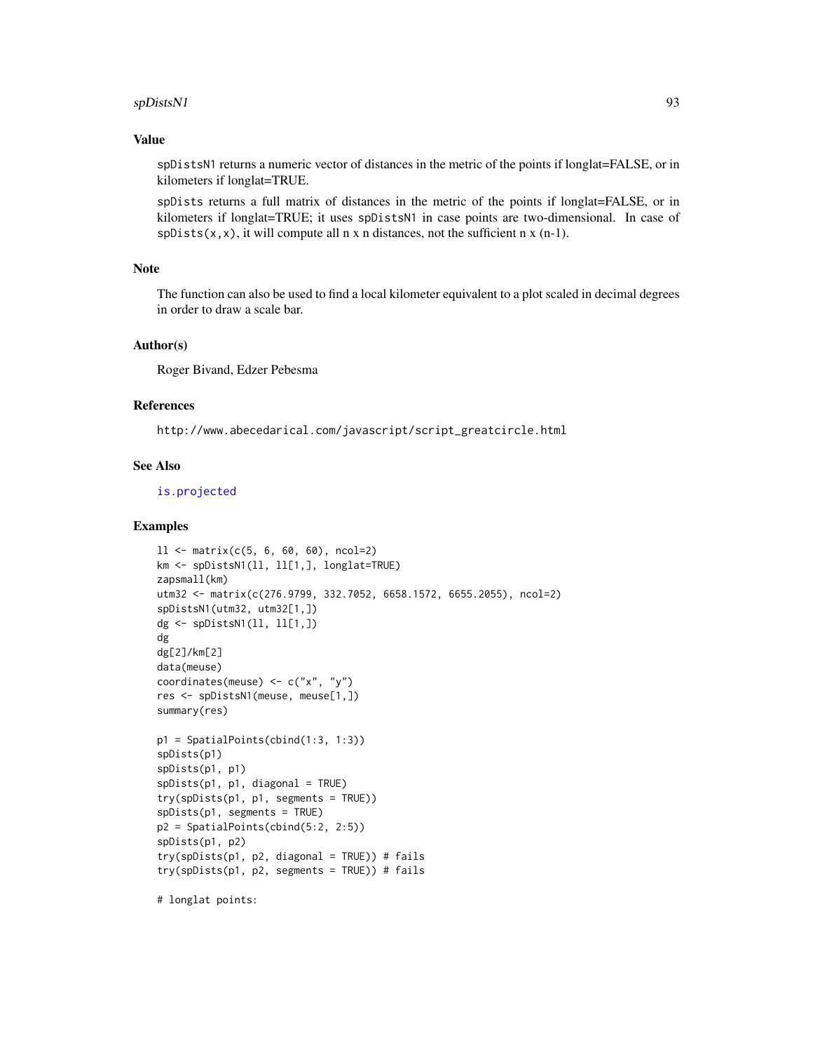### Value

`spDistsN1` returns a numeric vector of distances in the metric of the points if longlat=FALSE, or in kilometers if longlat=TRUE.

`spDists` returns a full matrix of distances in the metric of the points if longlat=FALSE, or in kilometers if longlat=TRUE; it uses `spDistsN1` in case points are two-dimensional. In case of `spDists(x,x)`, it will compute all n x n distances, not the sufficient n x (n-1).

### Note

The function can also be used to find a local kilometer equivalent to a plot scaled in decimal degrees in order to draw a scale bar.

### Author(s)

Roger Bivand, Edzer Pebesma

### References

`http://www.abecedarical.com/javascript/script_greatcircle.html`

### See Also

`is.projected`

### Examples

```
ll <- matrix(c(5, 6, 60, 60), ncol=2)
km <- spDistsN1(ll, ll[1,], longlat=TRUE)
zapsmall(km)
utm32 <- matrix(c(276.9799, 332.7052, 6658.1572, 6655.2055), ncol=2)
spDistsN1(utm32, utm32[1,])
dg <- spDistsN1(ll, ll[1,])
dg
dg[2]/km[2]
data(meuse)
coordinates(meuse) <- c("x", "y")
res <- spDistsN1(meuse, meuse[1,])
summary(res)

p1 = SpatialPoints(cbind(1:3, 1:3))
spDists(p1)
spDists(p1, p1)
spDists(p1, p1, diagonal = TRUE)
try(spDists(p1, p1, segments = TRUE))
spDists(p1, segments = TRUE)
p2 = SpatialPoints(cbind(5:2, 2:5))
spDists(p1, p2)
try(spDists(p1, p2, diagonal = TRUE)) # fails
try(spDists(p1, p2, segments = TRUE)) # fails

# longlat points:
```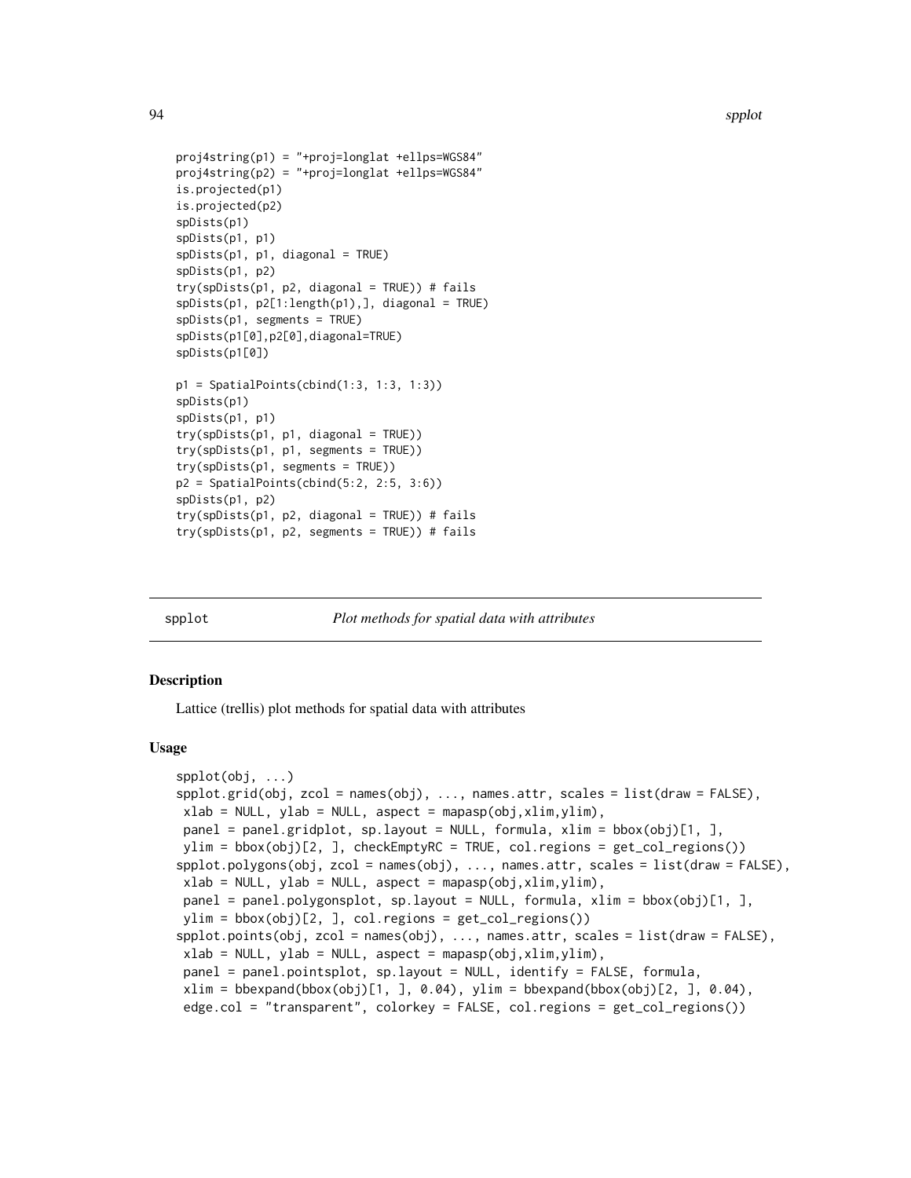```
proj4string(p1) = "+proj=longlat +ellps=WGS84"
proj4string(p2) = "+proj=longlat +ellps=WGS84"
is.projected(p1)
is.projected(p2)
spDists(p1)
spDists(p1, p1)
spDists(p1, p1, diagonal = TRUE)
spDists(p1, p2)
try(spDists(p1, p2, diagonal = TRUE)) # fails
spDists(p1, p2[1:length(p1),], diagonal = TRUE)
spDists(p1, segments = TRUE)
spDists(p1[0],p2[0],diagonal=TRUE)
spDists(p1[0])

p1 = SpatialPoints(cbind(1:3, 1:3, 1:3))
spDists(p1)
spDists(p1, p1)
try(spDists(p1, p1, diagonal = TRUE))
try(spDists(p1, p1, segments = TRUE))
try(spDists(p1, segments = TRUE))
p2 = SpatialPoints(cbind(5:2, 2:5, 3:6))
spDists(p1, p2)
try(spDists(p1, p2, diagonal = TRUE)) # fails
try(spDists(p1, p2, segments = TRUE)) # fails
```

## spplot — *Plot methods for spatial data with attributes*

### Description

Lattice (trellis) plot methods for spatial data with attributes

### Usage

```
spplot(obj, ...)
spplot.grid(obj, zcol = names(obj), ..., names.attr, scales = list(draw = FALSE),
 xlab = NULL, ylab = NULL, aspect = mapasp(obj,xlim,ylim),
 panel = panel.gridplot, sp.layout = NULL, formula, xlim = bbox(obj)[1, ],
 ylim = bbox(obj)[2, ], checkEmptyRC = TRUE, col.regions = get_col_regions())
spplot.polygons(obj, zcol = names(obj), ..., names.attr, scales = list(draw = FALSE),
 xlab = NULL, ylab = NULL, aspect = mapasp(obj,xlim,ylim),
 panel = panel.polygonsplot, sp.layout = NULL, formula, xlim = bbox(obj)[1, ],
 ylim = bbox(obj)[2, ], col.regions = get_col_regions())
spplot.points(obj, zcol = names(obj), ..., names.attr, scales = list(draw = FALSE),
 xlab = NULL, ylab = NULL, aspect = mapasp(obj,xlim,ylim),
 panel = panel.pointsplot, sp.layout = NULL, identify = FALSE, formula,
 xlim = bbexpand(bbox(obj)[1, ], 0.04), ylim = bbexpand(bbox(obj)[2, ], 0.04),
 edge.col = "transparent", colorkey = FALSE, col.regions = get_col_regions())
```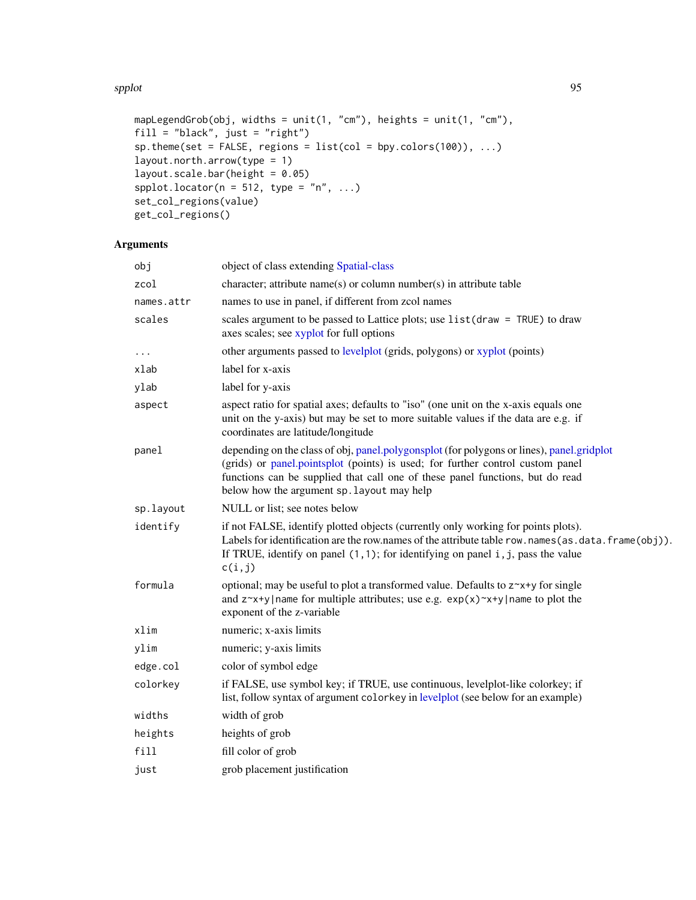```
mapLegendGrob(obj, widths = unit(1, "cm"), heights = unit(1, "cm"),
fill = "black", just = "right")
sp.theme(set = FALSE, regions = list(col = bpy.colors(100)), ...)
layout.north.arrow(type = 1)
layout.scale.bar(height = 0.05)
spplot.locator(n = 512, type = "n", ...)
set_col_regions(value)
get_col_regions()
```

## Arguments

| | |
|---|---|
| `obj` | object of class extending Spatial-class |
| `zcol` | character; attribute name(s) or column number(s) in attribute table |
| `names.attr` | names to use in panel, if different from zcol names |
| `scales` | scales argument to be passed to Lattice plots; use `list(draw = TRUE)` to draw axes scales; see xyplot for full options |
| `...` | other arguments passed to levelplot (grids, polygons) or xyplot (points) |
| `xlab` | label for x-axis |
| `ylab` | label for y-axis |
| `aspect` | aspect ratio for spatial axes; defaults to "iso" (one unit on the x-axis equals one unit on the y-axis) but may be set to more suitable values if the data are e.g. if coordinates are latitude/longitude |
| `panel` | depending on the class of obj, panel.polygonsplot (for polygons or lines), panel.gridplot (grids) or panel.pointsplot (points) is used; for further control custom panel functions can be supplied that call one of these panel functions, but do read below how the argument `sp.layout` may help |
| `sp.layout` | NULL or list; see notes below |
| `identify` | if not FALSE, identify plotted objects (currently only working for points plots). Labels for identification are the row.names of the attribute table `row.names(as.data.frame(obj))`. If TRUE, identify on panel `(1,1)`; for identifying on panel `i,j`, pass the value `c(i,j)` |
| `formula` | optional; may be useful to plot a transformed value. Defaults to `z~x+y` for single and `z~x+y\|name` for multiple attributes; use e.g. `exp(x)~x+y\|name` to plot the exponent of the z-variable |
| `xlim` | numeric; x-axis limits |
| `ylim` | numeric; y-axis limits |
| `edge.col` | color of symbol edge |
| `colorkey` | if FALSE, use symbol key; if TRUE, use continuous, levelplot-like colorkey; if list, follow syntax of argument `colorkey` in levelplot (see below for an example) |
| `widths` | width of grob |
| `heights` | heights of grob |
| `fill` | fill color of grob |
| `just` | grob placement justification |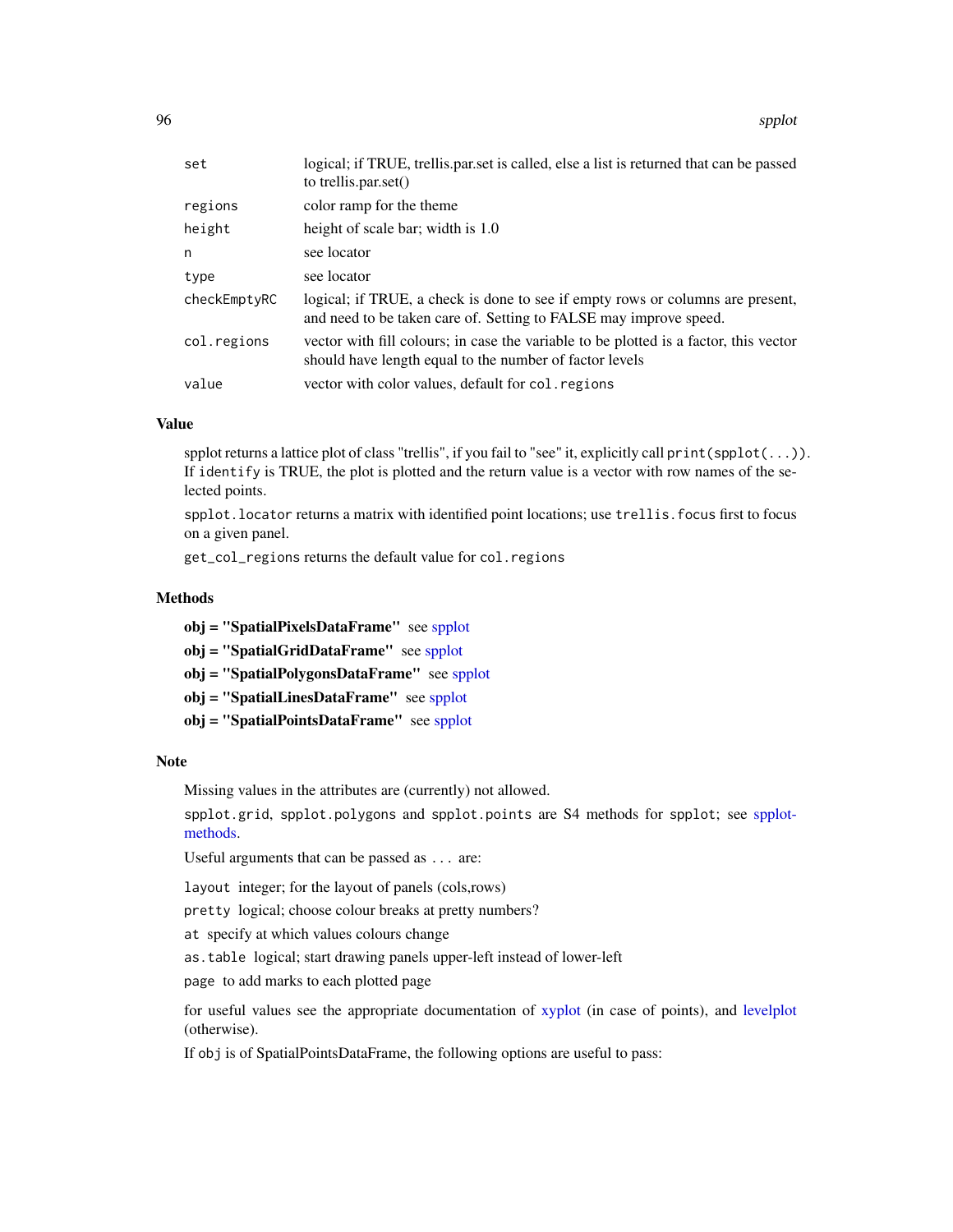| | |
|---|---|
| `set` | logical; if TRUE, trellis.par.set is called, else a list is returned that can be passed to trellis.par.set() |
| `regions` | color ramp for the theme |
| `height` | height of scale bar; width is 1.0 |
| `n` | see locator |
| `type` | see locator |
| `checkEmptyRC` | logical; if TRUE, a check is done to see if empty rows or columns are present, and need to be taken care of. Setting to FALSE may improve speed. |
| `col.regions` | vector with fill colours; in case the variable to be plotted is a factor, this vector should have length equal to the number of factor levels |
| `value` | vector with color values, default for `col.regions` |

## Value

spplot returns a lattice plot of class "trellis", if you fail to "see" it, explicitly call `print(spplot(...))`. If `identify` is TRUE, the plot is plotted and the return value is a vector with row names of the selected points.

`spplot.locator` returns a matrix with identified point locations; use `trellis.focus` first to focus on a given panel.

`get_col_regions` returns the default value for `col.regions`

## Methods

**obj = "SpatialPixelsDataFrame"** see spplot

**obj = "SpatialGridDataFrame"** see spplot

**obj = "SpatialPolygonsDataFrame"** see spplot

**obj = "SpatialLinesDataFrame"** see spplot

**obj = "SpatialPointsDataFrame"** see spplot

## Note

Missing values in the attributes are (currently) not allowed.

`spplot.grid`, `spplot.polygons` and `spplot.points` are S4 methods for `spplot`; see spplot-methods.

Useful arguments that can be passed as `...` are:

`layout` integer; for the layout of panels (cols,rows)

`pretty` logical; choose colour breaks at pretty numbers?

`at` specify at which values colours change

`as.table` logical; start drawing panels upper-left instead of lower-left

`page` to add marks to each plotted page

for useful values see the appropriate documentation of xyplot (in case of points), and levelplot (otherwise).

If `obj` is of SpatialPointsDataFrame, the following options are useful to pass: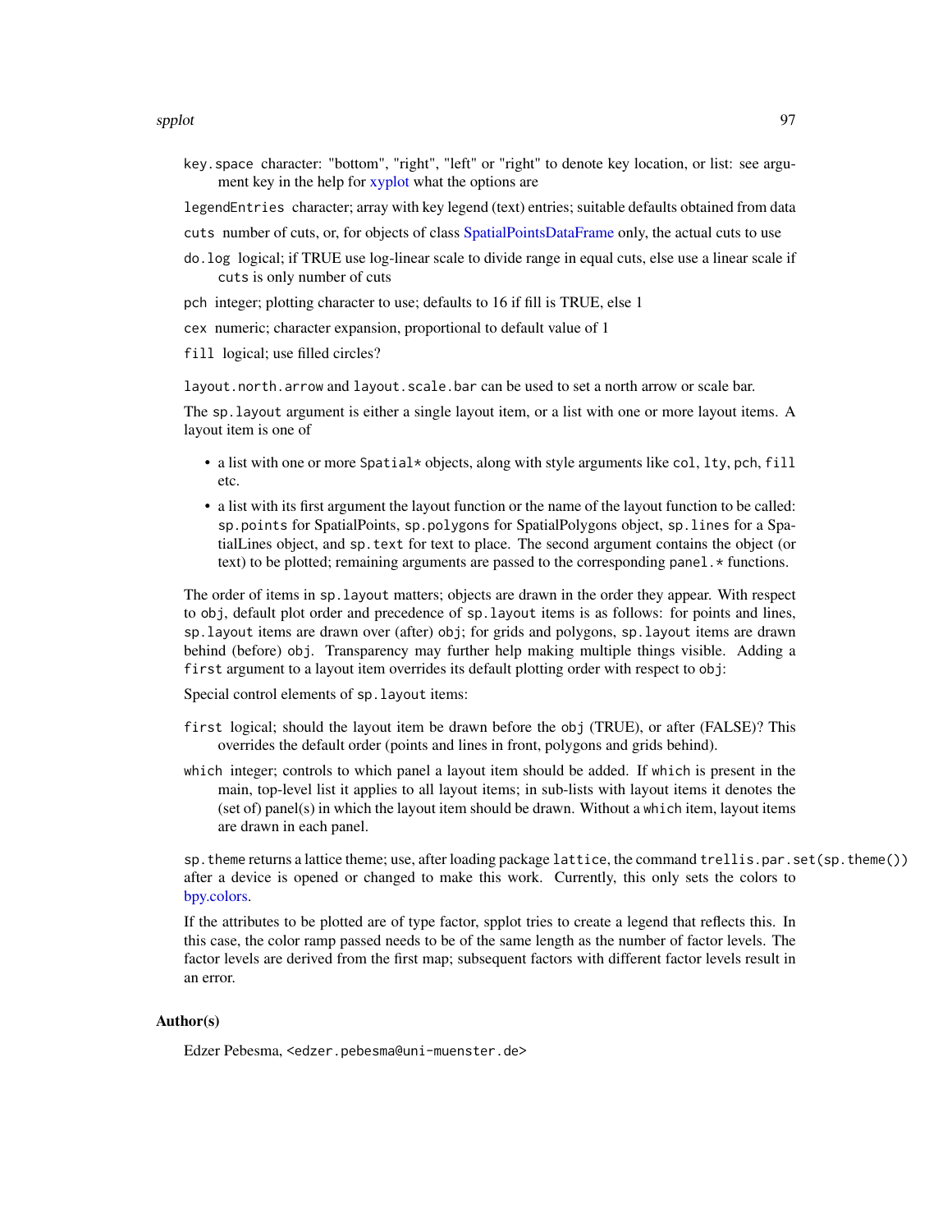`key.space` character: "bottom", "right", "left" or "right" to denote key location, or list: see argument key in the help for xyplot what the options are

`legendEntries` character; array with key legend (text) entries; suitable defaults obtained from data

`cuts` number of cuts, or, for objects of class SpatialPointsDataFrame only, the actual cuts to use

`do.log` logical; if TRUE use log-linear scale to divide range in equal cuts, else use a linear scale if `cuts` is only number of cuts

`pch` integer; plotting character to use; defaults to 16 if fill is TRUE, else 1

`cex` numeric; character expansion, proportional to default value of 1

`fill` logical; use filled circles?

`layout.north.arrow` and `layout.scale.bar` can be used to set a north arrow or scale bar.

The `sp.layout` argument is either a single layout item, or a list with one or more layout items. A layout item is one of

- a list with one or more `Spatial*` objects, along with style arguments like `col`, `lty`, `pch`, `fill` etc.
- a list with its first argument the layout function or the name of the layout function to be called: `sp.points` for SpatialPoints, `sp.polygons` for SpatialPolygons object, `sp.lines` for a SpatialLines object, and `sp.text` for text to place. The second argument contains the object (or text) to be plotted; remaining arguments are passed to the corresponding `panel.*` functions.

The order of items in `sp.layout` matters; objects are drawn in the order they appear. With respect to `obj`, default plot order and precedence of `sp.layout` items is as follows: for points and lines, `sp.layout` items are drawn over (after) `obj`; for grids and polygons, `sp.layout` items are drawn behind (before) `obj`. Transparency may further help making multiple things visible. Adding a `first` argument to a layout item overrides its default plotting order with respect to `obj`:

Special control elements of `sp.layout` items:

`first` logical; should the layout item be drawn before the `obj` (TRUE), or after (FALSE)? This overrides the default order (points and lines in front, polygons and grids behind).

`which` integer; controls to which panel a layout item should be added. If `which` is present in the main, top-level list it applies to all layout items; in sub-lists with layout items it denotes the (set of) panel(s) in which the layout item should be drawn. Without a `which` item, layout items are drawn in each panel.

`sp.theme` returns a lattice theme; use, after loading package `lattice`, the command `trellis.par.set(sp.theme())` after a device is opened or changed to make this work. Currently, this only sets the colors to bpy.colors.

If the attributes to be plotted are of type factor, spplot tries to create a legend that reflects this. In this case, the color ramp passed needs to be of the same length as the number of factor levels. The factor levels are derived from the first map; subsequent factors with different factor levels result in an error.

## Author(s)

Edzer Pebesma, <edzer.pebesma@uni-muenster.de>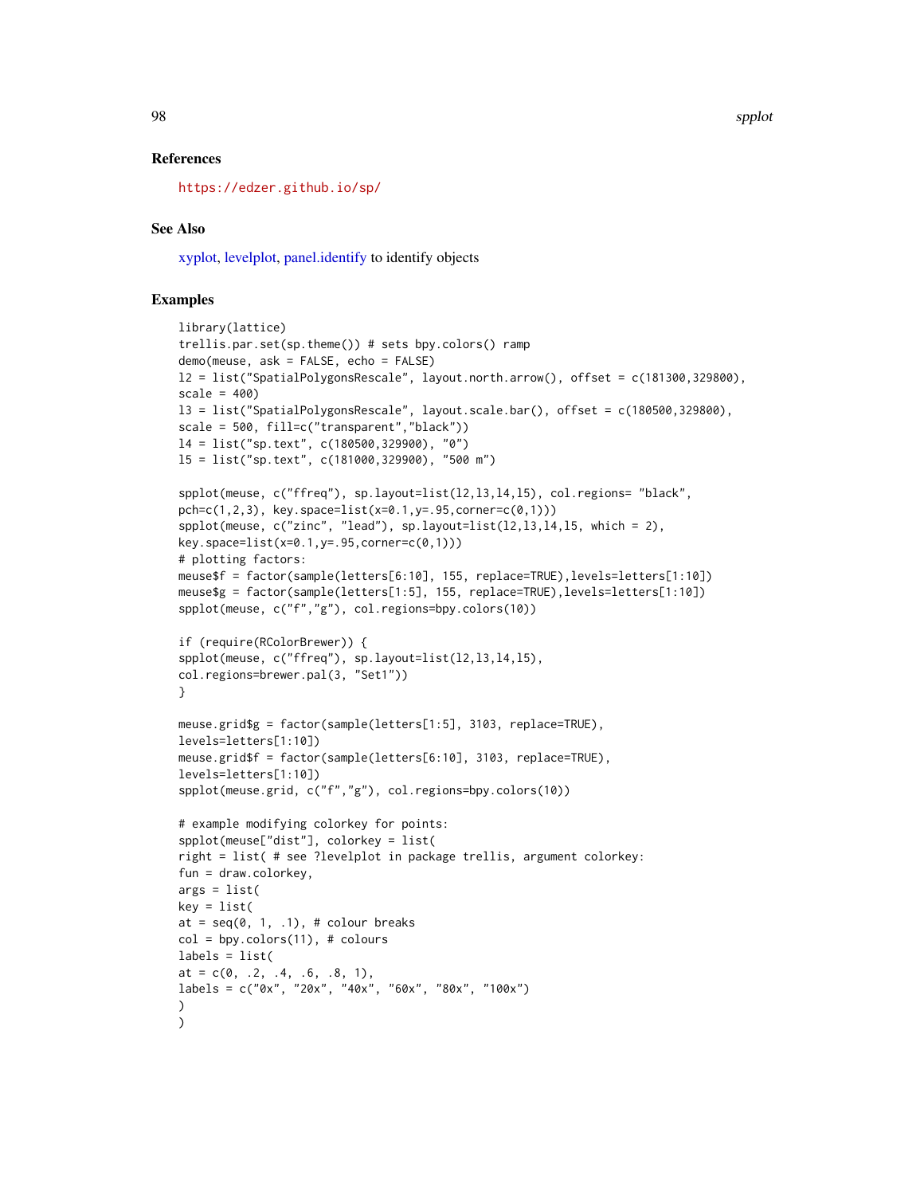### References

https://edzer.github.io/sp/

### See Also

xyplot, levelplot, panel.identify to identify objects

### Examples

```
library(lattice)
trellis.par.set(sp.theme()) # sets bpy.colors() ramp
demo(meuse, ask = FALSE, echo = FALSE)
l2 = list("SpatialPolygonsRescale", layout.north.arrow(), offset = c(181300,329800),
scale = 400)
l3 = list("SpatialPolygonsRescale", layout.scale.bar(), offset = c(180500,329800),
scale = 500, fill=c("transparent","black"))
l4 = list("sp.text", c(180500,329900), "0")
l5 = list("sp.text", c(181000,329900), "500 m")

spplot(meuse, c("ffreq"), sp.layout=list(l2,l3,l4,l5), col.regions= "black",
pch=c(1,2,3), key.space=list(x=0.1,y=.95,corner=c(0,1)))
spplot(meuse, c("zinc", "lead"), sp.layout=list(l2,l3,l4,l5, which = 2),
key.space=list(x=0.1,y=.95,corner=c(0,1)))
# plotting factors:
meuse$f = factor(sample(letters[6:10], 155, replace=TRUE),levels=letters[1:10])
meuse$g = factor(sample(letters[1:5], 155, replace=TRUE),levels=letters[1:10])
spplot(meuse, c("f","g"), col.regions=bpy.colors(10))

if (require(RColorBrewer)) {
spplot(meuse, c("ffreq"), sp.layout=list(l2,l3,l4,l5),
col.regions=brewer.pal(3, "Set1"))
}

meuse.grid$g = factor(sample(letters[1:5], 3103, replace=TRUE),
levels=letters[1:10])
meuse.grid$f = factor(sample(letters[6:10], 3103, replace=TRUE),
levels=letters[1:10])
spplot(meuse.grid, c("f","g"), col.regions=bpy.colors(10))

# example modifying colorkey for points:
spplot(meuse["dist"], colorkey = list(
right = list( # see ?levelplot in package trellis, argument colorkey:
fun = draw.colorkey,
args = list(
key = list(
at = seq(0, 1, .1), # colour breaks
col = bpy.colors(11), # colours
labels = list(
at = c(0, .2, .4, .6, .8, 1),
labels = c("0x", "20x", "40x", "60x", "80x", "100x")
)
)
```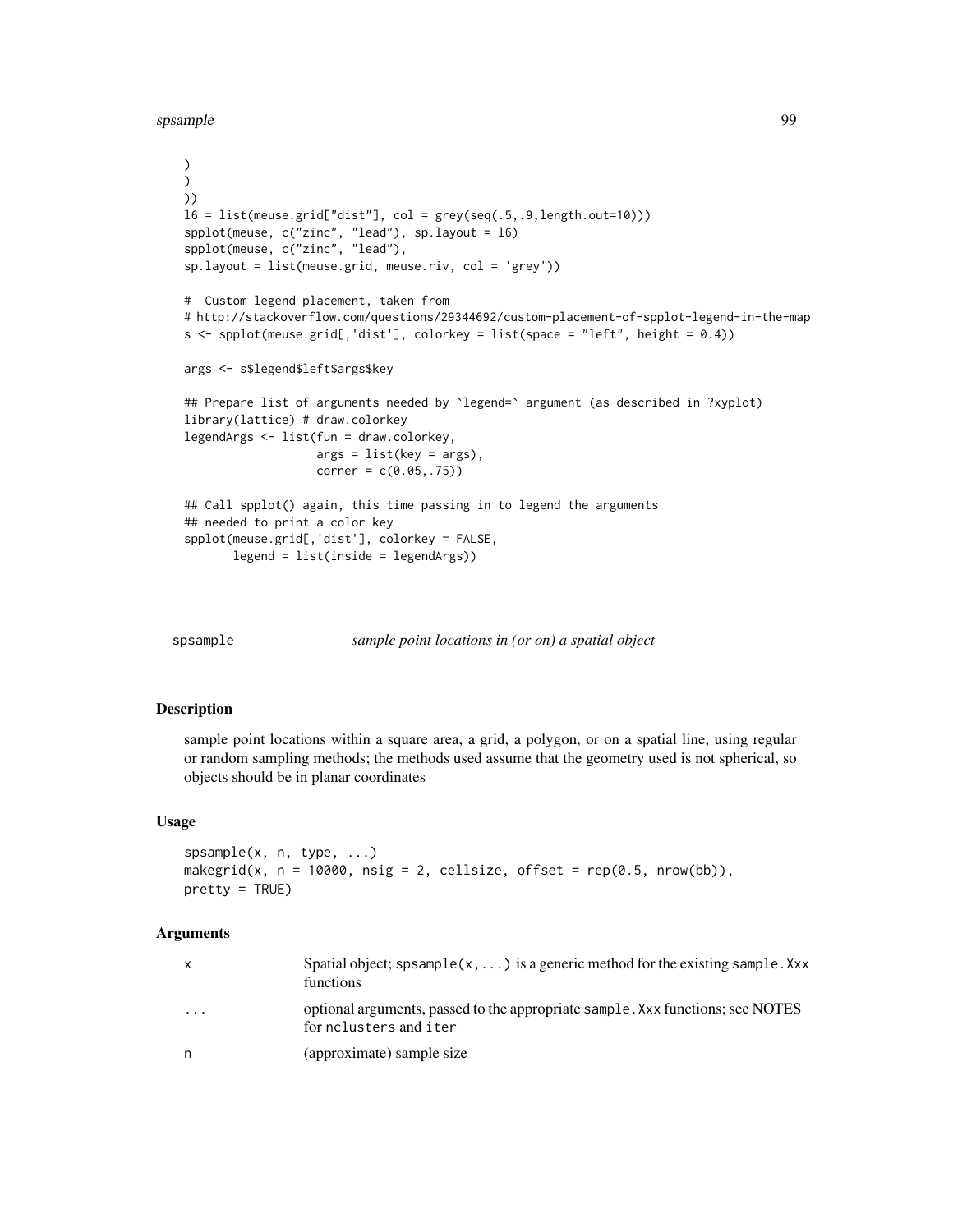```
)
)
))
l6 = list(meuse.grid["dist"], col = grey(seq(.5,.9,length.out=10)))
spplot(meuse, c("zinc", "lead"), sp.layout = l6)
spplot(meuse, c("zinc", "lead"),
sp.layout = list(meuse.grid, meuse.riv, col = 'grey'))

#  Custom legend placement, taken from
# http://stackoverflow.com/questions/29344692/custom-placement-of-spplot-legend-in-the-map
s <- spplot(meuse.grid[,'dist'], colorkey = list(space = "left", height = 0.4))

args <- s$legend$left$args$key

## Prepare list of arguments needed by `legend=` argument (as described in ?xyplot)
library(lattice) # draw.colorkey
legendArgs <- list(fun = draw.colorkey,
                   args = list(key = args),
                   corner = c(0.05,.75))

## Call spplot() again, this time passing in to legend the arguments
## needed to print a color key
spplot(meuse.grid[,'dist'], colorkey = FALSE,
       legend = list(inside = legendArgs))
```

---

## spsample — *sample point locations in (or on) a spatial object*

---

### Description

sample point locations within a square area, a grid, a polygon, or on a spatial line, using regular or random sampling methods; the methods used assume that the geometry used is not spherical, so objects should be in planar coordinates

### Usage

```
spsample(x, n, type, ...)
makegrid(x, n = 10000, nsig = 2, cellsize, offset = rep(0.5, nrow(bb)),
pretty = TRUE)
```

### Arguments

| | |
|---|---|
| x | Spatial object; `spsample(x,...)` is a generic method for the existing `sample.Xxx` functions |
| ... | optional arguments, passed to the appropriate `sample.Xxx` functions; see NOTES for `nclusters` and `iter` |
| n | (approximate) sample size |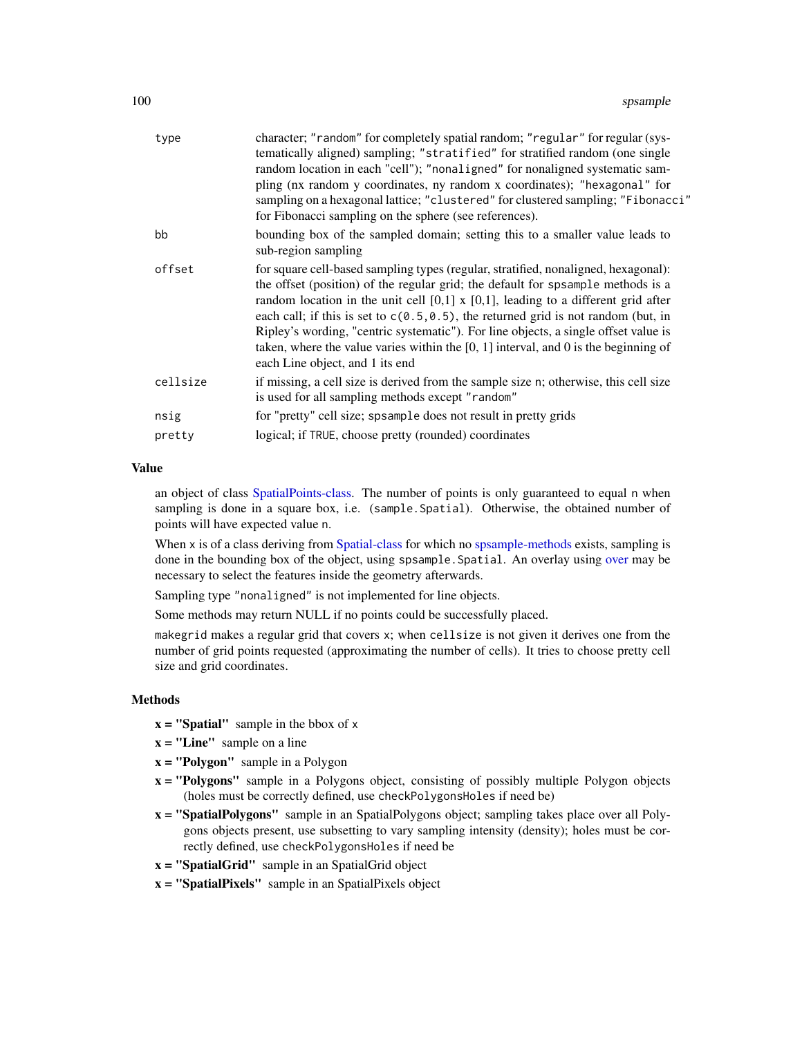| | |
|---|---|
| type | character; "random" for completely spatial random; "regular" for regular (systematically aligned) sampling; "stratified" for stratified random (one single random location in each "cell"); "nonaligned" for nonaligned systematic sampling (nx random y coordinates, ny random x coordinates); "hexagonal" for sampling on a hexagonal lattice; "clustered" for clustered sampling; "Fibonacci" for Fibonacci sampling on the sphere (see references). |
| bb | bounding box of the sampled domain; setting this to a smaller value leads to sub-region sampling |
| offset | for square cell-based sampling types (regular, stratified, nonaligned, hexagonal): the offset (position) of the regular grid; the default for `spsample` methods is a random location in the unit cell [0,1] x [0,1], leading to a different grid after each call; if this is set to `c(0.5,0.5)`, the returned grid is not random (but, in Ripley's wording, "centric systematic"). For line objects, a single offset value is taken, where the value varies within the [0, 1] interval, and 0 is the beginning of each Line object, and 1 its end |
| cellsize | if missing, a cell size is derived from the sample size n; otherwise, this cell size is used for all sampling methods except "random" |
| nsig | for "pretty" cell size; `spsample` does not result in pretty grids |
| pretty | logical; if TRUE, choose pretty (rounded) coordinates |

## Value

an object of class SpatialPoints-class. The number of points is only guaranteed to equal n when sampling is done in a square box, i.e. (`sample.Spatial`). Otherwise, the obtained number of points will have expected value n.

When x is of a class deriving from Spatial-class for which no spsample-methods exists, sampling is done in the bounding box of the object, using `spsample.Spatial`. An overlay using over may be necessary to select the features inside the geometry afterwards.

Sampling type "nonaligned" is not implemented for line objects.

Some methods may return NULL if no points could be successfully placed.

`makegrid` makes a regular grid that covers x; when `cellsize` is not given it derives one from the number of grid points requested (approximating the number of cells). It tries to choose pretty cell size and grid coordinates.

## Methods

- **x = "Spatial"** sample in the bbox of x
- **x = "Line"** sample on a line
- **x = "Polygon"** sample in a Polygon
- **x = "Polygons"** sample in a Polygons object, consisting of possibly multiple Polygon objects (holes must be correctly defined, use `checkPolygonsHoles` if need be)
- **x = "SpatialPolygons"** sample in an SpatialPolygons object; sampling takes place over all Polygons objects present, use subsetting to vary sampling intensity (density); holes must be correctly defined, use `checkPolygonsHoles` if need be
- **x = "SpatialGrid"** sample in an SpatialGrid object
- **x = "SpatialPixels"** sample in an SpatialPixels object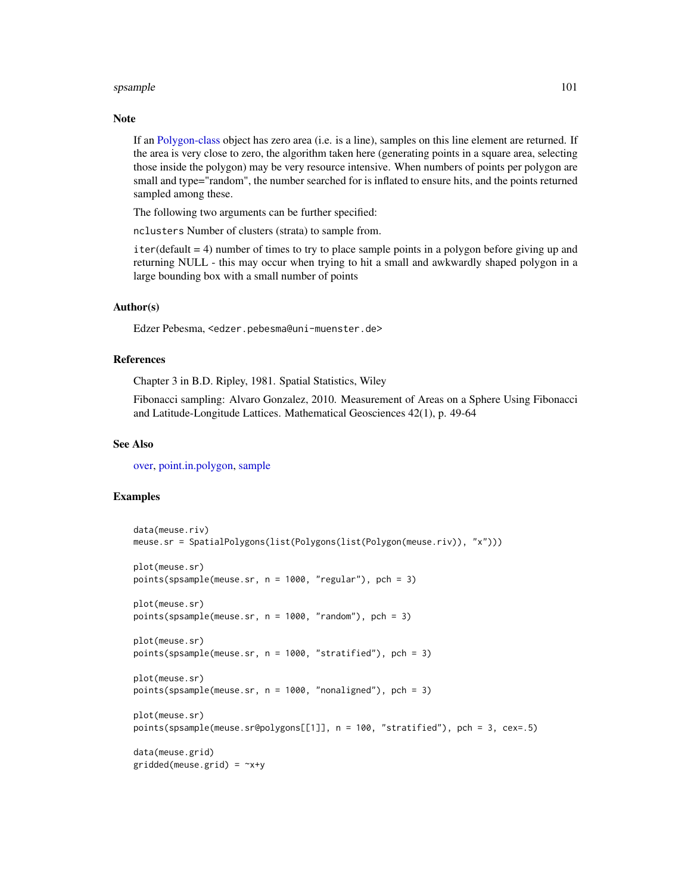## Note

If an Polygon-class object has zero area (i.e. is a line), samples on this line element are returned. If the area is very close to zero, the algorithm taken here (generating points in a square area, selecting those inside the polygon) may be very resource intensive. When numbers of points per polygon are small and type="random", the number searched for is inflated to ensure hits, and the points returned sampled among these.

The following two arguments can be further specified:

`nclusters` Number of clusters (strata) to sample from.

`iter`(default = 4) number of times to try to place sample points in a polygon before giving up and returning NULL - this may occur when trying to hit a small and awkwardly shaped polygon in a large bounding box with a small number of points

## Author(s)

Edzer Pebesma, <edzer.pebesma@uni-muenster.de>

## References

Chapter 3 in B.D. Ripley, 1981. Spatial Statistics, Wiley

Fibonacci sampling: Alvaro Gonzalez, 2010. Measurement of Areas on a Sphere Using Fibonacci and Latitude-Longitude Lattices. Mathematical Geosciences 42(1), p. 49-64

## See Also

over, point.in.polygon, sample

## Examples

```
data(meuse.riv)
meuse.sr = SpatialPolygons(list(Polygons(list(Polygon(meuse.riv)), "x")))

plot(meuse.sr)
points(spsample(meuse.sr, n = 1000, "regular"), pch = 3)

plot(meuse.sr)
points(spsample(meuse.sr, n = 1000, "random"), pch = 3)

plot(meuse.sr)
points(spsample(meuse.sr, n = 1000, "stratified"), pch = 3)

plot(meuse.sr)
points(spsample(meuse.sr, n = 1000, "nonaligned"), pch = 3)

plot(meuse.sr)
points(spsample(meuse.sr@polygons[[1]], n = 100, "stratified"), pch = 3, cex=.5)

data(meuse.grid)
gridded(meuse.grid) = ~x+y
```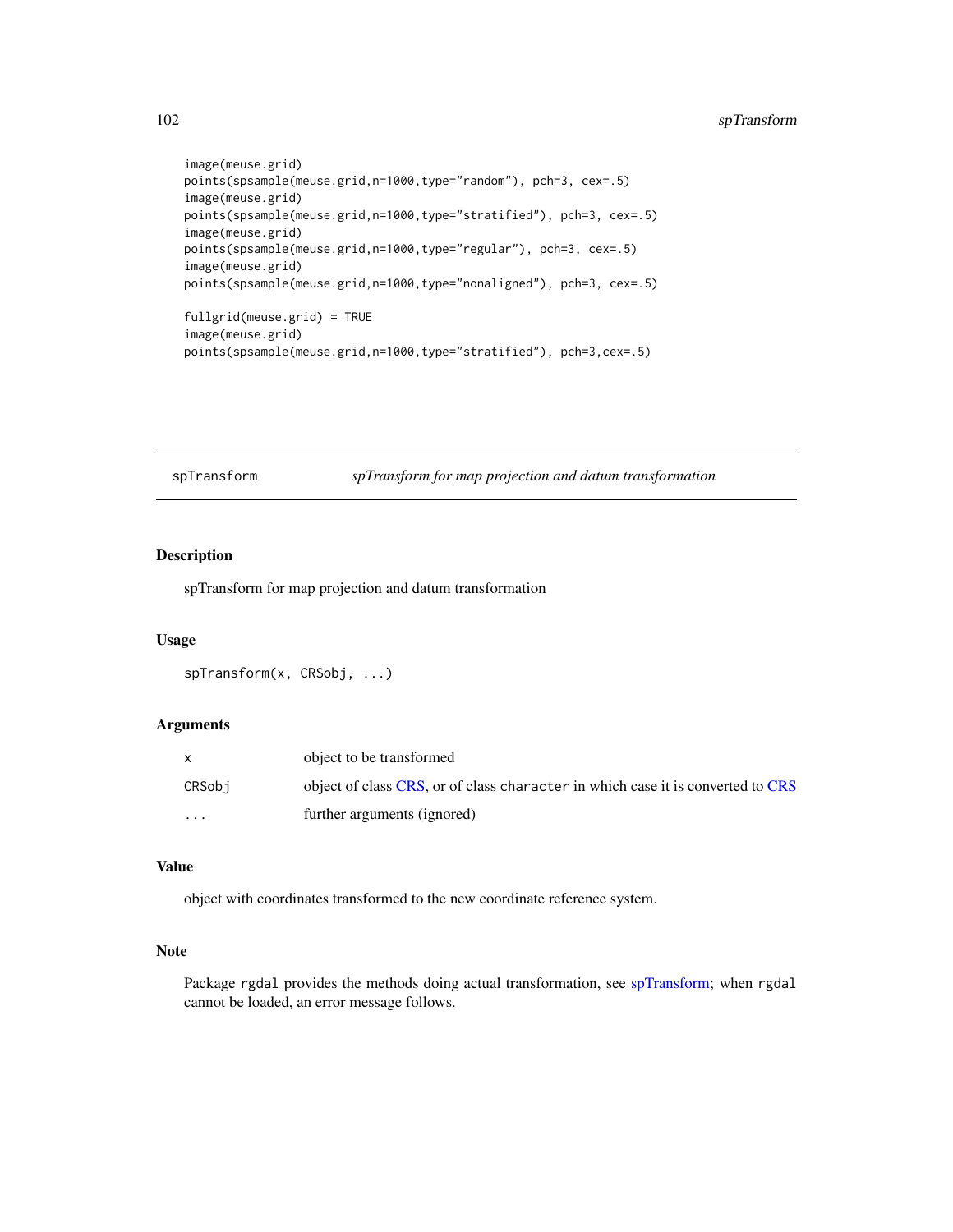```
image(meuse.grid)
points(spsample(meuse.grid,n=1000,type="random"), pch=3, cex=.5)
image(meuse.grid)
points(spsample(meuse.grid,n=1000,type="stratified"), pch=3, cex=.5)
image(meuse.grid)
points(spsample(meuse.grid,n=1000,type="regular"), pch=3, cex=.5)
image(meuse.grid)
points(spsample(meuse.grid,n=1000,type="nonaligned"), pch=3, cex=.5)

fullgrid(meuse.grid) = TRUE
image(meuse.grid)
points(spsample(meuse.grid,n=1000,type="stratified"), pch=3,cex=.5)
```

---

## spTransform — *spTransform for map projection and datum transformation*

---

### Description

spTransform for map projection and datum transformation

### Usage

```
spTransform(x, CRSobj, ...)
```

### Arguments

| | |
|---|---|
| `x` | object to be transformed |
| `CRSobj` | object of class CRS, or of class `character` in which case it is converted to CRS |
| `...` | further arguments (ignored) |

### Value

object with coordinates transformed to the new coordinate reference system.

### Note

Package `rgdal` provides the methods doing actual transformation, see spTransform; when `rgdal` cannot be loaded, an error message follows.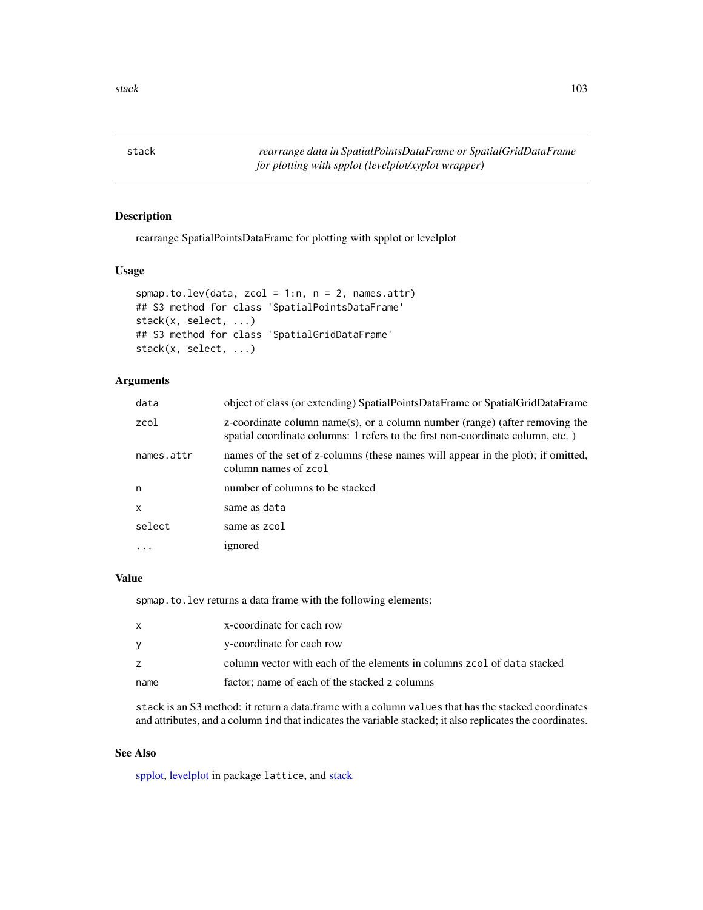## stack — *rearrange data in SpatialPointsDataFrame or SpatialGridDataFrame for plotting with spplot (levelplot/xyplot wrapper)*

### Description

rearrange SpatialPointsDataFrame for plotting with spplot or levelplot

### Usage

```
spmap.to.lev(data, zcol = 1:n, n = 2, names.attr)
## S3 method for class 'SpatialPointsDataFrame'
stack(x, select, ...)
## S3 method for class 'SpatialGridDataFrame'
stack(x, select, ...)
```

### Arguments

| | |
|---|---|
| `data` | object of class (or extending) SpatialPointsDataFrame or SpatialGridDataFrame |
| `zcol` | z-coordinate column name(s), or a column number (range) (after removing the spatial coordinate columns: 1 refers to the first non-coordinate column, etc. ) |
| `names.attr` | names of the set of z-columns (these names will appear in the plot); if omitted, column names of `zcol` |
| `n` | number of columns to be stacked |
| `x` | same as `data` |
| `select` | same as `zcol` |
| `...` | ignored |

### Value

`spmap.to.lev` returns a data frame with the following elements:

| | |
|---|---|
| `x` | x-coordinate for each row |
| `y` | y-coordinate for each row |
| `z` | column vector with each of the elements in columns `zcol` of `data` stacked |
| `name` | factor; name of each of the stacked `z` columns |

`stack` is an S3 method: it return a data.frame with a column `values` that has the stacked coordinates and attributes, and a column `ind` that indicates the variable stacked; it also replicates the coordinates.

### See Also

spplot, levelplot in package `lattice`, and stack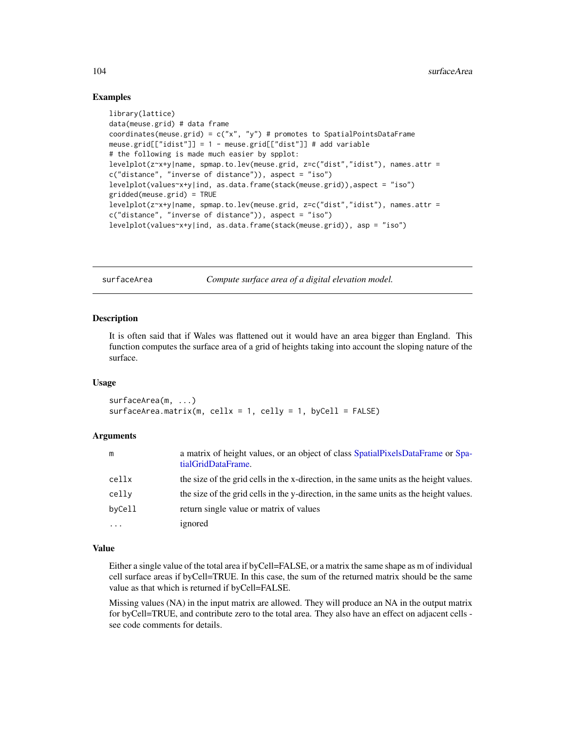## Examples

```
library(lattice)
data(meuse.grid) # data frame
coordinates(meuse.grid) = c("x", "y") # promotes to SpatialPointsDataFrame
meuse.grid[["idist"]] = 1 - meuse.grid[["dist"]] # add variable
# the following is made much easier by spplot:
levelplot(z~x+y|name, spmap.to.lev(meuse.grid, z=c("dist","idist"), names.attr =
c("distance", "inverse of distance")), aspect = "iso")
levelplot(values~x+y|ind, as.data.frame(stack(meuse.grid)),aspect = "iso")
gridded(meuse.grid) = TRUE
levelplot(z~x+y|name, spmap.to.lev(meuse.grid, z=c("dist","idist"), names.attr =
c("distance", "inverse of distance")), aspect = "iso")
levelplot(values~x+y|ind, as.data.frame(stack(meuse.grid)), asp = "iso")
```

---

# surfaceArea *Compute surface area of a digital elevation model.*

## Description

It is often said that if Wales was flattened out it would have an area bigger than England. This function computes the surface area of a grid of heights taking into account the sloping nature of the surface.

## Usage

```
surfaceArea(m, ...)
surfaceArea.matrix(m, cellx = 1, celly = 1, byCell = FALSE)
```

## Arguments

| | |
|---|---|
| m | a matrix of height values, or an object of class SpatialPixelsDataFrame or SpatialGridDataFrame. |
| cellx | the size of the grid cells in the x-direction, in the same units as the height values. |
| celly | the size of the grid cells in the y-direction, in the same units as the height values. |
| byCell | return single value or matrix of values |
| ... | ignored |

## Value

Either a single value of the total area if byCell=FALSE, or a matrix the same shape as m of individual cell surface areas if byCell=TRUE. In this case, the sum of the returned matrix should be the same value as that which is returned if byCell=FALSE.

Missing values (NA) in the input matrix are allowed. They will produce an NA in the output matrix for byCell=TRUE, and contribute zero to the total area. They also have an effect on adjacent cells - see code comments for details.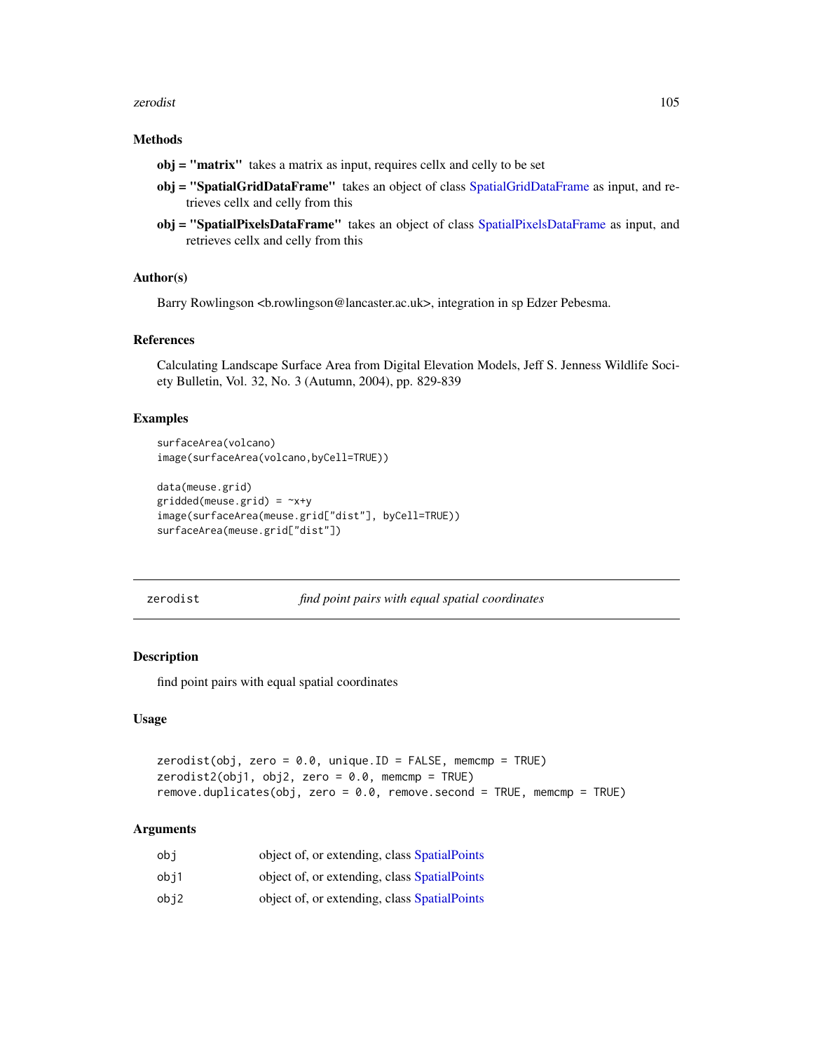### Methods

**obj = "matrix"** takes a matrix as input, requires cellx and celly to be set

**obj = "SpatialGridDataFrame"** takes an object of class SpatialGridDataFrame as input, and retrieves cellx and celly from this

**obj = "SpatialPixelsDataFrame"** takes an object of class SpatialPixelsDataFrame as input, and retrieves cellx and celly from this

### Author(s)

Barry Rowlingson <b.rowlingson@lancaster.ac.uk>, integration in sp Edzer Pebesma.

### References

Calculating Landscape Surface Area from Digital Elevation Models, Jeff S. Jenness Wildlife Society Bulletin, Vol. 32, No. 3 (Autumn, 2004), pp. 829-839

### Examples

```
surfaceArea(volcano)
image(surfaceArea(volcano,byCell=TRUE))

data(meuse.grid)
gridded(meuse.grid) = ~x+y
image(surfaceArea(meuse.grid["dist"], byCell=TRUE))
surfaceArea(meuse.grid["dist"])
```

---

## zerodist — *find point pairs with equal spatial coordinates*

---

### Description

find point pairs with equal spatial coordinates

### Usage

```
zerodist(obj, zero = 0.0, unique.ID = FALSE, memcmp = TRUE)
zerodist2(obj1, obj2, zero = 0.0, memcmp = TRUE)
remove.duplicates(obj, zero = 0.0, remove.second = TRUE, memcmp = TRUE)
```

### Arguments

| | |
|---|---|
| obj | object of, or extending, class SpatialPoints |
| obj1 | object of, or extending, class SpatialPoints |
| obj2 | object of, or extending, class SpatialPoints |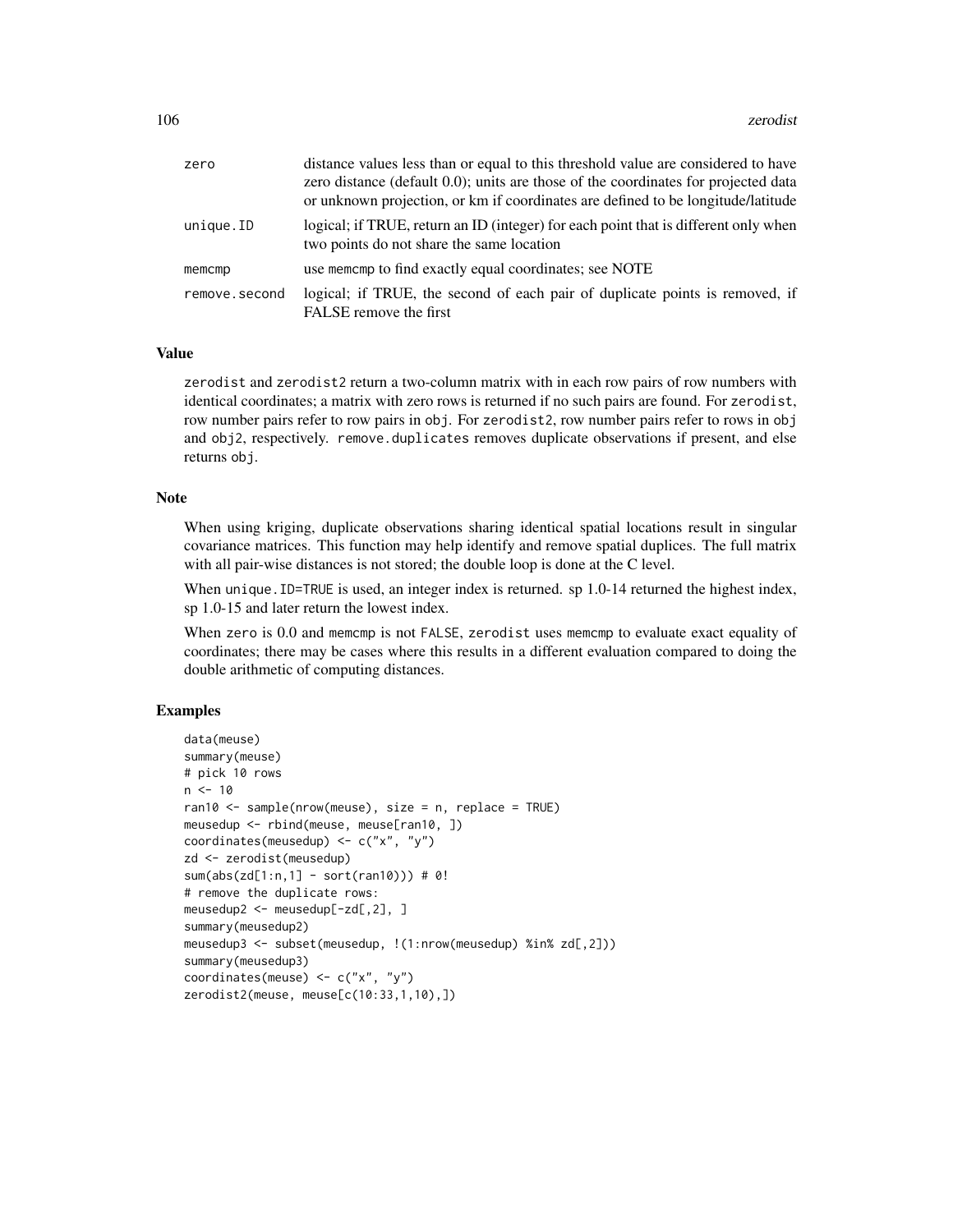| | |
|---|---|
| zero | distance values less than or equal to this threshold value are considered to have zero distance (default 0.0); units are those of the coordinates for projected data or unknown projection, or km if coordinates are defined to be longitude/latitude |
| unique.ID | logical; if TRUE, return an ID (integer) for each point that is different only when two points do not share the same location |
| memcmp | use memcmp to find exactly equal coordinates; see NOTE |
| remove.second | logical; if TRUE, the second of each pair of duplicate points is removed, if FALSE remove the first |

## Value

zerodist and zerodist2 return a two-column matrix with in each row pairs of row numbers with identical coordinates; a matrix with zero rows is returned if no such pairs are found. For zerodist, row number pairs refer to row pairs in obj. For zerodist2, row number pairs refer to rows in obj and obj2, respectively. remove.duplicates removes duplicate observations if present, and else returns obj.

## Note

When using kriging, duplicate observations sharing identical spatial locations result in singular covariance matrices. This function may help identify and remove spatial duplices. The full matrix with all pair-wise distances is not stored; the double loop is done at the C level.

When unique.ID=TRUE is used, an integer index is returned. sp 1.0-14 returned the highest index, sp 1.0-15 and later return the lowest index.

When zero is 0.0 and memcmp is not FALSE, zerodist uses memcmp to evaluate exact equality of coordinates; there may be cases where this results in a different evaluation compared to doing the double arithmetic of computing distances.

## Examples

```
data(meuse)
summary(meuse)
# pick 10 rows
n <- 10
ran10 <- sample(nrow(meuse), size = n, replace = TRUE)
meusedup <- rbind(meuse, meuse[ran10, ])
coordinates(meusedup) <- c("x", "y")
zd <- zerodist(meusedup)
sum(abs(zd[1:n,1] - sort(ran10))) # 0!
# remove the duplicate rows:
meusedup2 <- meusedup[-zd[,2], ]
summary(meusedup2)
meusedup3 <- subset(meusedup, !(1:nrow(meusedup) %in% zd[,2]))
summary(meusedup3)
coordinates(meuse) <- c("x", "y")
zerodist2(meuse, meuse[c(10:33,1,10),])
```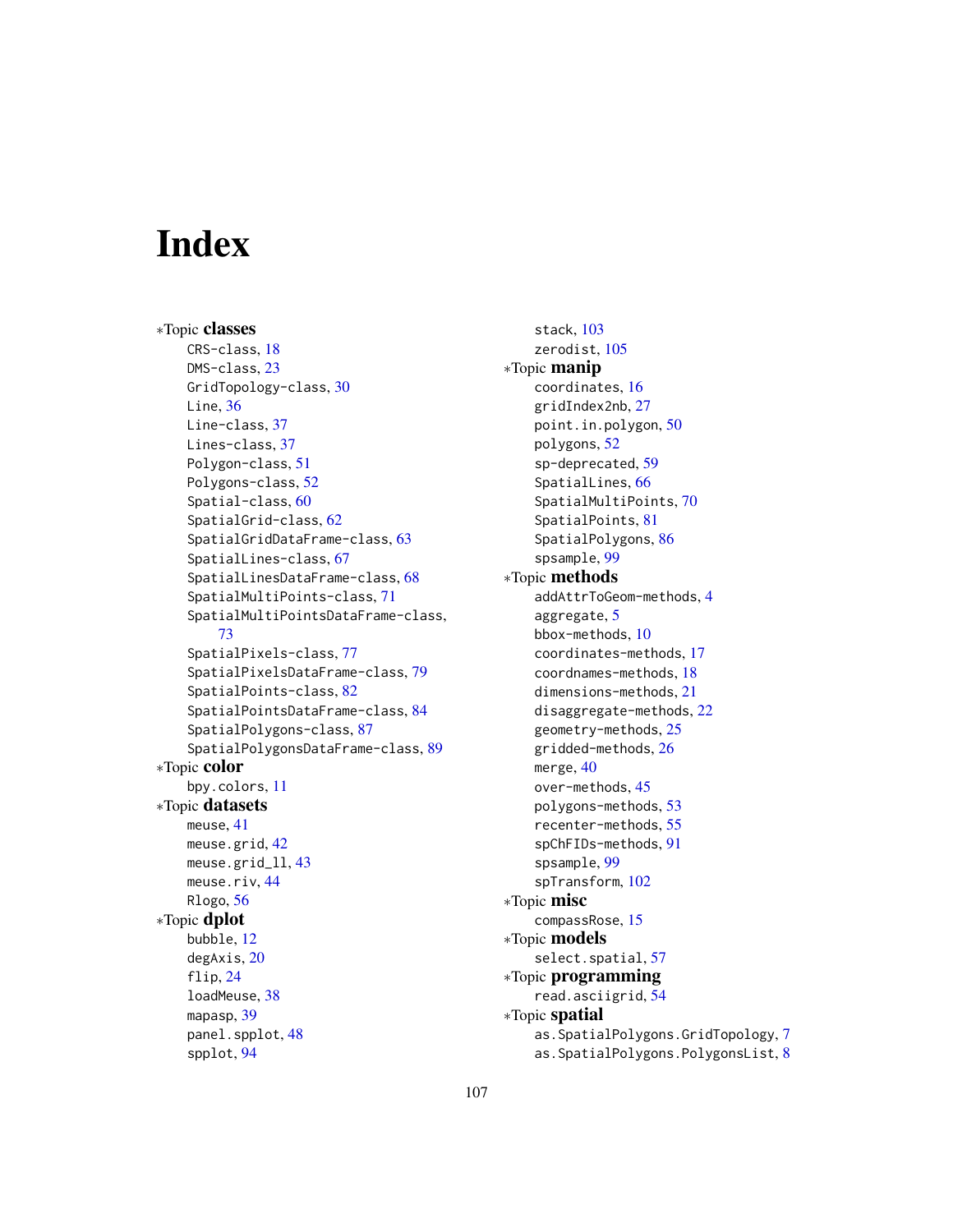# Index

*Topic **classes**
- CRS-class, 18
- DMS-class, 23
- GridTopology-class, 30
- Line, 36
- Line-class, 37
- Lines-class, 37
- Polygon-class, 51
- Polygons-class, 52
- Spatial-class, 60
- SpatialGrid-class, 62
- SpatialGridDataFrame-class, 63
- SpatialLines-class, 67
- SpatialLinesDataFrame-class, 68
- SpatialMultiPoints-class, 71
- SpatialMultiPointsDataFrame-class, 73
- SpatialPixels-class, 77
- SpatialPixelsDataFrame-class, 79
- SpatialPoints-class, 82
- SpatialPointsDataFrame-class, 84
- SpatialPolygons-class, 87
- SpatialPolygonsDataFrame-class, 89

*Topic **color**
- bpy.colors, 11

*Topic **datasets**
- meuse, 41
- meuse.grid, 42
- meuse.grid_ll, 43
- meuse.riv, 44
- Rlogo, 56

*Topic **dplot**
- bubble, 12
- degAxis, 20
- flip, 24
- loadMeuse, 38
- mapasp, 39
- panel.spplot, 48
- spplot, 94
- stack, 103
- zerodist, 105

*Topic **manip**
- coordinates, 16
- gridIndex2nb, 27
- point.in.polygon, 50
- polygons, 52
- sp-deprecated, 59
- SpatialLines, 66
- SpatialMultiPoints, 70
- SpatialPoints, 81
- SpatialPolygons, 86
- spsample, 99

*Topic **methods**
- addAttrToGeom-methods, 4
- aggregate, 5
- bbox-methods, 10
- coordinates-methods, 17
- coordnames-methods, 18
- dimensions-methods, 21
- disaggregate-methods, 22
- geometry-methods, 25
- gridded-methods, 26
- merge, 40
- over-methods, 45
- polygons-methods, 53
- recenter-methods, 55
- spChFIDs-methods, 91
- spsample, 99
- spTransform, 102

*Topic **misc**
- compassRose, 15

*Topic **models**
- select.spatial, 57

*Topic **programming**
- read.asciigrid, 54

*Topic **spatial**
- as.SpatialPolygons.GridTopology, 7
- as.SpatialPolygons.PolygonsList, 8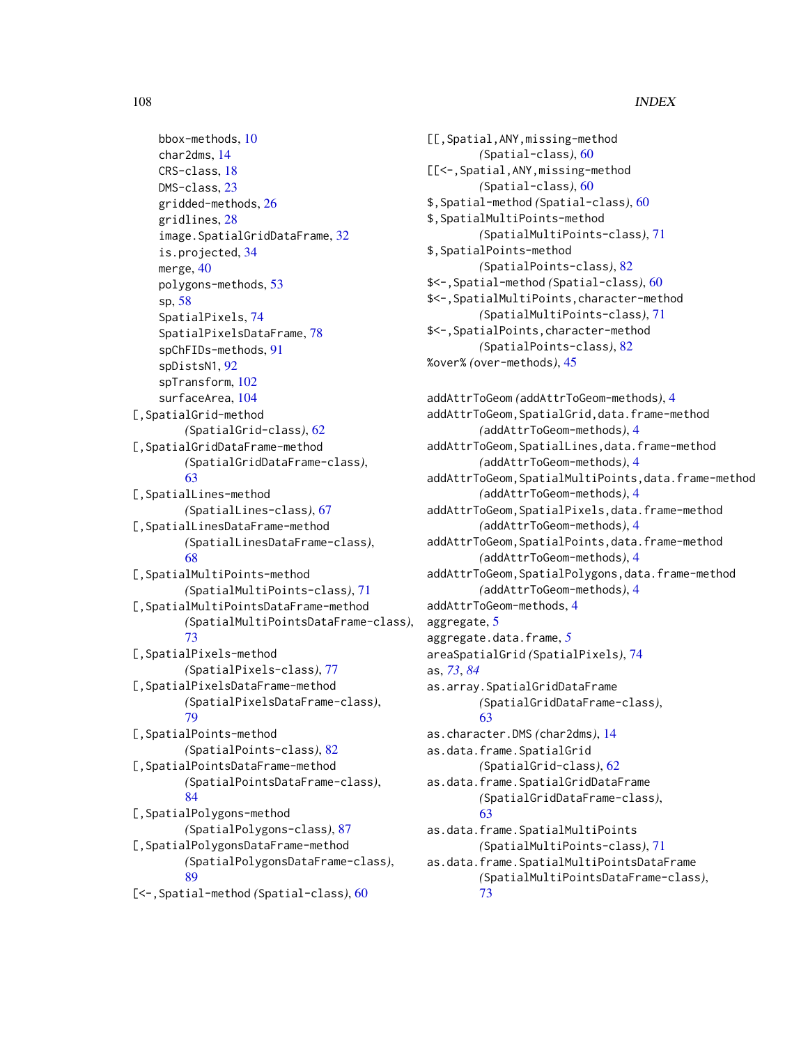bbox-methods, 10
char2dms, 14
CRS-class, 18
DMS-class, 23
gridded-methods, 26
gridlines, 28
image.SpatialGridDataFrame, 32
is.projected, 34
merge, 40
polygons-methods, 53
sp, 58
SpatialPixels, 74
SpatialPixelsDataFrame, 78
spChFIDs-methods, 91
spDistsN1, 92
spTransform, 102
surfaceArea, 104

[,SpatialGrid-method (SpatialGrid-class), 62
[,SpatialGridDataFrame-method (SpatialGridDataFrame-class), 63
[,SpatialLines-method (SpatialLines-class), 67
[,SpatialLinesDataFrame-method (SpatialLinesDataFrame-class), 68
[,SpatialMultiPoints-method (SpatialMultiPoints-class), 71
[,SpatialMultiPointsDataFrame-method (SpatialMultiPointsDataFrame-class), 73
[,SpatialPixels-method (SpatialPixels-class), 77
[,SpatialPixelsDataFrame-method (SpatialPixelsDataFrame-class), 79
[,SpatialPoints-method (SpatialPoints-class), 82
[,SpatialPointsDataFrame-method (SpatialPointsDataFrame-class), 84
[,SpatialPolygons-method (SpatialPolygons-class), 87
[,SpatialPolygonsDataFrame-method (SpatialPolygonsDataFrame-class), 89
[<-,Spatial-method (Spatial-class), 60
[[,Spatial,ANY,missing-method (Spatial-class), 60
[[<-,Spatial,ANY,missing-method (Spatial-class), 60
$,Spatial-method (Spatial-class), 60
$,SpatialMultiPoints-method (SpatialMultiPoints-class), 71
$,SpatialPoints-method (SpatialPoints-class), 82
$<-,Spatial-method (Spatial-class), 60
$<-,SpatialMultiPoints,character-method (SpatialMultiPoints-class), 71
$<-,SpatialPoints,character-method (SpatialPoints-class), 82
%over% (over-methods), 45

addAttrToGeom (addAttrToGeom-methods), 4
addAttrToGeom,SpatialGrid,data.frame-method (addAttrToGeom-methods), 4
addAttrToGeom,SpatialLines,data.frame-method (addAttrToGeom-methods), 4
addAttrToGeom,SpatialMultiPoints,data.frame-method (addAttrToGeom-methods), 4
addAttrToGeom,SpatialPixels,data.frame-method (addAttrToGeom-methods), 4
addAttrToGeom,SpatialPoints,data.frame-method (addAttrToGeom-methods), 4
addAttrToGeom,SpatialPolygons,data.frame-method (addAttrToGeom-methods), 4
addAttrToGeom-methods, 4
aggregate, 5
aggregate.data.frame, *5*
areaSpatialGrid (SpatialPixels), 74
as, *73*, *84*
as.array.SpatialGridDataFrame (SpatialGridDataFrame-class), 63
as.character.DMS (char2dms), 14
as.data.frame.SpatialGrid (SpatialGrid-class), 62
as.data.frame.SpatialGridDataFrame (SpatialGridDataFrame-class), 63
as.data.frame.SpatialMultiPoints (SpatialMultiPoints-class), 71
as.data.frame.SpatialMultiPointsDataFrame (SpatialMultiPointsDataFrame-class), 73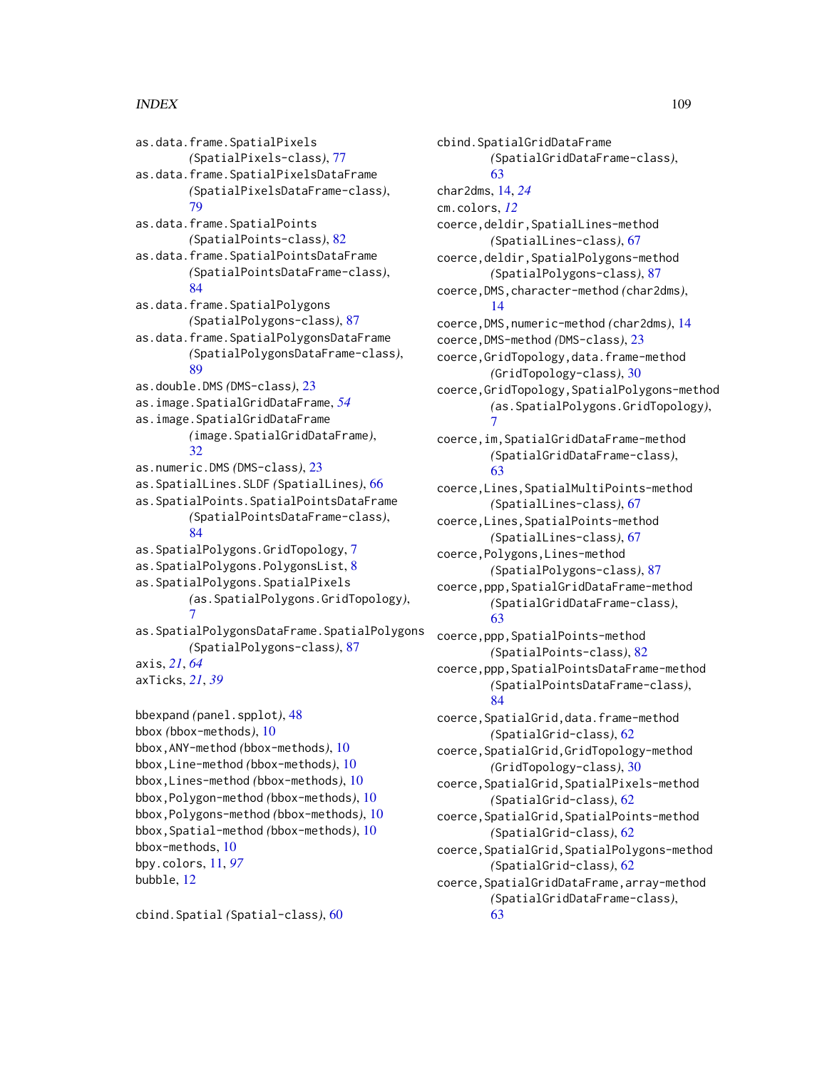as.data.frame.SpatialPixels (SpatialPixels-class), 77
as.data.frame.SpatialPixelsDataFrame (SpatialPixelsDataFrame-class), 79
as.data.frame.SpatialPoints (SpatialPoints-class), 82
as.data.frame.SpatialPointsDataFrame (SpatialPointsDataFrame-class), 84
as.data.frame.SpatialPolygons (SpatialPolygons-class), 87
as.data.frame.SpatialPolygonsDataFrame (SpatialPolygonsDataFrame-class), 89
as.double.DMS (DMS-class), 23
as.image.SpatialGridDataFrame, *54*
as.image.SpatialGridDataFrame (image.SpatialGridDataFrame), 32
as.numeric.DMS (DMS-class), 23
as.SpatialLines.SLDF (SpatialLines), 66
as.SpatialPoints.SpatialPointsDataFrame (SpatialPointsDataFrame-class), 84
as.SpatialPolygons.GridTopology, 7
as.SpatialPolygons.PolygonsList, 8
as.SpatialPolygons.SpatialPixels (as.SpatialPolygons.GridTopology), 7
as.SpatialPolygonsDataFrame.SpatialPolygons (SpatialPolygons-class), 87
axis, *21*, *64*
axTicks, *21*, *39*

bbexpand (panel.spplot), 48
bbox (bbox-methods), 10
bbox,ANY-method (bbox-methods), 10
bbox,Line-method (bbox-methods), 10
bbox,Lines-method (bbox-methods), 10
bbox,Polygon-method (bbox-methods), 10
bbox,Polygons-method (bbox-methods), 10
bbox,Spatial-method (bbox-methods), 10
bbox-methods, 10
bpy.colors, 11, *97*
bubble, 12

cbind.Spatial (Spatial-class), 60
cbind.SpatialGridDataFrame (SpatialGridDataFrame-class), 63
char2dms, 14, *24*
cm.colors, *12*
coerce,deldir,SpatialLines-method (SpatialLines-class), 67
coerce,deldir,SpatialPolygons-method (SpatialPolygons-class), 87
coerce,DMS,character-method (char2dms), 14
coerce,DMS,numeric-method (char2dms), 14
coerce,DMS-method (DMS-class), 23
coerce,GridTopology,data.frame-method (GridTopology-class), 30
coerce,GridTopology,SpatialPolygons-method (as.SpatialPolygons.GridTopology), 7
coerce,im,SpatialGridDataFrame-method (SpatialGridDataFrame-class), 63
coerce,Lines,SpatialMultiPoints-method (SpatialLines-class), 67
coerce,Lines,SpatialPoints-method (SpatialLines-class), 67
coerce,Polygons,Lines-method (SpatialPolygons-class), 87
coerce,ppp,SpatialGridDataFrame-method (SpatialGridDataFrame-class), 63
coerce,ppp,SpatialPoints-method (SpatialPoints-class), 82
coerce,ppp,SpatialPointsDataFrame-method (SpatialPointsDataFrame-class), 84
coerce,SpatialGrid,data.frame-method (SpatialGrid-class), 62
coerce,SpatialGrid,GridTopology-method (GridTopology-class), 30
coerce,SpatialGrid,SpatialPixels-method (SpatialGrid-class), 62
coerce,SpatialGrid,SpatialPoints-method (SpatialGrid-class), 62
coerce,SpatialGrid,SpatialPolygons-method (SpatialGrid-class), 62
coerce,SpatialGridDataFrame,array-method (SpatialGridDataFrame-class), 63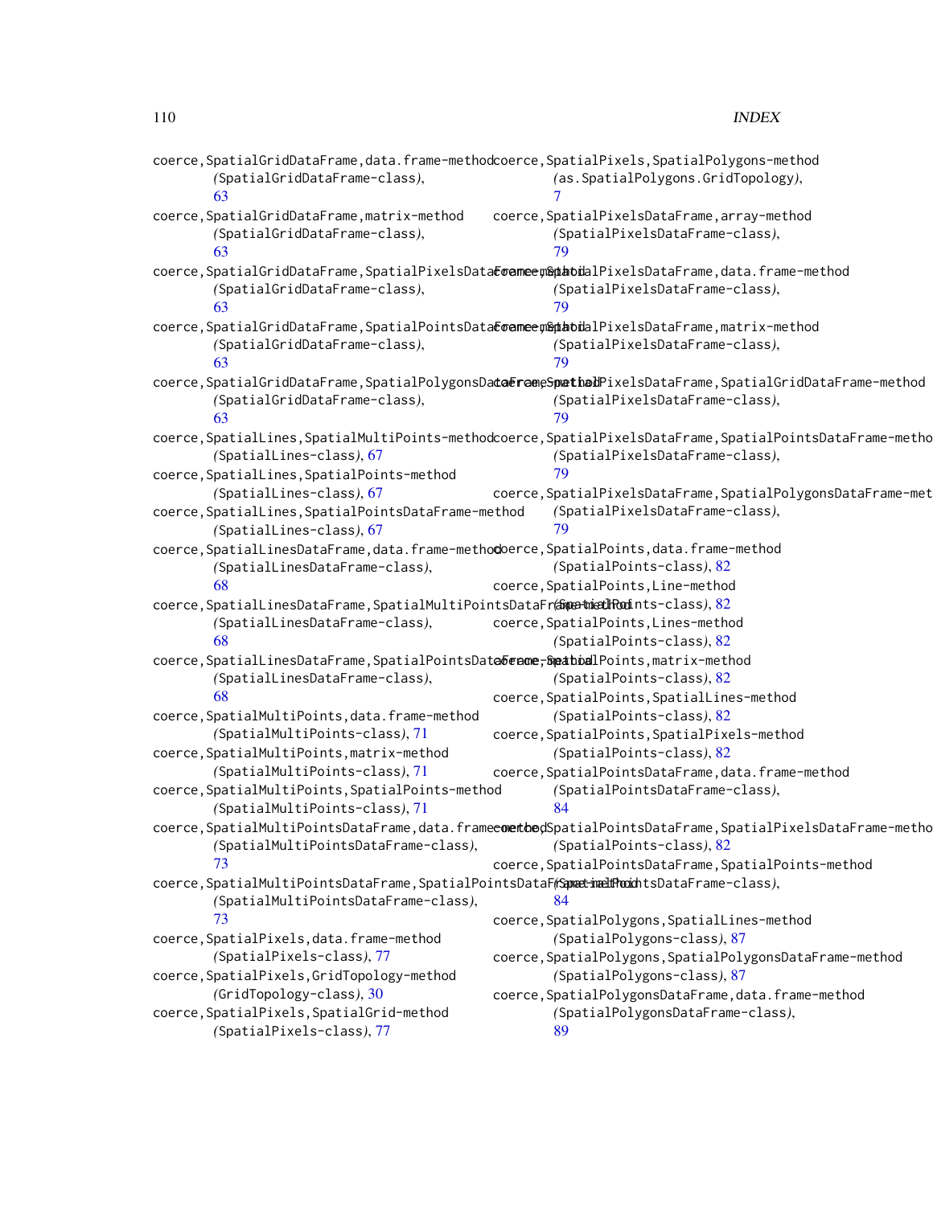coerce,SpatialGridDataFrame,data.frame-method (SpatialGridDataFrame-class), 63
coerce,SpatialGridDataFrame,matrix-method (SpatialGridDataFrame-class), 63
coerce,SpatialGridDataFrame,SpatialPixelsDataFrame-method (SpatialGridDataFrame-class), 63
coerce,SpatialGridDataFrame,SpatialPointsDataFrame-method (SpatialGridDataFrame-class), 63
coerce,SpatialGridDataFrame,SpatialPolygonsDataFrame-method (SpatialGridDataFrame-class), 63
coerce,SpatialLines,SpatialMultiPoints-method (SpatialLines-class), 67
coerce,SpatialLines,SpatialPoints-method (SpatialLines-class), 67
coerce,SpatialLines,SpatialPointsDataFrame-method (SpatialLines-class), 67
coerce,SpatialLinesDataFrame,data.frame-method (SpatialLinesDataFrame-class), 68
coerce,SpatialLinesDataFrame,SpatialMultiPointsDataFrame-method (SpatialLinesDataFrame-class), 68
coerce,SpatialLinesDataFrame,SpatialPointsDataFrame-method (SpatialLinesDataFrame-class), 68
coerce,SpatialMultiPoints,data.frame-method (SpatialMultiPoints-class), 71
coerce,SpatialMultiPoints,matrix-method (SpatialMultiPoints-class), 71
coerce,SpatialMultiPoints,SpatialPoints-method (SpatialMultiPoints-class), 71
coerce,SpatialMultiPointsDataFrame,data.frame-method (SpatialMultiPointsDataFrame-class), 73
coerce,SpatialMultiPointsDataFrame,SpatialPointsDataFrame-method (SpatialMultiPointsDataFrame-class), 73
coerce,SpatialPixels,data.frame-method (SpatialPixels-class), 77
coerce,SpatialPixels,GridTopology-method (GridTopology-class), 30
coerce,SpatialPixels,SpatialGrid-method (SpatialPixels-class), 77
coerce,SpatialPixels,SpatialPolygons-method (as.SpatialPolygons.GridTopology), 7
coerce,SpatialPixelsDataFrame,array-method (SpatialPixelsDataFrame-class), 79
coerce,SpatialPixelsDataFrame,data.frame-method (SpatialPixelsDataFrame-class), 79
coerce,SpatialPixelsDataFrame,matrix-method (SpatialPixelsDataFrame-class), 79
coerce,SpatialPixelsDataFrame,SpatialGridDataFrame-method (SpatialPixelsDataFrame-class), 79
coerce,SpatialPixelsDataFrame,SpatialPointsDataFrame-method (SpatialPixelsDataFrame-class), 79
coerce,SpatialPixelsDataFrame,SpatialPolygonsDataFrame-method (SpatialPixelsDataFrame-class), 79
coerce,SpatialPoints,data.frame-method (SpatialPoints-class), 82
coerce,SpatialPoints,Line-method (SpatialPoints-class), 82
coerce,SpatialPoints,Lines-method (SpatialPoints-class), 82
coerce,SpatialPoints,matrix-method (SpatialPoints-class), 82
coerce,SpatialPoints,SpatialLines-method (SpatialPoints-class), 82
coerce,SpatialPoints,SpatialPixels-method (SpatialPoints-class), 82
coerce,SpatialPointsDataFrame,data.frame-method (SpatialPointsDataFrame-class), 84
coerce,SpatialPointsDataFrame,SpatialPixelsDataFrame-method (SpatialPoints-class), 82
coerce,SpatialPointsDataFrame,SpatialPoints-method (SpatialPointsDataFrame-class), 84
coerce,SpatialPolygons,SpatialLines-method (SpatialPolygons-class), 87
coerce,SpatialPolygons,SpatialPolygonsDataFrame-method (SpatialPolygons-class), 87
coerce,SpatialPolygonsDataFrame,data.frame-method (SpatialPolygonsDataFrame-class), 89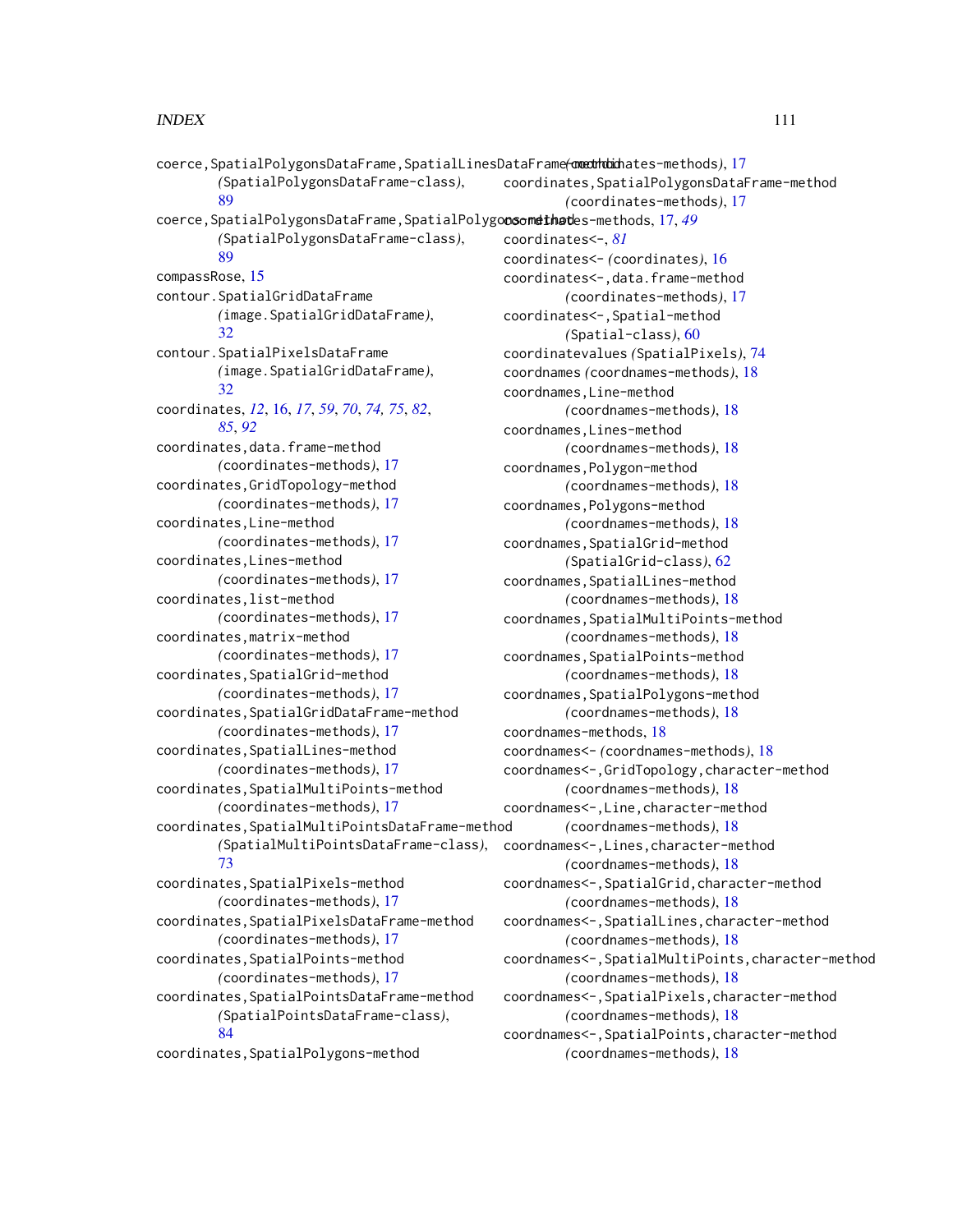coerce,SpatialPolygonsDataFrame,SpatialLinesDataFrame-method
*(SpatialPolygonsDataFrame-class)*, 89
coerce,SpatialPolygonsDataFrame,SpatialPolygons-method
*(SpatialPolygonsDataFrame-class)*, 89
compassRose, 15
contour.SpatialGridDataFrame
*(image.SpatialGridDataFrame)*, 32
contour.SpatialPixelsDataFrame
*(image.SpatialGridDataFrame)*, 32
coordinates, *12*, 16, *17*, *59*, *70*, *74*, *75*, *82*, *85*, *92*
coordinates,data.frame-method
*(coordinates-methods)*, 17
coordinates,GridTopology-method
*(coordinates-methods)*, 17
coordinates,Line-method
*(coordinates-methods)*, 17
coordinates,Lines-method
*(coordinates-methods)*, 17
coordinates,list-method
*(coordinates-methods)*, 17
coordinates,matrix-method
*(coordinates-methods)*, 17
coordinates,SpatialGrid-method
*(coordinates-methods)*, 17
coordinates,SpatialGridDataFrame-method
*(coordinates-methods)*, 17
coordinates,SpatialLines-method
*(coordinates-methods)*, 17
coordinates,SpatialMultiPoints-method
*(coordinates-methods)*, 17
coordinates,SpatialMultiPointsDataFrame-method
*(SpatialMultiPointsDataFrame-class)*, 73
coordinates,SpatialPixels-method
*(coordinates-methods)*, 17
coordinates,SpatialPixelsDataFrame-method
*(coordinates-methods)*, 17
coordinates,SpatialPoints-method
*(coordinates-methods)*, 17
coordinates,SpatialPointsDataFrame-method
*(SpatialPointsDataFrame-class)*, 84
coordinates,SpatialPolygons-method
*(coordinates-methods)*, 17
coordinates,SpatialPolygonsDataFrame-method
*(coordinates-methods)*, 17
coordinates-methods, 17, *49*
coordinates<-, *81*
coordinates<- *(coordinates)*, 16
coordinates<-,data.frame-method
*(coordinates-methods)*, 17
coordinates<-,Spatial-method
*(Spatial-class)*, 60
coordinatevalues *(SpatialPixels)*, 74
coordnames *(coordnames-methods)*, 18
coordnames,Line-method
*(coordnames-methods)*, 18
coordnames,Lines-method
*(coordnames-methods)*, 18
coordnames,Polygon-method
*(coordnames-methods)*, 18
coordnames,Polygons-method
*(coordnames-methods)*, 18
coordnames,SpatialGrid-method
*(SpatialGrid-class)*, 62
coordnames,SpatialLines-method
*(coordnames-methods)*, 18
coordnames,SpatialMultiPoints-method
*(coordnames-methods)*, 18
coordnames,SpatialPoints-method
*(coordnames-methods)*, 18
coordnames,SpatialPolygons-method
*(coordnames-methods)*, 18
coordnames-methods, 18
coordnames<- *(coordnames-methods)*, 18
coordnames<-,GridTopology,character-method
*(coordnames-methods)*, 18
coordnames<-,Line,character-method
*(coordnames-methods)*, 18
coordnames<-,Lines,character-method
*(coordnames-methods)*, 18
coordnames<-,SpatialGrid,character-method
*(coordnames-methods)*, 18
coordnames<-,SpatialLines,character-method
*(coordnames-methods)*, 18
coordnames<-,SpatialMultiPoints,character-method
*(coordnames-methods)*, 18
coordnames<-,SpatialPixels,character-method
*(coordnames-methods)*, 18
coordnames<-,SpatialPoints,character-method
*(coordnames-methods)*, 18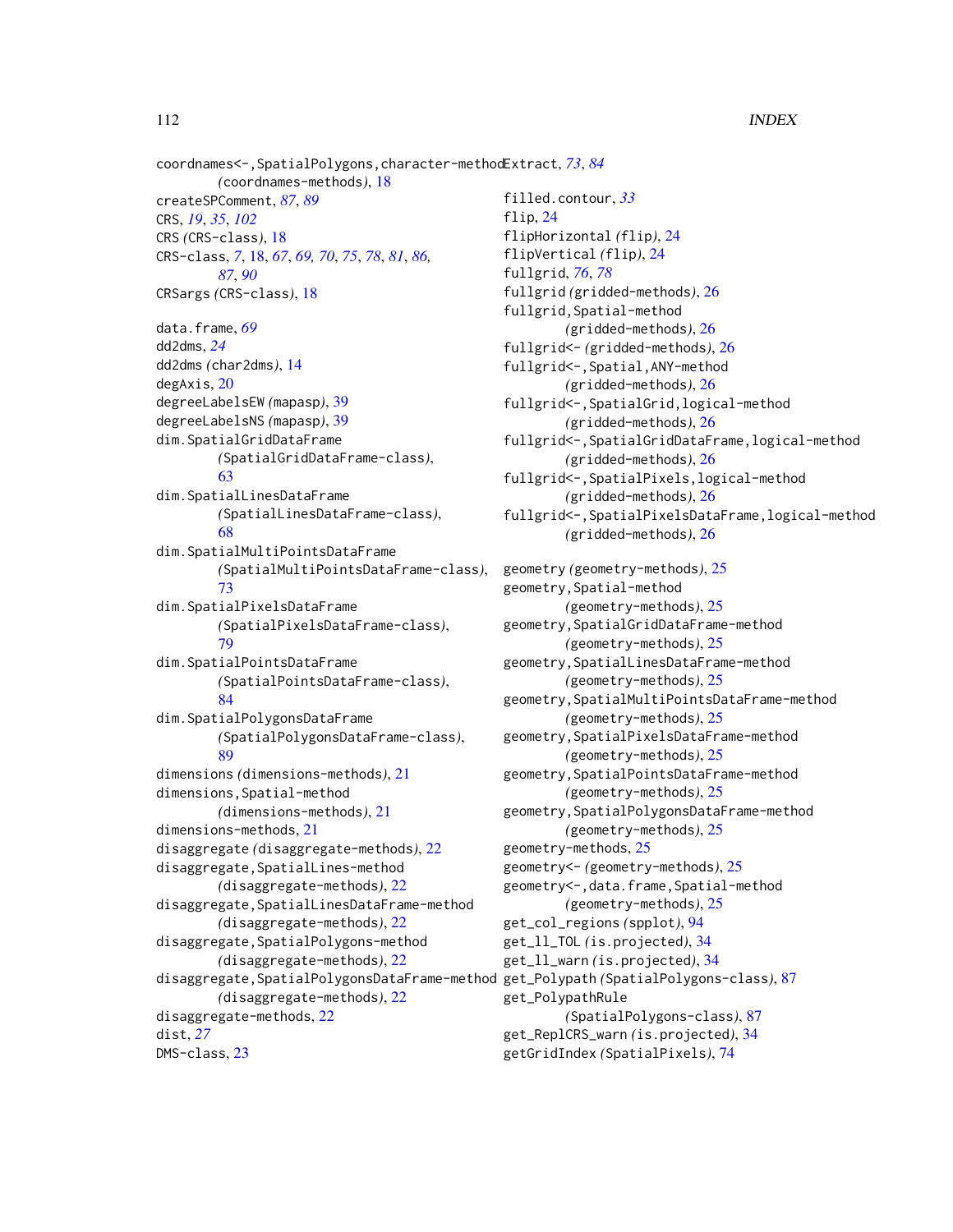coordnames<-,SpatialPolygons,character-method
(coordnames-methods), 18
createSPComment, *87*, *89*
CRS, *19*, *35*, *102*
CRS (CRS-class), 18
CRS-class, *7*, 18, *67*, *69*, *70*, *75*, *78*, *81*, *86*, *87*, *90*
CRSargs (CRS-class), 18

data.frame, *69*
dd2dms, *24*
dd2dms (char2dms), 14
degAxis, 20
degreeLabelsEW (mapasp), 39
degreeLabelsNS (mapasp), 39
dim.SpatialGridDataFrame
(SpatialGridDataFrame-class), 63
dim.SpatialLinesDataFrame
(SpatialLinesDataFrame-class), 68
dim.SpatialMultiPointsDataFrame
(SpatialMultiPointsDataFrame-class), 73
dim.SpatialPixelsDataFrame
(SpatialPixelsDataFrame-class), 79
dim.SpatialPointsDataFrame
(SpatialPointsDataFrame-class), 84
dim.SpatialPolygonsDataFrame
(SpatialPolygonsDataFrame-class), 89
dimensions (dimensions-methods), 21
dimensions,Spatial-method
(dimensions-methods), 21
dimensions-methods, 21
disaggregate (disaggregate-methods), 22
disaggregate,SpatialLines-method
(disaggregate-methods), 22
disaggregate,SpatialLinesDataFrame-method
(disaggregate-methods), 22
disaggregate,SpatialPolygons-method
(disaggregate-methods), 22
disaggregate,SpatialPolygonsDataFrame-method
(disaggregate-methods), 22
disaggregate-methods, 22
dist, *27*
DMS-class, 23

Extract, *73*, *84*

filled.contour, *33*
flip, 24
flipHorizontal (flip), 24
flipVertical (flip), 24
fullgrid, *76*, *78*
fullgrid (gridded-methods), 26
fullgrid,Spatial-method
(gridded-methods), 26
fullgrid<- (gridded-methods), 26
fullgrid<-,Spatial,ANY-method
(gridded-methods), 26
fullgrid<-,SpatialGrid,logical-method
(gridded-methods), 26
fullgrid<-,SpatialGridDataFrame,logical-method
(gridded-methods), 26
fullgrid<-,SpatialPixels,logical-method
(gridded-methods), 26
fullgrid<-,SpatialPixelsDataFrame,logical-method
(gridded-methods), 26

geometry (geometry-methods), 25
geometry,Spatial-method
(geometry-methods), 25
geometry,SpatialGridDataFrame-method
(geometry-methods), 25
geometry,SpatialLinesDataFrame-method
(geometry-methods), 25
geometry,SpatialMultiPointsDataFrame-method
(geometry-methods), 25
geometry,SpatialPixelsDataFrame-method
(geometry-methods), 25
geometry,SpatialPointsDataFrame-method
(geometry-methods), 25
geometry,SpatialPolygonsDataFrame-method
(geometry-methods), 25
geometry-methods, 25
geometry<- (geometry-methods), 25
geometry<-,data.frame,Spatial-method
(geometry-methods), 25
get_col_regions (spplot), 94
get_ll_TOL (is.projected), 34
get_ll_warn (is.projected), 34
get_Polypath (SpatialPolygons-class), 87
get_PolypathRule
(SpatialPolygons-class), 87
get_ReplCRS_warn (is.projected), 34
getGridIndex (SpatialPixels), 74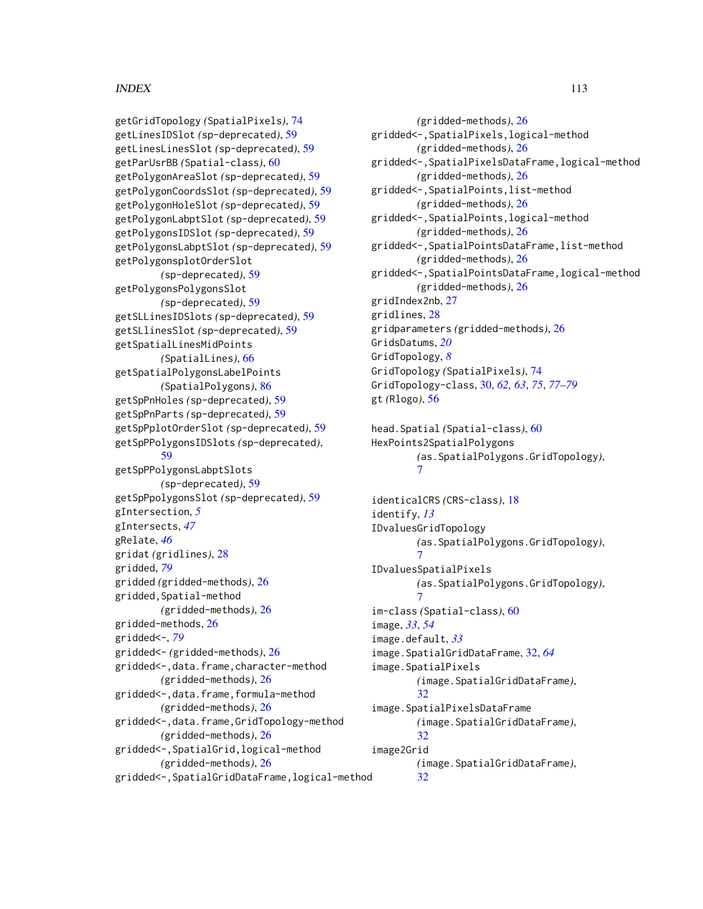getGridTopology *(SpatialPixels)*, 74
getLinesIDSlot *(sp-deprecated)*, 59
getLinesLinesSlot *(sp-deprecated)*, 59
getParUsrBB *(Spatial-class)*, 60
getPolygonAreaSlot *(sp-deprecated)*, 59
getPolygonCoordsSlot *(sp-deprecated)*, 59
getPolygonHoleSlot *(sp-deprecated)*, 59
getPolygonLabptSlot *(sp-deprecated)*, 59
getPolygonsIDSlot *(sp-deprecated)*, 59
getPolygonsLabptSlot *(sp-deprecated)*, 59
getPolygonsplotOrderSlot
    *(sp-deprecated)*, 59
getPolygonsPolygonsSlot
    *(sp-deprecated)*, 59
getSLLinesIDSlots *(sp-deprecated)*, 59
getSLlinesSlot *(sp-deprecated)*, 59
getSpatialLinesMidPoints
    *(SpatialLines)*, 66
getSpatialPolygonsLabelPoints
    *(SpatialPolygons)*, 86
getSpPnHoles *(sp-deprecated)*, 59
getSpPnParts *(sp-deprecated)*, 59
getSpPplotOrderSlot *(sp-deprecated)*, 59
getSpPPolygonsIDSlots *(sp-deprecated)*,
    59
getSpPPolygonsLabptSlots
    *(sp-deprecated)*, 59
getSpPpolygonsSlot *(sp-deprecated)*, 59
gIntersection, *5*
gIntersects, *47*
gRelate, *46*
gridat *(gridlines)*, 28
gridded, *79*
gridded *(gridded-methods)*, 26
gridded,Spatial-method
    *(gridded-methods)*, 26
gridded-methods, 26
gridded<-, *79*
gridded<- *(gridded-methods)*, 26
gridded<-,data.frame,character-method
    *(gridded-methods)*, 26
gridded<-,data.frame,formula-method
    *(gridded-methods)*, 26
gridded<-,data.frame,GridTopology-method
    *(gridded-methods)*, 26
gridded<-,SpatialGrid,logical-method
    *(gridded-methods)*, 26
gridded<-,SpatialGridDataFrame,logical-method
    *(gridded-methods)*, 26
gridded<-,SpatialPixels,logical-method
    *(gridded-methods)*, 26
gridded<-,SpatialPixelsDataFrame,logical-method
    *(gridded-methods)*, 26
gridded<-,SpatialPoints,list-method
    *(gridded-methods)*, 26
gridded<-,SpatialPoints,logical-method
    *(gridded-methods)*, 26
gridded<-,SpatialPointsDataFrame,list-method
    *(gridded-methods)*, 26
gridded<-,SpatialPointsDataFrame,logical-method
    *(gridded-methods)*, 26
gridIndex2nb, 27
gridlines, 28
gridparameters *(gridded-methods)*, 26
GridsDatums, *20*
GridTopology, *8*
GridTopology *(SpatialPixels)*, 74
GridTopology-class, 30, *62, 63*, *75*, *77–79*
gt *(Rlogo)*, 56

head.Spatial *(Spatial-class)*, 60
HexPoints2SpatialPolygons
    *(as.SpatialPolygons.GridTopology)*,
    7

identicalCRS *(CRS-class)*, 18
identify, *13*
IDvaluesGridTopology
    *(as.SpatialPolygons.GridTopology)*,
    7
IDvaluesSpatialPixels
    *(as.SpatialPolygons.GridTopology)*,
    7
im-class *(Spatial-class)*, 60
image, *33*, *54*
image.default, *33*
image.SpatialGridDataFrame, 32, *64*
image.SpatialPixels
    *(image.SpatialGridDataFrame)*,
    32
image.SpatialPixelsDataFrame
    *(image.SpatialGridDataFrame)*,
    32
image2Grid
    *(image.SpatialGridDataFrame)*,
    32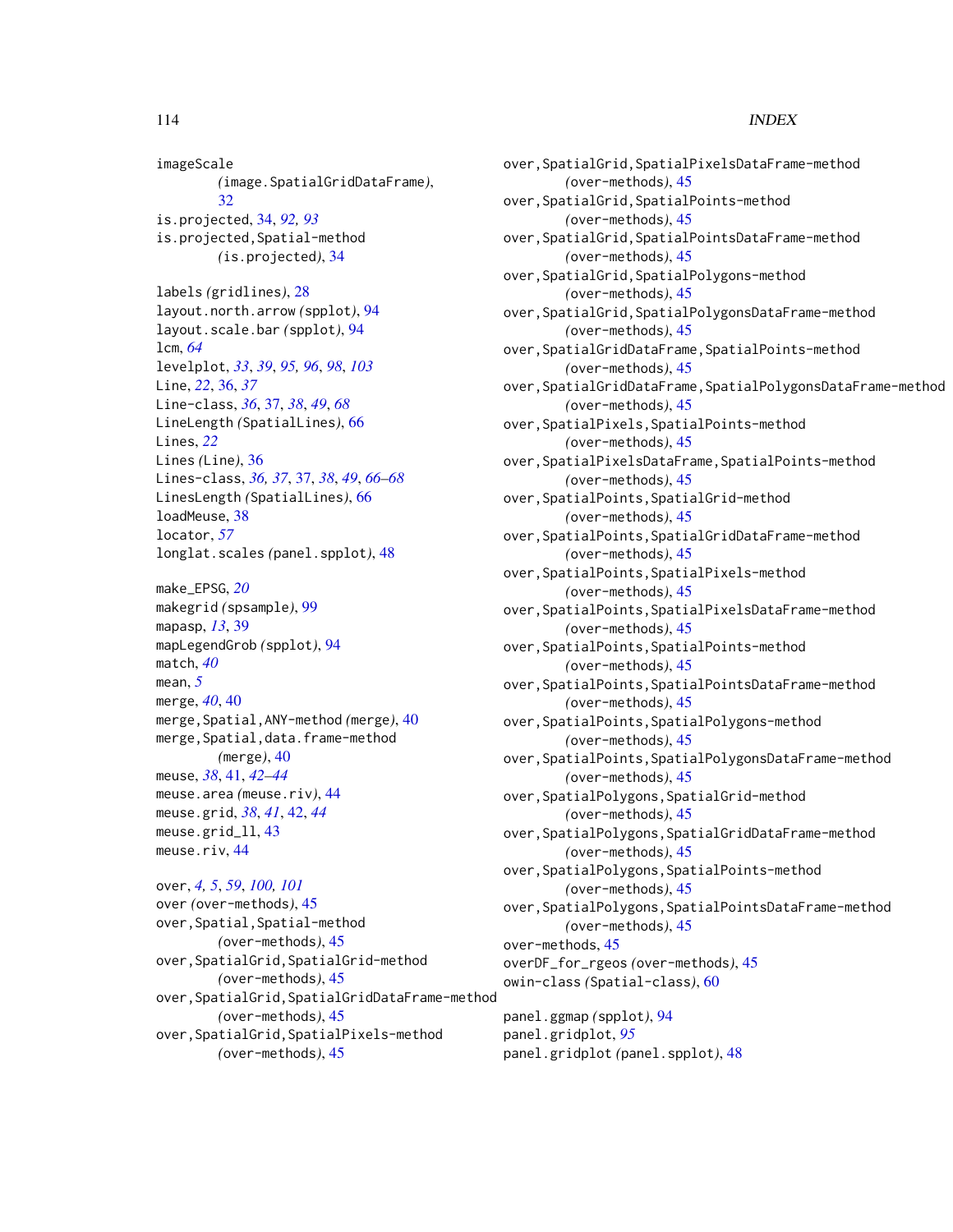imageScale (image.SpatialGridDataFrame), 32
is.projected, 34, *92, 93*
is.projected,Spatial-method (is.projected), 34

labels (gridlines), 28
layout.north.arrow (spplot), 94
layout.scale.bar (spplot), 94
lcm, *64*
levelplot, *33*, *39*, *95, 96*, *98*, *103*
Line, *22*, 36, *37*
Line-class, *36*, 37, *38*, *49*, *68*
LineLength (SpatialLines), 66
Lines, *22*
Lines (Line), 36
Lines-class, *36, 37*, 37, *38*, *49*, *66–68*
LinesLength (SpatialLines), 66
loadMeuse, 38
locator, *57*
longlat.scales (panel.spplot), 48

make_EPSG, *20*
makegrid (spsample), 99
mapasp, *13*, 39
mapLegendGrob (spplot), 94
match, *40*
mean, *5*
merge, *40*, 40
merge,Spatial,ANY-method (merge), 40
merge,Spatial,data.frame-method (merge), 40
meuse, *38*, 41, *42–44*
meuse.area (meuse.riv), 44
meuse.grid, *38*, *41*, 42, *44*
meuse.grid_ll, 43
meuse.riv, 44

over, *4, 5*, *59*, *100, 101*
over (over-methods), 45
over,Spatial,Spatial-method (over-methods), 45
over,SpatialGrid,SpatialGrid-method (over-methods), 45
over,SpatialGrid,SpatialGridDataFrame-method (over-methods), 45
over,SpatialGrid,SpatialPixels-method (over-methods), 45
over,SpatialGrid,SpatialPixelsDataFrame-method (over-methods), 45
over,SpatialGrid,SpatialPoints-method (over-methods), 45
over,SpatialGrid,SpatialPointsDataFrame-method (over-methods), 45
over,SpatialGrid,SpatialPolygons-method (over-methods), 45
over,SpatialGrid,SpatialPolygonsDataFrame-method (over-methods), 45
over,SpatialGridDataFrame,SpatialPoints-method (over-methods), 45
over,SpatialGridDataFrame,SpatialPolygonsDataFrame-method (over-methods), 45
over,SpatialPixels,SpatialPoints-method (over-methods), 45
over,SpatialPixelsDataFrame,SpatialPoints-method (over-methods), 45
over,SpatialPoints,SpatialGrid-method (over-methods), 45
over,SpatialPoints,SpatialGridDataFrame-method (over-methods), 45
over,SpatialPoints,SpatialPixels-method (over-methods), 45
over,SpatialPoints,SpatialPixelsDataFrame-method (over-methods), 45
over,SpatialPoints,SpatialPoints-method (over-methods), 45
over,SpatialPoints,SpatialPointsDataFrame-method (over-methods), 45
over,SpatialPoints,SpatialPolygons-method (over-methods), 45
over,SpatialPoints,SpatialPolygonsDataFrame-method (over-methods), 45
over,SpatialPolygons,SpatialGrid-method (over-methods), 45
over,SpatialPolygons,SpatialGridDataFrame-method (over-methods), 45
over,SpatialPolygons,SpatialPoints-method (over-methods), 45
over,SpatialPolygons,SpatialPointsDataFrame-method (over-methods), 45
over-methods, 45
overDF_for_rgeos (over-methods), 45
owin-class (Spatial-class), 60

panel.ggmap (spplot), 94
panel.gridplot, *95*
panel.gridplot (panel.spplot), 48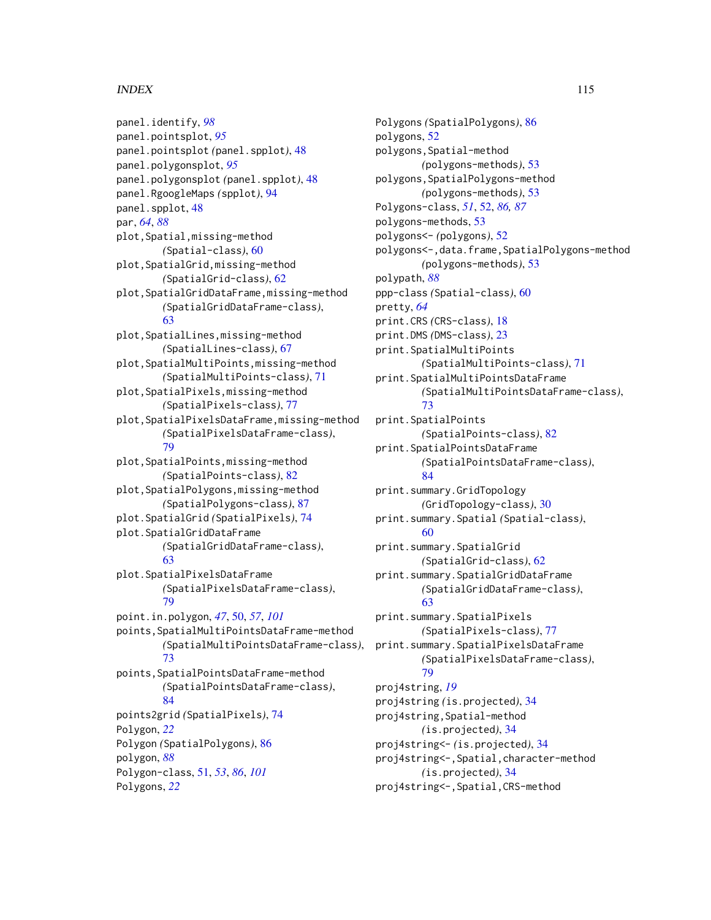panel.identify, *98*
panel.pointsplot, *95*
panel.pointsplot *(*panel.spplot*)*, 48
panel.polygonsplot, *95*
panel.polygonsplot *(*panel.spplot*)*, 48
panel.RgoogleMaps *(*spplot*)*, 94
panel.spplot, 48
par, *64*, *88*
plot,Spatial,missing-method
  *(*Spatial-class*)*, 60
plot,SpatialGrid,missing-method
  *(*SpatialGrid-class*)*, 62
plot,SpatialGridDataFrame,missing-method
  *(*SpatialGridDataFrame-class*)*, 63
plot,SpatialLines,missing-method
  *(*SpatialLines-class*)*, 67
plot,SpatialMultiPoints,missing-method
  *(*SpatialMultiPoints-class*)*, 71
plot,SpatialPixels,missing-method
  *(*SpatialPixels-class*)*, 77
plot,SpatialPixelsDataFrame,missing-method
  *(*SpatialPixelsDataFrame-class*)*, 79
plot,SpatialPoints,missing-method
  *(*SpatialPoints-class*)*, 82
plot,SpatialPolygons,missing-method
  *(*SpatialPolygons-class*)*, 87
plot.SpatialGrid *(*SpatialPixels*)*, 74
plot.SpatialGridDataFrame
  *(*SpatialGridDataFrame-class*)*, 63
plot.SpatialPixelsDataFrame
  *(*SpatialPixelsDataFrame-class*)*, 79
point.in.polygon, *47*, 50, *57*, *101*
points,SpatialMultiPointsDataFrame-method
  *(*SpatialMultiPointsDataFrame-class*)*, 73
points,SpatialPointsDataFrame-method
  *(*SpatialPointsDataFrame-class*)*, 84
points2grid *(*SpatialPixels*)*, 74
Polygon, *22*
Polygon *(*SpatialPolygons*)*, 86
polygon, *88*
Polygon-class, 51, *53*, *86*, *101*
Polygons, *22*
Polygons *(*SpatialPolygons*)*, 86
polygons, 52
polygons,Spatial-method
  *(*polygons-methods*)*, 53
polygons,SpatialPolygons-method
  *(*polygons-methods*)*, 53
Polygons-class, *51*, 52, *86, 87*
polygons-methods, 53
polygons<- *(*polygons*)*, 52
polygons<-,data.frame,SpatialPolygons-method
  *(*polygons-methods*)*, 53
polypath, *88*
ppp-class *(*Spatial-class*)*, 60
pretty, *64*
print.CRS *(*CRS-class*)*, 18
print.DMS *(*DMS-class*)*, 23
print.SpatialMultiPoints
  *(*SpatialMultiPoints-class*)*, 71
print.SpatialMultiPointsDataFrame
  *(*SpatialMultiPointsDataFrame-class*)*, 73
print.SpatialPoints
  *(*SpatialPoints-class*)*, 82
print.SpatialPointsDataFrame
  *(*SpatialPointsDataFrame-class*)*, 84
print.summary.GridTopology
  *(*GridTopology-class*)*, 30
print.summary.Spatial *(*Spatial-class*)*, 60
print.summary.SpatialGrid
  *(*SpatialGrid-class*)*, 62
print.summary.SpatialGridDataFrame
  *(*SpatialGridDataFrame-class*)*, 63
print.summary.SpatialPixels
  *(*SpatialPixels-class*)*, 77
print.summary.SpatialPixelsDataFrame
  *(*SpatialPixelsDataFrame-class*)*, 79
proj4string, *19*
proj4string *(*is.projected*)*, 34
proj4string,Spatial-method
  *(*is.projected*)*, 34
proj4string<- *(*is.projected*)*, 34
proj4string<-,Spatial,character-method
  *(*is.projected*)*, 34
proj4string<-,Spatial,CRS-method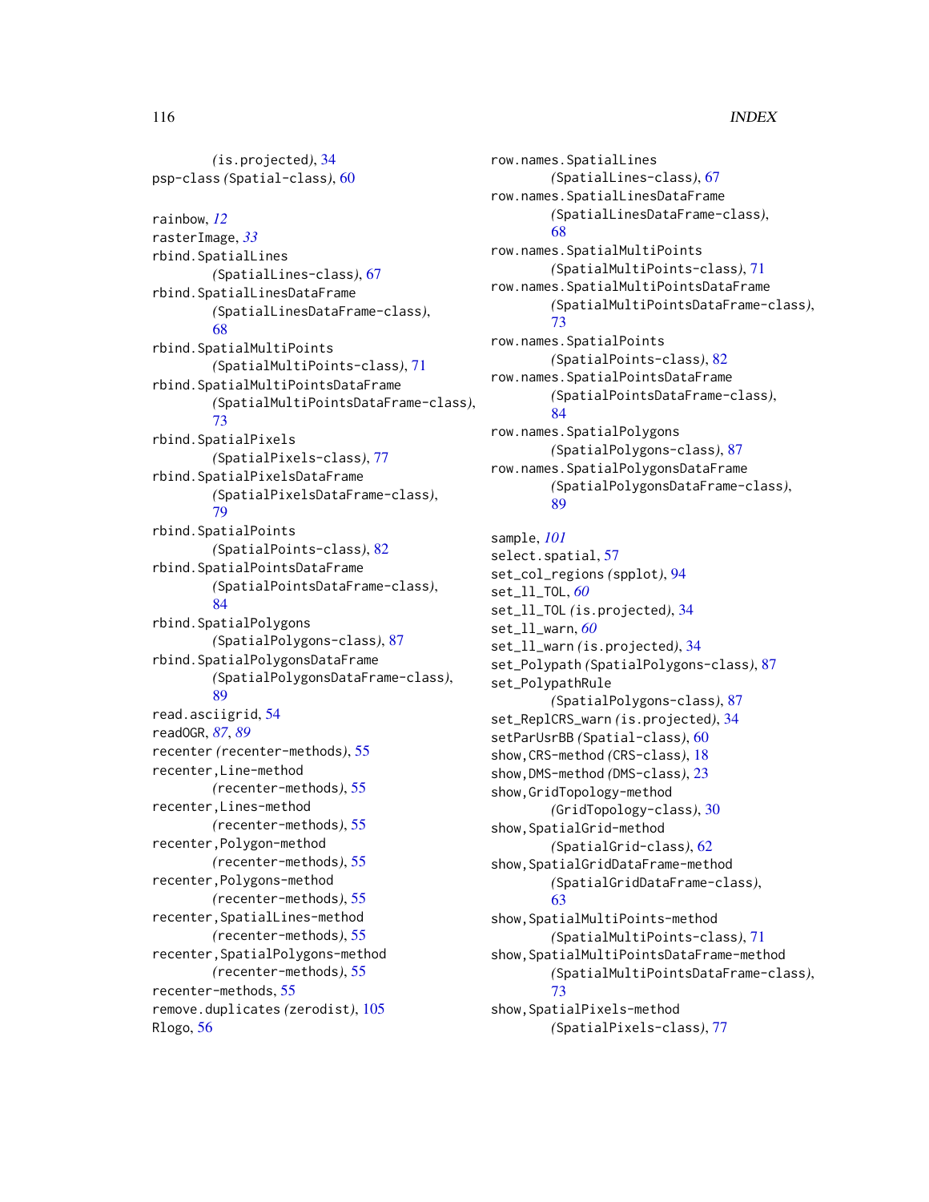(is.projected), 34
psp-class (Spatial-class), 60

rainbow, *12*
rasterImage, *33*
rbind.SpatialLines (SpatialLines-class), 67
rbind.SpatialLinesDataFrame (SpatialLinesDataFrame-class), 68
rbind.SpatialMultiPoints (SpatialMultiPoints-class), 71
rbind.SpatialMultiPointsDataFrame (SpatialMultiPointsDataFrame-class), 73
rbind.SpatialPixels (SpatialPixels-class), 77
rbind.SpatialPixelsDataFrame (SpatialPixelsDataFrame-class), 79
rbind.SpatialPoints (SpatialPoints-class), 82
rbind.SpatialPointsDataFrame (SpatialPointsDataFrame-class), 84
rbind.SpatialPolygons (SpatialPolygons-class), 87
rbind.SpatialPolygonsDataFrame (SpatialPolygonsDataFrame-class), 89
read.asciigrid, 54
readOGR, *87*, *89*
recenter (recenter-methods), 55
recenter,Line-method (recenter-methods), 55
recenter,Lines-method (recenter-methods), 55
recenter,Polygon-method (recenter-methods), 55
recenter,Polygons-method (recenter-methods), 55
recenter,SpatialLines-method (recenter-methods), 55
recenter,SpatialPolygons-method (recenter-methods), 55
recenter-methods, 55
remove.duplicates (zerodist), 105
Rlogo, 56
row.names.SpatialLines (SpatialLines-class), 67
row.names.SpatialLinesDataFrame (SpatialLinesDataFrame-class), 68
row.names.SpatialMultiPoints (SpatialMultiPoints-class), 71
row.names.SpatialMultiPointsDataFrame (SpatialMultiPointsDataFrame-class), 73
row.names.SpatialPoints (SpatialPoints-class), 82
row.names.SpatialPointsDataFrame (SpatialPointsDataFrame-class), 84
row.names.SpatialPolygons (SpatialPolygons-class), 87
row.names.SpatialPolygonsDataFrame (SpatialPolygonsDataFrame-class), 89

sample, *101*
select.spatial, 57
set_col_regions (spplot), 94
set_ll_TOL, *60*
set_ll_TOL (is.projected), 34
set_ll_warn, *60*
set_ll_warn (is.projected), 34
set_Polypath (SpatialPolygons-class), 87
set_PolypathRule (SpatialPolygons-class), 87
set_ReplCRS_warn (is.projected), 34
setParUsrBB (Spatial-class), 60
show,CRS-method (CRS-class), 18
show,DMS-method (DMS-class), 23
show,GridTopology-method (GridTopology-class), 30
show,SpatialGrid-method (SpatialGrid-class), 62
show,SpatialGridDataFrame-method (SpatialGridDataFrame-class), 63
show,SpatialMultiPoints-method (SpatialMultiPoints-class), 71
show,SpatialMultiPointsDataFrame-method (SpatialMultiPointsDataFrame-class), 73
show,SpatialPixels-method (SpatialPixels-class), 77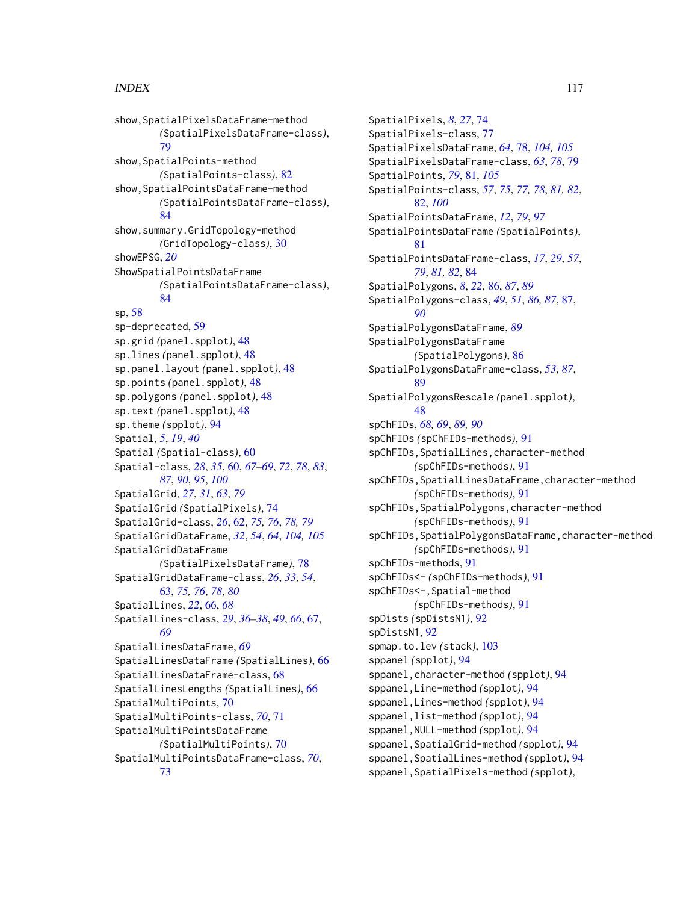show,SpatialPixelsDataFrame-method
    *(SpatialPixelsDataFrame-class)*, 79
show,SpatialPoints-method
    *(SpatialPoints-class)*, 82
show,SpatialPointsDataFrame-method
    *(SpatialPointsDataFrame-class)*, 84
show,summary.GridTopology-method
    *(GridTopology-class)*, 30
showEPSG, *20*
ShowSpatialPointsDataFrame
    *(SpatialPointsDataFrame-class)*, 84
sp, 58
sp-deprecated, 59
sp.grid *(panel.spplot)*, 48
sp.lines *(panel.spplot)*, 48
sp.panel.layout *(panel.spplot)*, 48
sp.points *(panel.spplot)*, 48
sp.polygons *(panel.spplot)*, 48
sp.text *(panel.spplot)*, 48
sp.theme *(spplot)*, 94
Spatial, *5*, *19*, *40*
Spatial *(Spatial-class)*, 60
Spatial-class, *28*, *35*, 60, *67–69*, *72*, *78*, *83*, *87*, *90*, *95*, *100*
SpatialGrid, *27*, *31*, *63*, *79*
SpatialGrid *(SpatialPixels)*, 74
SpatialGrid-class, *26*, 62, *75, 76*, *78, 79*
SpatialGridDataFrame, *32*, *54*, *64*, *104, 105*
SpatialGridDataFrame
    *(SpatialPixelsDataFrame)*, 78
SpatialGridDataFrame-class, *26*, *33*, *54*, 63, *75, 76*, *78*, *80*
SpatialLines, *22*, 66, *68*
SpatialLines-class, *29*, *36–38*, *49*, *66*, 67, *69*
SpatialLinesDataFrame, *69*
SpatialLinesDataFrame *(SpatialLines)*, 66
SpatialLinesDataFrame-class, 68
SpatialLinesLengths *(SpatialLines)*, 66
SpatialMultiPoints, 70
SpatialMultiPoints-class, *70*, 71
SpatialMultiPointsDataFrame
    *(SpatialMultiPoints)*, 70
SpatialMultiPointsDataFrame-class, *70*, 73
SpatialPixels, *8*, *27*, 74
SpatialPixels-class, 77
SpatialPixelsDataFrame, *64*, 78, *104, 105*
SpatialPixelsDataFrame-class, *63*, *78*, 79
SpatialPoints, *79*, 81, *105*
SpatialPoints-class, *57*, *75*, *77, 78*, *81, 82*, 82, *100*
SpatialPointsDataFrame, *12*, *79*, *97*
SpatialPointsDataFrame *(SpatialPoints)*, 81
SpatialPointsDataFrame-class, *17*, *29*, *57*, *79*, *81, 82*, 84
SpatialPolygons, *8*, *22*, 86, *87*, *89*
SpatialPolygons-class, *49*, *51*, *86, 87*, 87, *90*
SpatialPolygonsDataFrame, *89*
SpatialPolygonsDataFrame
    *(SpatialPolygons)*, 86
SpatialPolygonsDataFrame-class, *53*, *87*, 89
SpatialPolygonsRescale *(panel.spplot)*, 48
spChFIDs, *68, 69*, *89, 90*
spChFIDs *(spChFIDs-methods)*, 91
spChFIDs,SpatialLines,character-method
    *(spChFIDs-methods)*, 91
spChFIDs,SpatialLinesDataFrame,character-method
    *(spChFIDs-methods)*, 91
spChFIDs,SpatialPolygons,character-method
    *(spChFIDs-methods)*, 91
spChFIDs,SpatialPolygonsDataFrame,character-method
    *(spChFIDs-methods)*, 91
spChFIDs-methods, 91
spChFIDs<- *(spChFIDs-methods)*, 91
spChFIDs<-,Spatial-method
    *(spChFIDs-methods)*, 91
spDists *(spDistsN1)*, 92
spDistsN1, 92
spmap.to.lev *(stack)*, 103
sppanel *(spplot)*, 94
sppanel,character-method *(spplot)*, 94
sppanel,Line-method *(spplot)*, 94
sppanel,Lines-method *(spplot)*, 94
sppanel,list-method *(spplot)*, 94
sppanel,NULL-method *(spplot)*, 94
sppanel,SpatialGrid-method *(spplot)*, 94
sppanel,SpatialLines-method *(spplot)*, 94
sppanel,SpatialPixels-method *(spplot)*,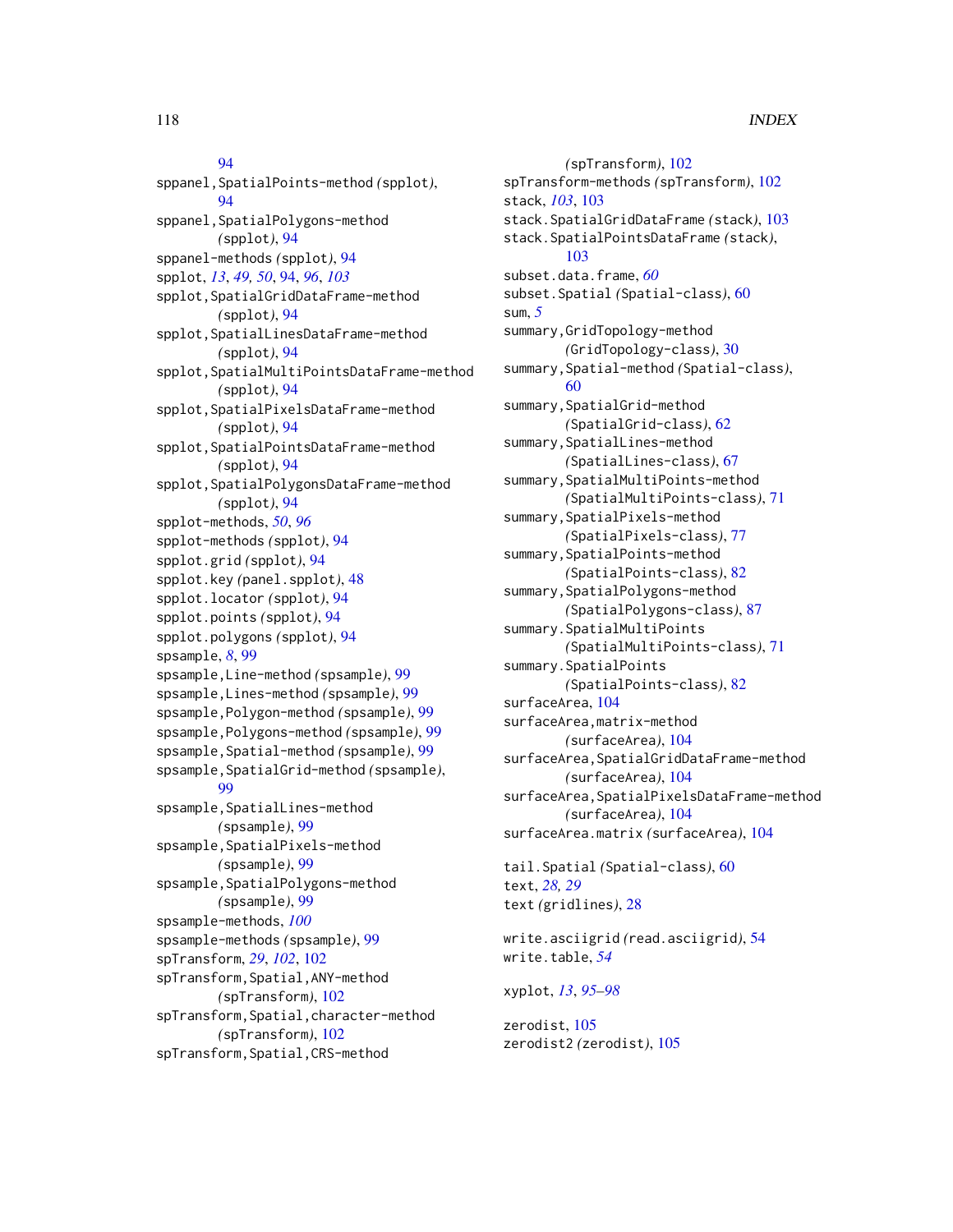94
sppanel,SpatialPoints-method *(*spplot*)*,
94
sppanel,SpatialPolygons-method
*(*spplot*)*, 94
sppanel-methods *(*spplot*)*, 94
spplot, *13*, *49, 50*, 94, *96*, *103*
spplot,SpatialGridDataFrame-method
*(*spplot*)*, 94
spplot,SpatialLinesDataFrame-method
*(*spplot*)*, 94
spplot,SpatialMultiPointsDataFrame-method
*(*spplot*)*, 94
spplot,SpatialPixelsDataFrame-method
*(*spplot*)*, 94
spplot,SpatialPointsDataFrame-method
*(*spplot*)*, 94
spplot,SpatialPolygonsDataFrame-method
*(*spplot*)*, 94
spplot-methods, *50*, *96*
spplot-methods *(*spplot*)*, 94
spplot.grid *(*spplot*)*, 94
spplot.key *(*panel.spplot*)*, 48
spplot.locator *(*spplot*)*, 94
spplot.points *(*spplot*)*, 94
spplot.polygons *(*spplot*)*, 94
spsample, *8*, 99
spsample,Line-method *(*spsample*)*, 99
spsample,Lines-method *(*spsample*)*, 99
spsample,Polygon-method *(*spsample*)*, 99
spsample,Polygons-method *(*spsample*)*, 99
spsample,Spatial-method *(*spsample*)*, 99
spsample,SpatialGrid-method *(*spsample*)*,
99
spsample,SpatialLines-method
*(*spsample*)*, 99
spsample,SpatialPixels-method
*(*spsample*)*, 99
spsample,SpatialPolygons-method
*(*spsample*)*, 99
spsample-methods, *100*
spsample-methods *(*spsample*)*, 99
spTransform, *29*, *102*, 102
spTransform,Spatial,ANY-method
*(*spTransform*)*, 102
spTransform,Spatial,character-method
*(*spTransform*)*, 102
spTransform,Spatial,CRS-method
*(*spTransform*)*, 102
spTransform-methods *(*spTransform*)*, 102
stack, *103*, 103
stack.SpatialGridDataFrame *(*stack*)*, 103
stack.SpatialPointsDataFrame *(*stack*)*,
103
subset.data.frame, *60*
subset.Spatial *(*Spatial-class*)*, 60
sum, *5*
summary,GridTopology-method
*(*GridTopology-class*)*, 30
summary,Spatial-method *(*Spatial-class*)*,
60
summary,SpatialGrid-method
*(*SpatialGrid-class*)*, 62
summary,SpatialLines-method
*(*SpatialLines-class*)*, 67
summary,SpatialMultiPoints-method
*(*SpatialMultiPoints-class*)*, 71
summary,SpatialPixels-method
*(*SpatialPixels-class*)*, 77
summary,SpatialPoints-method
*(*SpatialPoints-class*)*, 82
summary,SpatialPolygons-method
*(*SpatialPolygons-class*)*, 87
summary.SpatialMultiPoints
*(*SpatialMultiPoints-class*)*, 71
summary.SpatialPoints
*(*SpatialPoints-class*)*, 82
surfaceArea, 104
surfaceArea,matrix-method
*(*surfaceArea*)*, 104
surfaceArea,SpatialGridDataFrame-method
*(*surfaceArea*)*, 104
surfaceArea,SpatialPixelsDataFrame-method
*(*surfaceArea*)*, 104
surfaceArea.matrix *(*surfaceArea*)*, 104

tail.Spatial *(*Spatial-class*)*, 60
text, *28, 29*
text *(*gridlines*)*, 28

write.asciigrid *(*read.asciigrid*)*, 54
write.table, *54*

xyplot, *13*, *95–98*

zerodist, 105
zerodist2 *(*zerodist*)*, 105